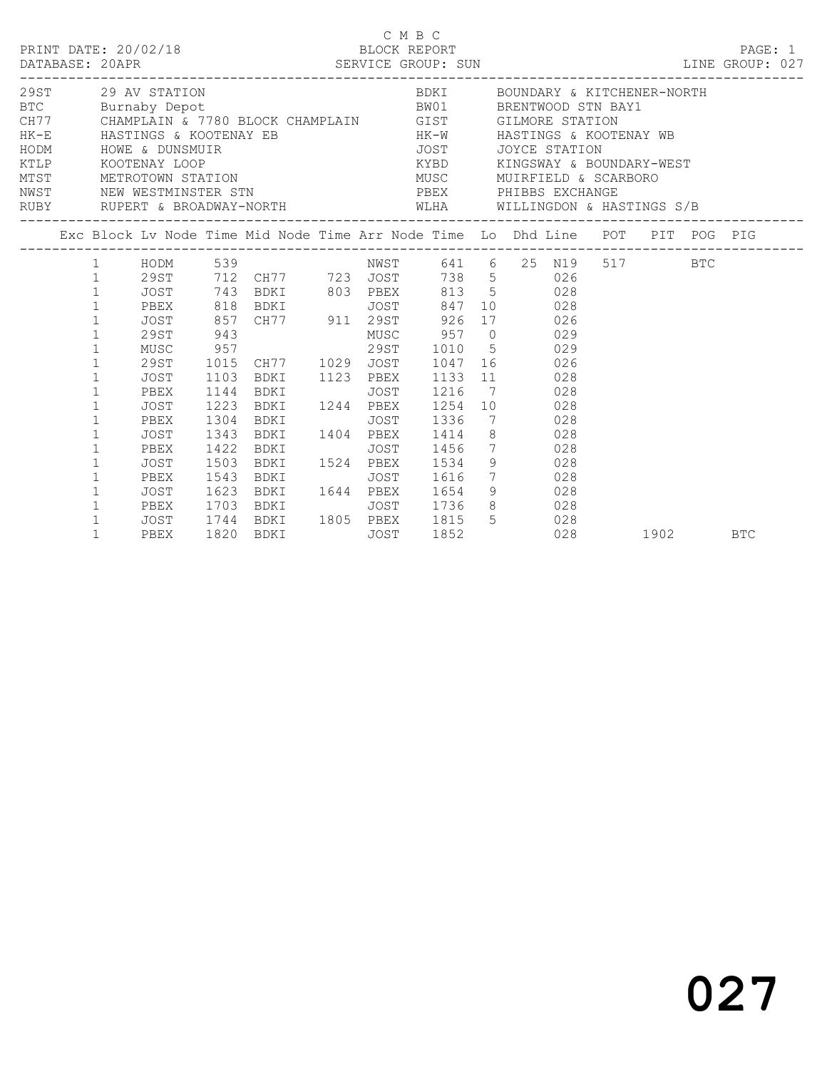C M B C
PRINT DATE: 20/02/18 BLOCK REPORT
DATABASE: 20APR SERVICE GROUP: SUN LINE GROUP: 027

| Code | Description | Code | Description |
|---|---|---|---|
| 29ST | 29 AV STATION | BDKI | BOUNDARY & KITCHENER-NORTH |
| BTC | Burnaby Depot | BW01 | BRENTWOOD STN BAY1 |
| CH77 | CHAMPLAIN & 7780 BLOCK CHAMPLAIN | GIST | GILMORE STATION |
| HK-E | HASTINGS & KOOTENAY EB | HK-W | HASTINGS & KOOTENAY WB |
| HODM | HOWE & DUNSMUIR | JOST | JOYCE STATION |
| KTLP | KOOTENAY LOOP | KYBD | KINGSWAY & BOUNDARY-WEST |
| MTST | METROTOWN STATION | MUSC | MUIRFIELD & SCARBORO |
| NWST | NEW WESTMINSTER STN | PBEX | PHIBBS EXCHANGE |
| RUBY | RUPERT & BROADWAY-NORTH | WLHA | WILLINGDON & HASTINGS S/B |

| Exc | Block | Lv Node | Time | Mid Node | Time | Arr Node | Time | Lo | Dhd | Line | POT | PIT | POG | PIG |
|---|---|---|---|---|---|---|---|---|---|---|---|---|---|---|
| | 1 | HODM | 539 | | | NWST | 641 | 6 | 25 | N19 | 517 | | BTC | |
| | 1 | 29ST | 712 | CH77 | 723 | JOST | 738 | 5 | | 026 | | | | |
| | 1 | JOST | 743 | BDKI | 803 | PBEX | 813 | 5 | | 028 | | | | |
| | 1 | PBEX | 818 | BDKI | | JOST | 847 | 10 | | 028 | | | | |
| | 1 | JOST | 857 | CH77 | 911 | 29ST | 926 | 17 | | 026 | | | | |
| | 1 | 29ST | 943 | | | MUSC | 957 | 0 | | 029 | | | | |
| | 1 | MUSC | 957 | | | 29ST | 1010 | 5 | | 029 | | | | |
| | 1 | 29ST | 1015 | CH77 | 1029 | JOST | 1047 | 16 | | 026 | | | | |
| | 1 | JOST | 1103 | BDKI | 1123 | PBEX | 1133 | 11 | | 028 | | | | |
| | 1 | PBEX | 1144 | BDKI | | JOST | 1216 | 7 | | 028 | | | | |
| | 1 | JOST | 1223 | BDKI | 1244 | PBEX | 1254 | 10 | | 028 | | | | |
| | 1 | PBEX | 1304 | BDKI | | JOST | 1336 | 7 | | 028 | | | | |
| | 1 | JOST | 1343 | BDKI | 1404 | PBEX | 1414 | 8 | | 028 | | | | |
| | 1 | PBEX | 1422 | BDKI | | JOST | 1456 | 7 | | 028 | | | | |
| | 1 | JOST | 1503 | BDKI | 1524 | PBEX | 1534 | 9 | | 028 | | | | |
| | 1 | PBEX | 1543 | BDKI | | JOST | 1616 | 7 | | 028 | | | | |
| | 1 | JOST | 1623 | BDKI | 1644 | PBEX | 1654 | 9 | | 028 | | | | |
| | 1 | PBEX | 1703 | BDKI | | JOST | 1736 | 8 | | 028 | | | | |
| | 1 | JOST | 1744 | BDKI | 1805 | PBEX | 1815 | 5 | | 028 | | | | |
| | 1 | PBEX | 1820 | BDKI | | JOST | 1852 | | | 028 | | 1902 | | BTC |

027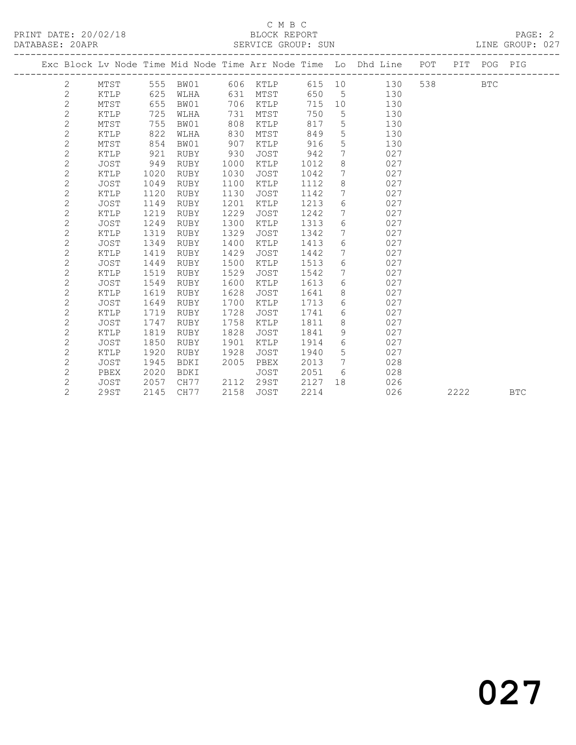C M B C

PRINT DATE: 20/02/18 BLOCK REPORT

DATABASE: 20APR SERVICE GROUP: SUN LINE GROUP: 027

| Exc | Block | Lv | Node | Time | Mid Node | Time | Arr Node | Time | Lo | Dhd Line | POT | PIT | POG | PIG |
|---|---|---|---|---|---|---|---|---|---|---|---|---|---|---|
| | 2 | | MTST | 555 | BW01 | 606 | KTLP | 615 | 10 | 130 | 538 | | BTC | |
| | 2 | | KTLP | 625 | WLHA | 631 | MTST | 650 | 5 | 130 | | | | |
| | 2 | | MTST | 655 | BW01 | 706 | KTLP | 715 | 10 | 130 | | | | |
| | 2 | | KTLP | 725 | WLHA | 731 | MTST | 750 | 5 | 130 | | | | |
| | 2 | | MTST | 755 | BW01 | 808 | KTLP | 817 | 5 | 130 | | | | |
| | 2 | | KTLP | 822 | WLHA | 830 | MTST | 849 | 5 | 130 | | | | |
| | 2 | | MTST | 854 | BW01 | 907 | KTLP | 916 | 5 | 130 | | | | |
| | 2 | | KTLP | 921 | RUBY | 930 | JOST | 942 | 7 | 027 | | | | |
| | 2 | | JOST | 949 | RUBY | 1000 | KTLP | 1012 | 8 | 027 | | | | |
| | 2 | | KTLP | 1020 | RUBY | 1030 | JOST | 1042 | 7 | 027 | | | | |
| | 2 | | JOST | 1049 | RUBY | 1100 | KTLP | 1112 | 8 | 027 | | | | |
| | 2 | | KTLP | 1120 | RUBY | 1130 | JOST | 1142 | 7 | 027 | | | | |
| | 2 | | JOST | 1149 | RUBY | 1201 | KTLP | 1213 | 6 | 027 | | | | |
| | 2 | | KTLP | 1219 | RUBY | 1229 | JOST | 1242 | 7 | 027 | | | | |
| | 2 | | JOST | 1249 | RUBY | 1300 | KTLP | 1313 | 6 | 027 | | | | |
| | 2 | | KTLP | 1319 | RUBY | 1329 | JOST | 1342 | 7 | 027 | | | | |
| | 2 | | JOST | 1349 | RUBY | 1400 | KTLP | 1413 | 6 | 027 | | | | |
| | 2 | | KTLP | 1419 | RUBY | 1429 | JOST | 1442 | 7 | 027 | | | | |
| | 2 | | JOST | 1449 | RUBY | 1500 | KTLP | 1513 | 6 | 027 | | | | |
| | 2 | | KTLP | 1519 | RUBY | 1529 | JOST | 1542 | 7 | 027 | | | | |
| | 2 | | JOST | 1549 | RUBY | 1600 | KTLP | 1613 | 6 | 027 | | | | |
| | 2 | | KTLP | 1619 | RUBY | 1628 | JOST | 1641 | 8 | 027 | | | | |
| | 2 | | JOST | 1649 | RUBY | 1700 | KTLP | 1713 | 6 | 027 | | | | |
| | 2 | | KTLP | 1719 | RUBY | 1728 | JOST | 1741 | 6 | 027 | | | | |
| | 2 | | JOST | 1747 | RUBY | 1758 | KTLP | 1811 | 8 | 027 | | | | |
| | 2 | | KTLP | 1819 | RUBY | 1828 | JOST | 1841 | 9 | 027 | | | | |
| | 2 | | JOST | 1850 | RUBY | 1901 | KTLP | 1914 | 6 | 027 | | | | |
| | 2 | | KTLP | 1920 | RUBY | 1928 | JOST | 1940 | 5 | 027 | | | | |
| | 2 | | JOST | 1945 | BDKI | 2005 | PBEX | 2013 | 7 | 028 | | | | |
| | 2 | | PBEX | 2020 | BDKI | | JOST | 2051 | 6 | 028 | | | | |
| | 2 | | JOST | 2057 | CH77 | 2112 | 29ST | 2127 | 18 | 026 | | | | |
| | 2 | | 29ST | 2145 | CH77 | 2158 | JOST | 2214 | | 026 | | 2222 | | BTC |

027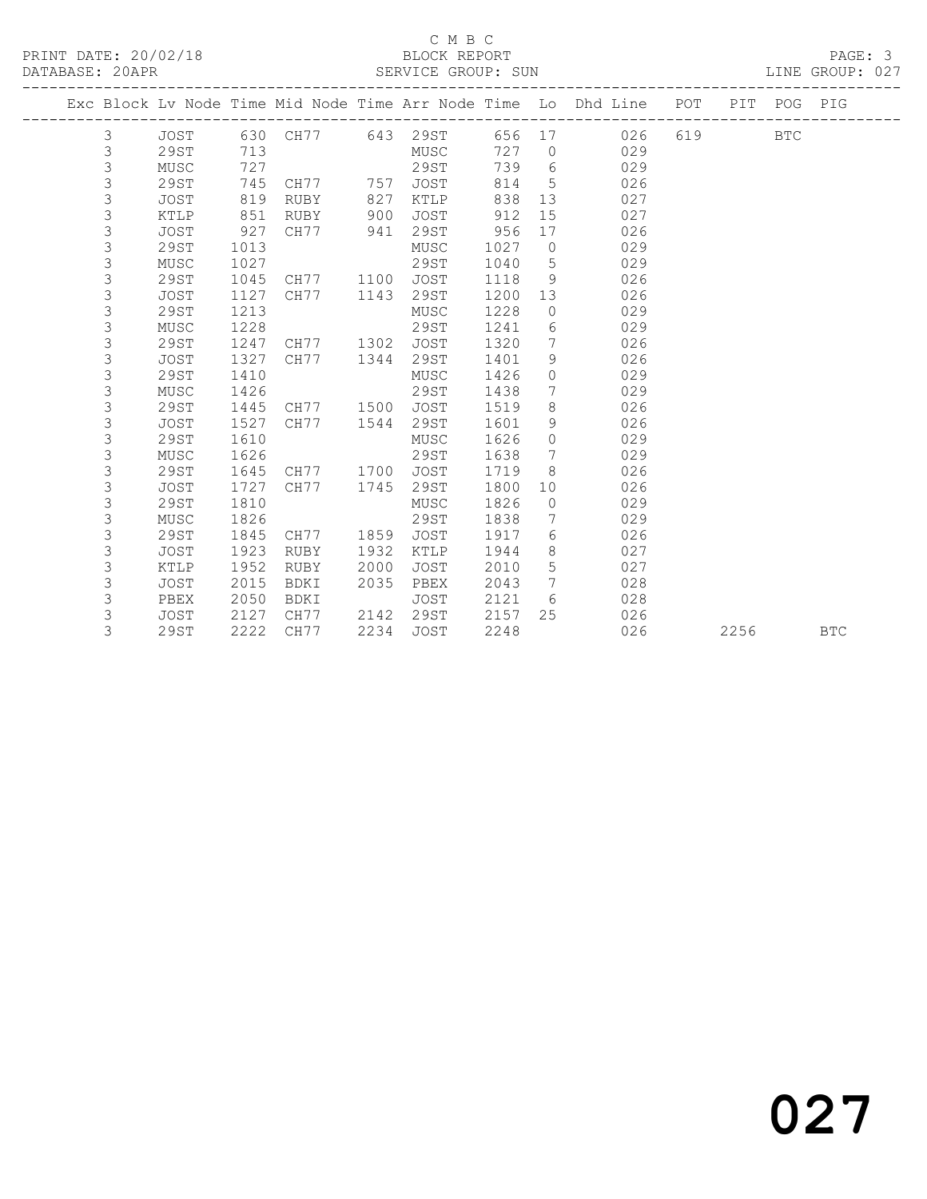C M B C

BLOCK REPORT

PRINT DATE: 20/02/18

DATABASE: 20APR

SERVICE GROUP: SUN

LINE GROUP: 027

| Exc | Block | Lv Node | Time | Mid Node | Time | Arr Node | Time | Lo | Dhd Line | POT | PIT | POG | PIG |
|---|---|---|---|---|---|---|---|---|---|---|---|---|---|
| | 3 | JOST | 630 | CH77 | 643 | 29ST | 656 | 17 | 026 | 619 | | BTC | |
| | 3 | 29ST | 713 | | | MUSC | 727 | 0 | 029 | | | | |
| | 3 | MUSC | 727 | | | 29ST | 739 | 6 | 029 | | | | |
| | 3 | 29ST | 745 | CH77 | 757 | JOST | 814 | 5 | 026 | | | | |
| | 3 | JOST | 819 | RUBY | 827 | KTLP | 838 | 13 | 027 | | | | |
| | 3 | KTLP | 851 | RUBY | 900 | JOST | 912 | 15 | 027 | | | | |
| | 3 | JOST | 927 | CH77 | 941 | 29ST | 956 | 17 | 026 | | | | |
| | 3 | 29ST | 1013 | | | MUSC | 1027 | 0 | 029 | | | | |
| | 3 | MUSC | 1027 | | | 29ST | 1040 | 5 | 029 | | | | |
| | 3 | 29ST | 1045 | CH77 | 1100 | JOST | 1118 | 9 | 026 | | | | |
| | 3 | JOST | 1127 | CH77 | 1143 | 29ST | 1200 | 13 | 026 | | | | |
| | 3 | 29ST | 1213 | | | MUSC | 1228 | 0 | 029 | | | | |
| | 3 | MUSC | 1228 | | | 29ST | 1241 | 6 | 029 | | | | |
| | 3 | 29ST | 1247 | CH77 | 1302 | JOST | 1320 | 7 | 026 | | | | |
| | 3 | JOST | 1327 | CH77 | 1344 | 29ST | 1401 | 9 | 026 | | | | |
| | 3 | 29ST | 1410 | | | MUSC | 1426 | 0 | 029 | | | | |
| | 3 | MUSC | 1426 | | | 29ST | 1438 | 7 | 029 | | | | |
| | 3 | 29ST | 1445 | CH77 | 1500 | JOST | 1519 | 8 | 026 | | | | |
| | 3 | JOST | 1527 | CH77 | 1544 | 29ST | 1601 | 9 | 026 | | | | |
| | 3 | 29ST | 1610 | | | MUSC | 1626 | 0 | 029 | | | | |
| | 3 | MUSC | 1626 | | | 29ST | 1638 | 7 | 029 | | | | |
| | 3 | 29ST | 1645 | CH77 | 1700 | JOST | 1719 | 8 | 026 | | | | |
| | 3 | JOST | 1727 | CH77 | 1745 | 29ST | 1800 | 10 | 026 | | | | |
| | 3 | 29ST | 1810 | | | MUSC | 1826 | 0 | 029 | | | | |
| | 3 | MUSC | 1826 | | | 29ST | 1838 | 7 | 029 | | | | |
| | 3 | 29ST | 1845 | CH77 | 1859 | JOST | 1917 | 6 | 026 | | | | |
| | 3 | JOST | 1923 | RUBY | 1932 | KTLP | 1944 | 8 | 027 | | | | |
| | 3 | KTLP | 1952 | RUBY | 2000 | JOST | 2010 | 5 | 027 | | | | |
| | 3 | JOST | 2015 | BDKI | 2035 | PBEX | 2043 | 7 | 028 | | | | |
| | 3 | PBEX | 2050 | BDKI | | JOST | 2121 | 6 | 028 | | | | |
| | 3 | JOST | 2127 | CH77 | 2142 | 29ST | 2157 | 25 | 026 | | | | |
| | 3 | 29ST | 2222 | CH77 | 2234 | JOST | 2248 | | 026 | | 2256 | | BTC |

027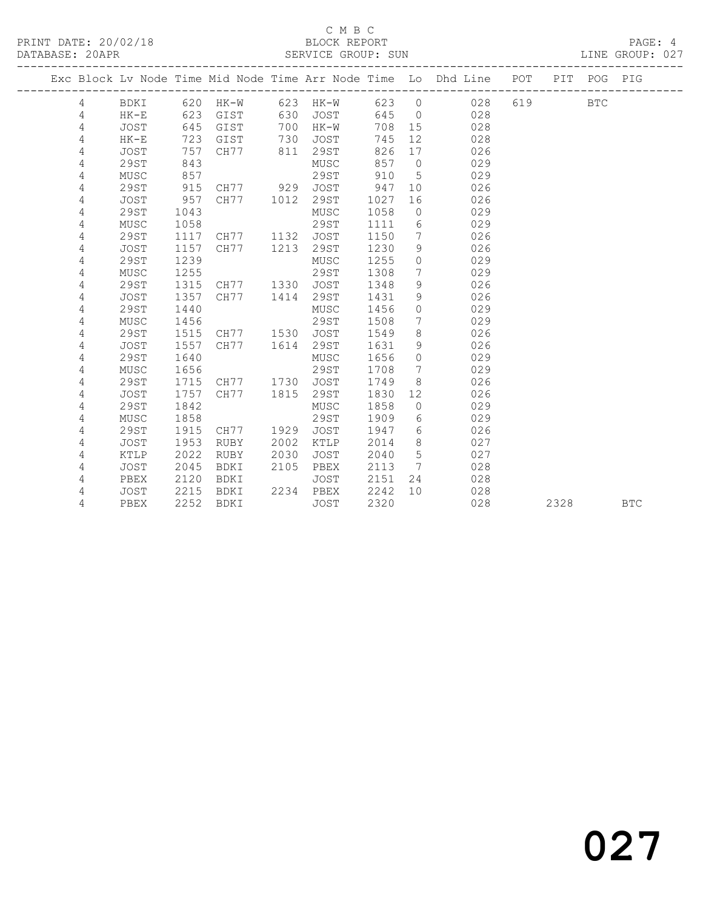C M B C

BLOCK REPORT

SERVICE GROUP: SUN

LINE GROUP: 027

| Exc | Block | Lv | Node | Time | Mid Node | Time | Arr Node | Time | Lo | Dhd Line | POT | PIT | POG | PIG |
|---|---|---|---|---|---|---|---|---|---|---|---|---|---|---|
| | 4 | | BDKI | 620 | HK-W | 623 | HK-W | 623 | 0 | 028 | 619 | | BTC | |
| | 4 | | HK-E | 623 | GIST | 630 | JOST | 645 | 0 | 028 | | | | |
| | 4 | | JOST | 645 | GIST | 700 | HK-W | 708 | 15 | 028 | | | | |
| | 4 | | HK-E | 723 | GIST | 730 | JOST | 745 | 12 | 028 | | | | |
| | 4 | | JOST | 757 | CH77 | 811 | 29ST | 826 | 17 | 026 | | | | |
| | 4 | | 29ST | 843 | | | MUSC | 857 | 0 | 029 | | | | |
| | 4 | | MUSC | 857 | | | 29ST | 910 | 5 | 029 | | | | |
| | 4 | | 29ST | 915 | CH77 | 929 | JOST | 947 | 10 | 026 | | | | |
| | 4 | | JOST | 957 | CH77 | 1012 | 29ST | 1027 | 16 | 026 | | | | |
| | 4 | | 29ST | 1043 | | | MUSC | 1058 | 0 | 029 | | | | |
| | 4 | | MUSC | 1058 | | | 29ST | 1111 | 6 | 029 | | | | |
| | 4 | | 29ST | 1117 | CH77 | 1132 | JOST | 1150 | 7 | 026 | | | | |
| | 4 | | JOST | 1157 | CH77 | 1213 | 29ST | 1230 | 9 | 026 | | | | |
| | 4 | | 29ST | 1239 | | | MUSC | 1255 | 0 | 029 | | | | |
| | 4 | | MUSC | 1255 | | | 29ST | 1308 | 7 | 029 | | | | |
| | 4 | | 29ST | 1315 | CH77 | 1330 | JOST | 1348 | 9 | 026 | | | | |
| | 4 | | JOST | 1357 | CH77 | 1414 | 29ST | 1431 | 9 | 026 | | | | |
| | 4 | | 29ST | 1440 | | | MUSC | 1456 | 0 | 029 | | | | |
| | 4 | | MUSC | 1456 | | | 29ST | 1508 | 7 | 029 | | | | |
| | 4 | | 29ST | 1515 | CH77 | 1530 | JOST | 1549 | 8 | 026 | | | | |
| | 4 | | JOST | 1557 | CH77 | 1614 | 29ST | 1631 | 9 | 026 | | | | |
| | 4 | | 29ST | 1640 | | | MUSC | 1656 | 0 | 029 | | | | |
| | 4 | | MUSC | 1656 | | | 29ST | 1708 | 7 | 029 | | | | |
| | 4 | | 29ST | 1715 | CH77 | 1730 | JOST | 1749 | 8 | 026 | | | | |
| | 4 | | JOST | 1757 | CH77 | 1815 | 29ST | 1830 | 12 | 026 | | | | |
| | 4 | | 29ST | 1842 | | | MUSC | 1858 | 0 | 029 | | | | |
| | 4 | | MUSC | 1858 | | | 29ST | 1909 | 6 | 029 | | | | |
| | 4 | | 29ST | 1915 | CH77 | 1929 | JOST | 1947 | 6 | 026 | | | | |
| | 4 | | JOST | 1953 | RUBY | 2002 | KTLP | 2014 | 8 | 027 | | | | |
| | 4 | | KTLP | 2022 | RUBY | 2030 | JOST | 2040 | 5 | 027 | | | | |
| | 4 | | JOST | 2045 | BDKI | 2105 | PBEX | 2113 | 7 | 028 | | | | |
| | 4 | | PBEX | 2120 | BDKI | | JOST | 2151 | 24 | 028 | | | | |
| | 4 | | JOST | 2215 | BDKI | 2234 | PBEX | 2242 | 10 | 028 | | | | |
| | 4 | | PBEX | 2252 | BDKI | | JOST | 2320 | | 028 | | 2328 | | BTC |

027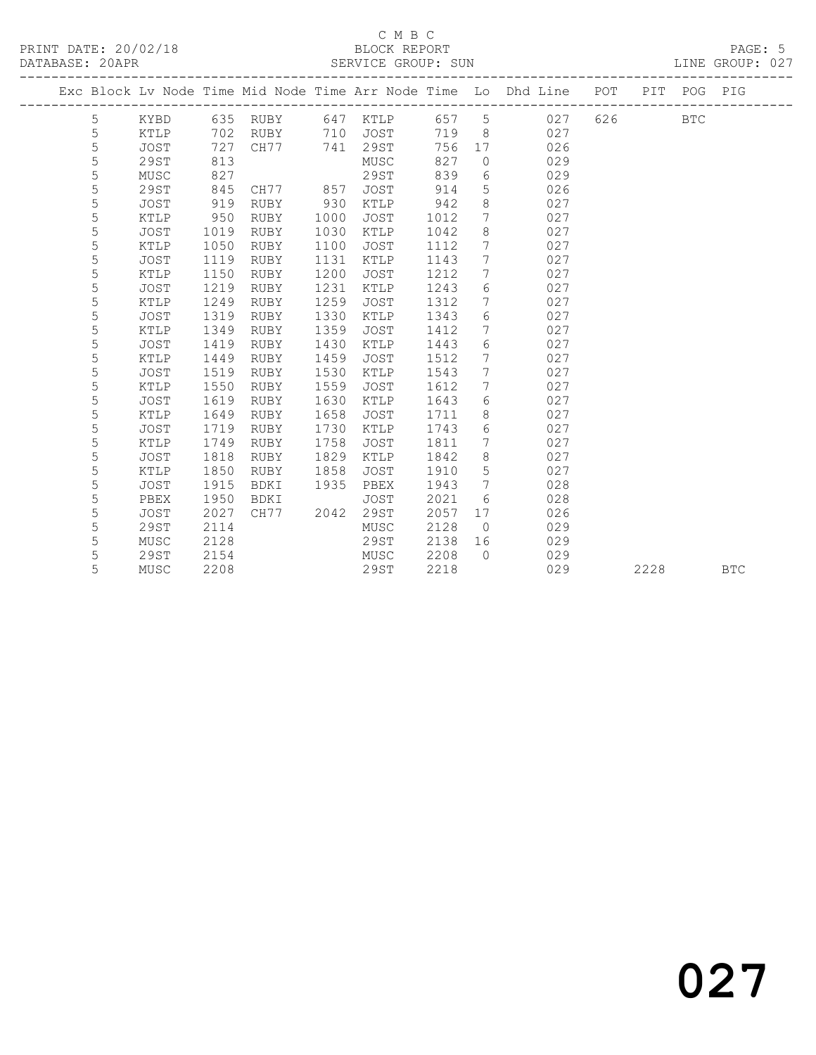C M B C

BLOCK REPORT

SERVICE GROUP: SUN

PRINT DATE: 20/02/18
DATABASE: 20APR
LINE GROUP: 027

| Exc | Block | Lv | Node | Time | Mid Node | Time | Arr Node | Time | Lo | Dhd Line | POT | PIT | POG | PIG |
|---|---|---|---|---|---|---|---|---|---|---|---|---|---|---|
| | 5 | | KYBD | 635 | RUBY | 647 | KTLP | 657 | 5 | 027 | 626 | | BTC | |
| | 5 | | KTLP | 702 | RUBY | 710 | JOST | 719 | 8 | 027 | | | | |
| | 5 | | JOST | 727 | CH77 | 741 | 29ST | 756 | 17 | 026 | | | | |
| | 5 | | 29ST | 813 | | | MUSC | 827 | 0 | 029 | | | | |
| | 5 | | MUSC | 827 | | | 29ST | 839 | 6 | 029 | | | | |
| | 5 | | 29ST | 845 | CH77 | 857 | JOST | 914 | 5 | 026 | | | | |
| | 5 | | JOST | 919 | RUBY | 930 | KTLP | 942 | 8 | 027 | | | | |
| | 5 | | KTLP | 950 | RUBY | 1000 | JOST | 1012 | 7 | 027 | | | | |
| | 5 | | JOST | 1019 | RUBY | 1030 | KTLP | 1042 | 8 | 027 | | | | |
| | 5 | | KTLP | 1050 | RUBY | 1100 | JOST | 1112 | 7 | 027 | | | | |
| | 5 | | JOST | 1119 | RUBY | 1131 | KTLP | 1143 | 7 | 027 | | | | |
| | 5 | | KTLP | 1150 | RUBY | 1200 | JOST | 1212 | 7 | 027 | | | | |
| | 5 | | JOST | 1219 | RUBY | 1231 | KTLP | 1243 | 6 | 027 | | | | |
| | 5 | | KTLP | 1249 | RUBY | 1259 | JOST | 1312 | 7 | 027 | | | | |
| | 5 | | JOST | 1319 | RUBY | 1330 | KTLP | 1343 | 6 | 027 | | | | |
| | 5 | | KTLP | 1349 | RUBY | 1359 | JOST | 1412 | 7 | 027 | | | | |
| | 5 | | JOST | 1419 | RUBY | 1430 | KTLP | 1443 | 6 | 027 | | | | |
| | 5 | | KTLP | 1449 | RUBY | 1459 | JOST | 1512 | 7 | 027 | | | | |
| | 5 | | JOST | 1519 | RUBY | 1530 | KTLP | 1543 | 7 | 027 | | | | |
| | 5 | | KTLP | 1550 | RUBY | 1559 | JOST | 1612 | 7 | 027 | | | | |
| | 5 | | JOST | 1619 | RUBY | 1630 | KTLP | 1643 | 6 | 027 | | | | |
| | 5 | | KTLP | 1649 | RUBY | 1658 | JOST | 1711 | 8 | 027 | | | | |
| | 5 | | JOST | 1719 | RUBY | 1730 | KTLP | 1743 | 6 | 027 | | | | |
| | 5 | | KTLP | 1749 | RUBY | 1758 | JOST | 1811 | 7 | 027 | | | | |
| | 5 | | JOST | 1818 | RUBY | 1829 | KTLP | 1842 | 8 | 027 | | | | |
| | 5 | | KTLP | 1850 | RUBY | 1858 | JOST | 1910 | 5 | 027 | | | | |
| | 5 | | JOST | 1915 | BDKI | 1935 | PBEX | 1943 | 7 | 028 | | | | |
| | 5 | | PBEX | 1950 | BDKI | | JOST | 2021 | 6 | 028 | | | | |
| | 5 | | JOST | 2027 | CH77 | 2042 | 29ST | 2057 | 17 | 026 | | | | |
| | 5 | | 29ST | 2114 | | | MUSC | 2128 | 0 | 029 | | | | |
| | 5 | | MUSC | 2128 | | | 29ST | 2138 | 16 | 029 | | | | |
| | 5 | | 29ST | 2154 | | | MUSC | 2208 | 0 | 029 | | | | |
| | 5 | | MUSC | 2208 | | | 29ST | 2218 | | 029 | | 2228 | | BTC |

# 027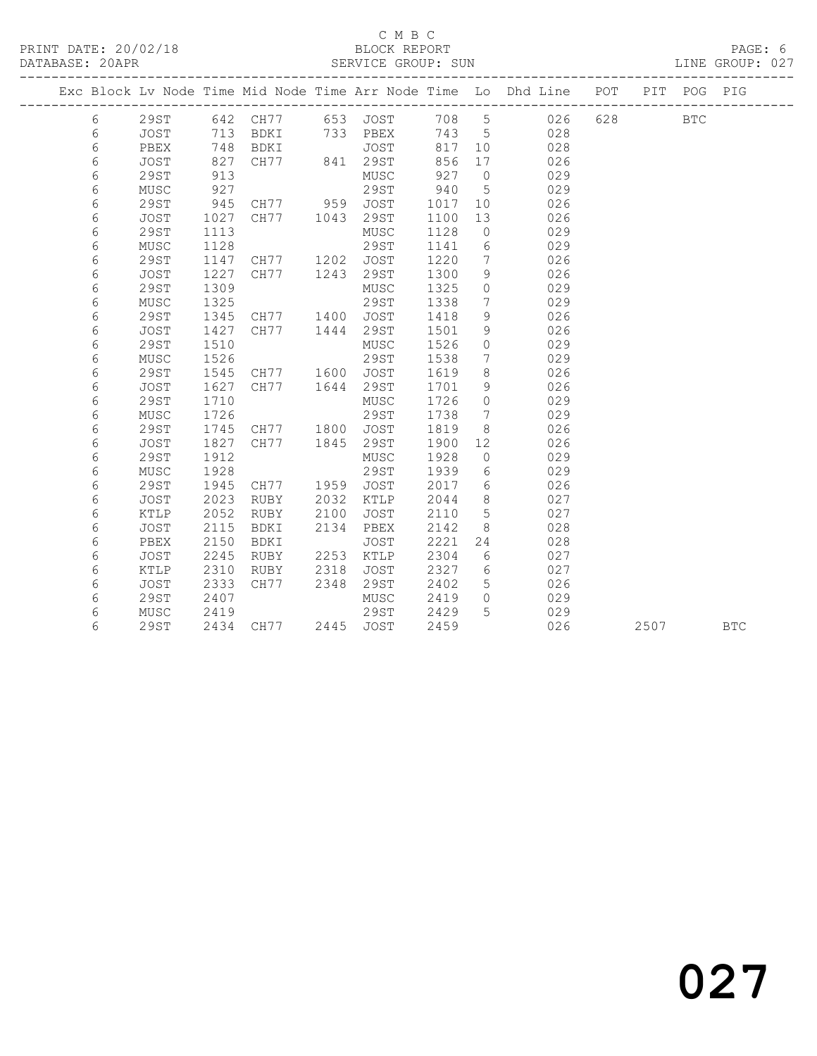C M B C

PRINT DATE: 20/02/18 BLOCK REPORT

DATABASE: 20APR SERVICE GROUP: SUN LINE GROUP: 027

| Exc | Block | Lv | Node | Time | Mid Node | Time | Arr Node | Time | Lo | Dhd Line | POT | PIT | POG | PIG |
|---|---|---|---|---|---|---|---|---|---|---|---|---|---|---|
| | 6 | | 29ST | 642 | CH77 | 653 | JOST | 708 | 5 | 026 | 628 | | BTC | |
| | 6 | | JOST | 713 | BDKI | 733 | PBEX | 743 | 5 | 028 | | | | |
| | 6 | | PBEX | 748 | BDKI | | JOST | 817 | 10 | 028 | | | | |
| | 6 | | JOST | 827 | CH77 | 841 | 29ST | 856 | 17 | 026 | | | | |
| | 6 | | 29ST | 913 | | | MUSC | 927 | 0 | 029 | | | | |
| | 6 | | MUSC | 927 | | | 29ST | 940 | 5 | 029 | | | | |
| | 6 | | 29ST | 945 | CH77 | 959 | JOST | 1017 | 10 | 026 | | | | |
| | 6 | | JOST | 1027 | CH77 | 1043 | 29ST | 1100 | 13 | 026 | | | | |
| | 6 | | 29ST | 1113 | | | MUSC | 1128 | 0 | 029 | | | | |
| | 6 | | MUSC | 1128 | | | 29ST | 1141 | 6 | 029 | | | | |
| | 6 | | 29ST | 1147 | CH77 | 1202 | JOST | 1220 | 7 | 026 | | | | |
| | 6 | | JOST | 1227 | CH77 | 1243 | 29ST | 1300 | 9 | 026 | | | | |
| | 6 | | 29ST | 1309 | | | MUSC | 1325 | 0 | 029 | | | | |
| | 6 | | MUSC | 1325 | | | 29ST | 1338 | 7 | 029 | | | | |
| | 6 | | 29ST | 1345 | CH77 | 1400 | JOST | 1418 | 9 | 026 | | | | |
| | 6 | | JOST | 1427 | CH77 | 1444 | 29ST | 1501 | 9 | 026 | | | | |
| | 6 | | 29ST | 1510 | | | MUSC | 1526 | 0 | 029 | | | | |
| | 6 | | MUSC | 1526 | | | 29ST | 1538 | 7 | 029 | | | | |
| | 6 | | 29ST | 1545 | CH77 | 1600 | JOST | 1619 | 8 | 026 | | | | |
| | 6 | | JOST | 1627 | CH77 | 1644 | 29ST | 1701 | 9 | 026 | | | | |
| | 6 | | 29ST | 1710 | | | MUSC | 1726 | 0 | 029 | | | | |
| | 6 | | MUSC | 1726 | | | 29ST | 1738 | 7 | 029 | | | | |
| | 6 | | 29ST | 1745 | CH77 | 1800 | JOST | 1819 | 8 | 026 | | | | |
| | 6 | | JOST | 1827 | CH77 | 1845 | 29ST | 1900 | 12 | 026 | | | | |
| | 6 | | 29ST | 1912 | | | MUSC | 1928 | 0 | 029 | | | | |
| | 6 | | MUSC | 1928 | | | 29ST | 1939 | 6 | 029 | | | | |
| | 6 | | 29ST | 1945 | CH77 | 1959 | JOST | 2017 | 6 | 026 | | | | |
| | 6 | | JOST | 2023 | RUBY | 2032 | KTLP | 2044 | 8 | 027 | | | | |
| | 6 | | KTLP | 2052 | RUBY | 2100 | JOST | 2110 | 5 | 027 | | | | |
| | 6 | | JOST | 2115 | BDKI | 2134 | PBEX | 2142 | 8 | 028 | | | | |
| | 6 | | PBEX | 2150 | BDKI | | JOST | 2221 | 24 | 028 | | | | |
| | 6 | | JOST | 2245 | RUBY | 2253 | KTLP | 2304 | 6 | 027 | | | | |
| | 6 | | KTLP | 2310 | RUBY | 2318 | JOST | 2327 | 6 | 027 | | | | |
| | 6 | | JOST | 2333 | CH77 | 2348 | 29ST | 2402 | 5 | 026 | | | | |
| | 6 | | 29ST | 2407 | | | MUSC | 2419 | 0 | 029 | | | | |
| | 6 | | MUSC | 2419 | | | 29ST | 2429 | 5 | 029 | | | | |
| | 6 | | 29ST | 2434 | CH77 | 2445 | JOST | 2459 | | 026 | | 2507 | | BTC |

027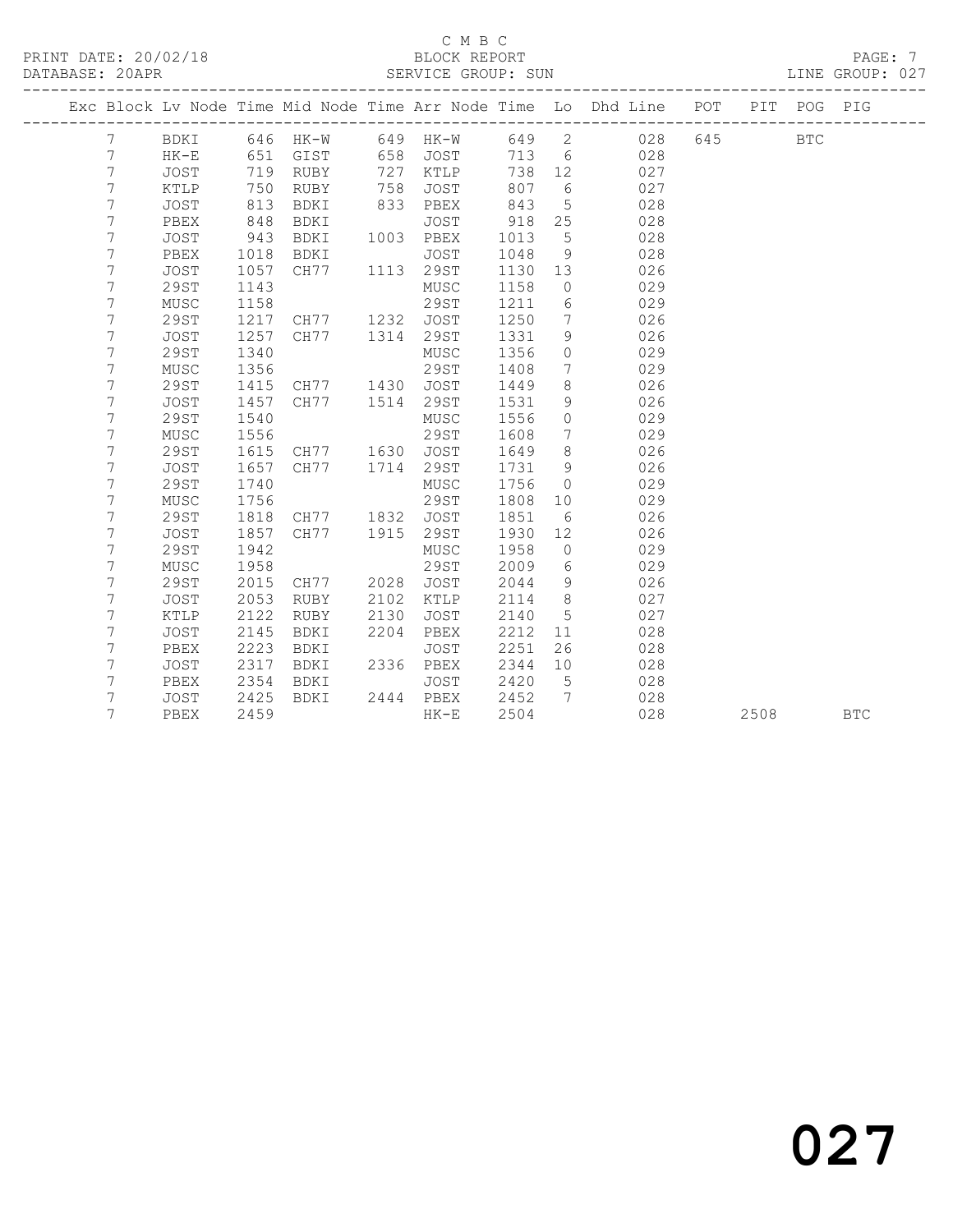C M B C

PRINT DATE: 20/02/18 BLOCK REPORT

DATABASE: 20APR SERVICE GROUP: SUN LINE GROUP: 027

| Exc | Block | Lv | Node | Time | Mid Node | Time | Arr Node | Time | Lo | Dhd Line | POT | PIT | POG | PIG |
|---|---|---|---|---|---|---|---|---|---|---|---|---|---|---|
| | 7 | | BDKI | 646 | HK-W | 649 | HK-W | 649 | 2 | 028 | 645 | | BTC | |
| | 7 | | HK-E | 651 | GIST | 658 | JOST | 713 | 6 | 028 | | | | |
| | 7 | | JOST | 719 | RUBY | 727 | KTLP | 738 | 12 | 027 | | | | |
| | 7 | | KTLP | 750 | RUBY | 758 | JOST | 807 | 6 | 027 | | | | |
| | 7 | | JOST | 813 | BDKI | 833 | PBEX | 843 | 5 | 028 | | | | |
| | 7 | | PBEX | 848 | BDKI | | JOST | 918 | 25 | 028 | | | | |
| | 7 | | JOST | 943 | BDKI | 1003 | PBEX | 1013 | 5 | 028 | | | | |
| | 7 | | PBEX | 1018 | BDKI | | JOST | 1048 | 9 | 028 | | | | |
| | 7 | | JOST | 1057 | CH77 | 1113 | 29ST | 1130 | 13 | 026 | | | | |
| | 7 | | 29ST | 1143 | | | MUSC | 1158 | 0 | 029 | | | | |
| | 7 | | MUSC | 1158 | | | 29ST | 1211 | 6 | 029 | | | | |
| | 7 | | 29ST | 1217 | CH77 | 1232 | JOST | 1250 | 7 | 026 | | | | |
| | 7 | | JOST | 1257 | CH77 | 1314 | 29ST | 1331 | 9 | 026 | | | | |
| | 7 | | 29ST | 1340 | | | MUSC | 1356 | 0 | 029 | | | | |
| | 7 | | MUSC | 1356 | | | 29ST | 1408 | 7 | 029 | | | | |
| | 7 | | 29ST | 1415 | CH77 | 1430 | JOST | 1449 | 8 | 026 | | | | |
| | 7 | | JOST | 1457 | CH77 | 1514 | 29ST | 1531 | 9 | 026 | | | | |
| | 7 | | 29ST | 1540 | | | MUSC | 1556 | 0 | 029 | | | | |
| | 7 | | MUSC | 1556 | | | 29ST | 1608 | 7 | 029 | | | | |
| | 7 | | 29ST | 1615 | CH77 | 1630 | JOST | 1649 | 8 | 026 | | | | |
| | 7 | | JOST | 1657 | CH77 | 1714 | 29ST | 1731 | 9 | 026 | | | | |
| | 7 | | 29ST | 1740 | | | MUSC | 1756 | 0 | 029 | | | | |
| | 7 | | MUSC | 1756 | | | 29ST | 1808 | 10 | 029 | | | | |
| | 7 | | 29ST | 1818 | CH77 | 1832 | JOST | 1851 | 6 | 026 | | | | |
| | 7 | | JOST | 1857 | CH77 | 1915 | 29ST | 1930 | 12 | 026 | | | | |
| | 7 | | 29ST | 1942 | | | MUSC | 1958 | 0 | 029 | | | | |
| | 7 | | MUSC | 1958 | | | 29ST | 2009 | 6 | 029 | | | | |
| | 7 | | 29ST | 2015 | CH77 | 2028 | JOST | 2044 | 9 | 026 | | | | |
| | 7 | | JOST | 2053 | RUBY | 2102 | KTLP | 2114 | 8 | 027 | | | | |
| | 7 | | KTLP | 2122 | RUBY | 2130 | JOST | 2140 | 5 | 027 | | | | |
| | 7 | | JOST | 2145 | BDKI | 2204 | PBEX | 2212 | 11 | 028 | | | | |
| | 7 | | PBEX | 2223 | BDKI | | JOST | 2251 | 26 | 028 | | | | |
| | 7 | | JOST | 2317 | BDKI | 2336 | PBEX | 2344 | 10 | 028 | | | | |
| | 7 | | PBEX | 2354 | BDKI | | JOST | 2420 | 5 | 028 | | | | |
| | 7 | | JOST | 2425 | BDKI | 2444 | PBEX | 2452 | 7 | 028 | | | | |
| | 7 | | PBEX | 2459 | | | HK-E | 2504 | | 028 | | 2508 | | BTC |

027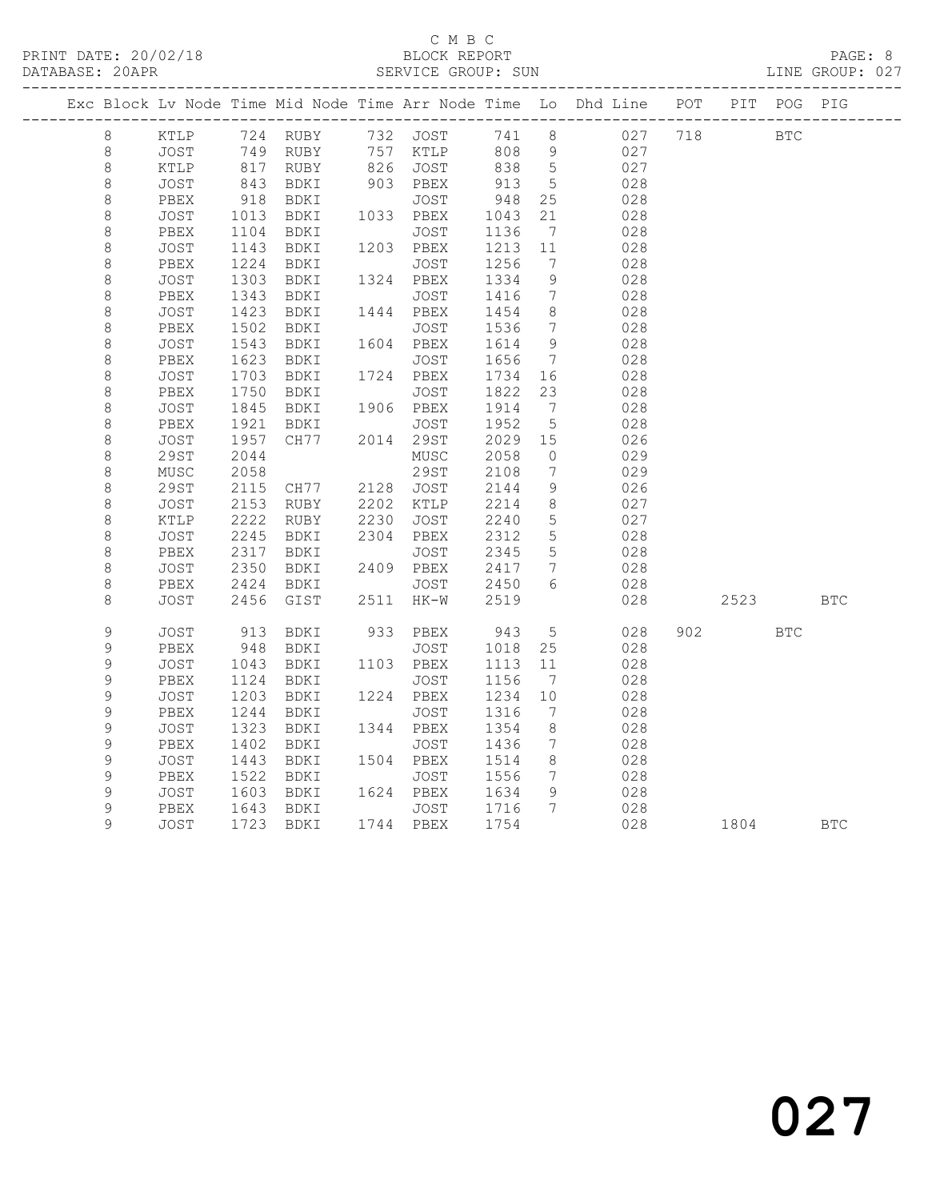C M B C
BLOCK REPORT
SERVICE GROUP: SUN

PRINT DATE: 20/02/18
DATABASE: 20APR
LINE GROUP: 027

| Exc | Block | Lv | Node | Time | Mid Node | Time | Arr Node | Time | Lo | Dhd Line | POT | PIT | POG | PIG |
|---|---|---|---|---|---|---|---|---|---|---|---|---|---|---|
| | 8 | | KTLP | 724 | RUBY | 732 | JOST | 741 | 8 | 027 | 718 | | BTC | |
| | 8 | | JOST | 749 | RUBY | 757 | KTLP | 808 | 9 | 027 | | | | |
| | 8 | | KTLP | 817 | RUBY | 826 | JOST | 838 | 5 | 027 | | | | |
| | 8 | | JOST | 843 | BDKI | 903 | PBEX | 913 | 5 | 028 | | | | |
| | 8 | | PBEX | 918 | BDKI | | JOST | 948 | 25 | 028 | | | | |
| | 8 | | JOST | 1013 | BDKI | 1033 | PBEX | 1043 | 21 | 028 | | | | |
| | 8 | | PBEX | 1104 | BDKI | | JOST | 1136 | 7 | 028 | | | | |
| | 8 | | JOST | 1143 | BDKI | 1203 | PBEX | 1213 | 11 | 028 | | | | |
| | 8 | | PBEX | 1224 | BDKI | | JOST | 1256 | 7 | 028 | | | | |
| | 8 | | JOST | 1303 | BDKI | 1324 | PBEX | 1334 | 9 | 028 | | | | |
| | 8 | | PBEX | 1343 | BDKI | | JOST | 1416 | 7 | 028 | | | | |
| | 8 | | JOST | 1423 | BDKI | 1444 | PBEX | 1454 | 8 | 028 | | | | |
| | 8 | | PBEX | 1502 | BDKI | | JOST | 1536 | 7 | 028 | | | | |
| | 8 | | JOST | 1543 | BDKI | 1604 | PBEX | 1614 | 9 | 028 | | | | |
| | 8 | | PBEX | 1623 | BDKI | | JOST | 1656 | 7 | 028 | | | | |
| | 8 | | JOST | 1703 | BDKI | 1724 | PBEX | 1734 | 16 | 028 | | | | |
| | 8 | | PBEX | 1750 | BDKI | | JOST | 1822 | 23 | 028 | | | | |
| | 8 | | JOST | 1845 | BDKI | 1906 | PBEX | 1914 | 7 | 028 | | | | |
| | 8 | | PBEX | 1921 | BDKI | | JOST | 1952 | 5 | 028 | | | | |
| | 8 | | JOST | 1957 | CH77 | 2014 | 29ST | 2029 | 15 | 026 | | | | |
| | 8 | | 29ST | 2044 | | | MUSC | 2058 | 0 | 029 | | | | |
| | 8 | | MUSC | 2058 | | | 29ST | 2108 | 7 | 029 | | | | |
| | 8 | | 29ST | 2115 | CH77 | 2128 | JOST | 2144 | 9 | 026 | | | | |
| | 8 | | JOST | 2153 | RUBY | 2202 | KTLP | 2214 | 8 | 027 | | | | |
| | 8 | | KTLP | 2222 | RUBY | 2230 | JOST | 2240 | 5 | 027 | | | | |
| | 8 | | JOST | 2245 | BDKI | 2304 | PBEX | 2312 | 5 | 028 | | | | |
| | 8 | | PBEX | 2317 | BDKI | | JOST | 2345 | 5 | 028 | | | | |
| | 8 | | JOST | 2350 | BDKI | 2409 | PBEX | 2417 | 7 | 028 | | | | |
| | 8 | | PBEX | 2424 | BDKI | | JOST | 2450 | 6 | 028 | | | | |
| | 8 | | JOST | 2456 | GIST | 2511 | HK-W | 2519 | | 028 | | 2523 | | BTC |
| | 9 | | JOST | 913 | BDKI | 933 | PBEX | 943 | 5 | 028 | 902 | | BTC | |
| | 9 | | PBEX | 948 | BDKI | | JOST | 1018 | 25 | 028 | | | | |
| | 9 | | JOST | 1043 | BDKI | 1103 | PBEX | 1113 | 11 | 028 | | | | |
| | 9 | | PBEX | 1124 | BDKI | | JOST | 1156 | 7 | 028 | | | | |
| | 9 | | JOST | 1203 | BDKI | 1224 | PBEX | 1234 | 10 | 028 | | | | |
| | 9 | | PBEX | 1244 | BDKI | | JOST | 1316 | 7 | 028 | | | | |
| | 9 | | JOST | 1323 | BDKI | 1344 | PBEX | 1354 | 8 | 028 | | | | |
| | 9 | | PBEX | 1402 | BDKI | | JOST | 1436 | 7 | 028 | | | | |
| | 9 | | JOST | 1443 | BDKI | 1504 | PBEX | 1514 | 8 | 028 | | | | |
| | 9 | | PBEX | 1522 | BDKI | | JOST | 1556 | 7 | 028 | | | | |
| | 9 | | JOST | 1603 | BDKI | 1624 | PBEX | 1634 | 9 | 028 | | | | |
| | 9 | | PBEX | 1643 | BDKI | | JOST | 1716 | 7 | 028 | | | | |
| | 9 | | JOST | 1723 | BDKI | 1744 | PBEX | 1754 | | 028 | | 1804 | | BTC |

027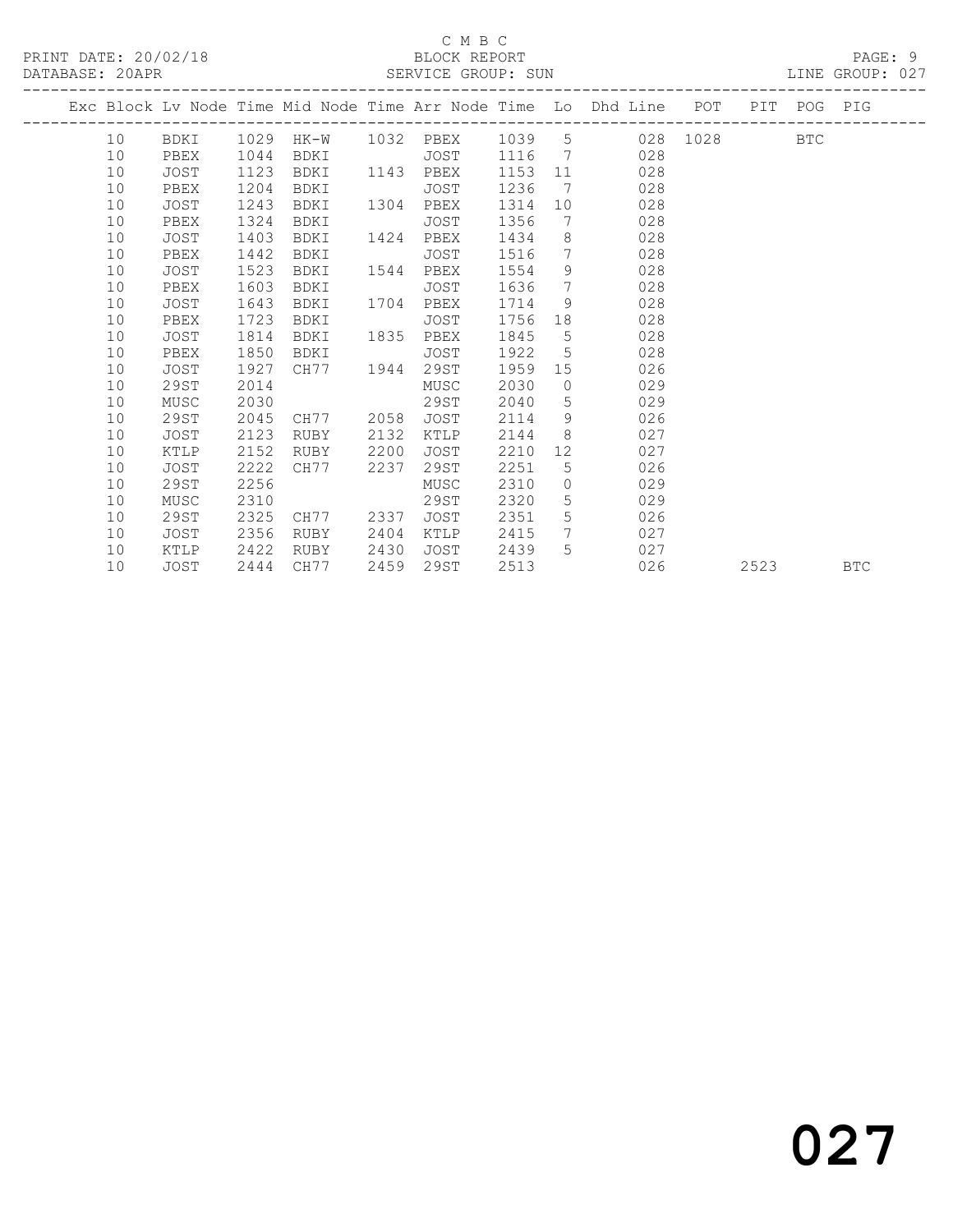C M B C
PRINT DATE: 20/02/18 BLOCK REPORT
DATABASE: 20APR SERVICE GROUP: SUN LINE GROUP: 027

| Exc | Block | Lv | Node | Time | Mid Node | Time | Arr Node | Time | Lo | Dhd Line | POT | PIT | POG | PIG |
|---|---|---|---|---|---|---|---|---|---|---|---|---|---|---|
| | 10 | | BDKI | 1029 | HK-W | 1032 | PBEX | 1039 | 5 | 028 | 1028 | | BTC | |
| | 10 | | PBEX | 1044 | BDKI | | JOST | 1116 | 7 | 028 | | | | |
| | 10 | | JOST | 1123 | BDKI | 1143 | PBEX | 1153 | 11 | 028 | | | | |
| | 10 | | PBEX | 1204 | BDKI | | JOST | 1236 | 7 | 028 | | | | |
| | 10 | | JOST | 1243 | BDKI | 1304 | PBEX | 1314 | 10 | 028 | | | | |
| | 10 | | PBEX | 1324 | BDKI | | JOST | 1356 | 7 | 028 | | | | |
| | 10 | | JOST | 1403 | BDKI | 1424 | PBEX | 1434 | 8 | 028 | | | | |
| | 10 | | PBEX | 1442 | BDKI | | JOST | 1516 | 7 | 028 | | | | |
| | 10 | | JOST | 1523 | BDKI | 1544 | PBEX | 1554 | 9 | 028 | | | | |
| | 10 | | PBEX | 1603 | BDKI | | JOST | 1636 | 7 | 028 | | | | |
| | 10 | | JOST | 1643 | BDKI | 1704 | PBEX | 1714 | 9 | 028 | | | | |
| | 10 | | PBEX | 1723 | BDKI | | JOST | 1756 | 18 | 028 | | | | |
| | 10 | | JOST | 1814 | BDKI | 1835 | PBEX | 1845 | 5 | 028 | | | | |
| | 10 | | PBEX | 1850 | BDKI | | JOST | 1922 | 5 | 028 | | | | |
| | 10 | | JOST | 1927 | CH77 | 1944 | 29ST | 1959 | 15 | 026 | | | | |
| | 10 | | 29ST | 2014 | | | MUSC | 2030 | 0 | 029 | | | | |
| | 10 | | MUSC | 2030 | | | 29ST | 2040 | 5 | 029 | | | | |
| | 10 | | 29ST | 2045 | CH77 | 2058 | JOST | 2114 | 9 | 026 | | | | |
| | 10 | | JOST | 2123 | RUBY | 2132 | KTLP | 2144 | 8 | 027 | | | | |
| | 10 | | KTLP | 2152 | RUBY | 2200 | JOST | 2210 | 12 | 027 | | | | |
| | 10 | | JOST | 2222 | CH77 | 2237 | 29ST | 2251 | 5 | 026 | | | | |
| | 10 | | 29ST | 2256 | | | MUSC | 2310 | 0 | 029 | | | | |
| | 10 | | MUSC | 2310 | | | 29ST | 2320 | 5 | 029 | | | | |
| | 10 | | 29ST | 2325 | CH77 | 2337 | JOST | 2351 | 5 | 026 | | | | |
| | 10 | | JOST | 2356 | RUBY | 2404 | KTLP | 2415 | 7 | 027 | | | | |
| | 10 | | KTLP | 2422 | RUBY | 2430 | JOST | 2439 | 5 | 027 | | | | |
| | 10 | | JOST | 2444 | CH77 | 2459 | 29ST | 2513 | | 026 | | 2523 | | BTC |

027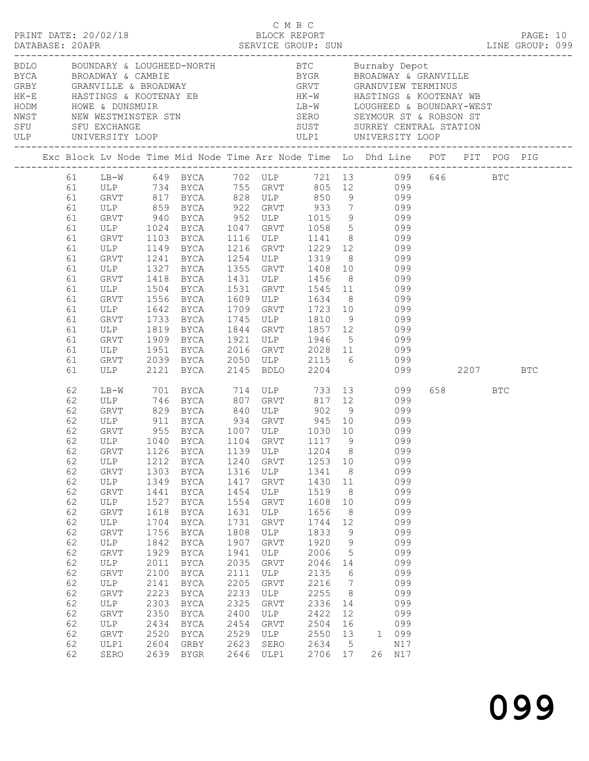C M B C
PRINT DATE: 20/02/18 BLOCK REPORT PAGE: 10
DATABASE: 20APR SERVICE GROUP: SUN LINE GROUP: 099

| | | | |
|---|---|---|---|
| BDLO | BOUNDARY & LOUGHEED-NORTH | BTC | Burnaby Depot |
| BYCA | BROADWAY & CAMBIE | BYGR | BROADWAY & GRANVILLE |
| GRBY | GRANVILLE & BROADWAY | GRVT | GRANDVIEW TERMINUS |
| HK-E | HASTINGS & KOOTENAY EB | HK-W | HASTINGS & KOOTENAY WB |
| HODM | HOWE & DUNSMUIR | LB-W | LOUGHEED & BOUNDARY-WEST |
| NWST | NEW WESTMINSTER STN | SERO | SEYMOUR ST & ROBSON ST |
| SFU | SFU EXCHANGE | SUST | SURREY CENTRAL STATION |
| ULP | UNIVERSITY LOOP | ULP1 | UNIVERSITY LOOP |

| Exc | Block | Lv Node | Time | Mid Node | Time | Arr Node | Time | Lo | Dhd | Line | POT | PIT | POG | PIG |
|---|---|---|---|---|---|---|---|---|---|---|---|---|---|---|
| | 61 | LB-W | 649 | BYCA | 702 | ULP | 721 | 13 | | 099 | 646 | | BTC | |
| | 61 | ULP | 734 | BYCA | 755 | GRVT | 805 | 12 | | 099 | | | | |
| | 61 | GRVT | 817 | BYCA | 828 | ULP | 850 | 9 | | 099 | | | | |
| | 61 | ULP | 859 | BYCA | 922 | GRVT | 933 | 7 | | 099 | | | | |
| | 61 | GRVT | 940 | BYCA | 952 | ULP | 1015 | 9 | | 099 | | | | |
| | 61 | ULP | 1024 | BYCA | 1047 | GRVT | 1058 | 5 | | 099 | | | | |
| | 61 | GRVT | 1103 | BYCA | 1116 | ULP | 1141 | 8 | | 099 | | | | |
| | 61 | ULP | 1149 | BYCA | 1216 | GRVT | 1229 | 12 | | 099 | | | | |
| | 61 | GRVT | 1241 | BYCA | 1254 | ULP | 1319 | 8 | | 099 | | | | |
| | 61 | ULP | 1327 | BYCA | 1355 | GRVT | 1408 | 10 | | 099 | | | | |
| | 61 | GRVT | 1418 | BYCA | 1431 | ULP | 1456 | 8 | | 099 | | | | |
| | 61 | ULP | 1504 | BYCA | 1531 | GRVT | 1545 | 11 | | 099 | | | | |
| | 61 | GRVT | 1556 | BYCA | 1609 | ULP | 1634 | 8 | | 099 | | | | |
| | 61 | ULP | 1642 | BYCA | 1709 | GRVT | 1723 | 10 | | 099 | | | | |
| | 61 | GRVT | 1733 | BYCA | 1745 | ULP | 1810 | 9 | | 099 | | | | |
| | 61 | ULP | 1819 | BYCA | 1844 | GRVT | 1857 | 12 | | 099 | | | | |
| | 61 | GRVT | 1909 | BYCA | 1921 | ULP | 1946 | 5 | | 099 | | | | |
| | 61 | ULP | 1951 | BYCA | 2016 | GRVT | 2028 | 11 | | 099 | | | | |
| | 61 | GRVT | 2039 | BYCA | 2050 | ULP | 2115 | 6 | | 099 | | | | |
| | 61 | ULP | 2121 | BYCA | 2145 | BDLO | 2204 | | | 099 | | 2207 | | BTC |
| | 62 | LB-W | 701 | BYCA | 714 | ULP | 733 | 13 | | 099 | 658 | | BTC | |
| | 62 | ULP | 746 | BYCA | 807 | GRVT | 817 | 12 | | 099 | | | | |
| | 62 | GRVT | 829 | BYCA | 840 | ULP | 902 | 9 | | 099 | | | | |
| | 62 | ULP | 911 | BYCA | 934 | GRVT | 945 | 10 | | 099 | | | | |
| | 62 | GRVT | 955 | BYCA | 1007 | ULP | 1030 | 10 | | 099 | | | | |
| | 62 | ULP | 1040 | BYCA | 1104 | GRVT | 1117 | 9 | | 099 | | | | |
| | 62 | GRVT | 1126 | BYCA | 1139 | ULP | 1204 | 8 | | 099 | | | | |
| | 62 | ULP | 1212 | BYCA | 1240 | GRVT | 1253 | 10 | | 099 | | | | |
| | 62 | GRVT | 1303 | BYCA | 1316 | ULP | 1341 | 8 | | 099 | | | | |
| | 62 | ULP | 1349 | BYCA | 1417 | GRVT | 1430 | 11 | | 099 | | | | |
| | 62 | GRVT | 1441 | BYCA | 1454 | ULP | 1519 | 8 | | 099 | | | | |
| | 62 | ULP | 1527 | BYCA | 1554 | GRVT | 1608 | 10 | | 099 | | | | |
| | 62 | GRVT | 1618 | BYCA | 1631 | ULP | 1656 | 8 | | 099 | | | | |
| | 62 | ULP | 1704 | BYCA | 1731 | GRVT | 1744 | 12 | | 099 | | | | |
| | 62 | GRVT | 1756 | BYCA | 1808 | ULP | 1833 | 9 | | 099 | | | | |
| | 62 | ULP | 1842 | BYCA | 1907 | GRVT | 1920 | 9 | | 099 | | | | |
| | 62 | GRVT | 1929 | BYCA | 1941 | ULP | 2006 | 5 | | 099 | | | | |
| | 62 | ULP | 2011 | BYCA | 2035 | GRVT | 2046 | 14 | | 099 | | | | |
| | 62 | GRVT | 2100 | BYCA | 2111 | ULP | 2135 | 6 | | 099 | | | | |
| | 62 | ULP | 2141 | BYCA | 2205 | GRVT | 2216 | 7 | | 099 | | | | |
| | 62 | GRVT | 2223 | BYCA | 2233 | ULP | 2255 | 8 | | 099 | | | | |
| | 62 | ULP | 2303 | BYCA | 2325 | GRVT | 2336 | 14 | | 099 | | | | |
| | 62 | GRVT | 2350 | BYCA | 2400 | ULP | 2422 | 12 | | 099 | | | | |
| | 62 | ULP | 2434 | BYCA | 2454 | GRVT | 2504 | 16 | | 099 | | | | |
| | 62 | GRVT | 2520 | BYCA | 2529 | ULP | 2550 | 13 | 1 | 099 | | | | |
| | 62 | ULP1 | 2604 | GRBY | 2623 | SERO | 2634 | 5 | | N17 | | | | |
| | 62 | SERO | 2639 | BYGR | 2646 | ULP1 | 2706 | 17 | 26 | N17 | | | | |

099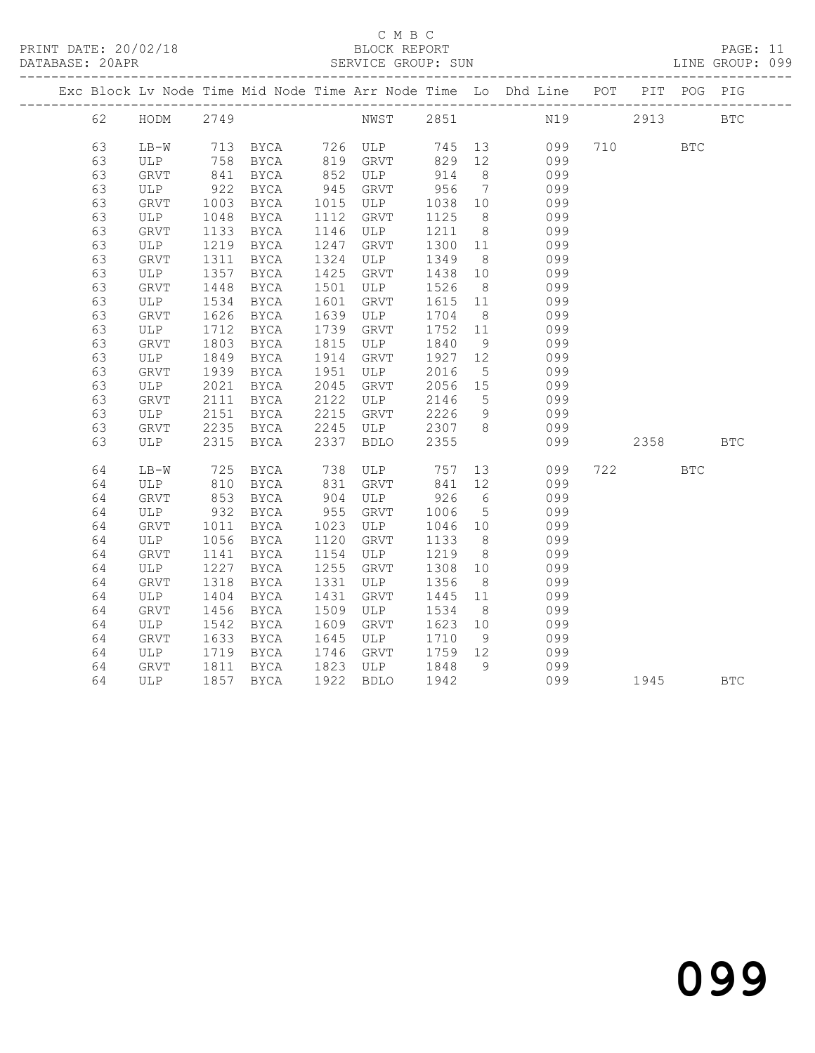C M B C

PRINT DATE: 20/02/18 BLOCK REPORT PAGE: 11
DATABASE: 20APR SERVICE GROUP: SUN LINE GROUP: 099

| Exc | Block | Lv | Node | Time | Mid Node | Time | Arr Node | Time | Lo | Dhd Line | POT | PIT | POG | PIG |
|---|---|---|---|---|---|---|---|---|---|---|---|---|---|---|
| | 62 | | HODM | 2749 | | | NWST | 2851 | | N19 | | 2913 | | BTC |
| | 63 | | LB-W | 713 | BYCA | 726 | ULP | 745 | 13 | 099 | 710 | | BTC | |
| | 63 | | ULP | 758 | BYCA | 819 | GRVT | 829 | 12 | 099 | | | | |
| | 63 | | GRVT | 841 | BYCA | 852 | ULP | 914 | 8 | 099 | | | | |
| | 63 | | ULP | 922 | BYCA | 945 | GRVT | 956 | 7 | 099 | | | | |
| | 63 | | GRVT | 1003 | BYCA | 1015 | ULP | 1038 | 10 | 099 | | | | |
| | 63 | | ULP | 1048 | BYCA | 1112 | GRVT | 1125 | 8 | 099 | | | | |
| | 63 | | GRVT | 1133 | BYCA | 1146 | ULP | 1211 | 8 | 099 | | | | |
| | 63 | | ULP | 1219 | BYCA | 1247 | GRVT | 1300 | 11 | 099 | | | | |
| | 63 | | GRVT | 1311 | BYCA | 1324 | ULP | 1349 | 8 | 099 | | | | |
| | 63 | | ULP | 1357 | BYCA | 1425 | GRVT | 1438 | 10 | 099 | | | | |
| | 63 | | GRVT | 1448 | BYCA | 1501 | ULP | 1526 | 8 | 099 | | | | |
| | 63 | | ULP | 1534 | BYCA | 1601 | GRVT | 1615 | 11 | 099 | | | | |
| | 63 | | GRVT | 1626 | BYCA | 1639 | ULP | 1704 | 8 | 099 | | | | |
| | 63 | | ULP | 1712 | BYCA | 1739 | GRVT | 1752 | 11 | 099 | | | | |
| | 63 | | GRVT | 1803 | BYCA | 1815 | ULP | 1840 | 9 | 099 | | | | |
| | 63 | | ULP | 1849 | BYCA | 1914 | GRVT | 1927 | 12 | 099 | | | | |
| | 63 | | GRVT | 1939 | BYCA | 1951 | ULP | 2016 | 5 | 099 | | | | |
| | 63 | | ULP | 2021 | BYCA | 2045 | GRVT | 2056 | 15 | 099 | | | | |
| | 63 | | GRVT | 2111 | BYCA | 2122 | ULP | 2146 | 5 | 099 | | | | |
| | 63 | | ULP | 2151 | BYCA | 2215 | GRVT | 2226 | 9 | 099 | | | | |
| | 63 | | GRVT | 2235 | BYCA | 2245 | ULP | 2307 | 8 | 099 | | | | |
| | 63 | | ULP | 2315 | BYCA | 2337 | BDLO | 2355 | | 099 | | 2358 | | BTC |
| | 64 | | LB-W | 725 | BYCA | 738 | ULP | 757 | 13 | 099 | 722 | | BTC | |
| | 64 | | ULP | 810 | BYCA | 831 | GRVT | 841 | 12 | 099 | | | | |
| | 64 | | GRVT | 853 | BYCA | 904 | ULP | 926 | 6 | 099 | | | | |
| | 64 | | ULP | 932 | BYCA | 955 | GRVT | 1006 | 5 | 099 | | | | |
| | 64 | | GRVT | 1011 | BYCA | 1023 | ULP | 1046 | 10 | 099 | | | | |
| | 64 | | ULP | 1056 | BYCA | 1120 | GRVT | 1133 | 8 | 099 | | | | |
| | 64 | | GRVT | 1141 | BYCA | 1154 | ULP | 1219 | 8 | 099 | | | | |
| | 64 | | ULP | 1227 | BYCA | 1255 | GRVT | 1308 | 10 | 099 | | | | |
| | 64 | | GRVT | 1318 | BYCA | 1331 | ULP | 1356 | 8 | 099 | | | | |
| | 64 | | ULP | 1404 | BYCA | 1431 | GRVT | 1445 | 11 | 099 | | | | |
| | 64 | | GRVT | 1456 | BYCA | 1509 | ULP | 1534 | 8 | 099 | | | | |
| | 64 | | ULP | 1542 | BYCA | 1609 | GRVT | 1623 | 10 | 099 | | | | |
| | 64 | | GRVT | 1633 | BYCA | 1645 | ULP | 1710 | 9 | 099 | | | | |
| | 64 | | ULP | 1719 | BYCA | 1746 | GRVT | 1759 | 12 | 099 | | | | |
| | 64 | | GRVT | 1811 | BYCA | 1823 | ULP | 1848 | 9 | 099 | | | | |
| | 64 | | ULP | 1857 | BYCA | 1922 | BDLO | 1942 | | 099 | | 1945 | | BTC |

099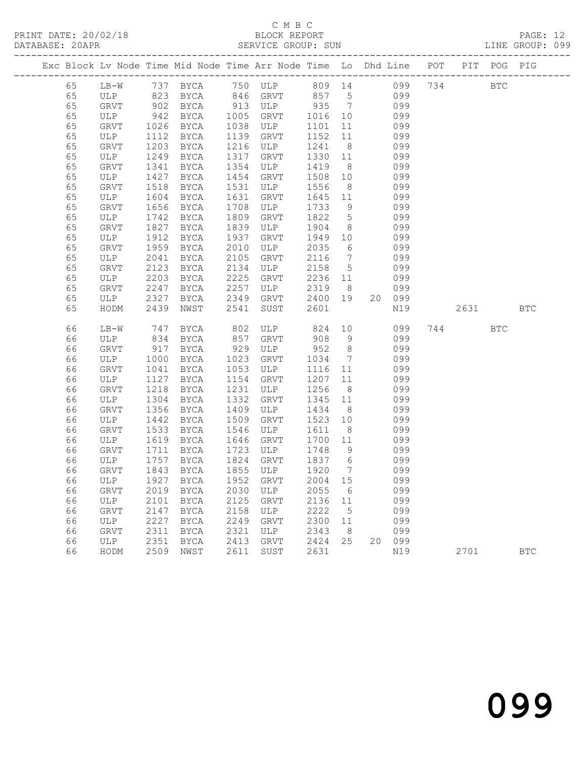C M B C
PRINT DATE: 20/02/18 BLOCK REPORT PAGE: 12
DATABASE: 20APR SERVICE GROUP: SUN LINE GROUP: 099

| Exc | Block | Lv Node | Time | Mid Node | Time | Arr Node | Time | Lo | Dhd | Line | POT | PIT | POG | PIG |
|---|---|---|---|---|---|---|---|---|---|---|---|---|---|---|
| | 65 | LB-W | 737 | BYCA | 750 | ULP | 809 | 14 | | 099 | 734 | | BTC | |
| | 65 | ULP | 823 | BYCA | 846 | GRVT | 857 | 5 | | 099 | | | | |
| | 65 | GRVT | 902 | BYCA | 913 | ULP | 935 | 7 | | 099 | | | | |
| | 65 | ULP | 942 | BYCA | 1005 | GRVT | 1016 | 10 | | 099 | | | | |
| | 65 | GRVT | 1026 | BYCA | 1038 | ULP | 1101 | 11 | | 099 | | | | |
| | 65 | ULP | 1112 | BYCA | 1139 | GRVT | 1152 | 11 | | 099 | | | | |
| | 65 | GRVT | 1203 | BYCA | 1216 | ULP | 1241 | 8 | | 099 | | | | |
| | 65 | ULP | 1249 | BYCA | 1317 | GRVT | 1330 | 11 | | 099 | | | | |
| | 65 | GRVT | 1341 | BYCA | 1354 | ULP | 1419 | 8 | | 099 | | | | |
| | 65 | ULP | 1427 | BYCA | 1454 | GRVT | 1508 | 10 | | 099 | | | | |
| | 65 | GRVT | 1518 | BYCA | 1531 | ULP | 1556 | 8 | | 099 | | | | |
| | 65 | ULP | 1604 | BYCA | 1631 | GRVT | 1645 | 11 | | 099 | | | | |
| | 65 | GRVT | 1656 | BYCA | 1708 | ULP | 1733 | 9 | | 099 | | | | |
| | 65 | ULP | 1742 | BYCA | 1809 | GRVT | 1822 | 5 | | 099 | | | | |
| | 65 | GRVT | 1827 | BYCA | 1839 | ULP | 1904 | 8 | | 099 | | | | |
| | 65 | ULP | 1912 | BYCA | 1937 | GRVT | 1949 | 10 | | 099 | | | | |
| | 65 | GRVT | 1959 | BYCA | 2010 | ULP | 2035 | 6 | | 099 | | | | |
| | 65 | ULP | 2041 | BYCA | 2105 | GRVT | 2116 | 7 | | 099 | | | | |
| | 65 | GRVT | 2123 | BYCA | 2134 | ULP | 2158 | 5 | | 099 | | | | |
| | 65 | ULP | 2203 | BYCA | 2225 | GRVT | 2236 | 11 | | 099 | | | | |
| | 65 | GRVT | 2247 | BYCA | 2257 | ULP | 2319 | 8 | | 099 | | | | |
| | 65 | ULP | 2327 | BYCA | 2349 | GRVT | 2400 | 19 | 20 | 099 | | | | |
| | 65 | HODM | 2439 | NWST | 2541 | SUST | 2601 | | | N19 | | 2631 | | BTC |
| | 66 | LB-W | 747 | BYCA | 802 | ULP | 824 | 10 | | 099 | 744 | | BTC | |
| | 66 | ULP | 834 | BYCA | 857 | GRVT | 908 | 9 | | 099 | | | | |
| | 66 | GRVT | 917 | BYCA | 929 | ULP | 952 | 8 | | 099 | | | | |
| | 66 | ULP | 1000 | BYCA | 1023 | GRVT | 1034 | 7 | | 099 | | | | |
| | 66 | GRVT | 1041 | BYCA | 1053 | ULP | 1116 | 11 | | 099 | | | | |
| | 66 | ULP | 1127 | BYCA | 1154 | GRVT | 1207 | 11 | | 099 | | | | |
| | 66 | GRVT | 1218 | BYCA | 1231 | ULP | 1256 | 8 | | 099 | | | | |
| | 66 | ULP | 1304 | BYCA | 1332 | GRVT | 1345 | 11 | | 099 | | | | |
| | 66 | GRVT | 1356 | BYCA | 1409 | ULP | 1434 | 8 | | 099 | | | | |
| | 66 | ULP | 1442 | BYCA | 1509 | GRVT | 1523 | 10 | | 099 | | | | |
| | 66 | GRVT | 1533 | BYCA | 1546 | ULP | 1611 | 8 | | 099 | | | | |
| | 66 | ULP | 1619 | BYCA | 1646 | GRVT | 1700 | 11 | | 099 | | | | |
| | 66 | GRVT | 1711 | BYCA | 1723 | ULP | 1748 | 9 | | 099 | | | | |
| | 66 | ULP | 1757 | BYCA | 1824 | GRVT | 1837 | 6 | | 099 | | | | |
| | 66 | GRVT | 1843 | BYCA | 1855 | ULP | 1920 | 7 | | 099 | | | | |
| | 66 | ULP | 1927 | BYCA | 1952 | GRVT | 2004 | 15 | | 099 | | | | |
| | 66 | GRVT | 2019 | BYCA | 2030 | ULP | 2055 | 6 | | 099 | | | | |
| | 66 | ULP | 2101 | BYCA | 2125 | GRVT | 2136 | 11 | | 099 | | | | |
| | 66 | GRVT | 2147 | BYCA | 2158 | ULP | 2222 | 5 | | 099 | | | | |
| | 66 | ULP | 2227 | BYCA | 2249 | GRVT | 2300 | 11 | | 099 | | | | |
| | 66 | GRVT | 2311 | BYCA | 2321 | ULP | 2343 | 8 | | 099 | | | | |
| | 66 | ULP | 2351 | BYCA | 2413 | GRVT | 2424 | 25 | 20 | 099 | | | | |
| | 66 | HODM | 2509 | NWST | 2611 | SUST | 2631 | | | N19 | | 2701 | | BTC |

099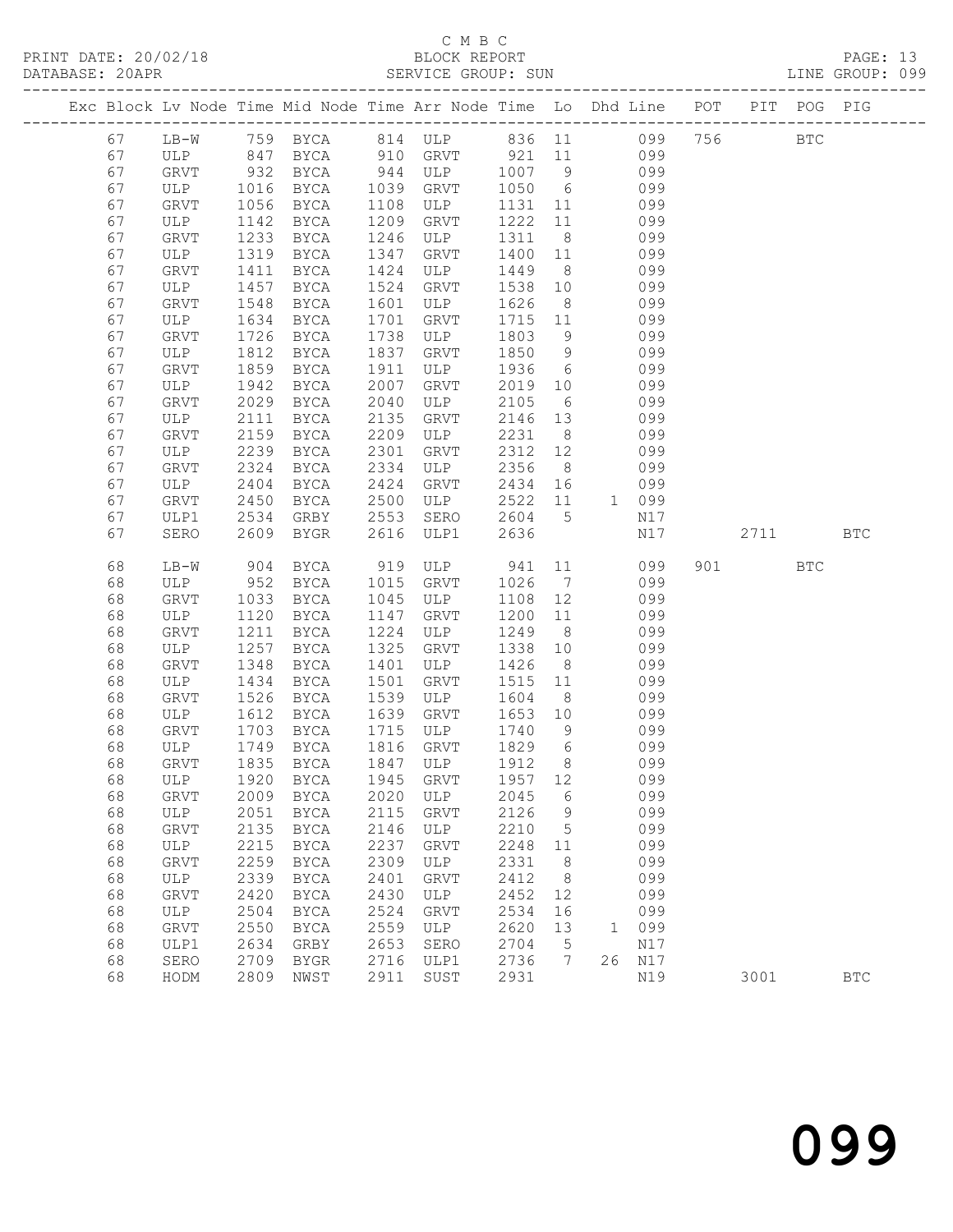C M B C
BLOCK REPORT
SERVICE GROUP: SUN

PRINT DATE: 20/02/18
DATABASE: 20APR
LINE GROUP: 099

| Exc | Block | Lv | Node | Time | Mid Node | Time | Arr Node | Time | Lo | Dhd | Line | POT | PIT | POG | PIG |
|---|---|---|---|---|---|---|---|---|---|---|---|---|---|---|---|
| | 67 | | LB-W | 759 | BYCA | 814 | ULP | 836 | 11 | | 099 | 756 | | BTC | |
| | 67 | | ULP | 847 | BYCA | 910 | GRVT | 921 | 11 | | 099 | | | | |
| | 67 | | GRVT | 932 | BYCA | 944 | ULP | 1007 | 9 | | 099 | | | | |
| | 67 | | ULP | 1016 | BYCA | 1039 | GRVT | 1050 | 6 | | 099 | | | | |
| | 67 | | GRVT | 1056 | BYCA | 1108 | ULP | 1131 | 11 | | 099 | | | | |
| | 67 | | ULP | 1142 | BYCA | 1209 | GRVT | 1222 | 11 | | 099 | | | | |
| | 67 | | GRVT | 1233 | BYCA | 1246 | ULP | 1311 | 8 | | 099 | | | | |
| | 67 | | ULP | 1319 | BYCA | 1347 | GRVT | 1400 | 11 | | 099 | | | | |
| | 67 | | GRVT | 1411 | BYCA | 1424 | ULP | 1449 | 8 | | 099 | | | | |
| | 67 | | ULP | 1457 | BYCA | 1524 | GRVT | 1538 | 10 | | 099 | | | | |
| | 67 | | GRVT | 1548 | BYCA | 1601 | ULP | 1626 | 8 | | 099 | | | | |
| | 67 | | ULP | 1634 | BYCA | 1701 | GRVT | 1715 | 11 | | 099 | | | | |
| | 67 | | GRVT | 1726 | BYCA | 1738 | ULP | 1803 | 9 | | 099 | | | | |
| | 67 | | ULP | 1812 | BYCA | 1837 | GRVT | 1850 | 9 | | 099 | | | | |
| | 67 | | GRVT | 1859 | BYCA | 1911 | ULP | 1936 | 6 | | 099 | | | | |
| | 67 | | ULP | 1942 | BYCA | 2007 | GRVT | 2019 | 10 | | 099 | | | | |
| | 67 | | GRVT | 2029 | BYCA | 2040 | ULP | 2105 | 6 | | 099 | | | | |
| | 67 | | ULP | 2111 | BYCA | 2135 | GRVT | 2146 | 13 | | 099 | | | | |
| | 67 | | GRVT | 2159 | BYCA | 2209 | ULP | 2231 | 8 | | 099 | | | | |
| | 67 | | ULP | 2239 | BYCA | 2301 | GRVT | 2312 | 12 | | 099 | | | | |
| | 67 | | GRVT | 2324 | BYCA | 2334 | ULP | 2356 | 8 | | 099 | | | | |
| | 67 | | ULP | 2404 | BYCA | 2424 | GRVT | 2434 | 16 | | 099 | | | | |
| | 67 | | GRVT | 2450 | BYCA | 2500 | ULP | 2522 | 11 | 1 | 099 | | | | |
| | 67 | | ULP1 | 2534 | GRBY | 2553 | SERO | 2604 | 5 | | N17 | | | | |
| | 67 | | SERO | 2609 | BYGR | 2616 | ULP1 | 2636 | | | N17 | | 2711 | | BTC |
| | 68 | | LB-W | 904 | BYCA | 919 | ULP | 941 | 11 | | 099 | 901 | | BTC | |
| | 68 | | ULP | 952 | BYCA | 1015 | GRVT | 1026 | 7 | | 099 | | | | |
| | 68 | | GRVT | 1033 | BYCA | 1045 | ULP | 1108 | 12 | | 099 | | | | |
| | 68 | | ULP | 1120 | BYCA | 1147 | GRVT | 1200 | 11 | | 099 | | | | |
| | 68 | | GRVT | 1211 | BYCA | 1224 | ULP | 1249 | 8 | | 099 | | | | |
| | 68 | | ULP | 1257 | BYCA | 1325 | GRVT | 1338 | 10 | | 099 | | | | |
| | 68 | | GRVT | 1348 | BYCA | 1401 | ULP | 1426 | 8 | | 099 | | | | |
| | 68 | | ULP | 1434 | BYCA | 1501 | GRVT | 1515 | 11 | | 099 | | | | |
| | 68 | | GRVT | 1526 | BYCA | 1539 | ULP | 1604 | 8 | | 099 | | | | |
| | 68 | | ULP | 1612 | BYCA | 1639 | GRVT | 1653 | 10 | | 099 | | | | |
| | 68 | | GRVT | 1703 | BYCA | 1715 | ULP | 1740 | 9 | | 099 | | | | |
| | 68 | | ULP | 1749 | BYCA | 1816 | GRVT | 1829 | 6 | | 099 | | | | |
| | 68 | | GRVT | 1835 | BYCA | 1847 | ULP | 1912 | 8 | | 099 | | | | |
| | 68 | | ULP | 1920 | BYCA | 1945 | GRVT | 1957 | 12 | | 099 | | | | |
| | 68 | | GRVT | 2009 | BYCA | 2020 | ULP | 2045 | 6 | | 099 | | | | |
| | 68 | | ULP | 2051 | BYCA | 2115 | GRVT | 2126 | 9 | | 099 | | | | |
| | 68 | | GRVT | 2135 | BYCA | 2146 | ULP | 2210 | 5 | | 099 | | | | |
| | 68 | | ULP | 2215 | BYCA | 2237 | GRVT | 2248 | 11 | | 099 | | | | |
| | 68 | | GRVT | 2259 | BYCA | 2309 | ULP | 2331 | 8 | | 099 | | | | |
| | 68 | | ULP | 2339 | BYCA | 2401 | GRVT | 2412 | 8 | | 099 | | | | |
| | 68 | | GRVT | 2420 | BYCA | 2430 | ULP | 2452 | 12 | | 099 | | | | |
| | 68 | | ULP | 2504 | BYCA | 2524 | GRVT | 2534 | 16 | | 099 | | | | |
| | 68 | | GRVT | 2550 | BYCA | 2559 | ULP | 2620 | 13 | 1 | 099 | | | | |
| | 68 | | ULP1 | 2634 | GRBY | 2653 | SERO | 2704 | 5 | | N17 | | | | |
| | 68 | | SERO | 2709 | BYGR | 2716 | ULP1 | 2736 | 7 | 26 | N17 | | | | |
| | 68 | | HODM | 2809 | NWST | 2911 | SUST | 2931 | | | N19 | | 3001 | | BTC |

099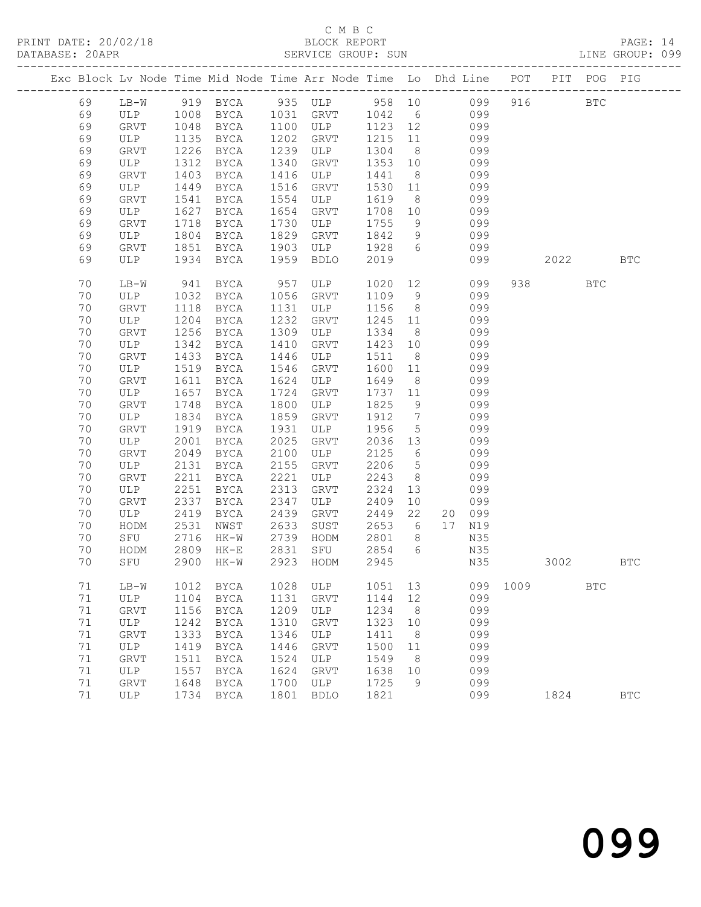C M B C

PRINT DATE: 20/02/18 BLOCK REPORT PAGE: 14
DATABASE: 20APR SERVICE GROUP: SUN LINE GROUP: 099

| Exc | Block | Lv | Node | Time | Mid Node | Time | Arr Node | Time | Lo | Dhd | Line | POT | PIT | POG | PIG |
|---|---|---|---|---|---|---|---|---|---|---|---|---|---|---|---|
| | 69 | | LB-W | 919 | BYCA | 935 | ULP | 958 | 10 | | 099 | 916 | | BTC | |
| | 69 | | ULP | 1008 | BYCA | 1031 | GRVT | 1042 | 6 | | 099 | | | | |
| | 69 | | GRVT | 1048 | BYCA | 1100 | ULP | 1123 | 12 | | 099 | | | | |
| | 69 | | ULP | 1135 | BYCA | 1202 | GRVT | 1215 | 11 | | 099 | | | | |
| | 69 | | GRVT | 1226 | BYCA | 1239 | ULP | 1304 | 8 | | 099 | | | | |
| | 69 | | ULP | 1312 | BYCA | 1340 | GRVT | 1353 | 10 | | 099 | | | | |
| | 69 | | GRVT | 1403 | BYCA | 1416 | ULP | 1441 | 8 | | 099 | | | | |
| | 69 | | ULP | 1449 | BYCA | 1516 | GRVT | 1530 | 11 | | 099 | | | | |
| | 69 | | GRVT | 1541 | BYCA | 1554 | ULP | 1619 | 8 | | 099 | | | | |
| | 69 | | ULP | 1627 | BYCA | 1654 | GRVT | 1708 | 10 | | 099 | | | | |
| | 69 | | GRVT | 1718 | BYCA | 1730 | ULP | 1755 | 9 | | 099 | | | | |
| | 69 | | ULP | 1804 | BYCA | 1829 | GRVT | 1842 | 9 | | 099 | | | | |
| | 69 | | GRVT | 1851 | BYCA | 1903 | ULP | 1928 | 6 | | 099 | | | | |
| | 69 | | ULP | 1934 | BYCA | 1959 | BDLO | 2019 | | | 099 | | 2022 | | BTC |
| | 70 | | LB-W | 941 | BYCA | 957 | ULP | 1020 | 12 | | 099 | 938 | | BTC | |
| | 70 | | ULP | 1032 | BYCA | 1056 | GRVT | 1109 | 9 | | 099 | | | | |
| | 70 | | GRVT | 1118 | BYCA | 1131 | ULP | 1156 | 8 | | 099 | | | | |
| | 70 | | ULP | 1204 | BYCA | 1232 | GRVT | 1245 | 11 | | 099 | | | | |
| | 70 | | GRVT | 1256 | BYCA | 1309 | ULP | 1334 | 8 | | 099 | | | | |
| | 70 | | ULP | 1342 | BYCA | 1410 | GRVT | 1423 | 10 | | 099 | | | | |
| | 70 | | GRVT | 1433 | BYCA | 1446 | ULP | 1511 | 8 | | 099 | | | | |
| | 70 | | ULP | 1519 | BYCA | 1546 | GRVT | 1600 | 11 | | 099 | | | | |
| | 70 | | GRVT | 1611 | BYCA | 1624 | ULP | 1649 | 8 | | 099 | | | | |
| | 70 | | ULP | 1657 | BYCA | 1724 | GRVT | 1737 | 11 | | 099 | | | | |
| | 70 | | GRVT | 1748 | BYCA | 1800 | ULP | 1825 | 9 | | 099 | | | | |
| | 70 | | ULP | 1834 | BYCA | 1859 | GRVT | 1912 | 7 | | 099 | | | | |
| | 70 | | GRVT | 1919 | BYCA | 1931 | ULP | 1956 | 5 | | 099 | | | | |
| | 70 | | ULP | 2001 | BYCA | 2025 | GRVT | 2036 | 13 | | 099 | | | | |
| | 70 | | GRVT | 2049 | BYCA | 2100 | ULP | 2125 | 6 | | 099 | | | | |
| | 70 | | ULP | 2131 | BYCA | 2155 | GRVT | 2206 | 5 | | 099 | | | | |
| | 70 | | GRVT | 2211 | BYCA | 2221 | ULP | 2243 | 8 | | 099 | | | | |
| | 70 | | ULP | 2251 | BYCA | 2313 | GRVT | 2324 | 13 | | 099 | | | | |
| | 70 | | GRVT | 2337 | BYCA | 2347 | ULP | 2409 | 10 | | 099 | | | | |
| | 70 | | ULP | 2419 | BYCA | 2439 | GRVT | 2449 | 22 | 20 | 099 | | | | |
| | 70 | | HODM | 2531 | NWST | 2633 | SUST | 2653 | 6 | 17 | N19 | | | | |
| | 70 | | SFU | 2716 | HK-W | 2739 | HODM | 2801 | 8 | | N35 | | | | |
| | 70 | | HODM | 2809 | HK-E | 2831 | SFU | 2854 | 6 | | N35 | | | | |
| | 70 | | SFU | 2900 | HK-W | 2923 | HODM | 2945 | | | N35 | | 3002 | | BTC |
| | 71 | | LB-W | 1012 | BYCA | 1028 | ULP | 1051 | 13 | | 099 | 1009 | | BTC | |
| | 71 | | ULP | 1104 | BYCA | 1131 | GRVT | 1144 | 12 | | 099 | | | | |
| | 71 | | GRVT | 1156 | BYCA | 1209 | ULP | 1234 | 8 | | 099 | | | | |
| | 71 | | ULP | 1242 | BYCA | 1310 | GRVT | 1323 | 10 | | 099 | | | | |
| | 71 | | GRVT | 1333 | BYCA | 1346 | ULP | 1411 | 8 | | 099 | | | | |
| | 71 | | ULP | 1419 | BYCA | 1446 | GRVT | 1500 | 11 | | 099 | | | | |
| | 71 | | GRVT | 1511 | BYCA | 1524 | ULP | 1549 | 8 | | 099 | | | | |
| | 71 | | ULP | 1557 | BYCA | 1624 | GRVT | 1638 | 10 | | 099 | | | | |
| | 71 | | GRVT | 1648 | BYCA | 1700 | ULP | 1725 | 9 | | 099 | | | | |
| | 71 | | ULP | 1734 | BYCA | 1801 | BDLO | 1821 | | | 099 | | 1824 | | BTC |

099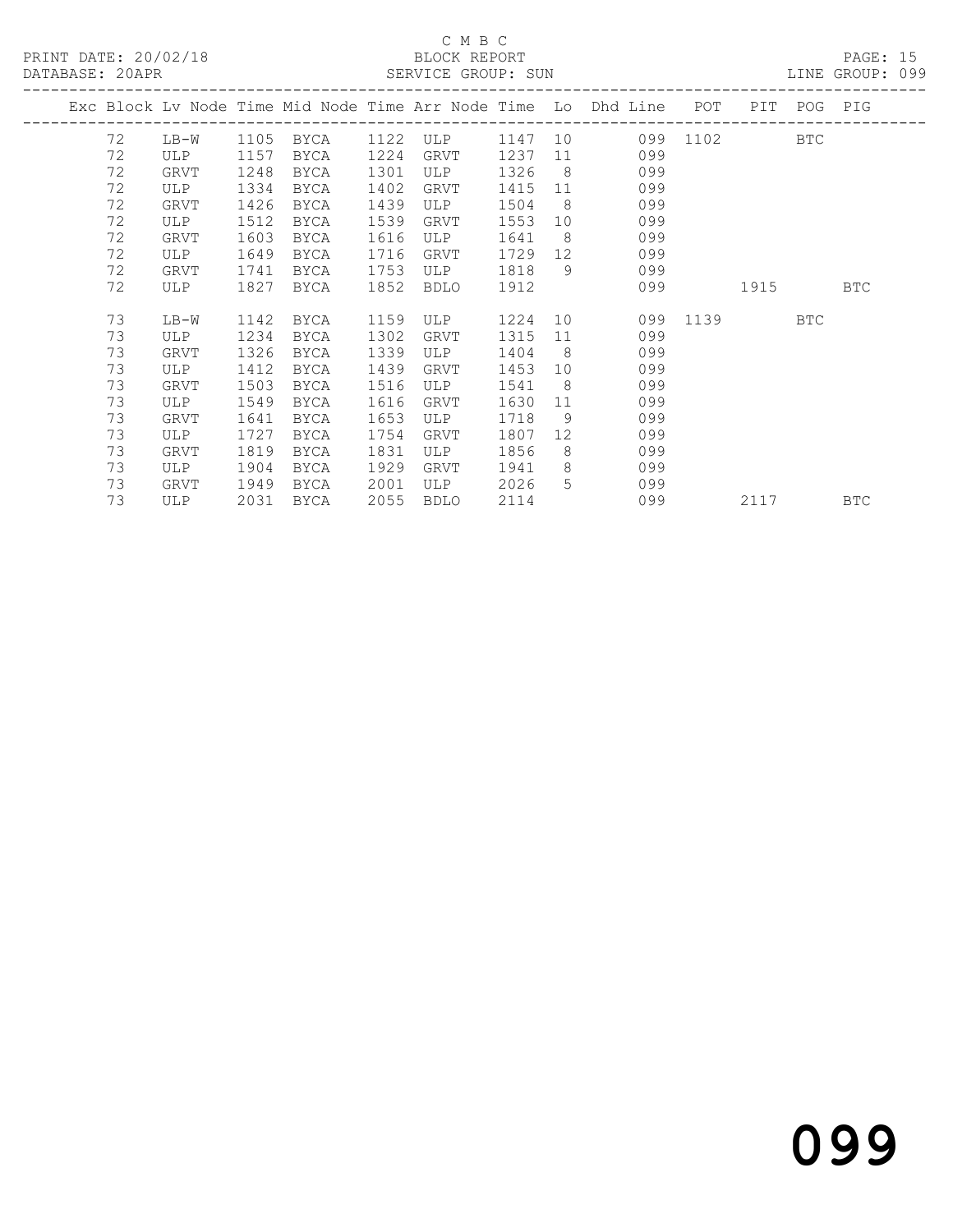C M B C

PRINT DATE: 20/02/18 BLOCK REPORT

DATABASE: 20APR SERVICE GROUP: SUN LINE GROUP: 099

| Exc | Block | Lv Node | Time | Mid Node | Time | Arr Node | Time | Lo | Dhd Line | POT | PIT | POG | PIG |
|---|---|---|---|---|---|---|---|---|---|---|---|---|---|
| | 72 | LB-W | 1105 | BYCA | 1122 | ULP | 1147 | 10 | 099 | 1102 | | BTC | |
| | 72 | ULP | 1157 | BYCA | 1224 | GRVT | 1237 | 11 | 099 | | | | |
| | 72 | GRVT | 1248 | BYCA | 1301 | ULP | 1326 | 8 | 099 | | | | |
| | 72 | ULP | 1334 | BYCA | 1402 | GRVT | 1415 | 11 | 099 | | | | |
| | 72 | GRVT | 1426 | BYCA | 1439 | ULP | 1504 | 8 | 099 | | | | |
| | 72 | ULP | 1512 | BYCA | 1539 | GRVT | 1553 | 10 | 099 | | | | |
| | 72 | GRVT | 1603 | BYCA | 1616 | ULP | 1641 | 8 | 099 | | | | |
| | 72 | ULP | 1649 | BYCA | 1716 | GRVT | 1729 | 12 | 099 | | | | |
| | 72 | GRVT | 1741 | BYCA | 1753 | ULP | 1818 | 9 | 099 | | | | |
| | 72 | ULP | 1827 | BYCA | 1852 | BDLO | 1912 | | 099 | | 1915 | | BTC |
| | 73 | LB-W | 1142 | BYCA | 1159 | ULP | 1224 | 10 | 099 | 1139 | | BTC | |
| | 73 | ULP | 1234 | BYCA | 1302 | GRVT | 1315 | 11 | 099 | | | | |
| | 73 | GRVT | 1326 | BYCA | 1339 | ULP | 1404 | 8 | 099 | | | | |
| | 73 | ULP | 1412 | BYCA | 1439 | GRVT | 1453 | 10 | 099 | | | | |
| | 73 | GRVT | 1503 | BYCA | 1516 | ULP | 1541 | 8 | 099 | | | | |
| | 73 | ULP | 1549 | BYCA | 1616 | GRVT | 1630 | 11 | 099 | | | | |
| | 73 | GRVT | 1641 | BYCA | 1653 | ULP | 1718 | 9 | 099 | | | | |
| | 73 | ULP | 1727 | BYCA | 1754 | GRVT | 1807 | 12 | 099 | | | | |
| | 73 | GRVT | 1819 | BYCA | 1831 | ULP | 1856 | 8 | 099 | | | | |
| | 73 | ULP | 1904 | BYCA | 1929 | GRVT | 1941 | 8 | 099 | | | | |
| | 73 | GRVT | 1949 | BYCA | 2001 | ULP | 2026 | 5 | 099 | | | | |
| | 73 | ULP | 2031 | BYCA | 2055 | BDLO | 2114 | | 099 | | 2117 | | BTC |

099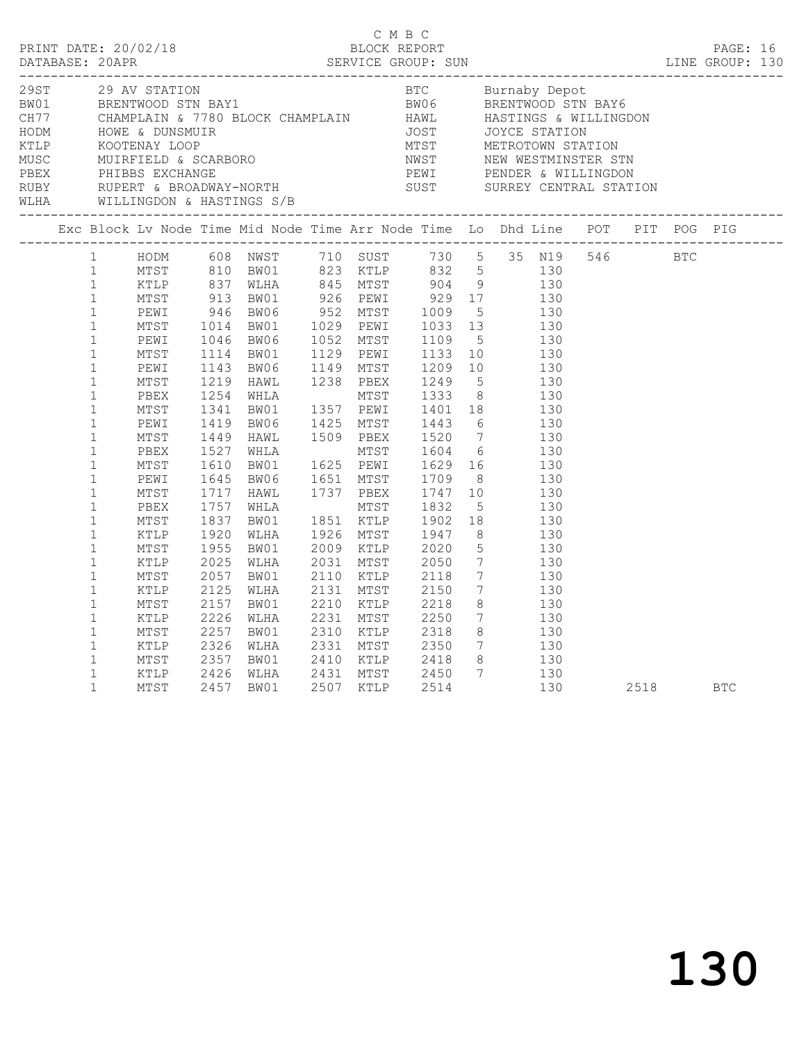C M B C
BLOCK REPORT
SERVICE GROUP: SUN

PRINT DATE: 20/02/18
DATABASE: 20APR
LINE GROUP: 130

| Code | Name | Code | Name |
|---|---|---|---|
| 29ST | 29 AV STATION | BTC | Burnaby Depot |
| BW01 | BRENTWOOD STN BAY1 | BW06 | BRENTWOOD STN BAY6 |
| CH77 | CHAMPLAIN & 7780 BLOCK CHAMPLAIN | HAWL | HASTINGS & WILLINGDON |
| HODM | HOWE & DUNSMUIR | JOST | JOYCE STATION |
| KTLP | KOOTENAY LOOP | MTST | METROTOWN STATION |
| MUSC | MUIRFIELD & SCARBORO | NWST | NEW WESTMINSTER STN |
| PBEX | PHIBBS EXCHANGE | PEWI | PENDER & WILLINGDON |
| RUBY | RUPERT & BROADWAY-NORTH | SUST | SURREY CENTRAL STATION |
| WLHA | WILLINGDON & HASTINGS S/B | | |

| Exc | Block | Lv Node | Time | Mid Node | Time | Arr Node | Time | Lo | Dhd | Line | POT | PIT | POG | PIG |
|---|---|---|---|---|---|---|---|---|---|---|---|---|---|---|
| | 1 | HODM | 608 | NWST | 710 | SUST | 730 | 5 | 35 | N19 | 546 | | BTC | |
| | 1 | MTST | 810 | BW01 | 823 | KTLP | 832 | 5 | | 130 | | | | |
| | 1 | KTLP | 837 | WLHA | 845 | MTST | 904 | 9 | | 130 | | | | |
| | 1 | MTST | 913 | BW01 | 926 | PEWI | 929 | 17 | | 130 | | | | |
| | 1 | PEWI | 946 | BW06 | 952 | MTST | 1009 | 5 | | 130 | | | | |
| | 1 | MTST | 1014 | BW01 | 1029 | PEWI | 1033 | 13 | | 130 | | | | |
| | 1 | PEWI | 1046 | BW06 | 1052 | MTST | 1109 | 5 | | 130 | | | | |
| | 1 | MTST | 1114 | BW01 | 1129 | PEWI | 1133 | 10 | | 130 | | | | |
| | 1 | PEWI | 1143 | BW06 | 1149 | MTST | 1209 | 10 | | 130 | | | | |
| | 1 | MTST | 1219 | HAWL | 1238 | PBEX | 1249 | 5 | | 130 | | | | |
| | 1 | PBEX | 1254 | WHLA | | MTST | 1333 | 8 | | 130 | | | | |
| | 1 | MTST | 1341 | BW01 | 1357 | PEWI | 1401 | 18 | | 130 | | | | |
| | 1 | PEWI | 1419 | BW06 | 1425 | MTST | 1443 | 6 | | 130 | | | | |
| | 1 | MTST | 1449 | HAWL | 1509 | PBEX | 1520 | 7 | | 130 | | | | |
| | 1 | PBEX | 1527 | WHLA | | MTST | 1604 | 6 | | 130 | | | | |
| | 1 | MTST | 1610 | BW01 | 1625 | PEWI | 1629 | 16 | | 130 | | | | |
| | 1 | PEWI | 1645 | BW06 | 1651 | MTST | 1709 | 8 | | 130 | | | | |
| | 1 | MTST | 1717 | HAWL | 1737 | PBEX | 1747 | 10 | | 130 | | | | |
| | 1 | PBEX | 1757 | WHLA | | MTST | 1832 | 5 | | 130 | | | | |
| | 1 | MTST | 1837 | BW01 | 1851 | KTLP | 1902 | 18 | | 130 | | | | |
| | 1 | KTLP | 1920 | WLHA | 1926 | MTST | 1947 | 8 | | 130 | | | | |
| | 1 | MTST | 1955 | BW01 | 2009 | KTLP | 2020 | 5 | | 130 | | | | |
| | 1 | KTLP | 2025 | WLHA | 2031 | MTST | 2050 | 7 | | 130 | | | | |
| | 1 | MTST | 2057 | BW01 | 2110 | KTLP | 2118 | 7 | | 130 | | | | |
| | 1 | KTLP | 2125 | WLHA | 2131 | MTST | 2150 | 7 | | 130 | | | | |
| | 1 | MTST | 2157 | BW01 | 2210 | KTLP | 2218 | 8 | | 130 | | | | |
| | 1 | KTLP | 2226 | WLHA | 2231 | MTST | 2250 | 7 | | 130 | | | | |
| | 1 | MTST | 2257 | BW01 | 2310 | KTLP | 2318 | 8 | | 130 | | | | |
| | 1 | KTLP | 2326 | WLHA | 2331 | MTST | 2350 | 7 | | 130 | | | | |
| | 1 | MTST | 2357 | BW01 | 2410 | KTLP | 2418 | 8 | | 130 | | | | |
| | 1 | KTLP | 2426 | WLHA | 2431 | MTST | 2450 | 7 | | 130 | | | | |
| | 1 | MTST | 2457 | BW01 | 2507 | KTLP | 2514 | | | 130 | | 2518 | | BTC |

130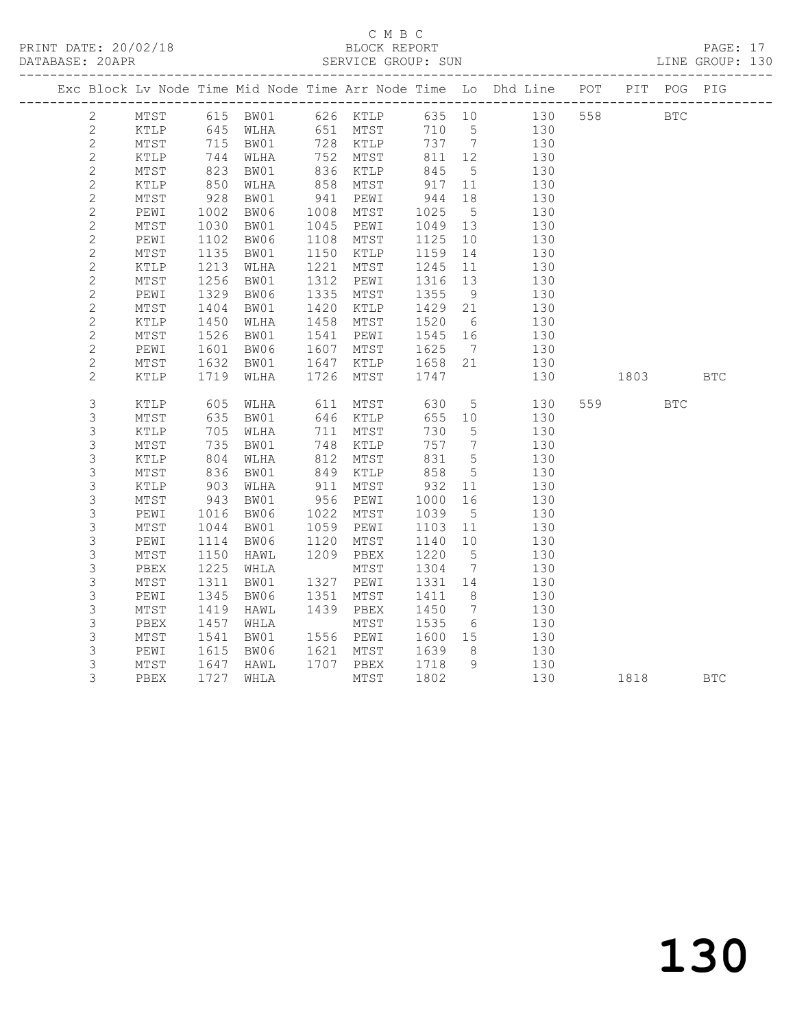C M B C

PRINT DATE: 20/02/18 BLOCK REPORT

DATABASE: 20APR SERVICE GROUP: SUN LINE GROUP: 130

| Exc | Block | Lv | Node | Time | Mid Node | Time | Arr Node | Time | Lo | Dhd Line | POT | PIT | POG | PIG |
|---|---|---|---|---|---|---|---|---|---|---|---|---|---|---|
| | 2 | | MTST | 615 | BW01 | 626 | KTLP | 635 | 10 | 130 | 558 | | BTC | |
| | 2 | | KTLP | 645 | WLHA | 651 | MTST | 710 | 5 | 130 | | | | |
| | 2 | | MTST | 715 | BW01 | 728 | KTLP | 737 | 7 | 130 | | | | |
| | 2 | | KTLP | 744 | WLHA | 752 | MTST | 811 | 12 | 130 | | | | |
| | 2 | | MTST | 823 | BW01 | 836 | KTLP | 845 | 5 | 130 | | | | |
| | 2 | | KTLP | 850 | WLHA | 858 | MTST | 917 | 11 | 130 | | | | |
| | 2 | | MTST | 928 | BW01 | 941 | PEWI | 944 | 18 | 130 | | | | |
| | 2 | | PEWI | 1002 | BW06 | 1008 | MTST | 1025 | 5 | 130 | | | | |
| | 2 | | MTST | 1030 | BW01 | 1045 | PEWI | 1049 | 13 | 130 | | | | |
| | 2 | | PEWI | 1102 | BW06 | 1108 | MTST | 1125 | 10 | 130 | | | | |
| | 2 | | MTST | 1135 | BW01 | 1150 | KTLP | 1159 | 14 | 130 | | | | |
| | 2 | | KTLP | 1213 | WLHA | 1221 | MTST | 1245 | 11 | 130 | | | | |
| | 2 | | MTST | 1256 | BW01 | 1312 | PEWI | 1316 | 13 | 130 | | | | |
| | 2 | | PEWI | 1329 | BW06 | 1335 | MTST | 1355 | 9 | 130 | | | | |
| | 2 | | MTST | 1404 | BW01 | 1420 | KTLP | 1429 | 21 | 130 | | | | |
| | 2 | | KTLP | 1450 | WLHA | 1458 | MTST | 1520 | 6 | 130 | | | | |
| | 2 | | MTST | 1526 | BW01 | 1541 | PEWI | 1545 | 16 | 130 | | | | |
| | 2 | | PEWI | 1601 | BW06 | 1607 | MTST | 1625 | 7 | 130 | | | | |
| | 2 | | MTST | 1632 | BW01 | 1647 | KTLP | 1658 | 21 | 130 | | | | |
| | 2 | | KTLP | 1719 | WLHA | 1726 | MTST | 1747 | | 130 | | 1803 | | BTC |
| | 3 | | KTLP | 605 | WLHA | 611 | MTST | 630 | 5 | 130 | 559 | | BTC | |
| | 3 | | MTST | 635 | BW01 | 646 | KTLP | 655 | 10 | 130 | | | | |
| | 3 | | KTLP | 705 | WLHA | 711 | MTST | 730 | 5 | 130 | | | | |
| | 3 | | MTST | 735 | BW01 | 748 | KTLP | 757 | 7 | 130 | | | | |
| | 3 | | KTLP | 804 | WLHA | 812 | MTST | 831 | 5 | 130 | | | | |
| | 3 | | MTST | 836 | BW01 | 849 | KTLP | 858 | 5 | 130 | | | | |
| | 3 | | KTLP | 903 | WLHA | 911 | MTST | 932 | 11 | 130 | | | | |
| | 3 | | MTST | 943 | BW01 | 956 | PEWI | 1000 | 16 | 130 | | | | |
| | 3 | | PEWI | 1016 | BW06 | 1022 | MTST | 1039 | 5 | 130 | | | | |
| | 3 | | MTST | 1044 | BW01 | 1059 | PEWI | 1103 | 11 | 130 | | | | |
| | 3 | | PEWI | 1114 | BW06 | 1120 | MTST | 1140 | 10 | 130 | | | | |
| | 3 | | MTST | 1150 | HAWL | 1209 | PBEX | 1220 | 5 | 130 | | | | |
| | 3 | | PBEX | 1225 | WHLA | | MTST | 1304 | 7 | 130 | | | | |
| | 3 | | MTST | 1311 | BW01 | 1327 | PEWI | 1331 | 14 | 130 | | | | |
| | 3 | | PEWI | 1345 | BW06 | 1351 | MTST | 1411 | 8 | 130 | | | | |
| | 3 | | MTST | 1419 | HAWL | 1439 | PBEX | 1450 | 7 | 130 | | | | |
| | 3 | | PBEX | 1457 | WHLA | | MTST | 1535 | 6 | 130 | | | | |
| | 3 | | MTST | 1541 | BW01 | 1556 | PEWI | 1600 | 15 | 130 | | | | |
| | 3 | | PEWI | 1615 | BW06 | 1621 | MTST | 1639 | 8 | 130 | | | | |
| | 3 | | MTST | 1647 | HAWL | 1707 | PBEX | 1718 | 9 | 130 | | | | |
| | 3 | | PBEX | 1727 | WHLA | | MTST | 1802 | | 130 | | 1818 | | BTC |

130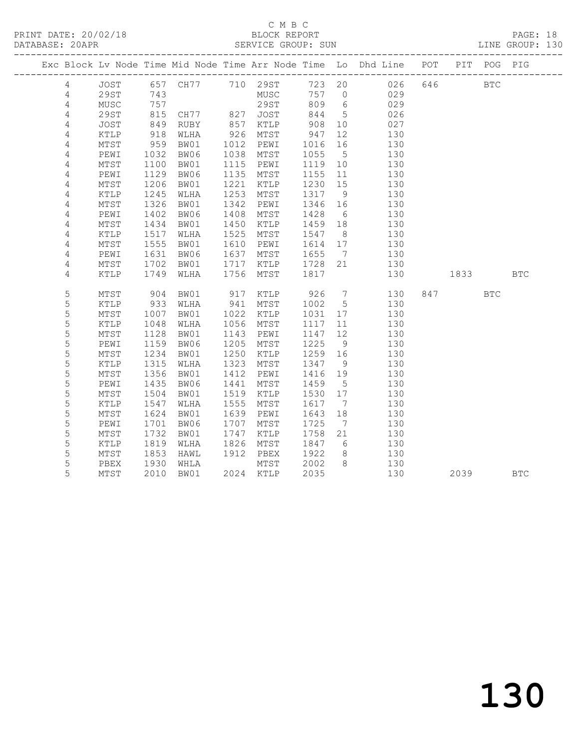C M B C

PRINT DATE: 20/02/18 BLOCK REPORT PAGE: 18
DATABASE: 20APR SERVICE GROUP: SUN LINE GROUP: 130

| Exc | Block | Lv Node | Time | Mid Node | Time | Arr Node | Time | Lo | Dhd Line | POT | PIT | POG | PIG |
|---|---|---|---|---|---|---|---|---|---|---|---|---|---|
| | 4 | JOST | 657 | CH77 | 710 | 29ST | 723 | 20 | 026 | 646 | | BTC | |
| | 4 | 29ST | 743 | | | MUSC | 757 | 0 | 029 | | | | |
| | 4 | MUSC | 757 | | | 29ST | 809 | 6 | 029 | | | | |
| | 4 | 29ST | 815 | CH77 | 827 | JOST | 844 | 5 | 026 | | | | |
| | 4 | JOST | 849 | RUBY | 857 | KTLP | 908 | 10 | 027 | | | | |
| | 4 | KTLP | 918 | WLHA | 926 | MTST | 947 | 12 | 130 | | | | |
| | 4 | MTST | 959 | BW01 | 1012 | PEWI | 1016 | 16 | 130 | | | | |
| | 4 | PEWI | 1032 | BW06 | 1038 | MTST | 1055 | 5 | 130 | | | | |
| | 4 | MTST | 1100 | BW01 | 1115 | PEWI | 1119 | 10 | 130 | | | | |
| | 4 | PEWI | 1129 | BW06 | 1135 | MTST | 1155 | 11 | 130 | | | | |
| | 4 | MTST | 1206 | BW01 | 1221 | KTLP | 1230 | 15 | 130 | | | | |
| | 4 | KTLP | 1245 | WLHA | 1253 | MTST | 1317 | 9 | 130 | | | | |
| | 4 | MTST | 1326 | BW01 | 1342 | PEWI | 1346 | 16 | 130 | | | | |
| | 4 | PEWI | 1402 | BW06 | 1408 | MTST | 1428 | 6 | 130 | | | | |
| | 4 | MTST | 1434 | BW01 | 1450 | KTLP | 1459 | 18 | 130 | | | | |
| | 4 | KTLP | 1517 | WLHA | 1525 | MTST | 1547 | 8 | 130 | | | | |
| | 4 | MTST | 1555 | BW01 | 1610 | PEWI | 1614 | 17 | 130 | | | | |
| | 4 | PEWI | 1631 | BW06 | 1637 | MTST | 1655 | 7 | 130 | | | | |
| | 4 | MTST | 1702 | BW01 | 1717 | KTLP | 1728 | 21 | 130 | | | | |
| | 4 | KTLP | 1749 | WLHA | 1756 | MTST | 1817 | | 130 | | 1833 | | BTC |
| | 5 | MTST | 904 | BW01 | 917 | KTLP | 926 | 7 | 130 | 847 | | BTC | |
| | 5 | KTLP | 933 | WLHA | 941 | MTST | 1002 | 5 | 130 | | | | |
| | 5 | MTST | 1007 | BW01 | 1022 | KTLP | 1031 | 17 | 130 | | | | |
| | 5 | KTLP | 1048 | WLHA | 1056 | MTST | 1117 | 11 | 130 | | | | |
| | 5 | MTST | 1128 | BW01 | 1143 | PEWI | 1147 | 12 | 130 | | | | |
| | 5 | PEWI | 1159 | BW06 | 1205 | MTST | 1225 | 9 | 130 | | | | |
| | 5 | MTST | 1234 | BW01 | 1250 | KTLP | 1259 | 16 | 130 | | | | |
| | 5 | KTLP | 1315 | WLHA | 1323 | MTST | 1347 | 9 | 130 | | | | |
| | 5 | MTST | 1356 | BW01 | 1412 | PEWI | 1416 | 19 | 130 | | | | |
| | 5 | PEWI | 1435 | BW06 | 1441 | MTST | 1459 | 5 | 130 | | | | |
| | 5 | MTST | 1504 | BW01 | 1519 | KTLP | 1530 | 17 | 130 | | | | |
| | 5 | KTLP | 1547 | WLHA | 1555 | MTST | 1617 | 7 | 130 | | | | |
| | 5 | MTST | 1624 | BW01 | 1639 | PEWI | 1643 | 18 | 130 | | | | |
| | 5 | PEWI | 1701 | BW06 | 1707 | MTST | 1725 | 7 | 130 | | | | |
| | 5 | MTST | 1732 | BW01 | 1747 | KTLP | 1758 | 21 | 130 | | | | |
| | 5 | KTLP | 1819 | WLHA | 1826 | MTST | 1847 | 6 | 130 | | | | |
| | 5 | MTST | 1853 | HAWL | 1912 | PBEX | 1922 | 8 | 130 | | | | |
| | 5 | PBEX | 1930 | WHLA | | MTST | 2002 | 8 | 130 | | | | |
| | 5 | MTST | 2010 | BW01 | 2024 | KTLP | 2035 | | 130 | | 2039 | | BTC |

130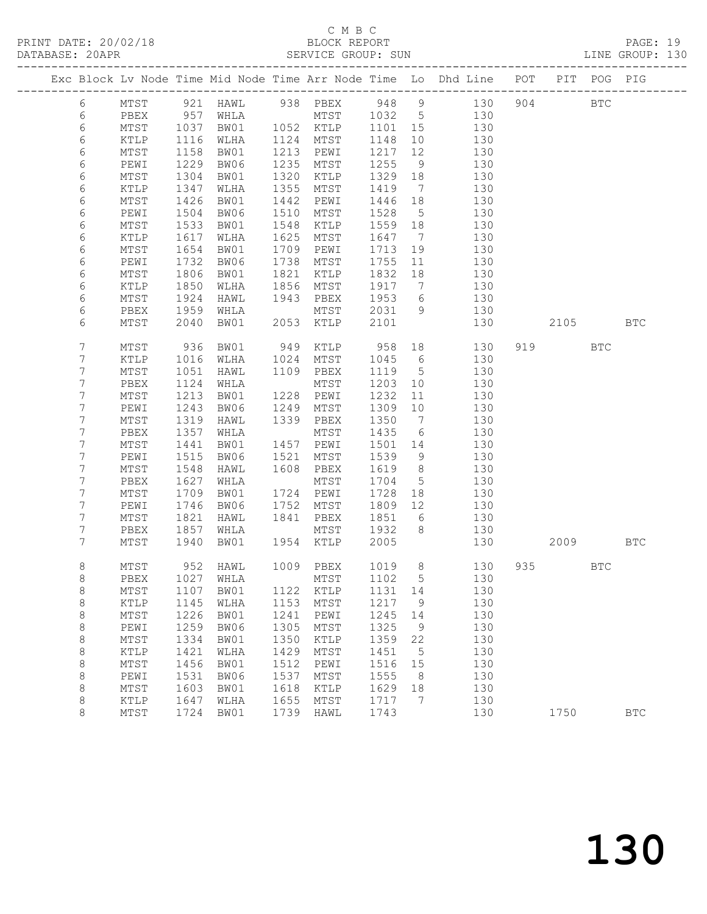C M B C
PRINT DATE: 20/02/18 BLOCK REPORT
DATABASE: 20APR SERVICE GROUP: SUN LINE GROUP: 130

| Exc | Block | Lv | Node | Time | Mid Node | Time | Arr Node | Time | Lo | Dhd Line | POT | PIT | POG | PIG |
|---|---|---|---|---|---|---|---|---|---|---|---|---|---|---|
| | 6 | | MTST | 921 | HAWL | 938 | PBEX | 948 | 9 | 130 | 904 | | BTC | |
| | 6 | | PBEX | 957 | WHLA | | MTST | 1032 | 5 | 130 | | | | |
| | 6 | | MTST | 1037 | BW01 | 1052 | KTLP | 1101 | 15 | 130 | | | | |
| | 6 | | KTLP | 1116 | WLHA | 1124 | MTST | 1148 | 10 | 130 | | | | |
| | 6 | | MTST | 1158 | BW01 | 1213 | PEWI | 1217 | 12 | 130 | | | | |
| | 6 | | PEWI | 1229 | BW06 | 1235 | MTST | 1255 | 9 | 130 | | | | |
| | 6 | | MTST | 1304 | BW01 | 1320 | KTLP | 1329 | 18 | 130 | | | | |
| | 6 | | KTLP | 1347 | WLHA | 1355 | MTST | 1419 | 7 | 130 | | | | |
| | 6 | | MTST | 1426 | BW01 | 1442 | PEWI | 1446 | 18 | 130 | | | | |
| | 6 | | PEWI | 1504 | BW06 | 1510 | MTST | 1528 | 5 | 130 | | | | |
| | 6 | | MTST | 1533 | BW01 | 1548 | KTLP | 1559 | 18 | 130 | | | | |
| | 6 | | KTLP | 1617 | WLHA | 1625 | MTST | 1647 | 7 | 130 | | | | |
| | 6 | | MTST | 1654 | BW01 | 1709 | PEWI | 1713 | 19 | 130 | | | | |
| | 6 | | PEWI | 1732 | BW06 | 1738 | MTST | 1755 | 11 | 130 | | | | |
| | 6 | | MTST | 1806 | BW01 | 1821 | KTLP | 1832 | 18 | 130 | | | | |
| | 6 | | KTLP | 1850 | WLHA | 1856 | MTST | 1917 | 7 | 130 | | | | |
| | 6 | | MTST | 1924 | HAWL | 1943 | PBEX | 1953 | 6 | 130 | | | | |
| | 6 | | PBEX | 1959 | WHLA | | MTST | 2031 | 9 | 130 | | | | |
| | 6 | | MTST | 2040 | BW01 | 2053 | KTLP | 2101 | | 130 | | 2105 | | BTC |
| | 7 | | MTST | 936 | BW01 | 949 | KTLP | 958 | 18 | 130 | 919 | | BTC | |
| | 7 | | KTLP | 1016 | WLHA | 1024 | MTST | 1045 | 6 | 130 | | | | |
| | 7 | | MTST | 1051 | HAWL | 1109 | PBEX | 1119 | 5 | 130 | | | | |
| | 7 | | PBEX | 1124 | WHLA | | MTST | 1203 | 10 | 130 | | | | |
| | 7 | | MTST | 1213 | BW01 | 1228 | PEWI | 1232 | 11 | 130 | | | | |
| | 7 | | PEWI | 1243 | BW06 | 1249 | MTST | 1309 | 10 | 130 | | | | |
| | 7 | | MTST | 1319 | HAWL | 1339 | PBEX | 1350 | 7 | 130 | | | | |
| | 7 | | PBEX | 1357 | WHLA | | MTST | 1435 | 6 | 130 | | | | |
| | 7 | | MTST | 1441 | BW01 | 1457 | PEWI | 1501 | 14 | 130 | | | | |
| | 7 | | PEWI | 1515 | BW06 | 1521 | MTST | 1539 | 9 | 130 | | | | |
| | 7 | | MTST | 1548 | HAWL | 1608 | PBEX | 1619 | 8 | 130 | | | | |
| | 7 | | PBEX | 1627 | WHLA | | MTST | 1704 | 5 | 130 | | | | |
| | 7 | | MTST | 1709 | BW01 | 1724 | PEWI | 1728 | 18 | 130 | | | | |
| | 7 | | PEWI | 1746 | BW06 | 1752 | MTST | 1809 | 12 | 130 | | | | |
| | 7 | | MTST | 1821 | HAWL | 1841 | PBEX | 1851 | 6 | 130 | | | | |
| | 7 | | PBEX | 1857 | WHLA | | MTST | 1932 | 8 | 130 | | | | |
| | 7 | | MTST | 1940 | BW01 | 1954 | KTLP | 2005 | | 130 | | 2009 | | BTC |
| | 8 | | MTST | 952 | HAWL | 1009 | PBEX | 1019 | 8 | 130 | 935 | | BTC | |
| | 8 | | PBEX | 1027 | WHLA | | MTST | 1102 | 5 | 130 | | | | |
| | 8 | | MTST | 1107 | BW01 | 1122 | KTLP | 1131 | 14 | 130 | | | | |
| | 8 | | KTLP | 1145 | WLHA | 1153 | MTST | 1217 | 9 | 130 | | | | |
| | 8 | | MTST | 1226 | BW01 | 1241 | PEWI | 1245 | 14 | 130 | | | | |
| | 8 | | PEWI | 1259 | BW06 | 1305 | MTST | 1325 | 9 | 130 | | | | |
| | 8 | | MTST | 1334 | BW01 | 1350 | KTLP | 1359 | 22 | 130 | | | | |
| | 8 | | KTLP | 1421 | WLHA | 1429 | MTST | 1451 | 5 | 130 | | | | |
| | 8 | | MTST | 1456 | BW01 | 1512 | PEWI | 1516 | 15 | 130 | | | | |
| | 8 | | PEWI | 1531 | BW06 | 1537 | MTST | 1555 | 8 | 130 | | | | |
| | 8 | | MTST | 1603 | BW01 | 1618 | KTLP | 1629 | 18 | 130 | | | | |
| | 8 | | KTLP | 1647 | WLHA | 1655 | MTST | 1717 | 7 | 130 | | | | |
| | 8 | | MTST | 1724 | BW01 | 1739 | HAWL | 1743 | | 130 | | 1750 | | BTC |

130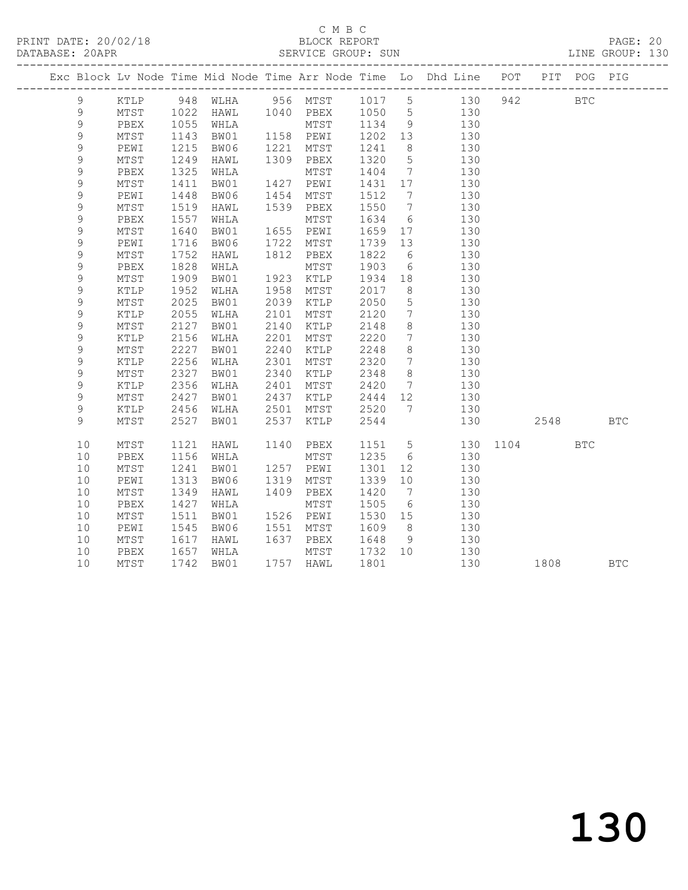C M B C

PRINT DATE: 20/02/18 BLOCK REPORT PAGE: 20
DATABASE: 20APR SERVICE GROUP: SUN LINE GROUP: 130

| Exc | Block | Lv | Node | Time | Mid Node | Time | Arr Node | Time | Lo | Dhd Line | POT | PIT | POG | PIG |
|---|---|---|---|---|---|---|---|---|---|---|---|---|---|---|
| | 9 | | KTLP | 948 | WLHA | 956 | MTST | 1017 | 5 | 130 | 942 | | BTC | |
| | 9 | | MTST | 1022 | HAWL | 1040 | PBEX | 1050 | 5 | 130 | | | | |
| | 9 | | PBEX | 1055 | WHLA | | MTST | 1134 | 9 | 130 | | | | |
| | 9 | | MTST | 1143 | BW01 | 1158 | PEWI | 1202 | 13 | 130 | | | | |
| | 9 | | PEWI | 1215 | BW06 | 1221 | MTST | 1241 | 8 | 130 | | | | |
| | 9 | | MTST | 1249 | HAWL | 1309 | PBEX | 1320 | 5 | 130 | | | | |
| | 9 | | PBEX | 1325 | WHLA | | MTST | 1404 | 7 | 130 | | | | |
| | 9 | | MTST | 1411 | BW01 | 1427 | PEWI | 1431 | 17 | 130 | | | | |
| | 9 | | PEWI | 1448 | BW06 | 1454 | MTST | 1512 | 7 | 130 | | | | |
| | 9 | | MTST | 1519 | HAWL | 1539 | PBEX | 1550 | 7 | 130 | | | | |
| | 9 | | PBEX | 1557 | WHLA | | MTST | 1634 | 6 | 130 | | | | |
| | 9 | | MTST | 1640 | BW01 | 1655 | PEWI | 1659 | 17 | 130 | | | | |
| | 9 | | PEWI | 1716 | BW06 | 1722 | MTST | 1739 | 13 | 130 | | | | |
| | 9 | | MTST | 1752 | HAWL | 1812 | PBEX | 1822 | 6 | 130 | | | | |
| | 9 | | PBEX | 1828 | WHLA | | MTST | 1903 | 6 | 130 | | | | |
| | 9 | | MTST | 1909 | BW01 | 1923 | KTLP | 1934 | 18 | 130 | | | | |
| | 9 | | KTLP | 1952 | WLHA | 1958 | MTST | 2017 | 8 | 130 | | | | |
| | 9 | | MTST | 2025 | BW01 | 2039 | KTLP | 2050 | 5 | 130 | | | | |
| | 9 | | KTLP | 2055 | WLHA | 2101 | MTST | 2120 | 7 | 130 | | | | |
| | 9 | | MTST | 2127 | BW01 | 2140 | KTLP | 2148 | 8 | 130 | | | | |
| | 9 | | KTLP | 2156 | WLHA | 2201 | MTST | 2220 | 7 | 130 | | | | |
| | 9 | | MTST | 2227 | BW01 | 2240 | KTLP | 2248 | 8 | 130 | | | | |
| | 9 | | KTLP | 2256 | WLHA | 2301 | MTST | 2320 | 7 | 130 | | | | |
| | 9 | | MTST | 2327 | BW01 | 2340 | KTLP | 2348 | 8 | 130 | | | | |
| | 9 | | KTLP | 2356 | WLHA | 2401 | MTST | 2420 | 7 | 130 | | | | |
| | 9 | | MTST | 2427 | BW01 | 2437 | KTLP | 2444 | 12 | 130 | | | | |
| | 9 | | KTLP | 2456 | WLHA | 2501 | MTST | 2520 | 7 | 130 | | | | |
| | 9 | | MTST | 2527 | BW01 | 2537 | KTLP | 2544 | | 130 | | 2548 | | BTC |
| | 10 | | MTST | 1121 | HAWL | 1140 | PBEX | 1151 | 5 | 130 | 1104 | | BTC | |
| | 10 | | PBEX | 1156 | WHLA | | MTST | 1235 | 6 | 130 | | | | |
| | 10 | | MTST | 1241 | BW01 | 1257 | PEWI | 1301 | 12 | 130 | | | | |
| | 10 | | PEWI | 1313 | BW06 | 1319 | MTST | 1339 | 10 | 130 | | | | |
| | 10 | | MTST | 1349 | HAWL | 1409 | PBEX | 1420 | 7 | 130 | | | | |
| | 10 | | PBEX | 1427 | WHLA | | MTST | 1505 | 6 | 130 | | | | |
| | 10 | | MTST | 1511 | BW01 | 1526 | PEWI | 1530 | 15 | 130 | | | | |
| | 10 | | PEWI | 1545 | BW06 | 1551 | MTST | 1609 | 8 | 130 | | | | |
| | 10 | | MTST | 1617 | HAWL | 1637 | PBEX | 1648 | 9 | 130 | | | | |
| | 10 | | PBEX | 1657 | WHLA | | MTST | 1732 | 10 | 130 | | | | |
| | 10 | | MTST | 1742 | BW01 | 1757 | HAWL | 1801 | | 130 | | 1808 | | BTC |

# 130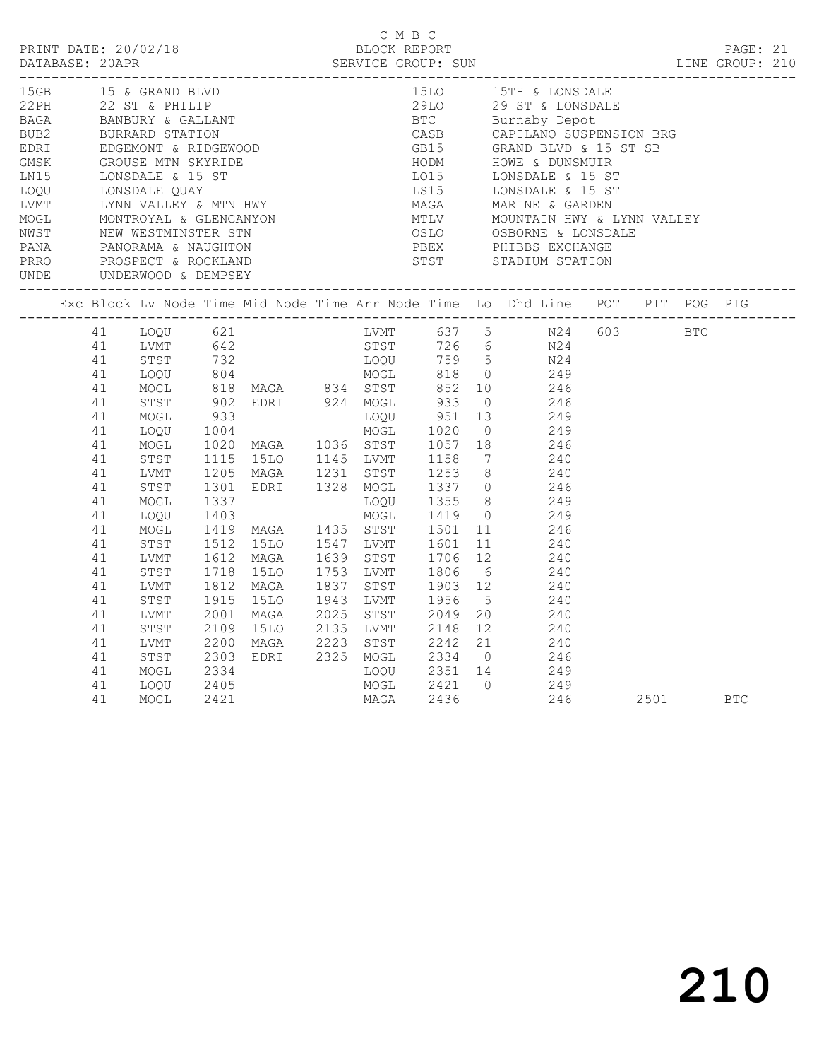C M B C

PRINT DATE: 20/02/18 BLOCK REPORT PAGE: 21
DATABASE: 20APR SERVICE GROUP: SUN LINE GROUP: 210

| Code | Name | Code | Name |
|---|---|---|---|
| 15GB | 15 & GRAND BLVD | 15LO | 15TH & LONSDALE |
| 22PH | 22 ST & PHILIP | 29LO | 29 ST & LONSDALE |
| BAGA | BANBURY & GALLANT | BTC | Burnaby Depot |
| BUB2 | BURRARD STATION | CASB | CAPILANO SUSPENSION BRG |
| EDRI | EDGEMONT & RIDGEWOOD | GB15 | GRAND BLVD & 15 ST SB |
| GMSK | GROUSE MTN SKYRIDE | HODM | HOWE & DUNSMUIR |
| LN15 | LONSDALE & 15 ST | LO15 | LONSDALE & 15 ST |
| LOQU | LONSDALE QUAY | LS15 | LONSDALE & 15 ST |
| LVMT | LYNN VALLEY & MTN HWY | MAGA | MARINE & GARDEN |
| MOGL | MONTROYAL & GLENCANYON | MTLV | MOUNTAIN HWY & LYNN VALLEY |
| NWST | NEW WESTMINSTER STN | OSLO | OSBORNE & LONSDALE |
| PANA | PANORAMA & NAUGHTON | PBEX | PHIBBS EXCHANGE |
| PRRO | PROSPECT & ROCKLAND | STST | STADIUM STATION |
| UNDE | UNDERWOOD & DEMPSEY | | |

| Exc | Block | Lv Node | Time | Mid Node | Time | Arr Node | Time | Lo | Dhd Line | POT | PIT | POG | PIG |
|---|---|---|---|---|---|---|---|---|---|---|---|---|---|
| | 41 | LOQU | 621 | | | LVMT | 637 | 5 | N24 | 603 | | BTC | |
| | 41 | LVMT | 642 | | | STST | 726 | 6 | N24 | | | | |
| | 41 | STST | 732 | | | LOQU | 759 | 5 | N24 | | | | |
| | 41 | LOQU | 804 | | | MOGL | 818 | 0 | 249 | | | | |
| | 41 | MOGL | 818 | MAGA | 834 | STST | 852 | 10 | 246 | | | | |
| | 41 | STST | 902 | EDRI | 924 | MOGL | 933 | 0 | 246 | | | | |
| | 41 | MOGL | 933 | | | LOQU | 951 | 13 | 249 | | | | |
| | 41 | LOQU | 1004 | | | MOGL | 1020 | 0 | 249 | | | | |
| | 41 | MOGL | 1020 | MAGA | 1036 | STST | 1057 | 18 | 246 | | | | |
| | 41 | STST | 1115 | 15LO | 1145 | LVMT | 1158 | 7 | 240 | | | | |
| | 41 | LVMT | 1205 | MAGA | 1231 | STST | 1253 | 8 | 240 | | | | |
| | 41 | STST | 1301 | EDRI | 1328 | MOGL | 1337 | 0 | 246 | | | | |
| | 41 | MOGL | 1337 | | | LOQU | 1355 | 8 | 249 | | | | |
| | 41 | LOQU | 1403 | | | MOGL | 1419 | 0 | 249 | | | | |
| | 41 | MOGL | 1419 | MAGA | 1435 | STST | 1501 | 11 | 246 | | | | |
| | 41 | STST | 1512 | 15LO | 1547 | LVMT | 1601 | 11 | 240 | | | | |
| | 41 | LVMT | 1612 | MAGA | 1639 | STST | 1706 | 12 | 240 | | | | |
| | 41 | STST | 1718 | 15LO | 1753 | LVMT | 1806 | 6 | 240 | | | | |
| | 41 | LVMT | 1812 | MAGA | 1837 | STST | 1903 | 12 | 240 | | | | |
| | 41 | STST | 1915 | 15LO | 1943 | LVMT | 1956 | 5 | 240 | | | | |
| | 41 | LVMT | 2001 | MAGA | 2025 | STST | 2049 | 20 | 240 | | | | |
| | 41 | STST | 2109 | 15LO | 2135 | LVMT | 2148 | 12 | 240 | | | | |
| | 41 | LVMT | 2200 | MAGA | 2223 | STST | 2242 | 21 | 240 | | | | |
| | 41 | STST | 2303 | EDRI | 2325 | MOGL | 2334 | 0 | 246 | | | | |
| | 41 | MOGL | 2334 | | | LOQU | 2351 | 14 | 249 | | | | |
| | 41 | LOQU | 2405 | | | MOGL | 2421 | 0 | 249 | | | | |
| | 41 | MOGL | 2421 | | | MAGA | 2436 | | 246 | | 2501 | | BTC |

210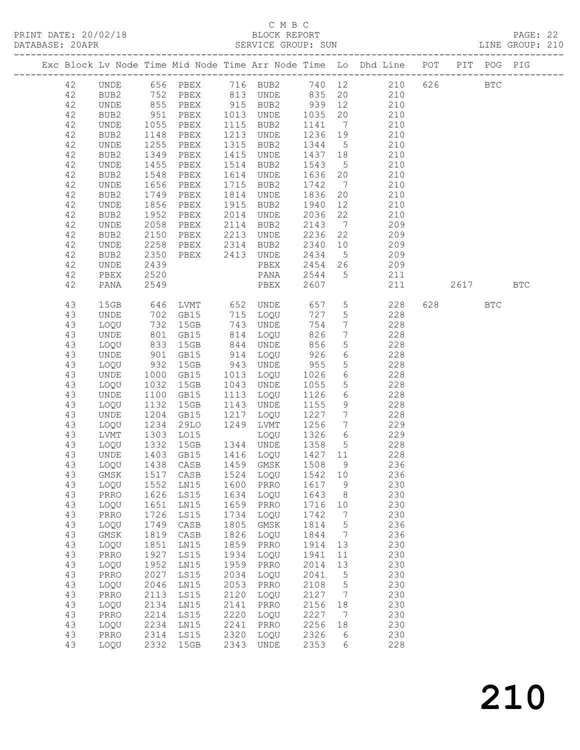C M B C
PRINT DATE: 20/02/18 BLOCK REPORT
DATABASE: 20APR SERVICE GROUP: SUN LINE GROUP: 210

| Exc | Block | Lv | Node | Time | Mid Node | Time | Arr Node | Time | Lo | Dhd Line | POT | PIT | POG | PIG |
|---|---|---|---|---|---|---|---|---|---|---|---|---|---|---|
| | 42 | | UNDE | 656 | PBEX | 716 | BUB2 | 740 | 12 | 210 | 626 | | BTC | |
| | 42 | | BUB2 | 752 | PBEX | 813 | UNDE | 835 | 20 | 210 | | | | |
| | 42 | | UNDE | 855 | PBEX | 915 | BUB2 | 939 | 12 | 210 | | | | |
| | 42 | | BUB2 | 951 | PBEX | 1013 | UNDE | 1035 | 20 | 210 | | | | |
| | 42 | | UNDE | 1055 | PBEX | 1115 | BUB2 | 1141 | 7 | 210 | | | | |
| | 42 | | BUB2 | 1148 | PBEX | 1213 | UNDE | 1236 | 19 | 210 | | | | |
| | 42 | | UNDE | 1255 | PBEX | 1315 | BUB2 | 1344 | 5 | 210 | | | | |
| | 42 | | BUB2 | 1349 | PBEX | 1415 | UNDE | 1437 | 18 | 210 | | | | |
| | 42 | | UNDE | 1455 | PBEX | 1514 | BUB2 | 1543 | 5 | 210 | | | | |
| | 42 | | BUB2 | 1548 | PBEX | 1614 | UNDE | 1636 | 20 | 210 | | | | |
| | 42 | | UNDE | 1656 | PBEX | 1715 | BUB2 | 1742 | 7 | 210 | | | | |
| | 42 | | BUB2 | 1749 | PBEX | 1814 | UNDE | 1836 | 20 | 210 | | | | |
| | 42 | | UNDE | 1856 | PBEX | 1915 | BUB2 | 1940 | 12 | 210 | | | | |
| | 42 | | BUB2 | 1952 | PBEX | 2014 | UNDE | 2036 | 22 | 210 | | | | |
| | 42 | | UNDE | 2058 | PBEX | 2114 | BUB2 | 2143 | 7 | 209 | | | | |
| | 42 | | BUB2 | 2150 | PBEX | 2213 | UNDE | 2236 | 22 | 209 | | | | |
| | 42 | | UNDE | 2258 | PBEX | 2314 | BUB2 | 2340 | 10 | 209 | | | | |
| | 42 | | BUB2 | 2350 | PBEX | 2413 | UNDE | 2434 | 5 | 209 | | | | |
| | 42 | | UNDE | 2439 | | | PBEX | 2454 | 26 | 209 | | | | |
| | 42 | | PBEX | 2520 | | | PANA | 2544 | 5 | 211 | | | | |
| | 42 | | PANA | 2549 | | | PBEX | 2607 | | 211 | | 2617 | | BTC |
| | 43 | | 15GB | 646 | LVMT | 652 | UNDE | 657 | 5 | 228 | 628 | | BTC | |
| | 43 | | UNDE | 702 | GB15 | 715 | LOQU | 727 | 5 | 228 | | | | |
| | 43 | | LOQU | 732 | 15GB | 743 | UNDE | 754 | 7 | 228 | | | | |
| | 43 | | UNDE | 801 | GB15 | 814 | LOQU | 826 | 7 | 228 | | | | |
| | 43 | | LOQU | 833 | 15GB | 844 | UNDE | 856 | 5 | 228 | | | | |
| | 43 | | UNDE | 901 | GB15 | 914 | LOQU | 926 | 6 | 228 | | | | |
| | 43 | | LOQU | 932 | 15GB | 943 | UNDE | 955 | 5 | 228 | | | | |
| | 43 | | UNDE | 1000 | GB15 | 1013 | LOQU | 1026 | 6 | 228 | | | | |
| | 43 | | LOQU | 1032 | 15GB | 1043 | UNDE | 1055 | 5 | 228 | | | | |
| | 43 | | UNDE | 1100 | GB15 | 1113 | LOQU | 1126 | 6 | 228 | | | | |
| | 43 | | LOQU | 1132 | 15GB | 1143 | UNDE | 1155 | 9 | 228 | | | | |
| | 43 | | UNDE | 1204 | GB15 | 1217 | LOQU | 1227 | 7 | 228 | | | | |
| | 43 | | LOQU | 1234 | 29LO | 1249 | LVMT | 1256 | 7 | 229 | | | | |
| | 43 | | LVMT | 1303 | LO15 | | LOQU | 1326 | 6 | 229 | | | | |
| | 43 | | LOQU | 1332 | 15GB | 1344 | UNDE | 1358 | 5 | 228 | | | | |
| | 43 | | UNDE | 1403 | GB15 | 1416 | LOQU | 1427 | 11 | 228 | | | | |
| | 43 | | LOQU | 1438 | CASB | 1459 | GMSK | 1508 | 9 | 236 | | | | |
| | 43 | | GMSK | 1517 | CASB | 1524 | LOQU | 1542 | 10 | 236 | | | | |
| | 43 | | LOQU | 1552 | LN15 | 1600 | PRRO | 1617 | 9 | 230 | | | | |
| | 43 | | PRRO | 1626 | LS15 | 1634 | LOQU | 1643 | 8 | 230 | | | | |
| | 43 | | LOQU | 1651 | LN15 | 1659 | PRRO | 1716 | 10 | 230 | | | | |
| | 43 | | PRRO | 1726 | LS15 | 1734 | LOQU | 1742 | 7 | 230 | | | | |
| | 43 | | LOQU | 1749 | CASB | 1805 | GMSK | 1814 | 5 | 236 | | | | |
| | 43 | | GMSK | 1819 | CASB | 1826 | LOQU | 1844 | 7 | 236 | | | | |
| | 43 | | LOQU | 1851 | LN15 | 1859 | PRRO | 1914 | 13 | 230 | | | | |
| | 43 | | PRRO | 1927 | LS15 | 1934 | LOQU | 1941 | 11 | 230 | | | | |
| | 43 | | LOQU | 1952 | LN15 | 1959 | PRRO | 2014 | 13 | 230 | | | | |
| | 43 | | PRRO | 2027 | LS15 | 2034 | LOQU | 2041 | 5 | 230 | | | | |
| | 43 | | LOQU | 2046 | LN15 | 2053 | PRRO | 2108 | 5 | 230 | | | | |
| | 43 | | PRRO | 2113 | LS15 | 2120 | LOQU | 2127 | 7 | 230 | | | | |
| | 43 | | LOQU | 2134 | LN15 | 2141 | PRRO | 2156 | 18 | 230 | | | | |
| | 43 | | PRRO | 2214 | LS15 | 2220 | LOQU | 2227 | 7 | 230 | | | | |
| | 43 | | LOQU | 2234 | LN15 | 2241 | PRRO | 2256 | 18 | 230 | | | | |
| | 43 | | PRRO | 2314 | LS15 | 2320 | LOQU | 2326 | 6 | 230 | | | | |
| | 43 | | LOQU | 2332 | 15GB | 2343 | UNDE | 2353 | 6 | 228 | | | | |

210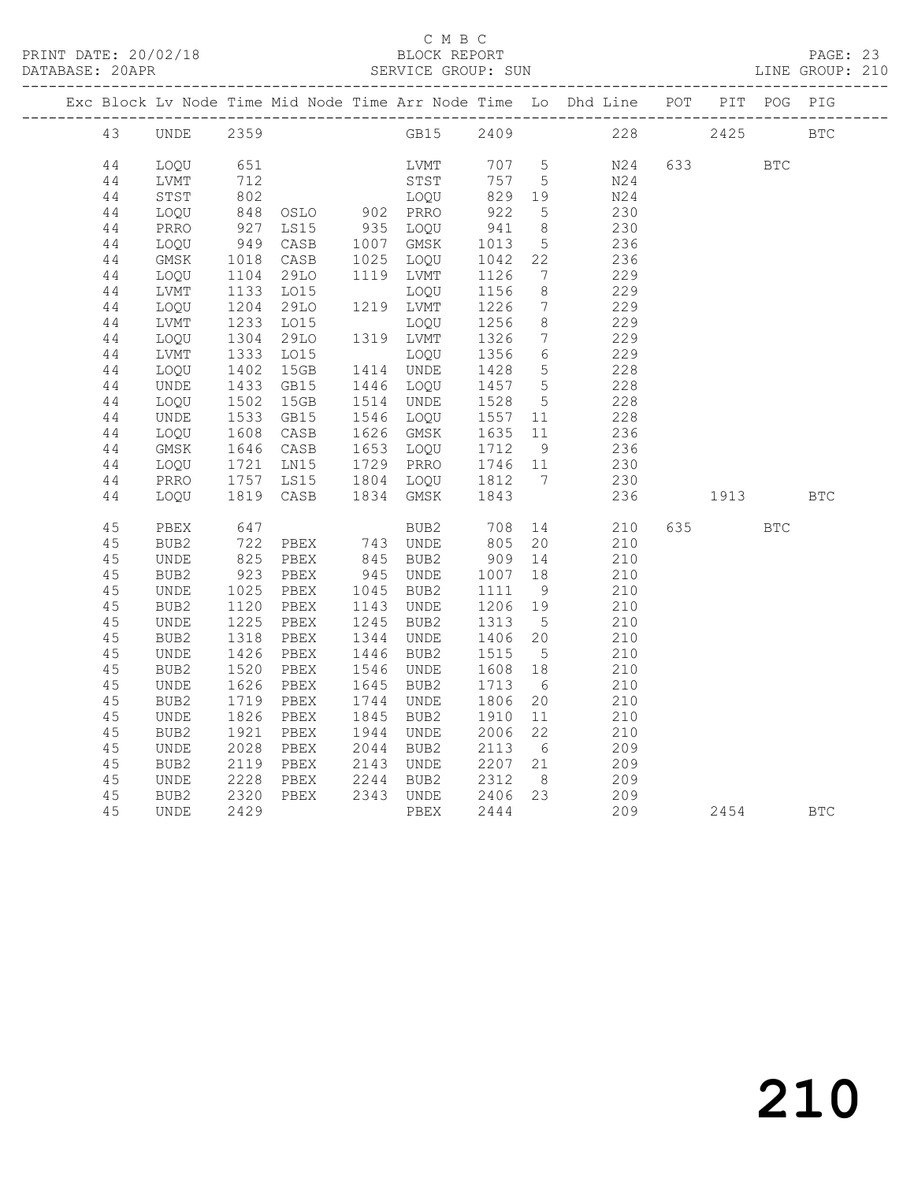C M B C
BLOCK REPORT
SERVICE GROUP: SUN

PRINT DATE: 20/02/18
DATABASE: 20APR
LINE GROUP: 210

| Exc | Block | Lv | Node | Time | Mid Node | Time | Arr Node | Time | Lo | Dhd Line | POT | PIT | POG | PIG |
|---|---|---|---|---|---|---|---|---|---|---|---|---|---|---|
| | 43 | | UNDE | 2359 | | | GB15 | 2409 | | 228 | | 2425 | | BTC |
| | 44 | | LOQU | 651 | | | LVMT | 707 | 5 | N24 | 633 | | BTC | |
| | 44 | | LVMT | 712 | | | STST | 757 | 5 | N24 | | | | |
| | 44 | | STST | 802 | | | LOQU | 829 | 19 | N24 | | | | |
| | 44 | | LOQU | 848 | OSLO | 902 | PRRO | 922 | 5 | 230 | | | | |
| | 44 | | PRRO | 927 | LS15 | 935 | LOQU | 941 | 8 | 230 | | | | |
| | 44 | | LOQU | 949 | CASB | 1007 | GMSK | 1013 | 5 | 236 | | | | |
| | 44 | | GMSK | 1018 | CASB | 1025 | LOQU | 1042 | 22 | 236 | | | | |
| | 44 | | LOQU | 1104 | 29LO | 1119 | LVMT | 1126 | 7 | 229 | | | | |
| | 44 | | LVMT | 1133 | LO15 | | LOQU | 1156 | 8 | 229 | | | | |
| | 44 | | LOQU | 1204 | 29LO | 1219 | LVMT | 1226 | 7 | 229 | | | | |
| | 44 | | LVMT | 1233 | LO15 | | LOQU | 1256 | 8 | 229 | | | | |
| | 44 | | LOQU | 1304 | 29LO | 1319 | LVMT | 1326 | 7 | 229 | | | | |
| | 44 | | LVMT | 1333 | LO15 | | LOQU | 1356 | 6 | 229 | | | | |
| | 44 | | LOQU | 1402 | 15GB | 1414 | UNDE | 1428 | 5 | 228 | | | | |
| | 44 | | UNDE | 1433 | GB15 | 1446 | LOQU | 1457 | 5 | 228 | | | | |
| | 44 | | LOQU | 1502 | 15GB | 1514 | UNDE | 1528 | 5 | 228 | | | | |
| | 44 | | UNDE | 1533 | GB15 | 1546 | LOQU | 1557 | 11 | 228 | | | | |
| | 44 | | LOQU | 1608 | CASB | 1626 | GMSK | 1635 | 11 | 236 | | | | |
| | 44 | | GMSK | 1646 | CASB | 1653 | LOQU | 1712 | 9 | 236 | | | | |
| | 44 | | LOQU | 1721 | LN15 | 1729 | PRRO | 1746 | 11 | 230 | | | | |
| | 44 | | PRRO | 1757 | LS15 | 1804 | LOQU | 1812 | 7 | 230 | | | | |
| | 44 | | LOQU | 1819 | CASB | 1834 | GMSK | 1843 | | 236 | | 1913 | | BTC |
| | 45 | | PBEX | 647 | | | BUB2 | 708 | 14 | 210 | 635 | | BTC | |
| | 45 | | BUB2 | 722 | PBEX | 743 | UNDE | 805 | 20 | 210 | | | | |
| | 45 | | UNDE | 825 | PBEX | 845 | BUB2 | 909 | 14 | 210 | | | | |
| | 45 | | BUB2 | 923 | PBEX | 945 | UNDE | 1007 | 18 | 210 | | | | |
| | 45 | | UNDE | 1025 | PBEX | 1045 | BUB2 | 1111 | 9 | 210 | | | | |
| | 45 | | BUB2 | 1120 | PBEX | 1143 | UNDE | 1206 | 19 | 210 | | | | |
| | 45 | | UNDE | 1225 | PBEX | 1245 | BUB2 | 1313 | 5 | 210 | | | | |
| | 45 | | BUB2 | 1318 | PBEX | 1344 | UNDE | 1406 | 20 | 210 | | | | |
| | 45 | | UNDE | 1426 | PBEX | 1446 | BUB2 | 1515 | 5 | 210 | | | | |
| | 45 | | BUB2 | 1520 | PBEX | 1546 | UNDE | 1608 | 18 | 210 | | | | |
| | 45 | | UNDE | 1626 | PBEX | 1645 | BUB2 | 1713 | 6 | 210 | | | | |
| | 45 | | BUB2 | 1719 | PBEX | 1744 | UNDE | 1806 | 20 | 210 | | | | |
| | 45 | | UNDE | 1826 | PBEX | 1845 | BUB2 | 1910 | 11 | 210 | | | | |
| | 45 | | BUB2 | 1921 | PBEX | 1944 | UNDE | 2006 | 22 | 210 | | | | |
| | 45 | | UNDE | 2028 | PBEX | 2044 | BUB2 | 2113 | 6 | 209 | | | | |
| | 45 | | BUB2 | 2119 | PBEX | 2143 | UNDE | 2207 | 21 | 209 | | | | |
| | 45 | | UNDE | 2228 | PBEX | 2244 | BUB2 | 2312 | 8 | 209 | | | | |
| | 45 | | BUB2 | 2320 | PBEX | 2343 | UNDE | 2406 | 23 | 209 | | | | |
| | 45 | | UNDE | 2429 | | | PBEX | 2444 | | 209 | | 2454 | | BTC |

210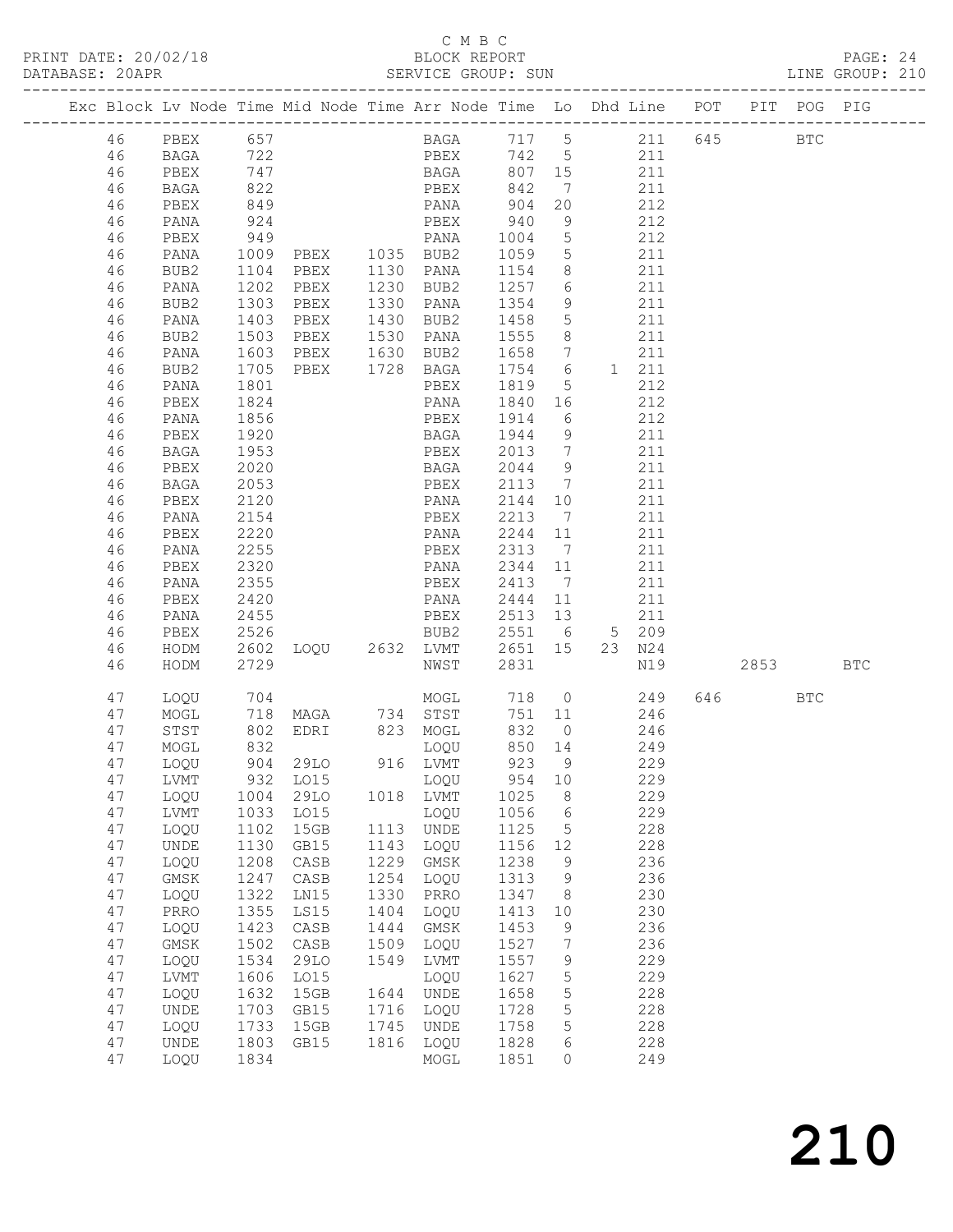C M B C

PRINT DATE: 20/02/18 BLOCK REPORT

DATABASE: 20APR SERVICE GROUP: SUN LINE GROUP: 210

| Exc | Block | Lv | Node | Time | Mid Node | Time | Arr Node | Time | Lo | Dhd | Line | POT | PIT | POG | PIG |
|---|---|---|---|---|---|---|---|---|---|---|---|---|---|---|---|
| | 46 | | PBEX | 657 | | | BAGA | 717 | 5 | | 211 | 645 | | BTC | |
| | 46 | | BAGA | 722 | | | PBEX | 742 | 5 | | 211 | | | | |
| | 46 | | PBEX | 747 | | | BAGA | 807 | 15 | | 211 | | | | |
| | 46 | | BAGA | 822 | | | PBEX | 842 | 7 | | 211 | | | | |
| | 46 | | PBEX | 849 | | | PANA | 904 | 20 | | 212 | | | | |
| | 46 | | PANA | 924 | | | PBEX | 940 | 9 | | 212 | | | | |
| | 46 | | PBEX | 949 | | | PANA | 1004 | 5 | | 212 | | | | |
| | 46 | | PANA | 1009 | PBEX | 1035 | BUB2 | 1059 | 5 | | 211 | | | | |
| | 46 | | BUB2 | 1104 | PBEX | 1130 | PANA | 1154 | 8 | | 211 | | | | |
| | 46 | | PANA | 1202 | PBEX | 1230 | BUB2 | 1257 | 6 | | 211 | | | | |
| | 46 | | BUB2 | 1303 | PBEX | 1330 | PANA | 1354 | 9 | | 211 | | | | |
| | 46 | | PANA | 1403 | PBEX | 1430 | BUB2 | 1458 | 5 | | 211 | | | | |
| | 46 | | BUB2 | 1503 | PBEX | 1530 | PANA | 1555 | 8 | | 211 | | | | |
| | 46 | | PANA | 1603 | PBEX | 1630 | BUB2 | 1658 | 7 | | 211 | | | | |
| | 46 | | BUB2 | 1705 | PBEX | 1728 | BAGA | 1754 | 6 | 1 | 211 | | | | |
| | 46 | | PANA | 1801 | | | PBEX | 1819 | 5 | | 212 | | | | |
| | 46 | | PBEX | 1824 | | | PANA | 1840 | 16 | | 212 | | | | |
| | 46 | | PANA | 1856 | | | PBEX | 1914 | 6 | | 212 | | | | |
| | 46 | | PBEX | 1920 | | | BAGA | 1944 | 9 | | 211 | | | | |
| | 46 | | BAGA | 1953 | | | PBEX | 2013 | 7 | | 211 | | | | |
| | 46 | | PBEX | 2020 | | | BAGA | 2044 | 9 | | 211 | | | | |
| | 46 | | BAGA | 2053 | | | PBEX | 2113 | 7 | | 211 | | | | |
| | 46 | | PBEX | 2120 | | | PANA | 2144 | 10 | | 211 | | | | |
| | 46 | | PANA | 2154 | | | PBEX | 2213 | 7 | | 211 | | | | |
| | 46 | | PBEX | 2220 | | | PANA | 2244 | 11 | | 211 | | | | |
| | 46 | | PANA | 2255 | | | PBEX | 2313 | 7 | | 211 | | | | |
| | 46 | | PBEX | 2320 | | | PANA | 2344 | 11 | | 211 | | | | |
| | 46 | | PANA | 2355 | | | PBEX | 2413 | 7 | | 211 | | | | |
| | 46 | | PBEX | 2420 | | | PANA | 2444 | 11 | | 211 | | | | |
| | 46 | | PANA | 2455 | | | PBEX | 2513 | 13 | | 211 | | | | |
| | 46 | | PBEX | 2526 | | | BUB2 | 2551 | 6 | 5 | 209 | | | | |
| | 46 | | HODM | 2602 | LOQU | 2632 | LVMT | 2651 | 15 | 23 | N24 | | | | |
| | 46 | | HODM | 2729 | | | NWST | 2831 | | | N19 | | 2853 | | BTC |
| | 47 | | LOQU | 704 | | | MOGL | 718 | 0 | | 249 | 646 | | BTC | |
| | 47 | | MOGL | 718 | MAGA | 734 | STST | 751 | 11 | | 246 | | | | |
| | 47 | | STST | 802 | EDRI | 823 | MOGL | 832 | 0 | | 246 | | | | |
| | 47 | | MOGL | 832 | | | LOQU | 850 | 14 | | 249 | | | | |
| | 47 | | LOQU | 904 | 29LO | 916 | LVMT | 923 | 9 | | 229 | | | | |
| | 47 | | LVMT | 932 | LO15 | | LOQU | 954 | 10 | | 229 | | | | |
| | 47 | | LOQU | 1004 | 29LO | 1018 | LVMT | 1025 | 8 | | 229 | | | | |
| | 47 | | LVMT | 1033 | LO15 | | LOQU | 1056 | 6 | | 229 | | | | |
| | 47 | | LOQU | 1102 | 15GB | 1113 | UNDE | 1125 | 5 | | 228 | | | | |
| | 47 | | UNDE | 1130 | GB15 | 1143 | LOQU | 1156 | 12 | | 228 | | | | |
| | 47 | | LOQU | 1208 | CASB | 1229 | GMSK | 1238 | 9 | | 236 | | | | |
| | 47 | | GMSK | 1247 | CASB | 1254 | LOQU | 1313 | 9 | | 236 | | | | |
| | 47 | | LOQU | 1322 | LN15 | 1330 | PRRO | 1347 | 8 | | 230 | | | | |
| | 47 | | PRRO | 1355 | LS15 | 1404 | LOQU | 1413 | 10 | | 230 | | | | |
| | 47 | | LOQU | 1423 | CASB | 1444 | GMSK | 1453 | 9 | | 236 | | | | |
| | 47 | | GMSK | 1502 | CASB | 1509 | LOQU | 1527 | 7 | | 236 | | | | |
| | 47 | | LOQU | 1534 | 29LO | 1549 | LVMT | 1557 | 9 | | 229 | | | | |
| | 47 | | LVMT | 1606 | LO15 | | LOQU | 1627 | 5 | | 229 | | | | |
| | 47 | | LOQU | 1632 | 15GB | 1644 | UNDE | 1658 | 5 | | 228 | | | | |
| | 47 | | UNDE | 1703 | GB15 | 1716 | LOQU | 1728 | 5 | | 228 | | | | |
| | 47 | | LOQU | 1733 | 15GB | 1745 | UNDE | 1758 | 5 | | 228 | | | | |
| | 47 | | UNDE | 1803 | GB15 | 1816 | LOQU | 1828 | 6 | | 228 | | | | |
| | 47 | | LOQU | 1834 | | | MOGL | 1851 | 0 | | 249 | | | | |

210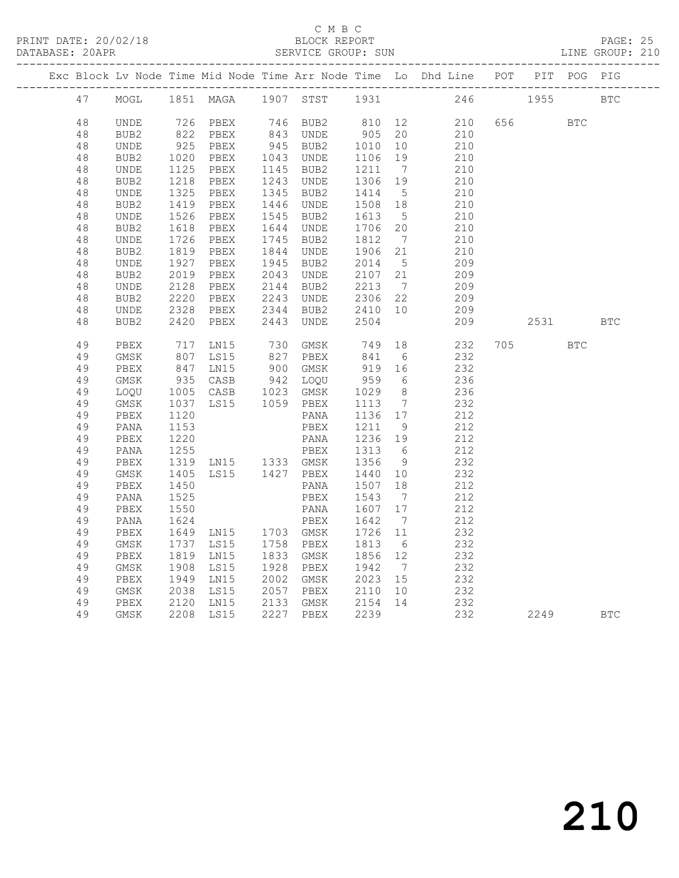C M B C
BLOCK REPORT
SERVICE GROUP: SUN

PRINT DATE: 20/02/18
DATABASE: 20APR
LINE GROUP: 210

| Exc | Block | Lv | Node | Time | Mid Node | Time | Arr Node | Time | Lo | Dhd Line | POT | PIT | POG | PIG |
|---|---|---|---|---|---|---|---|---|---|---|---|---|---|---|
| | 47 | | MOGL | 1851 | MAGA | 1907 | STST | 1931 | | 246 | | 1955 | | BTC |
| | 48 | | UNDE | 726 | PBEX | 746 | BUB2 | 810 | 12 | 210 | 656 | | BTC | |
| | 48 | | BUB2 | 822 | PBEX | 843 | UNDE | 905 | 20 | 210 | | | | |
| | 48 | | UNDE | 925 | PBEX | 945 | BUB2 | 1010 | 10 | 210 | | | | |
| | 48 | | BUB2 | 1020 | PBEX | 1043 | UNDE | 1106 | 19 | 210 | | | | |
| | 48 | | UNDE | 1125 | PBEX | 1145 | BUB2 | 1211 | 7 | 210 | | | | |
| | 48 | | BUB2 | 1218 | PBEX | 1243 | UNDE | 1306 | 19 | 210 | | | | |
| | 48 | | UNDE | 1325 | PBEX | 1345 | BUB2 | 1414 | 5 | 210 | | | | |
| | 48 | | BUB2 | 1419 | PBEX | 1446 | UNDE | 1508 | 18 | 210 | | | | |
| | 48 | | UNDE | 1526 | PBEX | 1545 | BUB2 | 1613 | 5 | 210 | | | | |
| | 48 | | BUB2 | 1618 | PBEX | 1644 | UNDE | 1706 | 20 | 210 | | | | |
| | 48 | | UNDE | 1726 | PBEX | 1745 | BUB2 | 1812 | 7 | 210 | | | | |
| | 48 | | BUB2 | 1819 | PBEX | 1844 | UNDE | 1906 | 21 | 210 | | | | |
| | 48 | | UNDE | 1927 | PBEX | 1945 | BUB2 | 2014 | 5 | 209 | | | | |
| | 48 | | BUB2 | 2019 | PBEX | 2043 | UNDE | 2107 | 21 | 209 | | | | |
| | 48 | | UNDE | 2128 | PBEX | 2144 | BUB2 | 2213 | 7 | 209 | | | | |
| | 48 | | BUB2 | 2220 | PBEX | 2243 | UNDE | 2306 | 22 | 209 | | | | |
| | 48 | | UNDE | 2328 | PBEX | 2344 | BUB2 | 2410 | 10 | 209 | | | | |
| | 48 | | BUB2 | 2420 | PBEX | 2443 | UNDE | 2504 | | 209 | | 2531 | | BTC |
| | 49 | | PBEX | 717 | LN15 | 730 | GMSK | 749 | 18 | 232 | 705 | | BTC | |
| | 49 | | GMSK | 807 | LS15 | 827 | PBEX | 841 | 6 | 232 | | | | |
| | 49 | | PBEX | 847 | LN15 | 900 | GMSK | 919 | 16 | 232 | | | | |
| | 49 | | GMSK | 935 | CASB | 942 | LOQU | 959 | 6 | 236 | | | | |
| | 49 | | LOQU | 1005 | CASB | 1023 | GMSK | 1029 | 8 | 236 | | | | |
| | 49 | | GMSK | 1037 | LS15 | 1059 | PBEX | 1113 | 7 | 232 | | | | |
| | 49 | | PBEX | 1120 | | | PANA | 1136 | 17 | 212 | | | | |
| | 49 | | PANA | 1153 | | | PBEX | 1211 | 9 | 212 | | | | |
| | 49 | | PBEX | 1220 | | | PANA | 1236 | 19 | 212 | | | | |
| | 49 | | PANA | 1255 | | | PBEX | 1313 | 6 | 212 | | | | |
| | 49 | | PBEX | 1319 | LN15 | 1333 | GMSK | 1356 | 9 | 232 | | | | |
| | 49 | | GMSK | 1405 | LS15 | 1427 | PBEX | 1440 | 10 | 232 | | | | |
| | 49 | | PBEX | 1450 | | | PANA | 1507 | 18 | 212 | | | | |
| | 49 | | PANA | 1525 | | | PBEX | 1543 | 7 | 212 | | | | |
| | 49 | | PBEX | 1550 | | | PANA | 1607 | 17 | 212 | | | | |
| | 49 | | PANA | 1624 | | | PBEX | 1642 | 7 | 212 | | | | |
| | 49 | | PBEX | 1649 | LN15 | 1703 | GMSK | 1726 | 11 | 232 | | | | |
| | 49 | | GMSK | 1737 | LS15 | 1758 | PBEX | 1813 | 6 | 232 | | | | |
| | 49 | | PBEX | 1819 | LN15 | 1833 | GMSK | 1856 | 12 | 232 | | | | |
| | 49 | | GMSK | 1908 | LS15 | 1928 | PBEX | 1942 | 7 | 232 | | | | |
| | 49 | | PBEX | 1949 | LN15 | 2002 | GMSK | 2023 | 15 | 232 | | | | |
| | 49 | | GMSK | 2038 | LS15 | 2057 | PBEX | 2110 | 10 | 232 | | | | |
| | 49 | | PBEX | 2120 | LN15 | 2133 | GMSK | 2154 | 14 | 232 | | | | |
| | 49 | | GMSK | 2208 | LS15 | 2227 | PBEX | 2239 | | 232 | | 2249 | | BTC |

210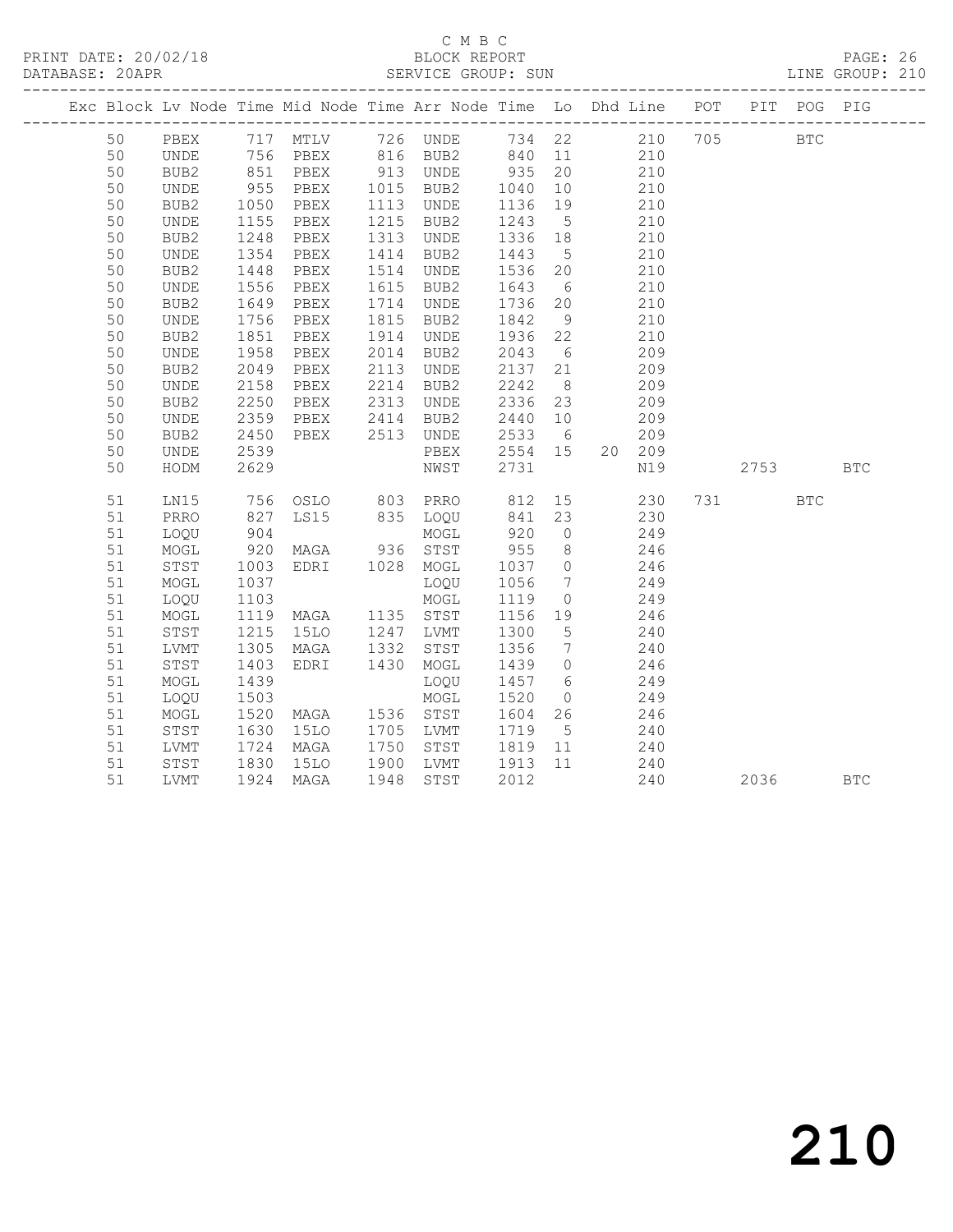C M B C
BLOCK REPORT
SERVICE GROUP: SUN

PRINT DATE: 20/02/18
DATABASE: 20APR
LINE GROUP: 210

| Exc | Block | Lv | Node | Time | Mid Node | Time | Arr Node | Time | Lo | Dhd | Line | POT | PIT | POG | PIG |
|---|---|---|---|---|---|---|---|---|---|---|---|---|---|---|---|
| | 50 | | PBEX | 717 | MTLV | 726 | UNDE | 734 | 22 | | 210 | 705 | | BTC | |
| | 50 | | UNDE | 756 | PBEX | 816 | BUB2 | 840 | 11 | | 210 | | | | |
| | 50 | | BUB2 | 851 | PBEX | 913 | UNDE | 935 | 20 | | 210 | | | | |
| | 50 | | UNDE | 955 | PBEX | 1015 | BUB2 | 1040 | 10 | | 210 | | | | |
| | 50 | | BUB2 | 1050 | PBEX | 1113 | UNDE | 1136 | 19 | | 210 | | | | |
| | 50 | | UNDE | 1155 | PBEX | 1215 | BUB2 | 1243 | 5 | | 210 | | | | |
| | 50 | | BUB2 | 1248 | PBEX | 1313 | UNDE | 1336 | 18 | | 210 | | | | |
| | 50 | | UNDE | 1354 | PBEX | 1414 | BUB2 | 1443 | 5 | | 210 | | | | |
| | 50 | | BUB2 | 1448 | PBEX | 1514 | UNDE | 1536 | 20 | | 210 | | | | |
| | 50 | | UNDE | 1556 | PBEX | 1615 | BUB2 | 1643 | 6 | | 210 | | | | |
| | 50 | | BUB2 | 1649 | PBEX | 1714 | UNDE | 1736 | 20 | | 210 | | | | |
| | 50 | | UNDE | 1756 | PBEX | 1815 | BUB2 | 1842 | 9 | | 210 | | | | |
| | 50 | | BUB2 | 1851 | PBEX | 1914 | UNDE | 1936 | 22 | | 210 | | | | |
| | 50 | | UNDE | 1958 | PBEX | 2014 | BUB2 | 2043 | 6 | | 209 | | | | |
| | 50 | | BUB2 | 2049 | PBEX | 2113 | UNDE | 2137 | 21 | | 209 | | | | |
| | 50 | | UNDE | 2158 | PBEX | 2214 | BUB2 | 2242 | 8 | | 209 | | | | |
| | 50 | | BUB2 | 2250 | PBEX | 2313 | UNDE | 2336 | 23 | | 209 | | | | |
| | 50 | | UNDE | 2359 | PBEX | 2414 | BUB2 | 2440 | 10 | | 209 | | | | |
| | 50 | | BUB2 | 2450 | PBEX | 2513 | UNDE | 2533 | 6 | | 209 | | | | |
| | 50 | | UNDE | 2539 | | | PBEX | 2554 | 15 | 20 | 209 | | | | |
| | 50 | | HODM | 2629 | | | NWST | 2731 | | | N19 | | 2753 | | BTC |
| | 51 | | LN15 | 756 | OSLO | 803 | PRRO | 812 | 15 | | 230 | 731 | | BTC | |
| | 51 | | PRRO | 827 | LS15 | 835 | LOQU | 841 | 23 | | 230 | | | | |
| | 51 | | LOQU | 904 | | | MOGL | 920 | 0 | | 249 | | | | |
| | 51 | | MOGL | 920 | MAGA | 936 | STST | 955 | 8 | | 246 | | | | |
| | 51 | | STST | 1003 | EDRI | 1028 | MOGL | 1037 | 0 | | 246 | | | | |
| | 51 | | MOGL | 1037 | | | LOQU | 1056 | 7 | | 249 | | | | |
| | 51 | | LOQU | 1103 | | | MOGL | 1119 | 0 | | 249 | | | | |
| | 51 | | MOGL | 1119 | MAGA | 1135 | STST | 1156 | 19 | | 246 | | | | |
| | 51 | | STST | 1215 | 15LO | 1247 | LVMT | 1300 | 5 | | 240 | | | | |
| | 51 | | LVMT | 1305 | MAGA | 1332 | STST | 1356 | 7 | | 240 | | | | |
| | 51 | | STST | 1403 | EDRI | 1430 | MOGL | 1439 | 0 | | 246 | | | | |
| | 51 | | MOGL | 1439 | | | LOQU | 1457 | 6 | | 249 | | | | |
| | 51 | | LOQU | 1503 | | | MOGL | 1520 | 0 | | 249 | | | | |
| | 51 | | MOGL | 1520 | MAGA | 1536 | STST | 1604 | 26 | | 246 | | | | |
| | 51 | | STST | 1630 | 15LO | 1705 | LVMT | 1719 | 5 | | 240 | | | | |
| | 51 | | LVMT | 1724 | MAGA | 1750 | STST | 1819 | 11 | | 240 | | | | |
| | 51 | | STST | 1830 | 15LO | 1900 | LVMT | 1913 | 11 | | 240 | | | | |
| | 51 | | LVMT | 1924 | MAGA | 1948 | STST | 2012 | | | 240 | | 2036 | | BTC |

210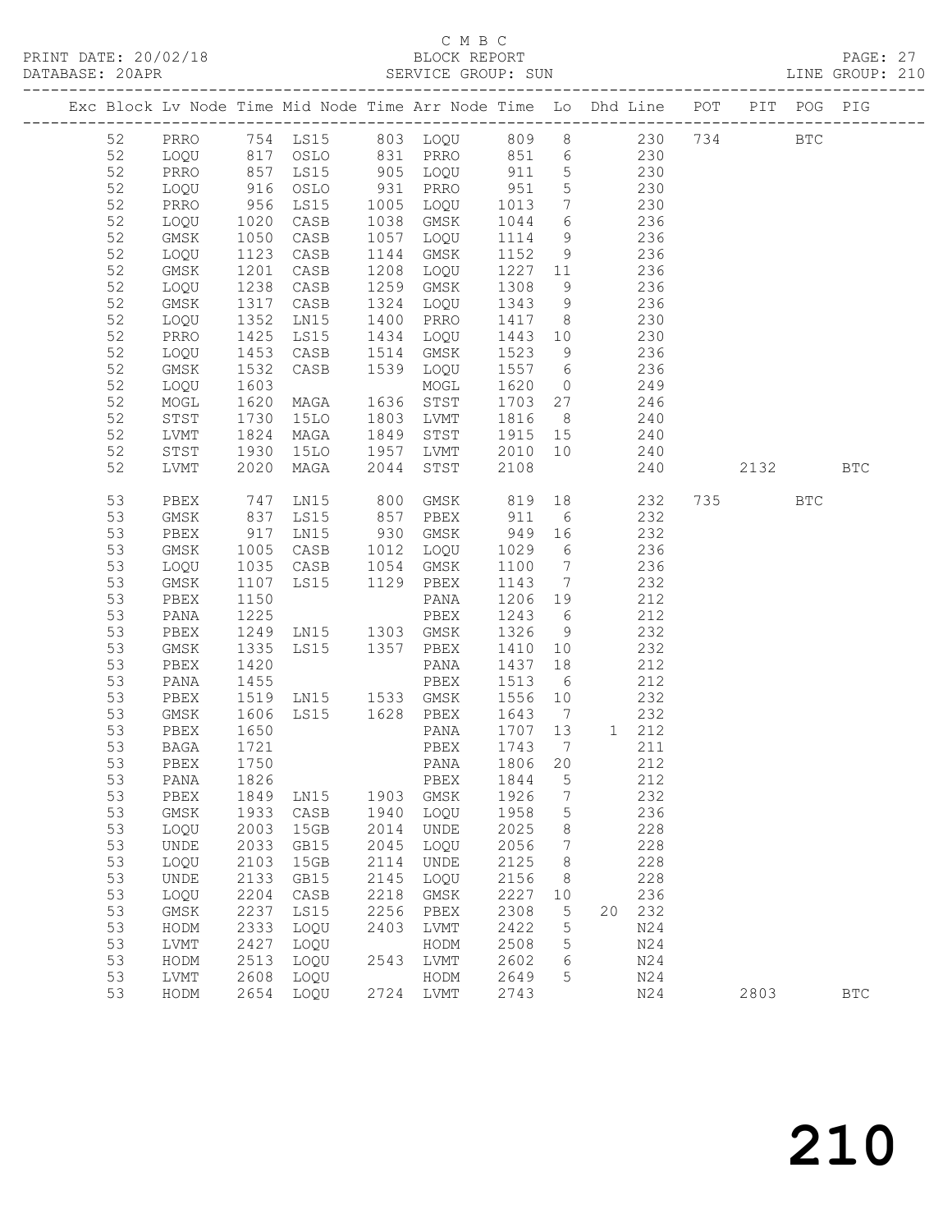C M B C
PRINT DATE: 20/02/18 BLOCK REPORT
DATABASE: 20APR SERVICE GROUP: SUN LINE GROUP: 210

| Exc | Block | Lv | Node | Time | Mid Node | Time | Arr Node | Time | Lo | Dhd | Line | POT | PIT | POG | PIG |
|---|---|---|---|---|---|---|---|---|---|---|---|---|---|---|---|
| | 52 | | PRRO | 754 | LS15 | 803 | LOQU | 809 | 8 | | 230 | 734 | | BTC | |
| | 52 | | LOQU | 817 | OSLO | 831 | PRRO | 851 | 6 | | 230 | | | | |
| | 52 | | PRRO | 857 | LS15 | 905 | LOQU | 911 | 5 | | 230 | | | | |
| | 52 | | LOQU | 916 | OSLO | 931 | PRRO | 951 | 5 | | 230 | | | | |
| | 52 | | PRRO | 956 | LS15 | 1005 | LOQU | 1013 | 7 | | 230 | | | | |
| | 52 | | LOQU | 1020 | CASB | 1038 | GMSK | 1044 | 6 | | 236 | | | | |
| | 52 | | GMSK | 1050 | CASB | 1057 | LOQU | 1114 | 9 | | 236 | | | | |
| | 52 | | LOQU | 1123 | CASB | 1144 | GMSK | 1152 | 9 | | 236 | | | | |
| | 52 | | GMSK | 1201 | CASB | 1208 | LOQU | 1227 | 11 | | 236 | | | | |
| | 52 | | LOQU | 1238 | CASB | 1259 | GMSK | 1308 | 9 | | 236 | | | | |
| | 52 | | GMSK | 1317 | CASB | 1324 | LOQU | 1343 | 9 | | 236 | | | | |
| | 52 | | LOQU | 1352 | LN15 | 1400 | PRRO | 1417 | 8 | | 230 | | | | |
| | 52 | | PRRO | 1425 | LS15 | 1434 | LOQU | 1443 | 10 | | 230 | | | | |
| | 52 | | LOQU | 1453 | CASB | 1514 | GMSK | 1523 | 9 | | 236 | | | | |
| | 52 | | GMSK | 1532 | CASB | 1539 | LOQU | 1557 | 6 | | 236 | | | | |
| | 52 | | LOQU | 1603 | | | MOGL | 1620 | 0 | | 249 | | | | |
| | 52 | | MOGL | 1620 | MAGA | 1636 | STST | 1703 | 27 | | 246 | | | | |
| | 52 | | STST | 1730 | 15LO | 1803 | LVMT | 1816 | 8 | | 240 | | | | |
| | 52 | | LVMT | 1824 | MAGA | 1849 | STST | 1915 | 15 | | 240 | | | | |
| | 52 | | STST | 1930 | 15LO | 1957 | LVMT | 2010 | 10 | | 240 | | | | |
| | 52 | | LVMT | 2020 | MAGA | 2044 | STST | 2108 | | | 240 | | 2132 | | BTC |
| | 53 | | PBEX | 747 | LN15 | 800 | GMSK | 819 | 18 | | 232 | 735 | | BTC | |
| | 53 | | GMSK | 837 | LS15 | 857 | PBEX | 911 | 6 | | 232 | | | | |
| | 53 | | PBEX | 917 | LN15 | 930 | GMSK | 949 | 16 | | 232 | | | | |
| | 53 | | GMSK | 1005 | CASB | 1012 | LOQU | 1029 | 6 | | 236 | | | | |
| | 53 | | LOQU | 1035 | CASB | 1054 | GMSK | 1100 | 7 | | 236 | | | | |
| | 53 | | GMSK | 1107 | LS15 | 1129 | PBEX | 1143 | 7 | | 232 | | | | |
| | 53 | | PBEX | 1150 | | | PANA | 1206 | 19 | | 212 | | | | |
| | 53 | | PANA | 1225 | | | PBEX | 1243 | 6 | | 212 | | | | |
| | 53 | | PBEX | 1249 | LN15 | 1303 | GMSK | 1326 | 9 | | 232 | | | | |
| | 53 | | GMSK | 1335 | LS15 | 1357 | PBEX | 1410 | 10 | | 232 | | | | |
| | 53 | | PBEX | 1420 | | | PANA | 1437 | 18 | | 212 | | | | |
| | 53 | | PANA | 1455 | | | PBEX | 1513 | 6 | | 212 | | | | |
| | 53 | | PBEX | 1519 | LN15 | 1533 | GMSK | 1556 | 10 | | 232 | | | | |
| | 53 | | GMSK | 1606 | LS15 | 1628 | PBEX | 1643 | 7 | | 232 | | | | |
| | 53 | | PBEX | 1650 | | | PANA | 1707 | 13 | 1 | 212 | | | | |
| | 53 | | BAGA | 1721 | | | PBEX | 1743 | 7 | | 211 | | | | |
| | 53 | | PBEX | 1750 | | | PANA | 1806 | 20 | | 212 | | | | |
| | 53 | | PANA | 1826 | | | PBEX | 1844 | 5 | | 212 | | | | |
| | 53 | | PBEX | 1849 | LN15 | 1903 | GMSK | 1926 | 7 | | 232 | | | | |
| | 53 | | GMSK | 1933 | CASB | 1940 | LOQU | 1958 | 5 | | 236 | | | | |
| | 53 | | LOQU | 2003 | 15GB | 2014 | UNDE | 2025 | 8 | | 228 | | | | |
| | 53 | | UNDE | 2033 | GB15 | 2045 | LOQU | 2056 | 7 | | 228 | | | | |
| | 53 | | LOQU | 2103 | 15GB | 2114 | UNDE | 2125 | 8 | | 228 | | | | |
| | 53 | | UNDE | 2133 | GB15 | 2145 | LOQU | 2156 | 8 | | 228 | | | | |
| | 53 | | LOQU | 2204 | CASB | 2218 | GMSK | 2227 | 10 | | 236 | | | | |
| | 53 | | GMSK | 2237 | LS15 | 2256 | PBEX | 2308 | 5 | 20 | 232 | | | | |
| | 53 | | HODM | 2333 | LOQU | 2403 | LVMT | 2422 | 5 | | N24 | | | | |
| | 53 | | LVMT | 2427 | LOQU | | HODM | 2508 | 5 | | N24 | | | | |
| | 53 | | HODM | 2513 | LOQU | 2543 | LVMT | 2602 | 6 | | N24 | | | | |
| | 53 | | LVMT | 2608 | LOQU | | HODM | 2649 | 5 | | N24 | | | | |
| | 53 | | HODM | 2654 | LOQU | 2724 | LVMT | 2743 | | | N24 | | 2803 | | BTC |

210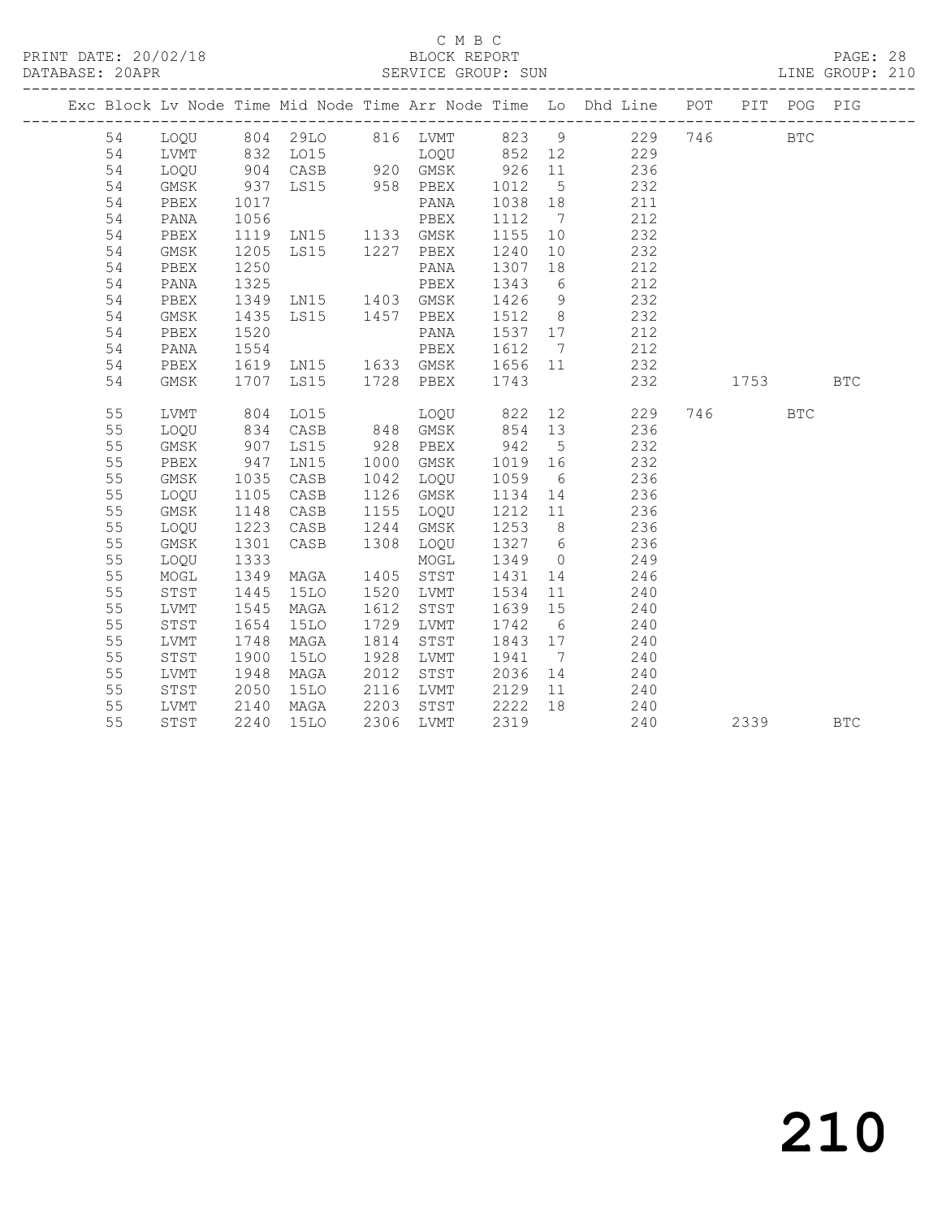C M B C

PRINT DATE: 20/02/18 BLOCK REPORT

DATABASE: 20APR SERVICE GROUP: SUN LINE GROUP: 210

| Exc | Block | Lv | Node | Time | Mid Node | Time | Arr Node | Time | Lo | Dhd Line | POT | PIT | POG | PIG |
|---|---|---|---|---|---|---|---|---|---|---|---|---|---|---|
| | 54 | | LOQU | 804 | 29LO | 816 | LVMT | 823 | 9 | 229 | 746 | | BTC | |
| | 54 | | LVMT | 832 | LO15 | | LOQU | 852 | 12 | 229 | | | | |
| | 54 | | LOQU | 904 | CASB | 920 | GMSK | 926 | 11 | 236 | | | | |
| | 54 | | GMSK | 937 | LS15 | 958 | PBEX | 1012 | 5 | 232 | | | | |
| | 54 | | PBEX | 1017 | | | PANA | 1038 | 18 | 211 | | | | |
| | 54 | | PANA | 1056 | | | PBEX | 1112 | 7 | 212 | | | | |
| | 54 | | PBEX | 1119 | LN15 | 1133 | GMSK | 1155 | 10 | 232 | | | | |
| | 54 | | GMSK | 1205 | LS15 | 1227 | PBEX | 1240 | 10 | 232 | | | | |
| | 54 | | PBEX | 1250 | | | PANA | 1307 | 18 | 212 | | | | |
| | 54 | | PANA | 1325 | | | PBEX | 1343 | 6 | 212 | | | | |
| | 54 | | PBEX | 1349 | LN15 | 1403 | GMSK | 1426 | 9 | 232 | | | | |
| | 54 | | GMSK | 1435 | LS15 | 1457 | PBEX | 1512 | 8 | 232 | | | | |
| | 54 | | PBEX | 1520 | | | PANA | 1537 | 17 | 212 | | | | |
| | 54 | | PANA | 1554 | | | PBEX | 1612 | 7 | 212 | | | | |
| | 54 | | PBEX | 1619 | LN15 | 1633 | GMSK | 1656 | 11 | 232 | | | | |
| | 54 | | GMSK | 1707 | LS15 | 1728 | PBEX | 1743 | | 232 | | 1753 | | BTC |
| | 55 | | LVMT | 804 | LO15 | | LOQU | 822 | 12 | 229 | 746 | | BTC | |
| | 55 | | LOQU | 834 | CASB | 848 | GMSK | 854 | 13 | 236 | | | | |
| | 55 | | GMSK | 907 | LS15 | 928 | PBEX | 942 | 5 | 232 | | | | |
| | 55 | | PBEX | 947 | LN15 | 1000 | GMSK | 1019 | 16 | 232 | | | | |
| | 55 | | GMSK | 1035 | CASB | 1042 | LOQU | 1059 | 6 | 236 | | | | |
| | 55 | | LOQU | 1105 | CASB | 1126 | GMSK | 1134 | 14 | 236 | | | | |
| | 55 | | GMSK | 1148 | CASB | 1155 | LOQU | 1212 | 11 | 236 | | | | |
| | 55 | | LOQU | 1223 | CASB | 1244 | GMSK | 1253 | 8 | 236 | | | | |
| | 55 | | GMSK | 1301 | CASB | 1308 | LOQU | 1327 | 6 | 236 | | | | |
| | 55 | | LOQU | 1333 | | | MOGL | 1349 | 0 | 249 | | | | |
| | 55 | | MOGL | 1349 | MAGA | 1405 | STST | 1431 | 14 | 246 | | | | |
| | 55 | | STST | 1445 | 15LO | 1520 | LVMT | 1534 | 11 | 240 | | | | |
| | 55 | | LVMT | 1545 | MAGA | 1612 | STST | 1639 | 15 | 240 | | | | |
| | 55 | | STST | 1654 | 15LO | 1729 | LVMT | 1742 | 6 | 240 | | | | |
| | 55 | | LVMT | 1748 | MAGA | 1814 | STST | 1843 | 17 | 240 | | | | |
| | 55 | | STST | 1900 | 15LO | 1928 | LVMT | 1941 | 7 | 240 | | | | |
| | 55 | | LVMT | 1948 | MAGA | 2012 | STST | 2036 | 14 | 240 | | | | |
| | 55 | | STST | 2050 | 15LO | 2116 | LVMT | 2129 | 11 | 240 | | | | |
| | 55 | | LVMT | 2140 | MAGA | 2203 | STST | 2222 | 18 | 240 | | | | |
| | 55 | | STST | 2240 | 15LO | 2306 | LVMT | 2319 | | 240 | | 2339 | | BTC |

210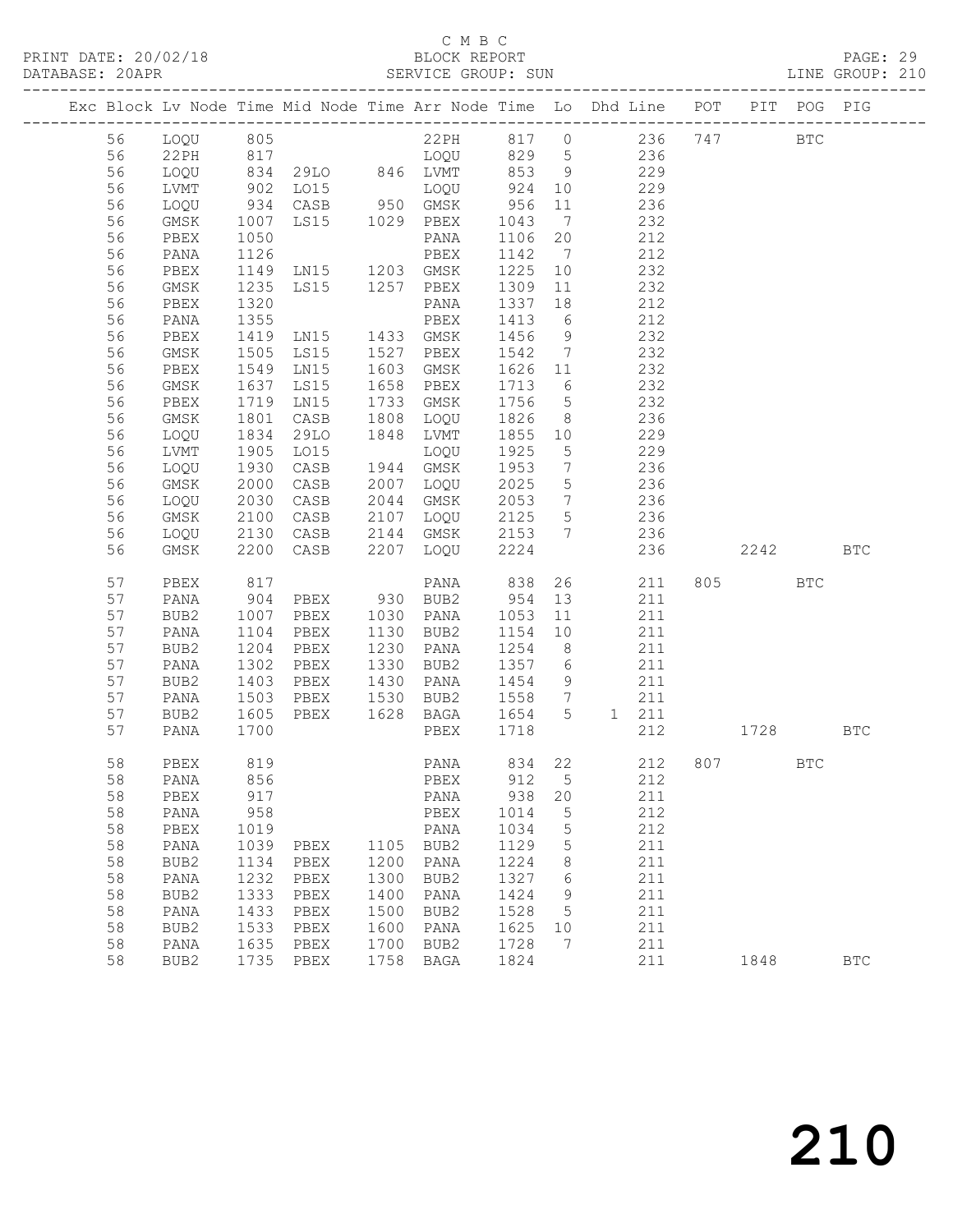C M B C
PRINT DATE: 20/02/18 BLOCK REPORT
DATABASE: 20APR SERVICE GROUP: SUN LINE GROUP: 210

| Exc | Block | Lv | Node | Time | Mid Node | Time | Arr Node | Time | Lo | Dhd Line | POT | PIT | POG | PIG |
|---|---|---|---|---|---|---|---|---|---|---|---|---|---|---|
| | 56 | | LOQU | 805 | | | 22PH | 817 | 0 | 236 | 747 | | BTC | |
| | 56 | | 22PH | 817 | | | LOQU | 829 | 5 | 236 | | | | |
| | 56 | | LOQU | 834 | 29LO | 846 | LVMT | 853 | 9 | 229 | | | | |
| | 56 | | LVMT | 902 | LO15 | | LOQU | 924 | 10 | 229 | | | | |
| | 56 | | LOQU | 934 | CASB | 950 | GMSK | 956 | 11 | 236 | | | | |
| | 56 | | GMSK | 1007 | LS15 | 1029 | PBEX | 1043 | 7 | 232 | | | | |
| | 56 | | PBEX | 1050 | | | PANA | 1106 | 20 | 212 | | | | |
| | 56 | | PANA | 1126 | | | PBEX | 1142 | 7 | 212 | | | | |
| | 56 | | PBEX | 1149 | LN15 | 1203 | GMSK | 1225 | 10 | 232 | | | | |
| | 56 | | GMSK | 1235 | LS15 | 1257 | PBEX | 1309 | 11 | 232 | | | | |
| | 56 | | PBEX | 1320 | | | PANA | 1337 | 18 | 212 | | | | |
| | 56 | | PANA | 1355 | | | PBEX | 1413 | 6 | 212 | | | | |
| | 56 | | PBEX | 1419 | LN15 | 1433 | GMSK | 1456 | 9 | 232 | | | | |
| | 56 | | GMSK | 1505 | LS15 | 1527 | PBEX | 1542 | 7 | 232 | | | | |
| | 56 | | PBEX | 1549 | LN15 | 1603 | GMSK | 1626 | 11 | 232 | | | | |
| | 56 | | GMSK | 1637 | LS15 | 1658 | PBEX | 1713 | 6 | 232 | | | | |
| | 56 | | PBEX | 1719 | LN15 | 1733 | GMSK | 1756 | 5 | 232 | | | | |
| | 56 | | GMSK | 1801 | CASB | 1808 | LOQU | 1826 | 8 | 236 | | | | |
| | 56 | | LOQU | 1834 | 29LO | 1848 | LVMT | 1855 | 10 | 229 | | | | |
| | 56 | | LVMT | 1905 | LO15 | | LOQU | 1925 | 5 | 229 | | | | |
| | 56 | | LOQU | 1930 | CASB | 1944 | GMSK | 1953 | 7 | 236 | | | | |
| | 56 | | GMSK | 2000 | CASB | 2007 | LOQU | 2025 | 5 | 236 | | | | |
| | 56 | | LOQU | 2030 | CASB | 2044 | GMSK | 2053 | 7 | 236 | | | | |
| | 56 | | GMSK | 2100 | CASB | 2107 | LOQU | 2125 | 5 | 236 | | | | |
| | 56 | | LOQU | 2130 | CASB | 2144 | GMSK | 2153 | 7 | 236 | | | | |
| | 56 | | GMSK | 2200 | CASB | 2207 | LOQU | 2224 | | 236 | | 2242 | | BTC |
| | 57 | | PBEX | 817 | | | PANA | 838 | 26 | 211 | 805 | | BTC | |
| | 57 | | PANA | 904 | PBEX | 930 | BUB2 | 954 | 13 | 211 | | | | |
| | 57 | | BUB2 | 1007 | PBEX | 1030 | PANA | 1053 | 11 | 211 | | | | |
| | 57 | | PANA | 1104 | PBEX | 1130 | BUB2 | 1154 | 10 | 211 | | | | |
| | 57 | | BUB2 | 1204 | PBEX | 1230 | PANA | 1254 | 8 | 211 | | | | |
| | 57 | | PANA | 1302 | PBEX | 1330 | BUB2 | 1357 | 6 | 211 | | | | |
| | 57 | | BUB2 | 1403 | PBEX | 1430 | PANA | 1454 | 9 | 211 | | | | |
| | 57 | | PANA | 1503 | PBEX | 1530 | BUB2 | 1558 | 7 | 211 | | | | |
| | 57 | | BUB2 | 1605 | PBEX | 1628 | BAGA | 1654 | 5 | 1 211 | | | | |
| | 57 | | PANA | 1700 | | | PBEX | 1718 | | 212 | | 1728 | | BTC |
| | 58 | | PBEX | 819 | | | PANA | 834 | 22 | 212 | 807 | | BTC | |
| | 58 | | PANA | 856 | | | PBEX | 912 | 5 | 212 | | | | |
| | 58 | | PBEX | 917 | | | PANA | 938 | 20 | 211 | | | | |
| | 58 | | PANA | 958 | | | PBEX | 1014 | 5 | 212 | | | | |
| | 58 | | PBEX | 1019 | | | PANA | 1034 | 5 | 212 | | | | |
| | 58 | | PANA | 1039 | PBEX | 1105 | BUB2 | 1129 | 5 | 211 | | | | |
| | 58 | | BUB2 | 1134 | PBEX | 1200 | PANA | 1224 | 8 | 211 | | | | |
| | 58 | | PANA | 1232 | PBEX | 1300 | BUB2 | 1327 | 6 | 211 | | | | |
| | 58 | | BUB2 | 1333 | PBEX | 1400 | PANA | 1424 | 9 | 211 | | | | |
| | 58 | | PANA | 1433 | PBEX | 1500 | BUB2 | 1528 | 5 | 211 | | | | |
| | 58 | | BUB2 | 1533 | PBEX | 1600 | PANA | 1625 | 10 | 211 | | | | |
| | 58 | | PANA | 1635 | PBEX | 1700 | BUB2 | 1728 | 7 | 211 | | | | |
| | 58 | | BUB2 | 1735 | PBEX | 1758 | BAGA | 1824 | | 211 | | 1848 | | BTC |

210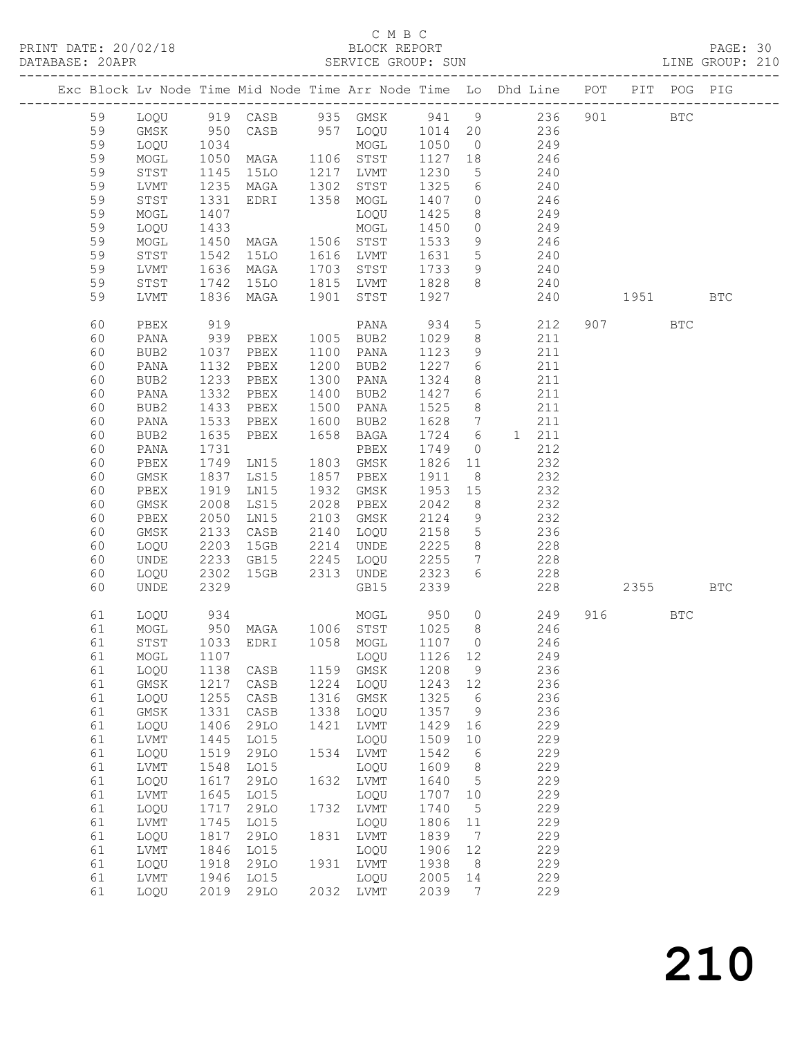C M B C

PRINT DATE: 20/02/18 BLOCK REPORT
DATABASE: 20APR SERVICE GROUP: SUN LINE GROUP: 210

| Exc | Block | Lv | Node | Time | Mid Node | Time | Arr Node | Time | Lo | Dhd Line | POT | PIT | POG | PIG |
|---|---|---|---|---|---|---|---|---|---|---|---|---|---|---|
| | 59 | | LOQU | 919 | CASB | 935 | GMSK | 941 | 9 | 236 | 901 | | BTC | |
| | 59 | | GMSK | 950 | CASB | 957 | LOQU | 1014 | 20 | 236 | | | | |
| | 59 | | LOQU | 1034 | | | MOGL | 1050 | 0 | 249 | | | | |
| | 59 | | MOGL | 1050 | MAGA | 1106 | STST | 1127 | 18 | 246 | | | | |
| | 59 | | STST | 1145 | 15LO | 1217 | LVMT | 1230 | 5 | 240 | | | | |
| | 59 | | LVMT | 1235 | MAGA | 1302 | STST | 1325 | 6 | 240 | | | | |
| | 59 | | STST | 1331 | EDRI | 1358 | MOGL | 1407 | 0 | 246 | | | | |
| | 59 | | MOGL | 1407 | | | LOQU | 1425 | 8 | 249 | | | | |
| | 59 | | LOQU | 1433 | | | MOGL | 1450 | 0 | 249 | | | | |
| | 59 | | MOGL | 1450 | MAGA | 1506 | STST | 1533 | 9 | 246 | | | | |
| | 59 | | STST | 1542 | 15LO | 1616 | LVMT | 1631 | 5 | 240 | | | | |
| | 59 | | LVMT | 1636 | MAGA | 1703 | STST | 1733 | 9 | 240 | | | | |
| | 59 | | STST | 1742 | 15LO | 1815 | LVMT | 1828 | 8 | 240 | | | | |
| | 59 | | LVMT | 1836 | MAGA | 1901 | STST | 1927 | | 240 | | 1951 | | BTC |
| | 60 | | PBEX | 919 | | | PANA | 934 | 5 | 212 | 907 | | BTC | |
| | 60 | | PANA | 939 | PBEX | 1005 | BUB2 | 1029 | 8 | 211 | | | | |
| | 60 | | BUB2 | 1037 | PBEX | 1100 | PANA | 1123 | 9 | 211 | | | | |
| | 60 | | PANA | 1132 | PBEX | 1200 | BUB2 | 1227 | 6 | 211 | | | | |
| | 60 | | BUB2 | 1233 | PBEX | 1300 | PANA | 1324 | 8 | 211 | | | | |
| | 60 | | PANA | 1332 | PBEX | 1400 | BUB2 | 1427 | 6 | 211 | | | | |
| | 60 | | BUB2 | 1433 | PBEX | 1500 | PANA | 1525 | 8 | 211 | | | | |
| | 60 | | PANA | 1533 | PBEX | 1600 | BUB2 | 1628 | 7 | 211 | | | | |
| | 60 | | BUB2 | 1635 | PBEX | 1658 | BAGA | 1724 | 6 | 1 211 | | | | |
| | 60 | | PANA | 1731 | | | PBEX | 1749 | 0 | 212 | | | | |
| | 60 | | PBEX | 1749 | LN15 | 1803 | GMSK | 1826 | 11 | 232 | | | | |
| | 60 | | GMSK | 1837 | LS15 | 1857 | PBEX | 1911 | 8 | 232 | | | | |
| | 60 | | PBEX | 1919 | LN15 | 1932 | GMSK | 1953 | 15 | 232 | | | | |
| | 60 | | GMSK | 2008 | LS15 | 2028 | PBEX | 2042 | 8 | 232 | | | | |
| | 60 | | PBEX | 2050 | LN15 | 2103 | GMSK | 2124 | 9 | 232 | | | | |
| | 60 | | GMSK | 2133 | CASB | 2140 | LOQU | 2158 | 5 | 236 | | | | |
| | 60 | | LOQU | 2203 | 15GB | 2214 | UNDE | 2225 | 8 | 228 | | | | |
| | 60 | | UNDE | 2233 | GB15 | 2245 | LOQU | 2255 | 7 | 228 | | | | |
| | 60 | | LOQU | 2302 | 15GB | 2313 | UNDE | 2323 | 6 | 228 | | | | |
| | 60 | | UNDE | 2329 | | | GB15 | 2339 | | 228 | | 2355 | | BTC |
| | 61 | | LOQU | 934 | | | MOGL | 950 | 0 | 249 | 916 | | BTC | |
| | 61 | | MOGL | 950 | MAGA | 1006 | STST | 1025 | 8 | 246 | | | | |
| | 61 | | STST | 1033 | EDRI | 1058 | MOGL | 1107 | 0 | 246 | | | | |
| | 61 | | MOGL | 1107 | | | LOQU | 1126 | 12 | 249 | | | | |
| | 61 | | LOQU | 1138 | CASB | 1159 | GMSK | 1208 | 9 | 236 | | | | |
| | 61 | | GMSK | 1217 | CASB | 1224 | LOQU | 1243 | 12 | 236 | | | | |
| | 61 | | LOQU | 1255 | CASB | 1316 | GMSK | 1325 | 6 | 236 | | | | |
| | 61 | | GMSK | 1331 | CASB | 1338 | LOQU | 1357 | 9 | 236 | | | | |
| | 61 | | LOQU | 1406 | 29LO | 1421 | LVMT | 1429 | 16 | 229 | | | | |
| | 61 | | LVMT | 1445 | LO15 | | LOQU | 1509 | 10 | 229 | | | | |
| | 61 | | LOQU | 1519 | 29LO | 1534 | LVMT | 1542 | 6 | 229 | | | | |
| | 61 | | LVMT | 1548 | LO15 | | LOQU | 1609 | 8 | 229 | | | | |
| | 61 | | LOQU | 1617 | 29LO | 1632 | LVMT | 1640 | 5 | 229 | | | | |
| | 61 | | LVMT | 1645 | LO15 | | LOQU | 1707 | 10 | 229 | | | | |
| | 61 | | LOQU | 1717 | 29LO | 1732 | LVMT | 1740 | 5 | 229 | | | | |
| | 61 | | LVMT | 1745 | LO15 | | LOQU | 1806 | 11 | 229 | | | | |
| | 61 | | LOQU | 1817 | 29LO | 1831 | LVMT | 1839 | 7 | 229 | | | | |
| | 61 | | LVMT | 1846 | LO15 | | LOQU | 1906 | 12 | 229 | | | | |
| | 61 | | LOQU | 1918 | 29LO | 1931 | LVMT | 1938 | 8 | 229 | | | | |
| | 61 | | LVMT | 1946 | LO15 | | LOQU | 2005 | 14 | 229 | | | | |
| | 61 | | LOQU | 2019 | 29LO | 2032 | LVMT | 2039 | 7 | 229 | | | | |

210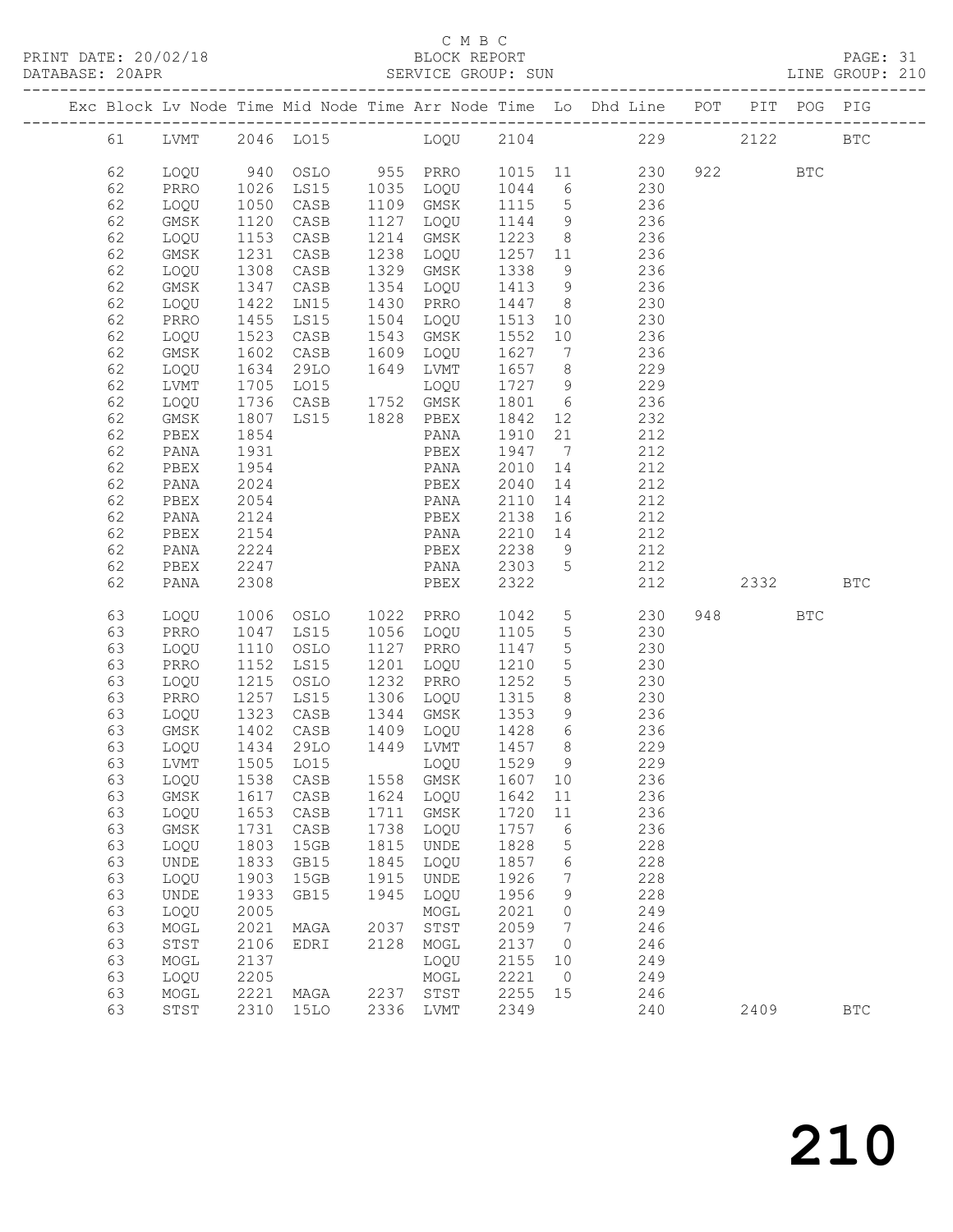C M B C
PRINT DATE: 20/02/18 BLOCK REPORT PAGE: 31
DATABASE: 20APR SERVICE GROUP: SUN LINE GROUP: 210

| Exc | Block | Lv | Node | Time | Mid Node | Time | Arr Node | Time | Lo | Dhd Line | POT | PIT | POG | PIG |
|---|---|---|---|---|---|---|---|---|---|---|---|---|---|---|
| | 61 | | LVMT | 2046 | LO15 | | LOQU | 2104 | | 229 | | 2122 | | BTC |
| | 62 | | LOQU | 940 | OSLO | 955 | PRRO | 1015 | 11 | 230 | 922 | | BTC | |
| | 62 | | PRRO | 1026 | LS15 | 1035 | LOQU | 1044 | 6 | 230 | | | | |
| | 62 | | LOQU | 1050 | CASB | 1109 | GMSK | 1115 | 5 | 236 | | | | |
| | 62 | | GMSK | 1120 | CASB | 1127 | LOQU | 1144 | 9 | 236 | | | | |
| | 62 | | LOQU | 1153 | CASB | 1214 | GMSK | 1223 | 8 | 236 | | | | |
| | 62 | | GMSK | 1231 | CASB | 1238 | LOQU | 1257 | 11 | 236 | | | | |
| | 62 | | LOQU | 1308 | CASB | 1329 | GMSK | 1338 | 9 | 236 | | | | |
| | 62 | | GMSK | 1347 | CASB | 1354 | LOQU | 1413 | 9 | 236 | | | | |
| | 62 | | LOQU | 1422 | LN15 | 1430 | PRRO | 1447 | 8 | 230 | | | | |
| | 62 | | PRRO | 1455 | LS15 | 1504 | LOQU | 1513 | 10 | 230 | | | | |
| | 62 | | LOQU | 1523 | CASB | 1543 | GMSK | 1552 | 10 | 236 | | | | |
| | 62 | | GMSK | 1602 | CASB | 1609 | LOQU | 1627 | 7 | 236 | | | | |
| | 62 | | LOQU | 1634 | 29LO | 1649 | LVMT | 1657 | 8 | 229 | | | | |
| | 62 | | LVMT | 1705 | LO15 | | LOQU | 1727 | 9 | 229 | | | | |
| | 62 | | LOQU | 1736 | CASB | 1752 | GMSK | 1801 | 6 | 236 | | | | |
| | 62 | | GMSK | 1807 | LS15 | 1828 | PBEX | 1842 | 12 | 232 | | | | |
| | 62 | | PBEX | 1854 | | | PANA | 1910 | 21 | 212 | | | | |
| | 62 | | PANA | 1931 | | | PBEX | 1947 | 7 | 212 | | | | |
| | 62 | | PBEX | 1954 | | | PANA | 2010 | 14 | 212 | | | | |
| | 62 | | PANA | 2024 | | | PBEX | 2040 | 14 | 212 | | | | |
| | 62 | | PBEX | 2054 | | | PANA | 2110 | 14 | 212 | | | | |
| | 62 | | PANA | 2124 | | | PBEX | 2138 | 16 | 212 | | | | |
| | 62 | | PBEX | 2154 | | | PANA | 2210 | 14 | 212 | | | | |
| | 62 | | PANA | 2224 | | | PBEX | 2238 | 9 | 212 | | | | |
| | 62 | | PBEX | 2247 | | | PANA | 2303 | 5 | 212 | | | | |
| | 62 | | PANA | 2308 | | | PBEX | 2322 | | 212 | | 2332 | | BTC |
| | 63 | | LOQU | 1006 | OSLO | 1022 | PRRO | 1042 | 5 | 230 | 948 | | BTC | |
| | 63 | | PRRO | 1047 | LS15 | 1056 | LOQU | 1105 | 5 | 230 | | | | |
| | 63 | | LOQU | 1110 | OSLO | 1127 | PRRO | 1147 | 5 | 230 | | | | |
| | 63 | | PRRO | 1152 | LS15 | 1201 | LOQU | 1210 | 5 | 230 | | | | |
| | 63 | | LOQU | 1215 | OSLO | 1232 | PRRO | 1252 | 5 | 230 | | | | |
| | 63 | | PRRO | 1257 | LS15 | 1306 | LOQU | 1315 | 8 | 230 | | | | |
| | 63 | | LOQU | 1323 | CASB | 1344 | GMSK | 1353 | 9 | 236 | | | | |
| | 63 | | GMSK | 1402 | CASB | 1409 | LOQU | 1428 | 6 | 236 | | | | |
| | 63 | | LOQU | 1434 | 29LO | 1449 | LVMT | 1457 | 8 | 229 | | | | |
| | 63 | | LVMT | 1505 | LO15 | | LOQU | 1529 | 9 | 229 | | | | |
| | 63 | | LOQU | 1538 | CASB | 1558 | GMSK | 1607 | 10 | 236 | | | | |
| | 63 | | GMSK | 1617 | CASB | 1624 | LOQU | 1642 | 11 | 236 | | | | |
| | 63 | | LOQU | 1653 | CASB | 1711 | GMSK | 1720 | 11 | 236 | | | | |
| | 63 | | GMSK | 1731 | CASB | 1738 | LOQU | 1757 | 6 | 236 | | | | |
| | 63 | | LOQU | 1803 | 15GB | 1815 | UNDE | 1828 | 5 | 228 | | | | |
| | 63 | | UNDE | 1833 | GB15 | 1845 | LOQU | 1857 | 6 | 228 | | | | |
| | 63 | | LOQU | 1903 | 15GB | 1915 | UNDE | 1926 | 7 | 228 | | | | |
| | 63 | | UNDE | 1933 | GB15 | 1945 | LOQU | 1956 | 9 | 228 | | | | |
| | 63 | | LOQU | 2005 | | | MOGL | 2021 | 0 | 249 | | | | |
| | 63 | | MOGL | 2021 | MAGA | 2037 | STST | 2059 | 7 | 246 | | | | |
| | 63 | | STST | 2106 | EDRI | 2128 | MOGL | 2137 | 0 | 246 | | | | |
| | 63 | | MOGL | 2137 | | | LOQU | 2155 | 10 | 249 | | | | |
| | 63 | | LOQU | 2205 | | | MOGL | 2221 | 0 | 249 | | | | |
| | 63 | | MOGL | 2221 | MAGA | 2237 | STST | 2255 | 15 | 246 | | | | |
| | 63 | | STST | 2310 | 15LO | 2336 | LVMT | 2349 | | 240 | | 2409 | | BTC |

210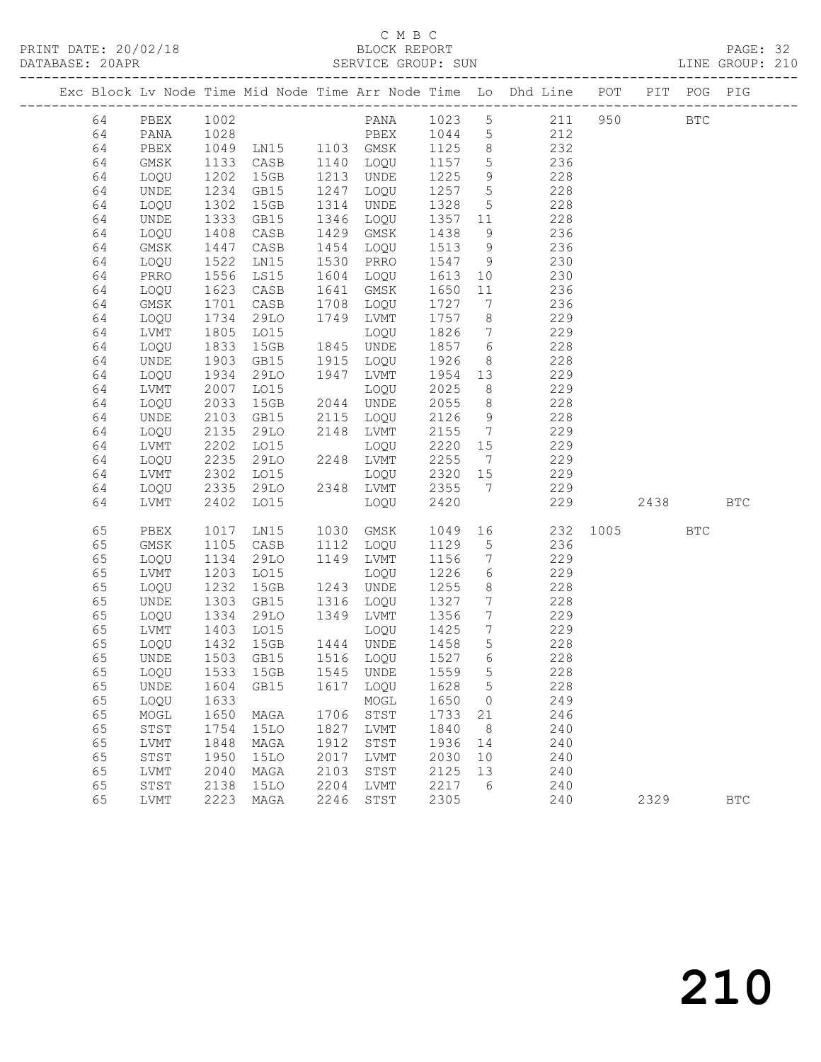C M B C
PRINT DATE: 20/02/18 BLOCK REPORT
DATABASE: 20APR SERVICE GROUP: SUN LINE GROUP: 210

| Exc | Block | Lv | Node | Time | Mid Node | Time | Arr Node | Time | Lo | Dhd Line | POT | PIT | POG | PIG |
|---|---|---|---|---|---|---|---|---|---|---|---|---|---|---|
| | 64 | | PBEX | 1002 | | | PANA | 1023 | 5 | 211 | 950 | | BTC | |
| | 64 | | PANA | 1028 | | | PBEX | 1044 | 5 | 212 | | | | |
| | 64 | | PBEX | 1049 | LN15 | 1103 | GMSK | 1125 | 8 | 232 | | | | |
| | 64 | | GMSK | 1133 | CASB | 1140 | LOQU | 1157 | 5 | 236 | | | | |
| | 64 | | LOQU | 1202 | 15GB | 1213 | UNDE | 1225 | 9 | 228 | | | | |
| | 64 | | UNDE | 1234 | GB15 | 1247 | LOQU | 1257 | 5 | 228 | | | | |
| | 64 | | LOQU | 1302 | 15GB | 1314 | UNDE | 1328 | 5 | 228 | | | | |
| | 64 | | UNDE | 1333 | GB15 | 1346 | LOQU | 1357 | 11 | 228 | | | | |
| | 64 | | LOQU | 1408 | CASB | 1429 | GMSK | 1438 | 9 | 236 | | | | |
| | 64 | | GMSK | 1447 | CASB | 1454 | LOQU | 1513 | 9 | 236 | | | | |
| | 64 | | LOQU | 1522 | LN15 | 1530 | PRRO | 1547 | 9 | 230 | | | | |
| | 64 | | PRRO | 1556 | LS15 | 1604 | LOQU | 1613 | 10 | 230 | | | | |
| | 64 | | LOQU | 1623 | CASB | 1641 | GMSK | 1650 | 11 | 236 | | | | |
| | 64 | | GMSK | 1701 | CASB | 1708 | LOQU | 1727 | 7 | 236 | | | | |
| | 64 | | LOQU | 1734 | 29LO | 1749 | LVMT | 1757 | 8 | 229 | | | | |
| | 64 | | LVMT | 1805 | LO15 | | LOQU | 1826 | 7 | 229 | | | | |
| | 64 | | LOQU | 1833 | 15GB | 1845 | UNDE | 1857 | 6 | 228 | | | | |
| | 64 | | UNDE | 1903 | GB15 | 1915 | LOQU | 1926 | 8 | 228 | | | | |
| | 64 | | LOQU | 1934 | 29LO | 1947 | LVMT | 1954 | 13 | 229 | | | | |
| | 64 | | LVMT | 2007 | LO15 | | LOQU | 2025 | 8 | 229 | | | | |
| | 64 | | LOQU | 2033 | 15GB | 2044 | UNDE | 2055 | 8 | 228 | | | | |
| | 64 | | UNDE | 2103 | GB15 | 2115 | LOQU | 2126 | 9 | 228 | | | | |
| | 64 | | LOQU | 2135 | 29LO | 2148 | LVMT | 2155 | 7 | 229 | | | | |
| | 64 | | LVMT | 2202 | LO15 | | LOQU | 2220 | 15 | 229 | | | | |
| | 64 | | LOQU | 2235 | 29LO | 2248 | LVMT | 2255 | 7 | 229 | | | | |
| | 64 | | LVMT | 2302 | LO15 | | LOQU | 2320 | 15 | 229 | | | | |
| | 64 | | LOQU | 2335 | 29LO | 2348 | LVMT | 2355 | 7 | 229 | | | | |
| | 64 | | LVMT | 2402 | LO15 | | LOQU | 2420 | | 229 | | 2438 | | BTC |
| | 65 | | PBEX | 1017 | LN15 | 1030 | GMSK | 1049 | 16 | 232 | 1005 | | BTC | |
| | 65 | | GMSK | 1105 | CASB | 1112 | LOQU | 1129 | 5 | 236 | | | | |
| | 65 | | LOQU | 1134 | 29LO | 1149 | LVMT | 1156 | 7 | 229 | | | | |
| | 65 | | LVMT | 1203 | LO15 | | LOQU | 1226 | 6 | 229 | | | | |
| | 65 | | LOQU | 1232 | 15GB | 1243 | UNDE | 1255 | 8 | 228 | | | | |
| | 65 | | UNDE | 1303 | GB15 | 1316 | LOQU | 1327 | 7 | 228 | | | | |
| | 65 | | LOQU | 1334 | 29LO | 1349 | LVMT | 1356 | 7 | 229 | | | | |
| | 65 | | LVMT | 1403 | LO15 | | LOQU | 1425 | 7 | 229 | | | | |
| | 65 | | LOQU | 1432 | 15GB | 1444 | UNDE | 1458 | 5 | 228 | | | | |
| | 65 | | UNDE | 1503 | GB15 | 1516 | LOQU | 1527 | 6 | 228 | | | | |
| | 65 | | LOQU | 1533 | 15GB | 1545 | UNDE | 1559 | 5 | 228 | | | | |
| | 65 | | UNDE | 1604 | GB15 | 1617 | LOQU | 1628 | 5 | 228 | | | | |
| | 65 | | LOQU | 1633 | | | MOGL | 1650 | 0 | 249 | | | | |
| | 65 | | MOGL | 1650 | MAGA | 1706 | STST | 1733 | 21 | 246 | | | | |
| | 65 | | STST | 1754 | 15LO | 1827 | LVMT | 1840 | 8 | 240 | | | | |
| | 65 | | LVMT | 1848 | MAGA | 1912 | STST | 1936 | 14 | 240 | | | | |
| | 65 | | STST | 1950 | 15LO | 2017 | LVMT | 2030 | 10 | 240 | | | | |
| | 65 | | LVMT | 2040 | MAGA | 2103 | STST | 2125 | 13 | 240 | | | | |
| | 65 | | STST | 2138 | 15LO | 2204 | LVMT | 2217 | 6 | 240 | | | | |
| | 65 | | LVMT | 2223 | MAGA | 2246 | STST | 2305 | | 240 | | 2329 | | BTC |

210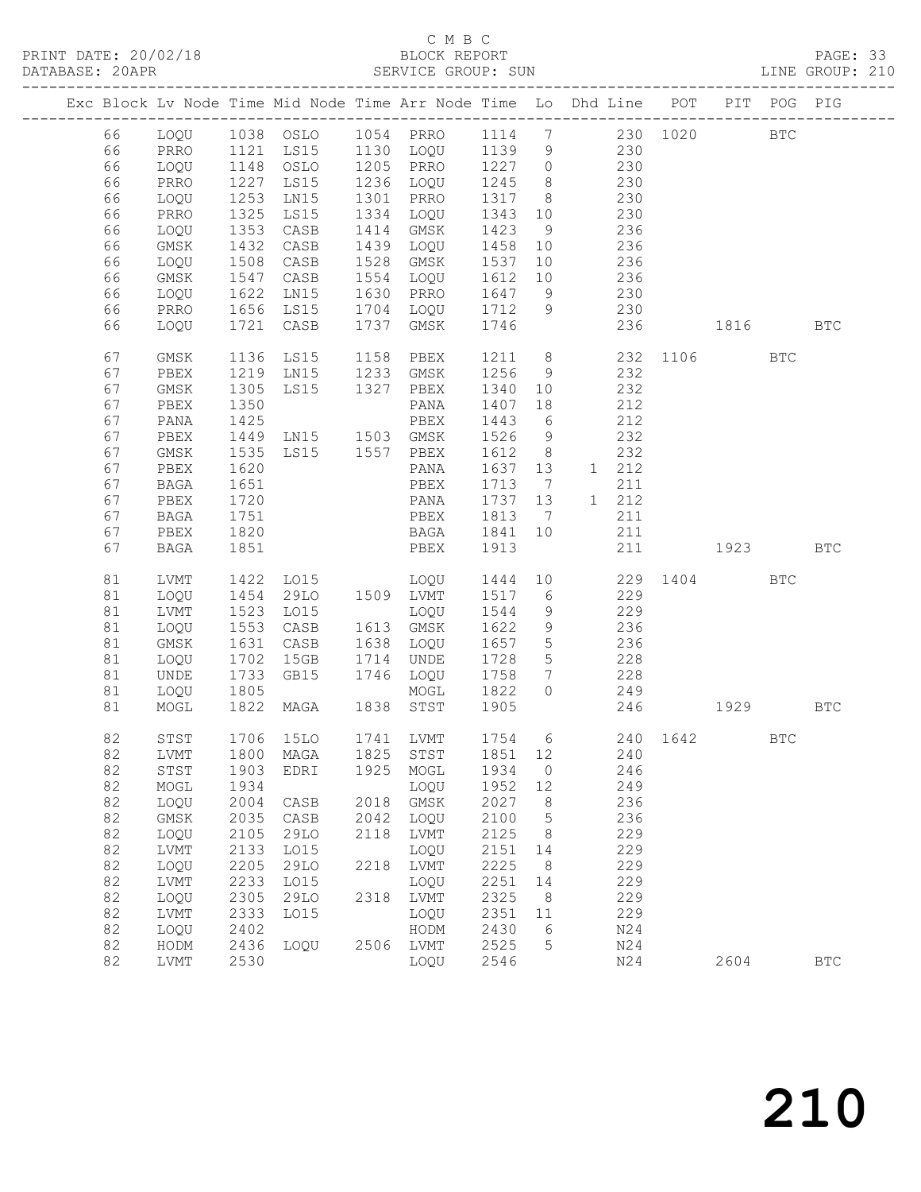C M B C

PRINT DATE: 20/02/18 BLOCK REPORT PAGE: 33
DATABASE: 20APR SERVICE GROUP: SUN LINE GROUP: 210

| Exc | Block | Lv | Node | Time | Mid Node | Time | Arr Node | Time | Lo | Dhd | Line | POT | PIT | POG | PIG |
|---|---|---|---|---|---|---|---|---|---|---|---|---|---|---|---|
| | 66 | | LOQU | 1038 | OSLO | 1054 | PRRO | 1114 | 7 | | 230 | 1020 | | BTC | |
| | 66 | | PRRO | 1121 | LS15 | 1130 | LOQU | 1139 | 9 | | 230 | | | | |
| | 66 | | LOQU | 1148 | OSLO | 1205 | PRRO | 1227 | 0 | | 230 | | | | |
| | 66 | | PRRO | 1227 | LS15 | 1236 | LOQU | 1245 | 8 | | 230 | | | | |
| | 66 | | LOQU | 1253 | LN15 | 1301 | PRRO | 1317 | 8 | | 230 | | | | |
| | 66 | | PRRO | 1325 | LS15 | 1334 | LOQU | 1343 | 10 | | 230 | | | | |
| | 66 | | LOQU | 1353 | CASB | 1414 | GMSK | 1423 | 9 | | 236 | | | | |
| | 66 | | GMSK | 1432 | CASB | 1439 | LOQU | 1458 | 10 | | 236 | | | | |
| | 66 | | LOQU | 1508 | CASB | 1528 | GMSK | 1537 | 10 | | 236 | | | | |
| | 66 | | GMSK | 1547 | CASB | 1554 | LOQU | 1612 | 10 | | 236 | | | | |
| | 66 | | LOQU | 1622 | LN15 | 1630 | PRRO | 1647 | 9 | | 230 | | | | |
| | 66 | | PRRO | 1656 | LS15 | 1704 | LOQU | 1712 | 9 | | 230 | | | | |
| | 66 | | LOQU | 1721 | CASB | 1737 | GMSK | 1746 | | | 236 | | 1816 | | BTC |
| | 67 | | GMSK | 1136 | LS15 | 1158 | PBEX | 1211 | 8 | | 232 | 1106 | | BTC | |
| | 67 | | PBEX | 1219 | LN15 | 1233 | GMSK | 1256 | 9 | | 232 | | | | |
| | 67 | | GMSK | 1305 | LS15 | 1327 | PBEX | 1340 | 10 | | 232 | | | | |
| | 67 | | PBEX | 1350 | | | PANA | 1407 | 18 | | 212 | | | | |
| | 67 | | PANA | 1425 | | | PBEX | 1443 | 6 | | 212 | | | | |
| | 67 | | PBEX | 1449 | LN15 | 1503 | GMSK | 1526 | 9 | | 232 | | | | |
| | 67 | | GMSK | 1535 | LS15 | 1557 | PBEX | 1612 | 8 | | 232 | | | | |
| | 67 | | PBEX | 1620 | | | PANA | 1637 | 13 | 1 | 212 | | | | |
| | 67 | | BAGA | 1651 | | | PBEX | 1713 | 7 | | 211 | | | | |
| | 67 | | PBEX | 1720 | | | PANA | 1737 | 13 | 1 | 212 | | | | |
| | 67 | | BAGA | 1751 | | | PBEX | 1813 | 7 | | 211 | | | | |
| | 67 | | PBEX | 1820 | | | BAGA | 1841 | 10 | | 211 | | | | |
| | 67 | | BAGA | 1851 | | | PBEX | 1913 | | | 211 | | 1923 | | BTC |
| | 81 | | LVMT | 1422 | LO15 | | LOQU | 1444 | 10 | | 229 | 1404 | | BTC | |
| | 81 | | LOQU | 1454 | 29LO | 1509 | LVMT | 1517 | 6 | | 229 | | | | |
| | 81 | | LVMT | 1523 | LO15 | | LOQU | 1544 | 9 | | 229 | | | | |
| | 81 | | LOQU | 1553 | CASB | 1613 | GMSK | 1622 | 9 | | 236 | | | | |
| | 81 | | GMSK | 1631 | CASB | 1638 | LOQU | 1657 | 5 | | 236 | | | | |
| | 81 | | LOQU | 1702 | 15GB | 1714 | UNDE | 1728 | 5 | | 228 | | | | |
| | 81 | | UNDE | 1733 | GB15 | 1746 | LOQU | 1758 | 7 | | 228 | | | | |
| | 81 | | LOQU | 1805 | | | MOGL | 1822 | 0 | | 249 | | | | |
| | 81 | | MOGL | 1822 | MAGA | 1838 | STST | 1905 | | | 246 | | 1929 | | BTC |
| | 82 | | STST | 1706 | 15LO | 1741 | LVMT | 1754 | 6 | | 240 | 1642 | | BTC | |
| | 82 | | LVMT | 1800 | MAGA | 1825 | STST | 1851 | 12 | | 240 | | | | |
| | 82 | | STST | 1903 | EDRI | 1925 | MOGL | 1934 | 0 | | 246 | | | | |
| | 82 | | MOGL | 1934 | | | LOQU | 1952 | 12 | | 249 | | | | |
| | 82 | | LOQU | 2004 | CASB | 2018 | GMSK | 2027 | 8 | | 236 | | | | |
| | 82 | | GMSK | 2035 | CASB | 2042 | LOQU | 2100 | 5 | | 236 | | | | |
| | 82 | | LOQU | 2105 | 29LO | 2118 | LVMT | 2125 | 8 | | 229 | | | | |
| | 82 | | LVMT | 2133 | LO15 | | LOQU | 2151 | 14 | | 229 | | | | |
| | 82 | | LOQU | 2205 | 29LO | 2218 | LVMT | 2225 | 8 | | 229 | | | | |
| | 82 | | LVMT | 2233 | LO15 | | LOQU | 2251 | 14 | | 229 | | | | |
| | 82 | | LOQU | 2305 | 29LO | 2318 | LVMT | 2325 | 8 | | 229 | | | | |
| | 82 | | LVMT | 2333 | LO15 | | LOQU | 2351 | 11 | | 229 | | | | |
| | 82 | | LOQU | 2402 | | | HODM | 2430 | 6 | | N24 | | | | |
| | 82 | | HODM | 2436 | LOQU | 2506 | LVMT | 2525 | 5 | | N24 | | | | |
| | 82 | | LVMT | 2530 | | | LOQU | 2546 | | | N24 | | 2604 | | BTC |

210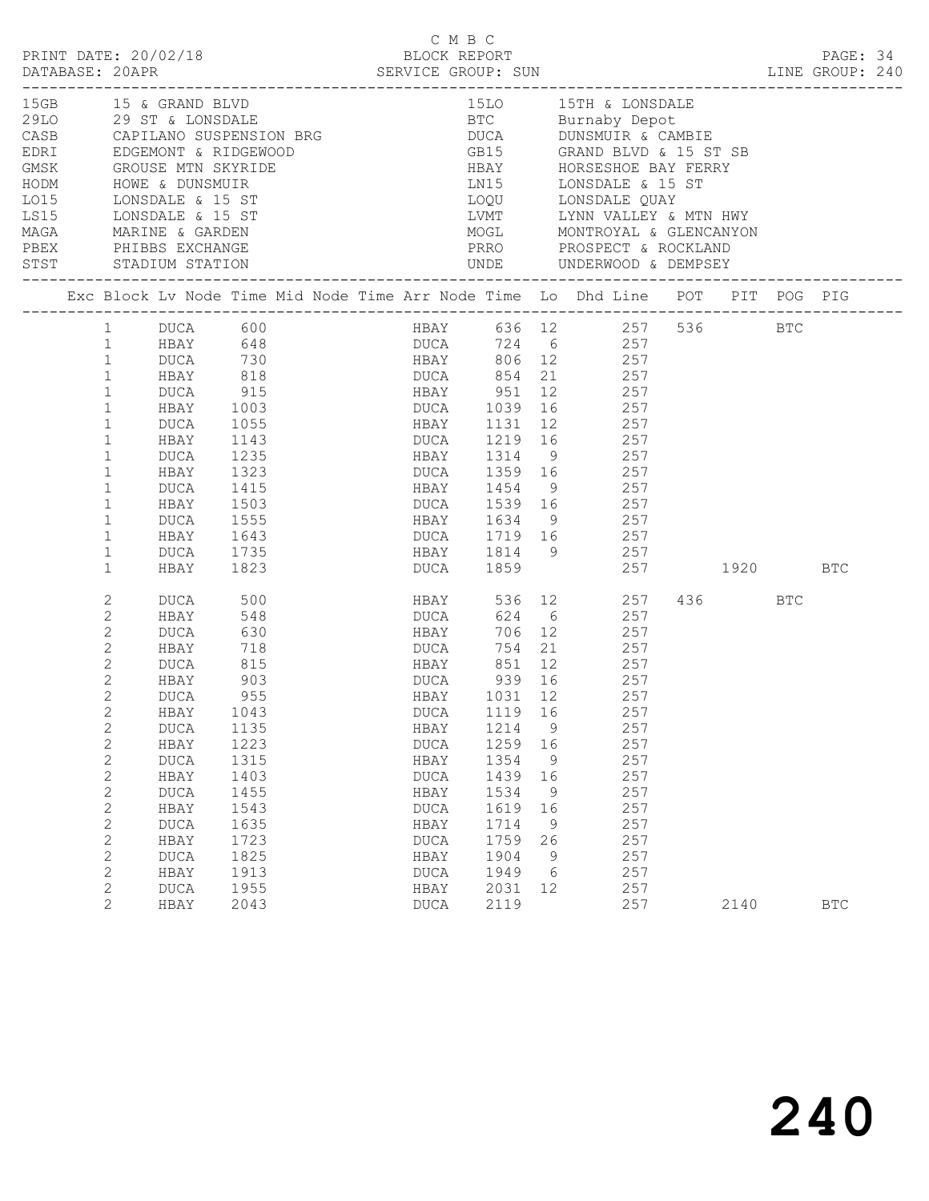C M B C

PRINT DATE: 20/02/18 BLOCK REPORT

DATABASE: 20APR SERVICE GROUP: SUN LINE GROUP: 240

| Code | Name | Code | Name |
|---|---|---|---|
| 15GB | 15 & GRAND BLVD | 15LO | 15TH & LONSDALE |
| 29LO | 29 ST & LONSDALE | BTC | Burnaby Depot |
| CASB | CAPILANO SUSPENSION BRG | DUCA | DUNSMUIR & CAMBIE |
| EDRI | EDGEMONT & RIDGEWOOD | GB15 | GRAND BLVD & 15 ST SB |
| GMSK | GROUSE MTN SKYRIDE | HBAY | HORSESHOE BAY FERRY |
| HODM | HOWE & DUNSMUIR | LN15 | LONSDALE & 15 ST |
| LO15 | LONSDALE & 15 ST | LOQU | LONSDALE QUAY |
| LS15 | LONSDALE & 15 ST | LVMT | LYNN VALLEY & MTN HWY |
| MAGA | MARINE & GARDEN | MOGL | MONTROYAL & GLENCANYON |
| PBEX | PHIBBS EXCHANGE | PRRO | PROSPECT & ROCKLAND |
| STST | STADIUM STATION | UNDE | UNDERWOOD & DEMPSEY |

| Exc | Block | Lv Node | Time | Mid Node | Time | Arr Node | Time | Lo | Dhd | Line | POT | PIT | POG | PIG |
|---|---|---|---|---|---|---|---|---|---|---|---|---|---|---|
| | 1 | DUCA | 600 | | | HBAY | 636 | 12 | | 257 | 536 | | BTC | |
| | 1 | HBAY | 648 | | | DUCA | 724 | 6 | | 257 | | | | |
| | 1 | DUCA | 730 | | | HBAY | 806 | 12 | | 257 | | | | |
| | 1 | HBAY | 818 | | | DUCA | 854 | 21 | | 257 | | | | |
| | 1 | DUCA | 915 | | | HBAY | 951 | 12 | | 257 | | | | |
| | 1 | HBAY | 1003 | | | DUCA | 1039 | 16 | | 257 | | | | |
| | 1 | DUCA | 1055 | | | HBAY | 1131 | 12 | | 257 | | | | |
| | 1 | HBAY | 1143 | | | DUCA | 1219 | 16 | | 257 | | | | |
| | 1 | DUCA | 1235 | | | HBAY | 1314 | 9 | | 257 | | | | |
| | 1 | HBAY | 1323 | | | DUCA | 1359 | 16 | | 257 | | | | |
| | 1 | DUCA | 1415 | | | HBAY | 1454 | 9 | | 257 | | | | |
| | 1 | HBAY | 1503 | | | DUCA | 1539 | 16 | | 257 | | | | |
| | 1 | DUCA | 1555 | | | HBAY | 1634 | 9 | | 257 | | | | |
| | 1 | HBAY | 1643 | | | DUCA | 1719 | 16 | | 257 | | | | |
| | 1 | DUCA | 1735 | | | HBAY | 1814 | 9 | | 257 | | | | |
| | 1 | HBAY | 1823 | | | DUCA | 1859 | | | 257 | | 1920 | | BTC |
| | 2 | DUCA | 500 | | | HBAY | 536 | 12 | | 257 | 436 | | BTC | |
| | 2 | HBAY | 548 | | | DUCA | 624 | 6 | | 257 | | | | |
| | 2 | DUCA | 630 | | | HBAY | 706 | 12 | | 257 | | | | |
| | 2 | HBAY | 718 | | | DUCA | 754 | 21 | | 257 | | | | |
| | 2 | DUCA | 815 | | | HBAY | 851 | 12 | | 257 | | | | |
| | 2 | HBAY | 903 | | | DUCA | 939 | 16 | | 257 | | | | |
| | 2 | DUCA | 955 | | | HBAY | 1031 | 12 | | 257 | | | | |
| | 2 | HBAY | 1043 | | | DUCA | 1119 | 16 | | 257 | | | | |
| | 2 | DUCA | 1135 | | | HBAY | 1214 | 9 | | 257 | | | | |
| | 2 | HBAY | 1223 | | | DUCA | 1259 | 16 | | 257 | | | | |
| | 2 | DUCA | 1315 | | | HBAY | 1354 | 9 | | 257 | | | | |
| | 2 | HBAY | 1403 | | | DUCA | 1439 | 16 | | 257 | | | | |
| | 2 | DUCA | 1455 | | | HBAY | 1534 | 9 | | 257 | | | | |
| | 2 | HBAY | 1543 | | | DUCA | 1619 | 16 | | 257 | | | | |
| | 2 | DUCA | 1635 | | | HBAY | 1714 | 9 | | 257 | | | | |
| | 2 | HBAY | 1723 | | | DUCA | 1759 | 26 | | 257 | | | | |
| | 2 | DUCA | 1825 | | | HBAY | 1904 | 9 | | 257 | | | | |
| | 2 | HBAY | 1913 | | | DUCA | 1949 | 6 | | 257 | | | | |
| | 2 | DUCA | 1955 | | | HBAY | 2031 | 12 | | 257 | | | | |
| | 2 | HBAY | 2043 | | | DUCA | 2119 | | | 257 | | 2140 | | BTC |

240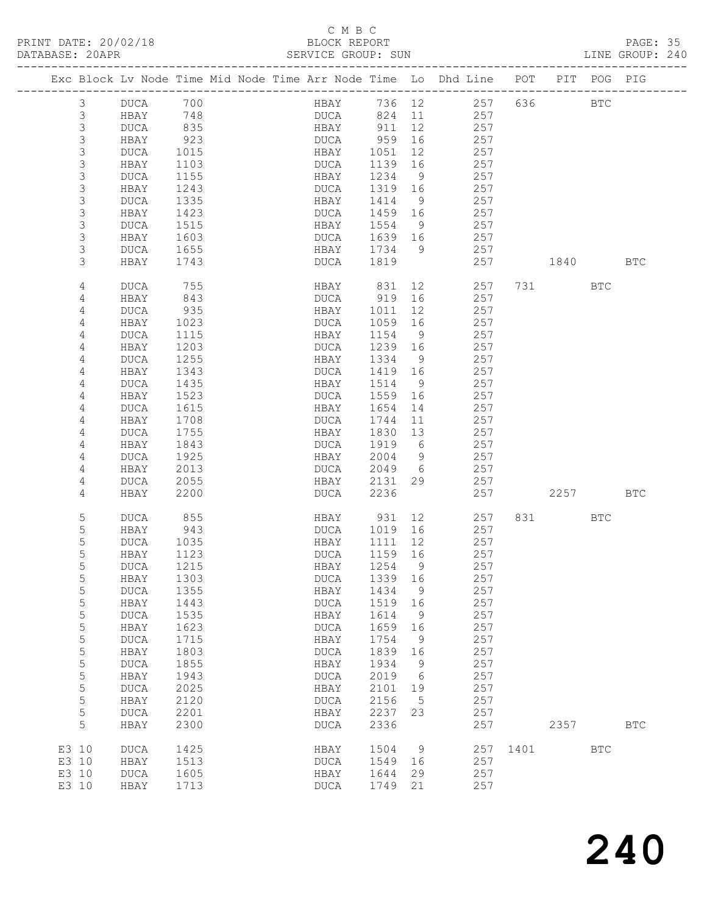C M B C
PRINT DATE: 20/02/18 BLOCK REPORT
DATABASE: 20APR SERVICE GROUP: SUN LINE GROUP: 240

| Exc | Block | Lv | Node | Time | Mid Node | Time | Arr Node | Time | Lo | Dhd Line | POT | PIT | POG | PIG |
|---|---|---|---|---|---|---|---|---|---|---|---|---|---|---|
| | 3 | | DUCA | 700 | | | HBAY | 736 | 12 | 257 | 636 | | BTC | |
| | 3 | | HBAY | 748 | | | DUCA | 824 | 11 | 257 | | | | |
| | 3 | | DUCA | 835 | | | HBAY | 911 | 12 | 257 | | | | |
| | 3 | | HBAY | 923 | | | DUCA | 959 | 16 | 257 | | | | |
| | 3 | | DUCA | 1015 | | | HBAY | 1051 | 12 | 257 | | | | |
| | 3 | | HBAY | 1103 | | | DUCA | 1139 | 16 | 257 | | | | |
| | 3 | | DUCA | 1155 | | | HBAY | 1234 | 9 | 257 | | | | |
| | 3 | | HBAY | 1243 | | | DUCA | 1319 | 16 | 257 | | | | |
| | 3 | | DUCA | 1335 | | | HBAY | 1414 | 9 | 257 | | | | |
| | 3 | | HBAY | 1423 | | | DUCA | 1459 | 16 | 257 | | | | |
| | 3 | | DUCA | 1515 | | | HBAY | 1554 | 9 | 257 | | | | |
| | 3 | | HBAY | 1603 | | | DUCA | 1639 | 16 | 257 | | | | |
| | 3 | | DUCA | 1655 | | | HBAY | 1734 | 9 | 257 | | | | |
| | 3 | | HBAY | 1743 | | | DUCA | 1819 | | 257 | | 1840 | | BTC |
| | 4 | | DUCA | 755 | | | HBAY | 831 | 12 | 257 | 731 | | BTC | |
| | 4 | | HBAY | 843 | | | DUCA | 919 | 16 | 257 | | | | |
| | 4 | | DUCA | 935 | | | HBAY | 1011 | 12 | 257 | | | | |
| | 4 | | HBAY | 1023 | | | DUCA | 1059 | 16 | 257 | | | | |
| | 4 | | DUCA | 1115 | | | HBAY | 1154 | 9 | 257 | | | | |
| | 4 | | HBAY | 1203 | | | DUCA | 1239 | 16 | 257 | | | | |
| | 4 | | DUCA | 1255 | | | HBAY | 1334 | 9 | 257 | | | | |
| | 4 | | HBAY | 1343 | | | DUCA | 1419 | 16 | 257 | | | | |
| | 4 | | DUCA | 1435 | | | HBAY | 1514 | 9 | 257 | | | | |
| | 4 | | HBAY | 1523 | | | DUCA | 1559 | 16 | 257 | | | | |
| | 4 | | DUCA | 1615 | | | HBAY | 1654 | 14 | 257 | | | | |
| | 4 | | HBAY | 1708 | | | DUCA | 1744 | 11 | 257 | | | | |
| | 4 | | DUCA | 1755 | | | HBAY | 1830 | 13 | 257 | | | | |
| | 4 | | HBAY | 1843 | | | DUCA | 1919 | 6 | 257 | | | | |
| | 4 | | DUCA | 1925 | | | HBAY | 2004 | 9 | 257 | | | | |
| | 4 | | HBAY | 2013 | | | DUCA | 2049 | 6 | 257 | | | | |
| | 4 | | DUCA | 2055 | | | HBAY | 2131 | 29 | 257 | | | | |
| | 4 | | HBAY | 2200 | | | DUCA | 2236 | | 257 | | 2257 | | BTC |
| | 5 | | DUCA | 855 | | | HBAY | 931 | 12 | 257 | 831 | | BTC | |
| | 5 | | HBAY | 943 | | | DUCA | 1019 | 16 | 257 | | | | |
| | 5 | | DUCA | 1035 | | | HBAY | 1111 | 12 | 257 | | | | |
| | 5 | | HBAY | 1123 | | | DUCA | 1159 | 16 | 257 | | | | |
| | 5 | | DUCA | 1215 | | | HBAY | 1254 | 9 | 257 | | | | |
| | 5 | | HBAY | 1303 | | | DUCA | 1339 | 16 | 257 | | | | |
| | 5 | | DUCA | 1355 | | | HBAY | 1434 | 9 | 257 | | | | |
| | 5 | | HBAY | 1443 | | | DUCA | 1519 | 16 | 257 | | | | |
| | 5 | | DUCA | 1535 | | | HBAY | 1614 | 9 | 257 | | | | |
| | 5 | | HBAY | 1623 | | | DUCA | 1659 | 16 | 257 | | | | |
| | 5 | | DUCA | 1715 | | | HBAY | 1754 | 9 | 257 | | | | |
| | 5 | | HBAY | 1803 | | | DUCA | 1839 | 16 | 257 | | | | |
| | 5 | | DUCA | 1855 | | | HBAY | 1934 | 9 | 257 | | | | |
| | 5 | | HBAY | 1943 | | | DUCA | 2019 | 6 | 257 | | | | |
| | 5 | | DUCA | 2025 | | | HBAY | 2101 | 19 | 257 | | | | |
| | 5 | | HBAY | 2120 | | | DUCA | 2156 | 5 | 257 | | | | |
| | 5 | | DUCA | 2201 | | | HBAY | 2237 | 23 | 257 | | | | |
| | 5 | | HBAY | 2300 | | | DUCA | 2336 | | 257 | | 2357 | | BTC |
| E3 | 10 | | DUCA | 1425 | | | HBAY | 1504 | 9 | 257 | 1401 | | BTC | |
| E3 | 10 | | HBAY | 1513 | | | DUCA | 1549 | 16 | 257 | | | | |
| E3 | 10 | | DUCA | 1605 | | | HBAY | 1644 | 29 | 257 | | | | |
| E3 | 10 | | HBAY | 1713 | | | DUCA | 1749 | 21 | 257 | | | | |

# 240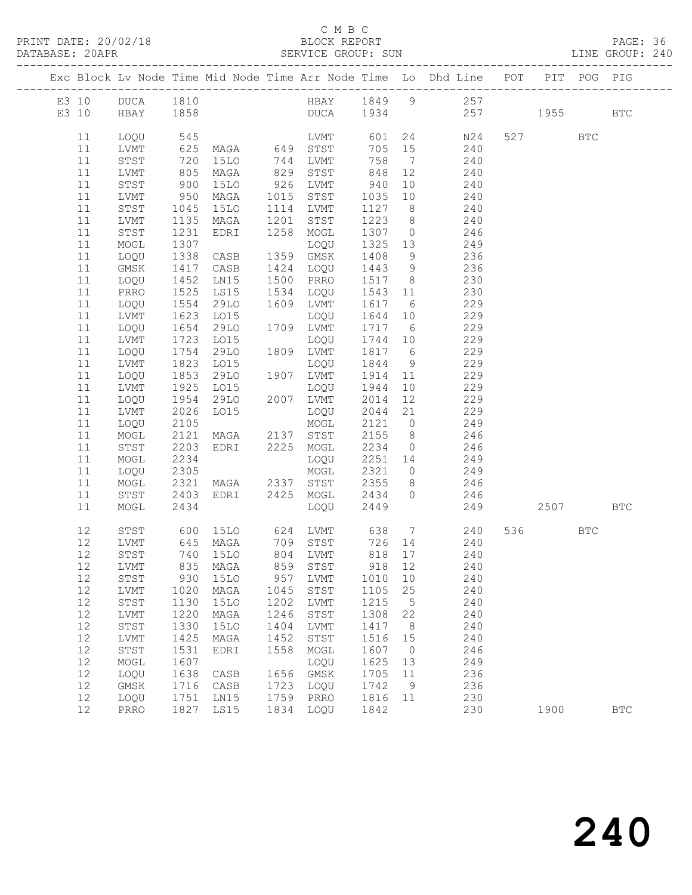C M B C

BLOCK REPORT

SERVICE GROUP: SUN

PRINT DATE: 20/02/18

DATABASE: 20APR

LINE GROUP: 240

| Exc | Block | Lv | Node | Time | Mid Node | Time | Arr Node | Time | Lo | Dhd Line | POT | PIT | POG | PIG |
|---|---|---|---|---|---|---|---|---|---|---|---|---|---|---|
| E3 | 10 | | DUCA | 1810 | | | HBAY | 1849 | 9 | 257 | | | | |
| E3 | 10 | | HBAY | 1858 | | | DUCA | 1934 | | 257 | | 1955 | | BTC |
| | 11 | | LOQU | 545 | | | LVMT | 601 | 24 | N24 | 527 | | BTC | |
| | 11 | | LVMT | 625 | MAGA | 649 | STST | 705 | 15 | 240 | | | | |
| | 11 | | STST | 720 | 15LO | 744 | LVMT | 758 | 7 | 240 | | | | |
| | 11 | | LVMT | 805 | MAGA | 829 | STST | 848 | 12 | 240 | | | | |
| | 11 | | STST | 900 | 15LO | 926 | LVMT | 940 | 10 | 240 | | | | |
| | 11 | | LVMT | 950 | MAGA | 1015 | STST | 1035 | 10 | 240 | | | | |
| | 11 | | STST | 1045 | 15LO | 1114 | LVMT | 1127 | 8 | 240 | | | | |
| | 11 | | LVMT | 1135 | MAGA | 1201 | STST | 1223 | 8 | 240 | | | | |
| | 11 | | STST | 1231 | EDRI | 1258 | MOGL | 1307 | 0 | 246 | | | | |
| | 11 | | MOGL | 1307 | | | LOQU | 1325 | 13 | 249 | | | | |
| | 11 | | LOQU | 1338 | CASB | 1359 | GMSK | 1408 | 9 | 236 | | | | |
| | 11 | | GMSK | 1417 | CASB | 1424 | LOQU | 1443 | 9 | 236 | | | | |
| | 11 | | LOQU | 1452 | LN15 | 1500 | PRRO | 1517 | 8 | 230 | | | | |
| | 11 | | PRRO | 1525 | LS15 | 1534 | LOQU | 1543 | 11 | 230 | | | | |
| | 11 | | LOQU | 1554 | 29LO | 1609 | LVMT | 1617 | 6 | 229 | | | | |
| | 11 | | LVMT | 1623 | LO15 | | LOQU | 1644 | 10 | 229 | | | | |
| | 11 | | LOQU | 1654 | 29LO | 1709 | LVMT | 1717 | 6 | 229 | | | | |
| | 11 | | LVMT | 1723 | LO15 | | LOQU | 1744 | 10 | 229 | | | | |
| | 11 | | LOQU | 1754 | 29LO | 1809 | LVMT | 1817 | 6 | 229 | | | | |
| | 11 | | LVMT | 1823 | LO15 | | LOQU | 1844 | 9 | 229 | | | | |
| | 11 | | LOQU | 1853 | 29LO | 1907 | LVMT | 1914 | 11 | 229 | | | | |
| | 11 | | LVMT | 1925 | LO15 | | LOQU | 1944 | 10 | 229 | | | | |
| | 11 | | LOQU | 1954 | 29LO | 2007 | LVMT | 2014 | 12 | 229 | | | | |
| | 11 | | LVMT | 2026 | LO15 | | LOQU | 2044 | 21 | 229 | | | | |
| | 11 | | LOQU | 2105 | | | MOGL | 2121 | 0 | 249 | | | | |
| | 11 | | MOGL | 2121 | MAGA | 2137 | STST | 2155 | 8 | 246 | | | | |
| | 11 | | STST | 2203 | EDRI | 2225 | MOGL | 2234 | 0 | 246 | | | | |
| | 11 | | MOGL | 2234 | | | LOQU | 2251 | 14 | 249 | | | | |
| | 11 | | LOQU | 2305 | | | MOGL | 2321 | 0 | 249 | | | | |
| | 11 | | MOGL | 2321 | MAGA | 2337 | STST | 2355 | 8 | 246 | | | | |
| | 11 | | STST | 2403 | EDRI | 2425 | MOGL | 2434 | 0 | 246 | | | | |
| | 11 | | MOGL | 2434 | | | LOQU | 2449 | | 249 | | 2507 | | BTC |
| | 12 | | STST | 600 | 15LO | 624 | LVMT | 638 | 7 | 240 | 536 | | BTC | |
| | 12 | | LVMT | 645 | MAGA | 709 | STST | 726 | 14 | 240 | | | | |
| | 12 | | STST | 740 | 15LO | 804 | LVMT | 818 | 17 | 240 | | | | |
| | 12 | | LVMT | 835 | MAGA | 859 | STST | 918 | 12 | 240 | | | | |
| | 12 | | STST | 930 | 15LO | 957 | LVMT | 1010 | 10 | 240 | | | | |
| | 12 | | LVMT | 1020 | MAGA | 1045 | STST | 1105 | 25 | 240 | | | | |
| | 12 | | STST | 1130 | 15LO | 1202 | LVMT | 1215 | 5 | 240 | | | | |
| | 12 | | LVMT | 1220 | MAGA | 1246 | STST | 1308 | 22 | 240 | | | | |
| | 12 | | STST | 1330 | 15LO | 1404 | LVMT | 1417 | 8 | 240 | | | | |
| | 12 | | LVMT | 1425 | MAGA | 1452 | STST | 1516 | 15 | 240 | | | | |
| | 12 | | STST | 1531 | EDRI | 1558 | MOGL | 1607 | 0 | 246 | | | | |
| | 12 | | MOGL | 1607 | | | LOQU | 1625 | 13 | 249 | | | | |
| | 12 | | LOQU | 1638 | CASB | 1656 | GMSK | 1705 | 11 | 236 | | | | |
| | 12 | | GMSK | 1716 | CASB | 1723 | LOQU | 1742 | 9 | 236 | | | | |
| | 12 | | LOQU | 1751 | LN15 | 1759 | PRRO | 1816 | 11 | 230 | | | | |
| | 12 | | PRRO | 1827 | LS15 | 1834 | LOQU | 1842 | | 230 | | 1900 | | BTC |

# 240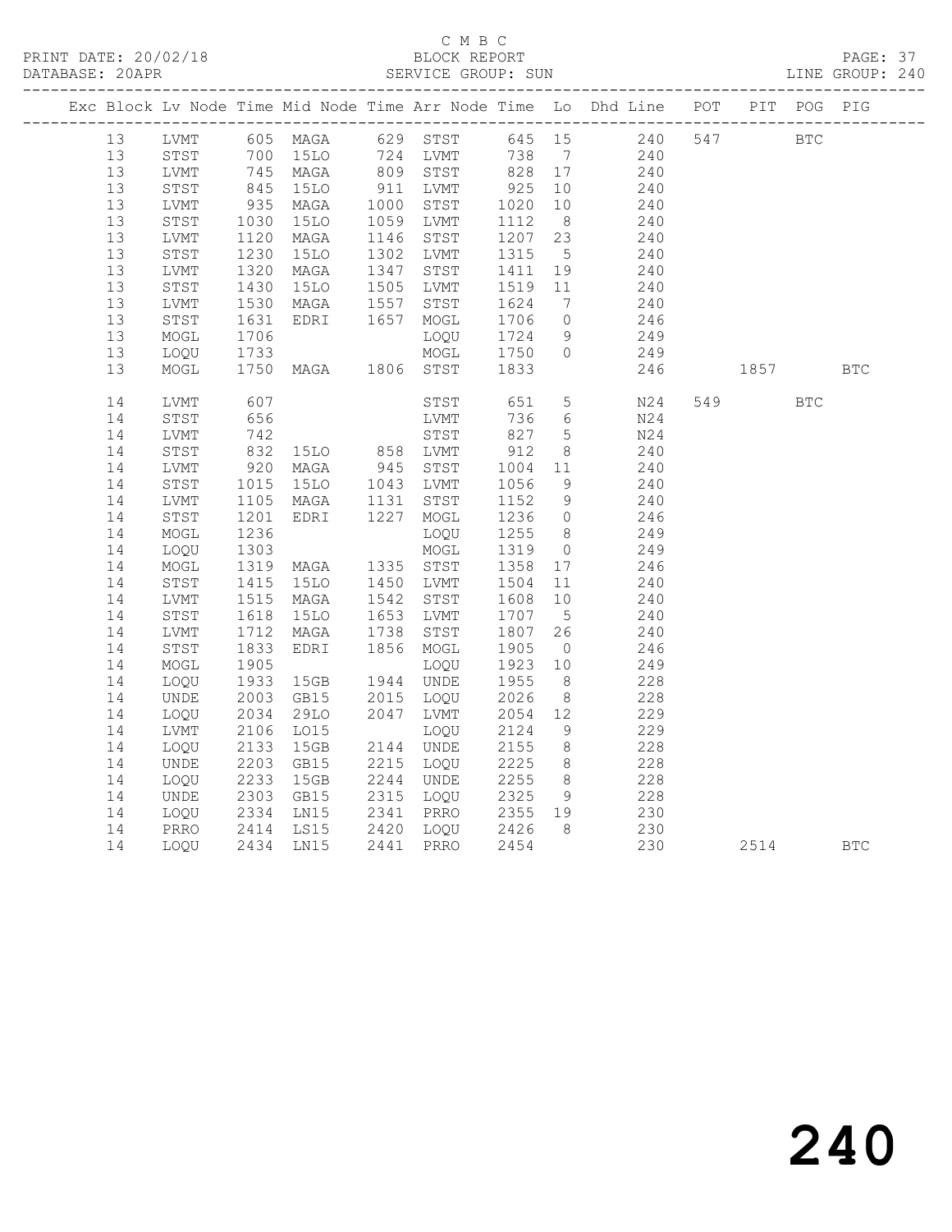C M B C

PRINT DATE: 20/02/18 BLOCK REPORT

DATABASE: 20APR SERVICE GROUP: SUN LINE GROUP: 240

| Exc | Block | Lv | Node | Time | Mid Node | Time | Arr Node | Time | Lo | Dhd Line | POT | PIT | POG | PIG |
|---|---|---|---|---|---|---|---|---|---|---|---|---|---|---|
| | 13 | | LVMT | 605 | MAGA | 629 | STST | 645 | 15 | 240 | 547 | | BTC | |
| | 13 | | STST | 700 | 15LO | 724 | LVMT | 738 | 7 | 240 | | | | |
| | 13 | | LVMT | 745 | MAGA | 809 | STST | 828 | 17 | 240 | | | | |
| | 13 | | STST | 845 | 15LO | 911 | LVMT | 925 | 10 | 240 | | | | |
| | 13 | | LVMT | 935 | MAGA | 1000 | STST | 1020 | 10 | 240 | | | | |
| | 13 | | STST | 1030 | 15LO | 1059 | LVMT | 1112 | 8 | 240 | | | | |
| | 13 | | LVMT | 1120 | MAGA | 1146 | STST | 1207 | 23 | 240 | | | | |
| | 13 | | STST | 1230 | 15LO | 1302 | LVMT | 1315 | 5 | 240 | | | | |
| | 13 | | LVMT | 1320 | MAGA | 1347 | STST | 1411 | 19 | 240 | | | | |
| | 13 | | STST | 1430 | 15LO | 1505 | LVMT | 1519 | 11 | 240 | | | | |
| | 13 | | LVMT | 1530 | MAGA | 1557 | STST | 1624 | 7 | 240 | | | | |
| | 13 | | STST | 1631 | EDRI | 1657 | MOGL | 1706 | 0 | 246 | | | | |
| | 13 | | MOGL | 1706 | | | LOQU | 1724 | 9 | 249 | | | | |
| | 13 | | LOQU | 1733 | | | MOGL | 1750 | 0 | 249 | | | | |
| | 13 | | MOGL | 1750 | MAGA | 1806 | STST | 1833 | | 246 | | 1857 | | BTC |
| | 14 | | LVMT | 607 | | | STST | 651 | 5 | N24 | 549 | | BTC | |
| | 14 | | STST | 656 | | | LVMT | 736 | 6 | N24 | | | | |
| | 14 | | LVMT | 742 | | | STST | 827 | 5 | N24 | | | | |
| | 14 | | STST | 832 | 15LO | 858 | LVMT | 912 | 8 | 240 | | | | |
| | 14 | | LVMT | 920 | MAGA | 945 | STST | 1004 | 11 | 240 | | | | |
| | 14 | | STST | 1015 | 15LO | 1043 | LVMT | 1056 | 9 | 240 | | | | |
| | 14 | | LVMT | 1105 | MAGA | 1131 | STST | 1152 | 9 | 240 | | | | |
| | 14 | | STST | 1201 | EDRI | 1227 | MOGL | 1236 | 0 | 246 | | | | |
| | 14 | | MOGL | 1236 | | | LOQU | 1255 | 8 | 249 | | | | |
| | 14 | | LOQU | 1303 | | | MOGL | 1319 | 0 | 249 | | | | |
| | 14 | | MOGL | 1319 | MAGA | 1335 | STST | 1358 | 17 | 246 | | | | |
| | 14 | | STST | 1415 | 15LO | 1450 | LVMT | 1504 | 11 | 240 | | | | |
| | 14 | | LVMT | 1515 | MAGA | 1542 | STST | 1608 | 10 | 240 | | | | |
| | 14 | | STST | 1618 | 15LO | 1653 | LVMT | 1707 | 5 | 240 | | | | |
| | 14 | | LVMT | 1712 | MAGA | 1738 | STST | 1807 | 26 | 240 | | | | |
| | 14 | | STST | 1833 | EDRI | 1856 | MOGL | 1905 | 0 | 246 | | | | |
| | 14 | | MOGL | 1905 | | | LOQU | 1923 | 10 | 249 | | | | |
| | 14 | | LOQU | 1933 | 15GB | 1944 | UNDE | 1955 | 8 | 228 | | | | |
| | 14 | | UNDE | 2003 | GB15 | 2015 | LOQU | 2026 | 8 | 228 | | | | |
| | 14 | | LOQU | 2034 | 29LO | 2047 | LVMT | 2054 | 12 | 229 | | | | |
| | 14 | | LVMT | 2106 | LO15 | | LOQU | 2124 | 9 | 229 | | | | |
| | 14 | | LOQU | 2133 | 15GB | 2144 | UNDE | 2155 | 8 | 228 | | | | |
| | 14 | | UNDE | 2203 | GB15 | 2215 | LOQU | 2225 | 8 | 228 | | | | |
| | 14 | | LOQU | 2233 | 15GB | 2244 | UNDE | 2255 | 8 | 228 | | | | |
| | 14 | | UNDE | 2303 | GB15 | 2315 | LOQU | 2325 | 9 | 228 | | | | |
| | 14 | | LOQU | 2334 | LN15 | 2341 | PRRO | 2355 | 19 | 230 | | | | |
| | 14 | | PRRO | 2414 | LS15 | 2420 | LOQU | 2426 | 8 | 230 | | | | |
| | 14 | | LOQU | 2434 | LN15 | 2441 | PRRO | 2454 | | 230 | | 2514 | | BTC |

240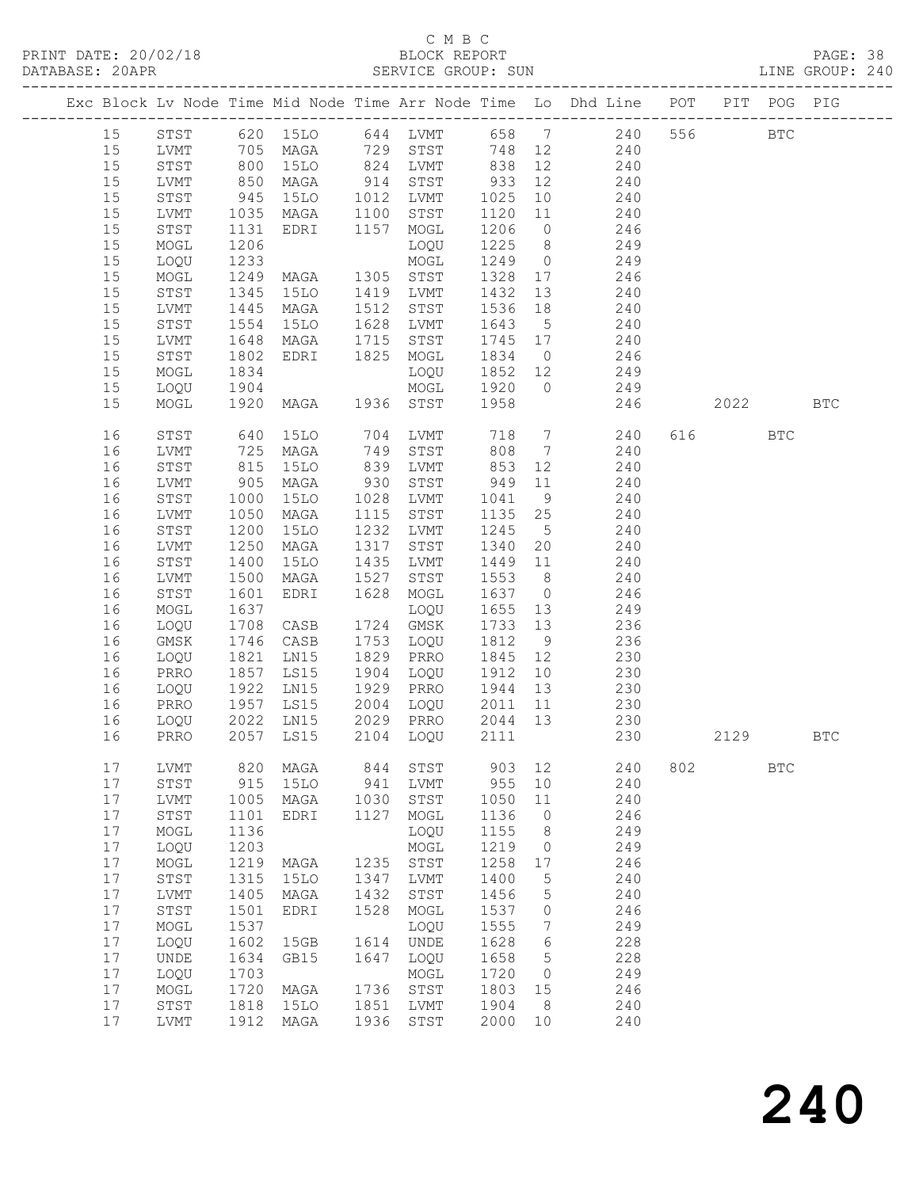C M B C
BLOCK REPORT
SERVICE GROUP: SUN

PRINT DATE: 20/02/18
DATABASE: 20APR
LINE GROUP: 240

| Exc | Block | Lv Node | Time | Mid Node | Time | Arr Node | Time | Lo | Dhd Line | POT | PIT | POG | PIG |
|---|---|---|---|---|---|---|---|---|---|---|---|---|---|
| | 15 | STST | 620 | 15LO | 644 | LVMT | 658 | 7 | 240 | 556 | | BTC | |
| | 15 | LVMT | 705 | MAGA | 729 | STST | 748 | 12 | 240 | | | | |
| | 15 | STST | 800 | 15LO | 824 | LVMT | 838 | 12 | 240 | | | | |
| | 15 | LVMT | 850 | MAGA | 914 | STST | 933 | 12 | 240 | | | | |
| | 15 | STST | 945 | 15LO | 1012 | LVMT | 1025 | 10 | 240 | | | | |
| | 15 | LVMT | 1035 | MAGA | 1100 | STST | 1120 | 11 | 240 | | | | |
| | 15 | STST | 1131 | EDRI | 1157 | MOGL | 1206 | 0 | 246 | | | | |
| | 15 | MOGL | 1206 | | | LOQU | 1225 | 8 | 249 | | | | |
| | 15 | LOQU | 1233 | | | MOGL | 1249 | 0 | 249 | | | | |
| | 15 | MOGL | 1249 | MAGA | 1305 | STST | 1328 | 17 | 246 | | | | |
| | 15 | STST | 1345 | 15LO | 1419 | LVMT | 1432 | 13 | 240 | | | | |
| | 15 | LVMT | 1445 | MAGA | 1512 | STST | 1536 | 18 | 240 | | | | |
| | 15 | STST | 1554 | 15LO | 1628 | LVMT | 1643 | 5 | 240 | | | | |
| | 15 | LVMT | 1648 | MAGA | 1715 | STST | 1745 | 17 | 240 | | | | |
| | 15 | STST | 1802 | EDRI | 1825 | MOGL | 1834 | 0 | 246 | | | | |
| | 15 | MOGL | 1834 | | | LOQU | 1852 | 12 | 249 | | | | |
| | 15 | LOQU | 1904 | | | MOGL | 1920 | 0 | 249 | | | | |
| | 15 | MOGL | 1920 | MAGA | 1936 | STST | 1958 | | 246 | | 2022 | | BTC |
| | 16 | STST | 640 | 15LO | 704 | LVMT | 718 | 7 | 240 | 616 | | BTC | |
| | 16 | LVMT | 725 | MAGA | 749 | STST | 808 | 7 | 240 | | | | |
| | 16 | STST | 815 | 15LO | 839 | LVMT | 853 | 12 | 240 | | | | |
| | 16 | LVMT | 905 | MAGA | 930 | STST | 949 | 11 | 240 | | | | |
| | 16 | STST | 1000 | 15LO | 1028 | LVMT | 1041 | 9 | 240 | | | | |
| | 16 | LVMT | 1050 | MAGA | 1115 | STST | 1135 | 25 | 240 | | | | |
| | 16 | STST | 1200 | 15LO | 1232 | LVMT | 1245 | 5 | 240 | | | | |
| | 16 | LVMT | 1250 | MAGA | 1317 | STST | 1340 | 20 | 240 | | | | |
| | 16 | STST | 1400 | 15LO | 1435 | LVMT | 1449 | 11 | 240 | | | | |
| | 16 | LVMT | 1500 | MAGA | 1527 | STST | 1553 | 8 | 240 | | | | |
| | 16 | STST | 1601 | EDRI | 1628 | MOGL | 1637 | 0 | 246 | | | | |
| | 16 | MOGL | 1637 | | | LOQU | 1655 | 13 | 249 | | | | |
| | 16 | LOQU | 1708 | CASB | 1724 | GMSK | 1733 | 13 | 236 | | | | |
| | 16 | GMSK | 1746 | CASB | 1753 | LOQU | 1812 | 9 | 236 | | | | |
| | 16 | LOQU | 1821 | LN15 | 1829 | PRRO | 1845 | 12 | 230 | | | | |
| | 16 | PRRO | 1857 | LS15 | 1904 | LOQU | 1912 | 10 | 230 | | | | |
| | 16 | LOQU | 1922 | LN15 | 1929 | PRRO | 1944 | 13 | 230 | | | | |
| | 16 | PRRO | 1957 | LS15 | 2004 | LOQU | 2011 | 11 | 230 | | | | |
| | 16 | LOQU | 2022 | LN15 | 2029 | PRRO | 2044 | 13 | 230 | | | | |
| | 16 | PRRO | 2057 | LS15 | 2104 | LOQU | 2111 | | 230 | | 2129 | | BTC |
| | 17 | LVMT | 820 | MAGA | 844 | STST | 903 | 12 | 240 | 802 | | BTC | |
| | 17 | STST | 915 | 15LO | 941 | LVMT | 955 | 10 | 240 | | | | |
| | 17 | LVMT | 1005 | MAGA | 1030 | STST | 1050 | 11 | 240 | | | | |
| | 17 | STST | 1101 | EDRI | 1127 | MOGL | 1136 | 0 | 246 | | | | |
| | 17 | MOGL | 1136 | | | LOQU | 1155 | 8 | 249 | | | | |
| | 17 | LOQU | 1203 | | | MOGL | 1219 | 0 | 249 | | | | |
| | 17 | MOGL | 1219 | MAGA | 1235 | STST | 1258 | 17 | 246 | | | | |
| | 17 | STST | 1315 | 15LO | 1347 | LVMT | 1400 | 5 | 240 | | | | |
| | 17 | LVMT | 1405 | MAGA | 1432 | STST | 1456 | 5 | 240 | | | | |
| | 17 | STST | 1501 | EDRI | 1528 | MOGL | 1537 | 0 | 246 | | | | |
| | 17 | MOGL | 1537 | | | LOQU | 1555 | 7 | 249 | | | | |
| | 17 | LOQU | 1602 | 15GB | 1614 | UNDE | 1628 | 6 | 228 | | | | |
| | 17 | UNDE | 1634 | GB15 | 1647 | LOQU | 1658 | 5 | 228 | | | | |
| | 17 | LOQU | 1703 | | | MOGL | 1720 | 0 | 249 | | | | |
| | 17 | MOGL | 1720 | MAGA | 1736 | STST | 1803 | 15 | 246 | | | | |
| | 17 | STST | 1818 | 15LO | 1851 | LVMT | 1904 | 8 | 240 | | | | |
| | 17 | LVMT | 1912 | MAGA | 1936 | STST | 2000 | 10 | 240 | | | | |

240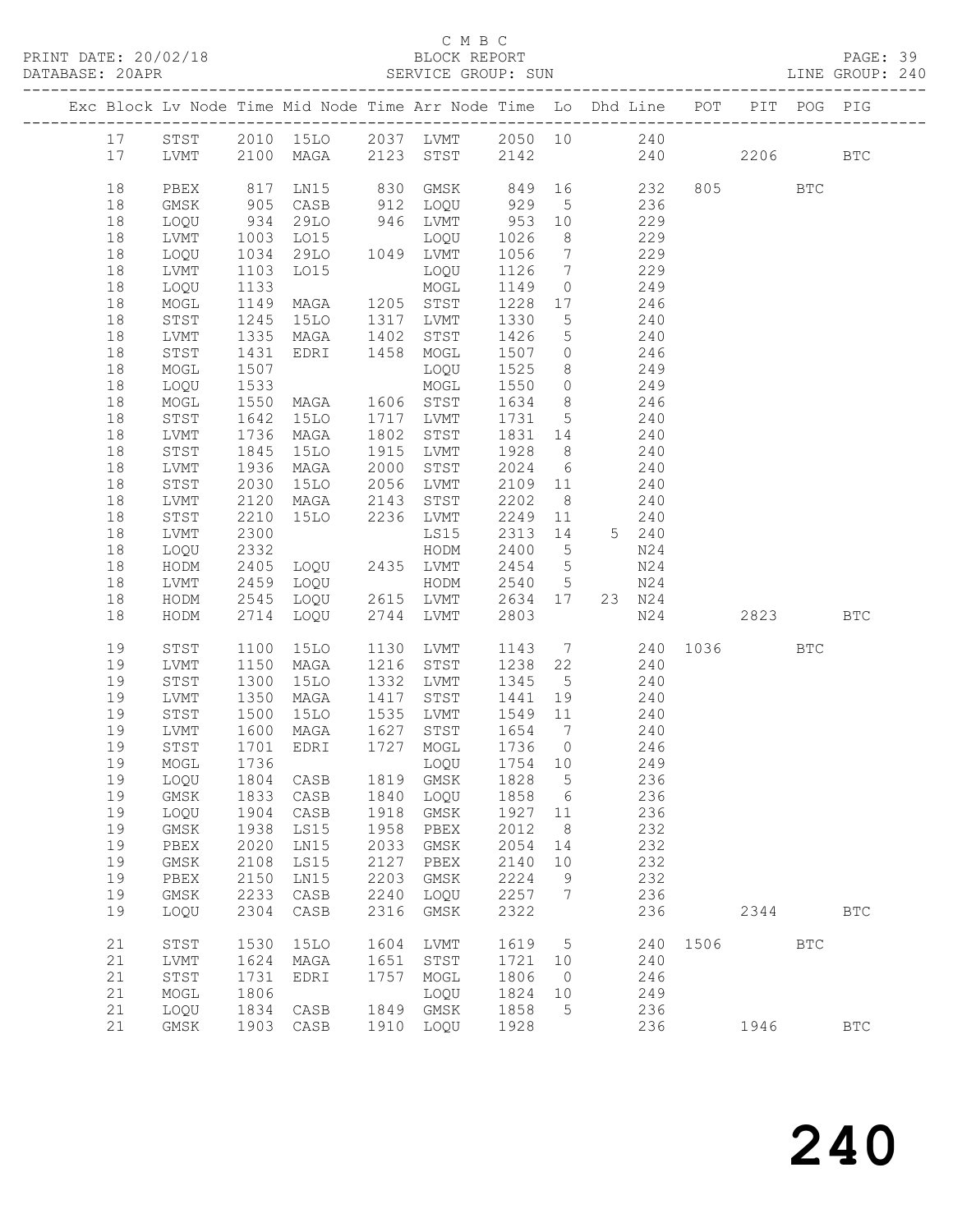C M B C

PRINT DATE: 20/02/18 BLOCK REPORT

DATABASE: 20APR SERVICE GROUP: SUN LINE GROUP: 240

| Exc | Block | Lv | Node | Time | Mid Node | Time | Arr Node | Time | Lo | Dhd Line | POT | PIT | POG | PIG |
|---|---|---|---|---|---|---|---|---|---|---|---|---|---|---|
| | 17 | | STST | 2010 | 15LO | 2037 | LVMT | 2050 | 10 | 240 | | | | |
| | 17 | | LVMT | 2100 | MAGA | 2123 | STST | 2142 | | 240 | | 2206 | | BTC |
| | 18 | | PBEX | 817 | LN15 | 830 | GMSK | 849 | 16 | 232 | 805 | | BTC | |
| | 18 | | GMSK | 905 | CASB | 912 | LOQU | 929 | 5 | 236 | | | | |
| | 18 | | LOQU | 934 | 29LO | 946 | LVMT | 953 | 10 | 229 | | | | |
| | 18 | | LVMT | 1003 | LO15 | | LOQU | 1026 | 8 | 229 | | | | |
| | 18 | | LOQU | 1034 | 29LO | 1049 | LVMT | 1056 | 7 | 229 | | | | |
| | 18 | | LVMT | 1103 | LO15 | | LOQU | 1126 | 7 | 229 | | | | |
| | 18 | | LOQU | 1133 | | | MOGL | 1149 | 0 | 249 | | | | |
| | 18 | | MOGL | 1149 | MAGA | 1205 | STST | 1228 | 17 | 246 | | | | |
| | 18 | | STST | 1245 | 15LO | 1317 | LVMT | 1330 | 5 | 240 | | | | |
| | 18 | | LVMT | 1335 | MAGA | 1402 | STST | 1426 | 5 | 240 | | | | |
| | 18 | | STST | 1431 | EDRI | 1458 | MOGL | 1507 | 0 | 246 | | | | |
| | 18 | | MOGL | 1507 | | | LOQU | 1525 | 8 | 249 | | | | |
| | 18 | | LOQU | 1533 | | | MOGL | 1550 | 0 | 249 | | | | |
| | 18 | | MOGL | 1550 | MAGA | 1606 | STST | 1634 | 8 | 246 | | | | |
| | 18 | | STST | 1642 | 15LO | 1717 | LVMT | 1731 | 5 | 240 | | | | |
| | 18 | | LVMT | 1736 | MAGA | 1802 | STST | 1831 | 14 | 240 | | | | |
| | 18 | | STST | 1845 | 15LO | 1915 | LVMT | 1928 | 8 | 240 | | | | |
| | 18 | | LVMT | 1936 | MAGA | 2000 | STST | 2024 | 6 | 240 | | | | |
| | 18 | | STST | 2030 | 15LO | 2056 | LVMT | 2109 | 11 | 240 | | | | |
| | 18 | | LVMT | 2120 | MAGA | 2143 | STST | 2202 | 8 | 240 | | | | |
| | 18 | | STST | 2210 | 15LO | 2236 | LVMT | 2249 | 11 | 240 | | | | |
| | 18 | | LVMT | 2300 | | | LS15 | 2313 | 14 | 5 240 | | | | |
| | 18 | | LOQU | 2332 | | | HODM | 2400 | 5 | N24 | | | | |
| | 18 | | HODM | 2405 | LOQU | 2435 | LVMT | 2454 | 5 | N24 | | | | |
| | 18 | | LVMT | 2459 | LOQU | | HODM | 2540 | 5 | N24 | | | | |
| | 18 | | HODM | 2545 | LOQU | 2615 | LVMT | 2634 | 17 | 23 N24 | | | | |
| | 18 | | HODM | 2714 | LOQU | 2744 | LVMT | 2803 | | N24 | | 2823 | | BTC |
| | 19 | | STST | 1100 | 15LO | 1130 | LVMT | 1143 | 7 | 240 | 1036 | | BTC | |
| | 19 | | LVMT | 1150 | MAGA | 1216 | STST | 1238 | 22 | 240 | | | | |
| | 19 | | STST | 1300 | 15LO | 1332 | LVMT | 1345 | 5 | 240 | | | | |
| | 19 | | LVMT | 1350 | MAGA | 1417 | STST | 1441 | 19 | 240 | | | | |
| | 19 | | STST | 1500 | 15LO | 1535 | LVMT | 1549 | 11 | 240 | | | | |
| | 19 | | LVMT | 1600 | MAGA | 1627 | STST | 1654 | 7 | 240 | | | | |
| | 19 | | STST | 1701 | EDRI | 1727 | MOGL | 1736 | 0 | 246 | | | | |
| | 19 | | MOGL | 1736 | | | LOQU | 1754 | 10 | 249 | | | | |
| | 19 | | LOQU | 1804 | CASB | 1819 | GMSK | 1828 | 5 | 236 | | | | |
| | 19 | | GMSK | 1833 | CASB | 1840 | LOQU | 1858 | 6 | 236 | | | | |
| | 19 | | LOQU | 1904 | CASB | 1918 | GMSK | 1927 | 11 | 236 | | | | |
| | 19 | | GMSK | 1938 | LS15 | 1958 | PBEX | 2012 | 8 | 232 | | | | |
| | 19 | | PBEX | 2020 | LN15 | 2033 | GMSK | 2054 | 14 | 232 | | | | |
| | 19 | | GMSK | 2108 | LS15 | 2127 | PBEX | 2140 | 10 | 232 | | | | |
| | 19 | | PBEX | 2150 | LN15 | 2203 | GMSK | 2224 | 9 | 232 | | | | |
| | 19 | | GMSK | 2233 | CASB | 2240 | LOQU | 2257 | 7 | 236 | | | | |
| | 19 | | LOQU | 2304 | CASB | 2316 | GMSK | 2322 | | 236 | | 2344 | | BTC |
| | 21 | | STST | 1530 | 15LO | 1604 | LVMT | 1619 | 5 | 240 | 1506 | | BTC | |
| | 21 | | LVMT | 1624 | MAGA | 1651 | STST | 1721 | 10 | 240 | | | | |
| | 21 | | STST | 1731 | EDRI | 1757 | MOGL | 1806 | 0 | 246 | | | | |
| | 21 | | MOGL | 1806 | | | LOQU | 1824 | 10 | 249 | | | | |
| | 21 | | LOQU | 1834 | CASB | 1849 | GMSK | 1858 | 5 | 236 | | | | |
| | 21 | | GMSK | 1903 | CASB | 1910 | LOQU | 1928 | | 236 | | 1946 | | BTC |

# 240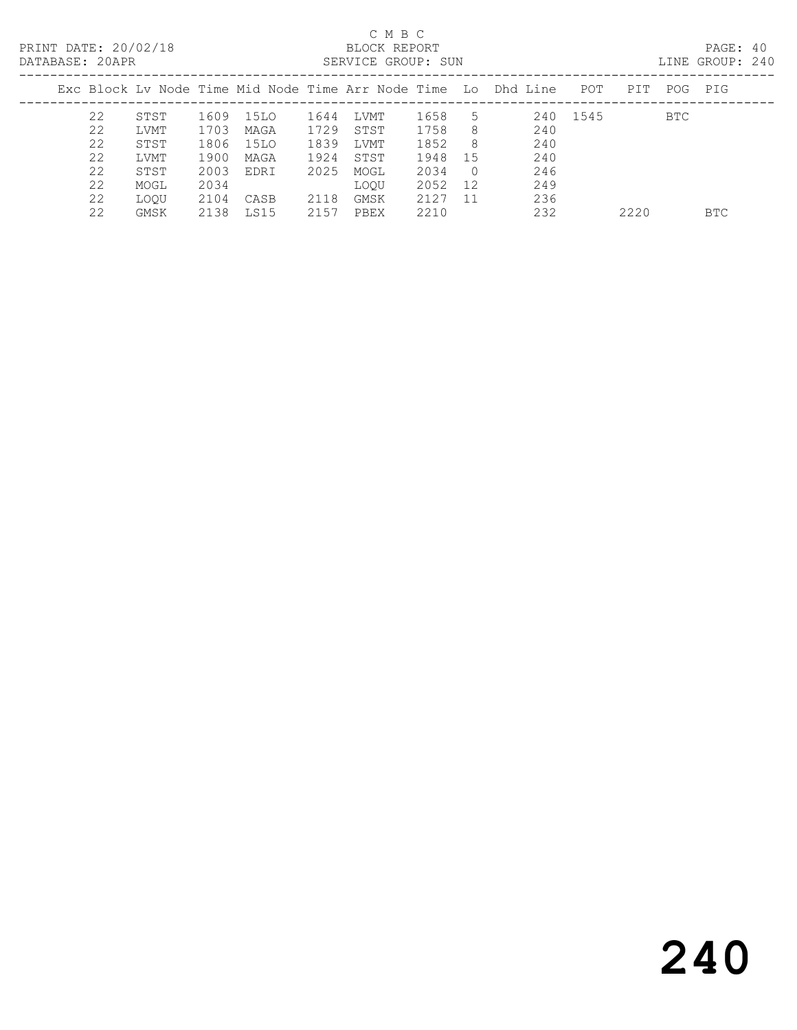C M B C

PRINT DATE: 20/02/18 BLOCK REPORT

DATABASE: 20APR SERVICE GROUP: SUN LINE GROUP: 240

| Exc | Block | Lv Node | Time | Mid Node | Time | Arr Node | Time | Lo | Dhd Line | POT | PIT | POG | PIG |
|---|---|---|---|---|---|---|---|---|---|---|---|---|---|
| | 22 | STST | 1609 | 15LO | 1644 | LVMT | 1658 | 5 | 240 | 1545 | | BTC | |
| | 22 | LVMT | 1703 | MAGA | 1729 | STST | 1758 | 8 | 240 | | | | |
| | 22 | STST | 1806 | 15LO | 1839 | LVMT | 1852 | 8 | 240 | | | | |
| | 22 | LVMT | 1900 | MAGA | 1924 | STST | 1948 | 15 | 240 | | | | |
| | 22 | STST | 2003 | EDRI | 2025 | MOGL | 2034 | 0 | 246 | | | | |
| | 22 | MOGL | 2034 | | | LOQU | 2052 | 12 | 249 | | | | |
| | 22 | LOQU | 2104 | CASB | 2118 | GMSK | 2127 | 11 | 236 | | | | |
| | 22 | GMSK | 2138 | LS15 | 2157 | PBEX | 2210 | | 232 | | 2220 | | BTC |

# 240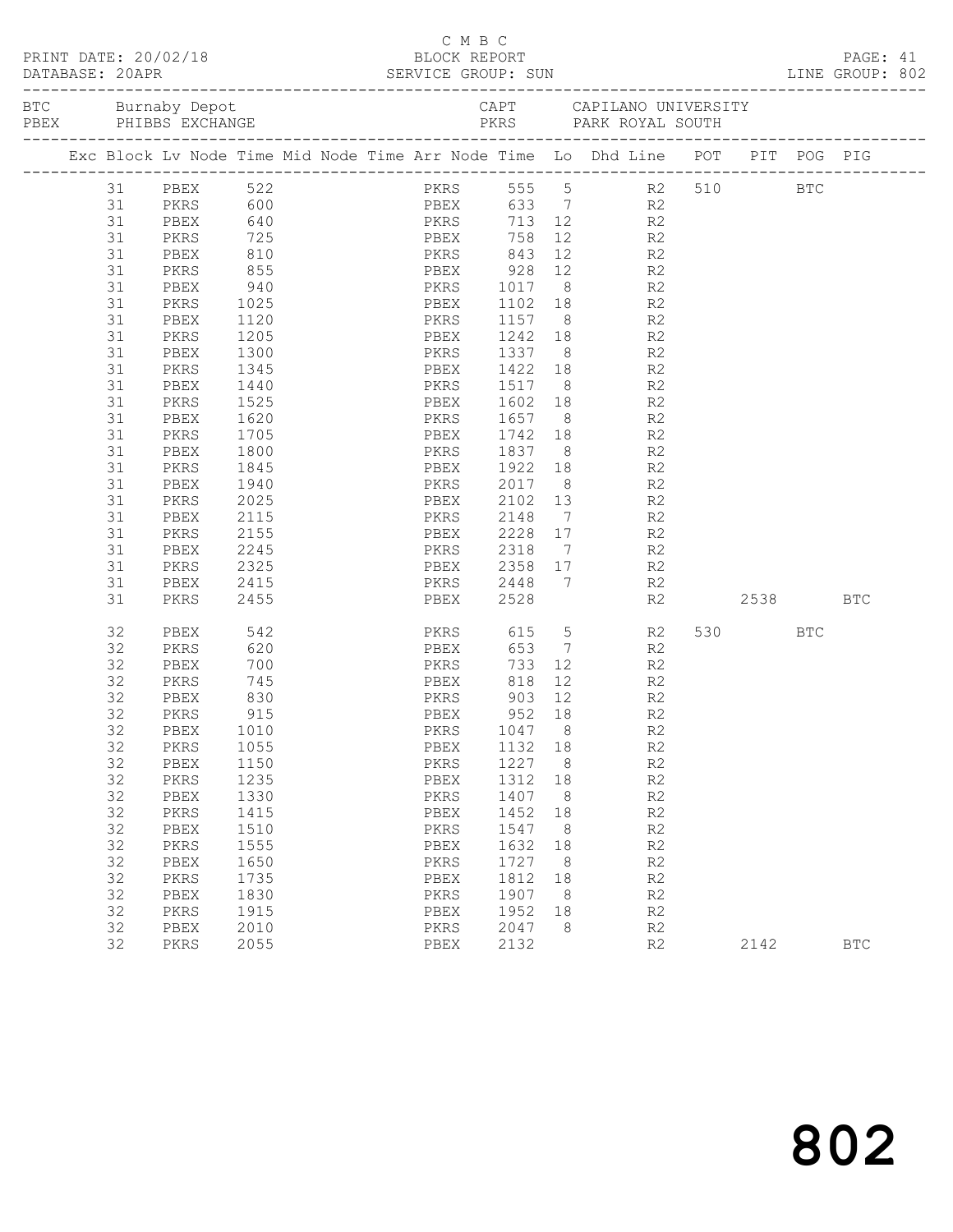C M B C

PRINT DATE: 20/02/18 BLOCK REPORT

DATABASE: 20APR SERVICE GROUP: SUN LINE GROUP: 802

| BTC | Burnaby Depot | CAPT | CAPILANO UNIVERSITY |
|---|---|---|---|
| PBEX | PHIBBS EXCHANGE | PKRS | PARK ROYAL SOUTH |

| Exc | Block | Lv Node | Time | Mid Node | Time | Arr Node | Time | Lo | Dhd Line | POT | PIT | POG | PIG |
|---|---|---|---|---|---|---|---|---|---|---|---|---|---|
| | 31 | PBEX | 522 | | | PKRS | 555 | 5 | R2 | 510 | | BTC | |
| | 31 | PKRS | 600 | | | PBEX | 633 | 7 | R2 | | | | |
| | 31 | PBEX | 640 | | | PKRS | 713 | 12 | R2 | | | | |
| | 31 | PKRS | 725 | | | PBEX | 758 | 12 | R2 | | | | |
| | 31 | PBEX | 810 | | | PKRS | 843 | 12 | R2 | | | | |
| | 31 | PKRS | 855 | | | PBEX | 928 | 12 | R2 | | | | |
| | 31 | PBEX | 940 | | | PKRS | 1017 | 8 | R2 | | | | |
| | 31 | PKRS | 1025 | | | PBEX | 1102 | 18 | R2 | | | | |
| | 31 | PBEX | 1120 | | | PKRS | 1157 | 8 | R2 | | | | |
| | 31 | PKRS | 1205 | | | PBEX | 1242 | 18 | R2 | | | | |
| | 31 | PBEX | 1300 | | | PKRS | 1337 | 8 | R2 | | | | |
| | 31 | PKRS | 1345 | | | PBEX | 1422 | 18 | R2 | | | | |
| | 31 | PBEX | 1440 | | | PKRS | 1517 | 8 | R2 | | | | |
| | 31 | PKRS | 1525 | | | PBEX | 1602 | 18 | R2 | | | | |
| | 31 | PBEX | 1620 | | | PKRS | 1657 | 8 | R2 | | | | |
| | 31 | PKRS | 1705 | | | PBEX | 1742 | 18 | R2 | | | | |
| | 31 | PBEX | 1800 | | | PKRS | 1837 | 8 | R2 | | | | |
| | 31 | PKRS | 1845 | | | PBEX | 1922 | 18 | R2 | | | | |
| | 31 | PBEX | 1940 | | | PKRS | 2017 | 8 | R2 | | | | |
| | 31 | PKRS | 2025 | | | PBEX | 2102 | 13 | R2 | | | | |
| | 31 | PBEX | 2115 | | | PKRS | 2148 | 7 | R2 | | | | |
| | 31 | PKRS | 2155 | | | PBEX | 2228 | 17 | R2 | | | | |
| | 31 | PBEX | 2245 | | | PKRS | 2318 | 7 | R2 | | | | |
| | 31 | PKRS | 2325 | | | PBEX | 2358 | 17 | R2 | | | | |
| | 31 | PBEX | 2415 | | | PKRS | 2448 | 7 | R2 | | | | |
| | 31 | PKRS | 2455 | | | PBEX | 2528 | | R2 | | 2538 | | BTC |
| | 32 | PBEX | 542 | | | PKRS | 615 | 5 | R2 | 530 | | BTC | |
| | 32 | PKRS | 620 | | | PBEX | 653 | 7 | R2 | | | | |
| | 32 | PBEX | 700 | | | PKRS | 733 | 12 | R2 | | | | |
| | 32 | PKRS | 745 | | | PBEX | 818 | 12 | R2 | | | | |
| | 32 | PBEX | 830 | | | PKRS | 903 | 12 | R2 | | | | |
| | 32 | PKRS | 915 | | | PBEX | 952 | 18 | R2 | | | | |
| | 32 | PBEX | 1010 | | | PKRS | 1047 | 8 | R2 | | | | |
| | 32 | PKRS | 1055 | | | PBEX | 1132 | 18 | R2 | | | | |
| | 32 | PBEX | 1150 | | | PKRS | 1227 | 8 | R2 | | | | |
| | 32 | PKRS | 1235 | | | PBEX | 1312 | 18 | R2 | | | | |
| | 32 | PBEX | 1330 | | | PKRS | 1407 | 8 | R2 | | | | |
| | 32 | PKRS | 1415 | | | PBEX | 1452 | 18 | R2 | | | | |
| | 32 | PBEX | 1510 | | | PKRS | 1547 | 8 | R2 | | | | |
| | 32 | PKRS | 1555 | | | PBEX | 1632 | 18 | R2 | | | | |
| | 32 | PBEX | 1650 | | | PKRS | 1727 | 8 | R2 | | | | |
| | 32 | PKRS | 1735 | | | PBEX | 1812 | 18 | R2 | | | | |
| | 32 | PBEX | 1830 | | | PKRS | 1907 | 8 | R2 | | | | |
| | 32 | PKRS | 1915 | | | PBEX | 1952 | 18 | R2 | | | | |
| | 32 | PBEX | 2010 | | | PKRS | 2047 | 8 | R2 | | | | |
| | 32 | PKRS | 2055 | | | PBEX | 2132 | | R2 | | 2142 | | BTC |

802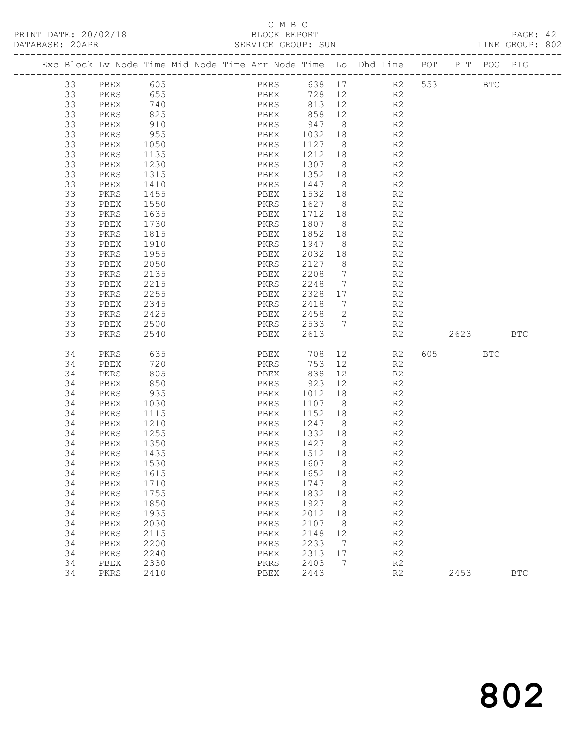C M B C

PRINT DATE: 20/02/18 BLOCK REPORT PAGE: 42
DATABASE: 20APR SERVICE GROUP: SUN LINE GROUP: 802

| Exc | Block | Lv | Node | Time | Mid Node | Time | Arr Node | Time | Lo | Dhd Line | POT | PIT | POG | PIG |
|---|---|---|---|---|---|---|---|---|---|---|---|---|---|---|
| | 33 | | PBEX | 605 | | | PKRS | 638 | 17 | R2 | 553 | | BTC | |
| | 33 | | PKRS | 655 | | | PBEX | 728 | 12 | R2 | | | | |
| | 33 | | PBEX | 740 | | | PKRS | 813 | 12 | R2 | | | | |
| | 33 | | PKRS | 825 | | | PBEX | 858 | 12 | R2 | | | | |
| | 33 | | PBEX | 910 | | | PKRS | 947 | 8 | R2 | | | | |
| | 33 | | PKRS | 955 | | | PBEX | 1032 | 18 | R2 | | | | |
| | 33 | | PBEX | 1050 | | | PKRS | 1127 | 8 | R2 | | | | |
| | 33 | | PKRS | 1135 | | | PBEX | 1212 | 18 | R2 | | | | |
| | 33 | | PBEX | 1230 | | | PKRS | 1307 | 8 | R2 | | | | |
| | 33 | | PKRS | 1315 | | | PBEX | 1352 | 18 | R2 | | | | |
| | 33 | | PBEX | 1410 | | | PKRS | 1447 | 8 | R2 | | | | |
| | 33 | | PKRS | 1455 | | | PBEX | 1532 | 18 | R2 | | | | |
| | 33 | | PBEX | 1550 | | | PKRS | 1627 | 8 | R2 | | | | |
| | 33 | | PKRS | 1635 | | | PBEX | 1712 | 18 | R2 | | | | |
| | 33 | | PBEX | 1730 | | | PKRS | 1807 | 8 | R2 | | | | |
| | 33 | | PKRS | 1815 | | | PBEX | 1852 | 18 | R2 | | | | |
| | 33 | | PBEX | 1910 | | | PKRS | 1947 | 8 | R2 | | | | |
| | 33 | | PKRS | 1955 | | | PBEX | 2032 | 18 | R2 | | | | |
| | 33 | | PBEX | 2050 | | | PKRS | 2127 | 8 | R2 | | | | |
| | 33 | | PKRS | 2135 | | | PBEX | 2208 | 7 | R2 | | | | |
| | 33 | | PBEX | 2215 | | | PKRS | 2248 | 7 | R2 | | | | |
| | 33 | | PKRS | 2255 | | | PBEX | 2328 | 17 | R2 | | | | |
| | 33 | | PBEX | 2345 | | | PKRS | 2418 | 7 | R2 | | | | |
| | 33 | | PKRS | 2425 | | | PBEX | 2458 | 2 | R2 | | | | |
| | 33 | | PBEX | 2500 | | | PKRS | 2533 | 7 | R2 | | | | |
| | 33 | | PKRS | 2540 | | | PBEX | 2613 | | R2 | | 2623 | | BTC |
| | 34 | | PKRS | 635 | | | PBEX | 708 | 12 | R2 | 605 | | BTC | |
| | 34 | | PBEX | 720 | | | PKRS | 753 | 12 | R2 | | | | |
| | 34 | | PKRS | 805 | | | PBEX | 838 | 12 | R2 | | | | |
| | 34 | | PBEX | 850 | | | PKRS | 923 | 12 | R2 | | | | |
| | 34 | | PKRS | 935 | | | PBEX | 1012 | 18 | R2 | | | | |
| | 34 | | PBEX | 1030 | | | PKRS | 1107 | 8 | R2 | | | | |
| | 34 | | PKRS | 1115 | | | PBEX | 1152 | 18 | R2 | | | | |
| | 34 | | PBEX | 1210 | | | PKRS | 1247 | 8 | R2 | | | | |
| | 34 | | PKRS | 1255 | | | PBEX | 1332 | 18 | R2 | | | | |
| | 34 | | PBEX | 1350 | | | PKRS | 1427 | 8 | R2 | | | | |
| | 34 | | PKRS | 1435 | | | PBEX | 1512 | 18 | R2 | | | | |
| | 34 | | PBEX | 1530 | | | PKRS | 1607 | 8 | R2 | | | | |
| | 34 | | PKRS | 1615 | | | PBEX | 1652 | 18 | R2 | | | | |
| | 34 | | PBEX | 1710 | | | PKRS | 1747 | 8 | R2 | | | | |
| | 34 | | PKRS | 1755 | | | PBEX | 1832 | 18 | R2 | | | | |
| | 34 | | PBEX | 1850 | | | PKRS | 1927 | 8 | R2 | | | | |
| | 34 | | PKRS | 1935 | | | PBEX | 2012 | 18 | R2 | | | | |
| | 34 | | PBEX | 2030 | | | PKRS | 2107 | 8 | R2 | | | | |
| | 34 | | PKRS | 2115 | | | PBEX | 2148 | 12 | R2 | | | | |
| | 34 | | PBEX | 2200 | | | PKRS | 2233 | 7 | R2 | | | | |
| | 34 | | PKRS | 2240 | | | PBEX | 2313 | 17 | R2 | | | | |
| | 34 | | PBEX | 2330 | | | PKRS | 2403 | 7 | R2 | | | | |
| | 34 | | PKRS | 2410 | | | PBEX | 2443 | | R2 | | 2453 | | BTC |

802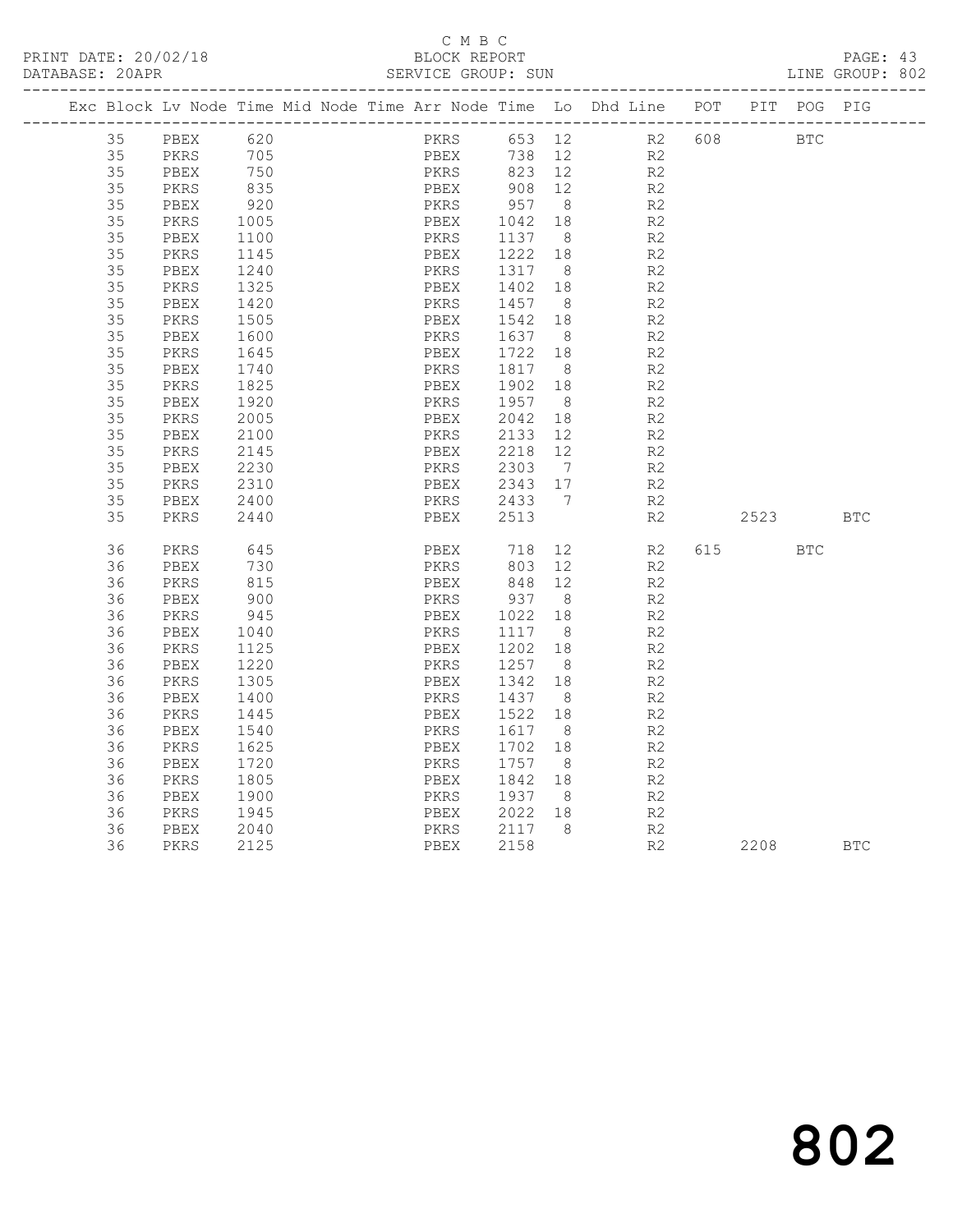C M B C
PRINT DATE: 20/02/18 BLOCK REPORT
DATABASE: 20APR SERVICE GROUP: SUN LINE GROUP: 802

| Exc | Block | Lv | Node | Time | Mid Node | Time | Arr Node | Time | Lo | Dhd Line | POT | PIT | POG | PIG |
|---|---|---|---|---|---|---|---|---|---|---|---|---|---|---|
| | 35 | | PBEX | 620 | | | PKRS | 653 | 12 | R2 | 608 | | BTC | |
| | 35 | | PKRS | 705 | | | PBEX | 738 | 12 | R2 | | | | |
| | 35 | | PBEX | 750 | | | PKRS | 823 | 12 | R2 | | | | |
| | 35 | | PKRS | 835 | | | PBEX | 908 | 12 | R2 | | | | |
| | 35 | | PBEX | 920 | | | PKRS | 957 | 8 | R2 | | | | |
| | 35 | | PKRS | 1005 | | | PBEX | 1042 | 18 | R2 | | | | |
| | 35 | | PBEX | 1100 | | | PKRS | 1137 | 8 | R2 | | | | |
| | 35 | | PKRS | 1145 | | | PBEX | 1222 | 18 | R2 | | | | |
| | 35 | | PBEX | 1240 | | | PKRS | 1317 | 8 | R2 | | | | |
| | 35 | | PKRS | 1325 | | | PBEX | 1402 | 18 | R2 | | | | |
| | 35 | | PBEX | 1420 | | | PKRS | 1457 | 8 | R2 | | | | |
| | 35 | | PKRS | 1505 | | | PBEX | 1542 | 18 | R2 | | | | |
| | 35 | | PBEX | 1600 | | | PKRS | 1637 | 8 | R2 | | | | |
| | 35 | | PKRS | 1645 | | | PBEX | 1722 | 18 | R2 | | | | |
| | 35 | | PBEX | 1740 | | | PKRS | 1817 | 8 | R2 | | | | |
| | 35 | | PKRS | 1825 | | | PBEX | 1902 | 18 | R2 | | | | |
| | 35 | | PBEX | 1920 | | | PKRS | 1957 | 8 | R2 | | | | |
| | 35 | | PKRS | 2005 | | | PBEX | 2042 | 18 | R2 | | | | |
| | 35 | | PBEX | 2100 | | | PKRS | 2133 | 12 | R2 | | | | |
| | 35 | | PKRS | 2145 | | | PBEX | 2218 | 12 | R2 | | | | |
| | 35 | | PBEX | 2230 | | | PKRS | 2303 | 7 | R2 | | | | |
| | 35 | | PKRS | 2310 | | | PBEX | 2343 | 17 | R2 | | | | |
| | 35 | | PBEX | 2400 | | | PKRS | 2433 | 7 | R2 | | | | |
| | 35 | | PKRS | 2440 | | | PBEX | 2513 | | R2 | | 2523 | | BTC |
| | 36 | | PKRS | 645 | | | PBEX | 718 | 12 | R2 | 615 | | BTC | |
| | 36 | | PBEX | 730 | | | PKRS | 803 | 12 | R2 | | | | |
| | 36 | | PKRS | 815 | | | PBEX | 848 | 12 | R2 | | | | |
| | 36 | | PBEX | 900 | | | PKRS | 937 | 8 | R2 | | | | |
| | 36 | | PKRS | 945 | | | PBEX | 1022 | 18 | R2 | | | | |
| | 36 | | PBEX | 1040 | | | PKRS | 1117 | 8 | R2 | | | | |
| | 36 | | PKRS | 1125 | | | PBEX | 1202 | 18 | R2 | | | | |
| | 36 | | PBEX | 1220 | | | PKRS | 1257 | 8 | R2 | | | | |
| | 36 | | PKRS | 1305 | | | PBEX | 1342 | 18 | R2 | | | | |
| | 36 | | PBEX | 1400 | | | PKRS | 1437 | 8 | R2 | | | | |
| | 36 | | PKRS | 1445 | | | PBEX | 1522 | 18 | R2 | | | | |
| | 36 | | PBEX | 1540 | | | PKRS | 1617 | 8 | R2 | | | | |
| | 36 | | PKRS | 1625 | | | PBEX | 1702 | 18 | R2 | | | | |
| | 36 | | PBEX | 1720 | | | PKRS | 1757 | 8 | R2 | | | | |
| | 36 | | PKRS | 1805 | | | PBEX | 1842 | 18 | R2 | | | | |
| | 36 | | PBEX | 1900 | | | PKRS | 1937 | 8 | R2 | | | | |
| | 36 | | PKRS | 1945 | | | PBEX | 2022 | 18 | R2 | | | | |
| | 36 | | PBEX | 2040 | | | PKRS | 2117 | 8 | R2 | | | | |
| | 36 | | PKRS | 2125 | | | PBEX | 2158 | | R2 | | 2208 | | BTC |

802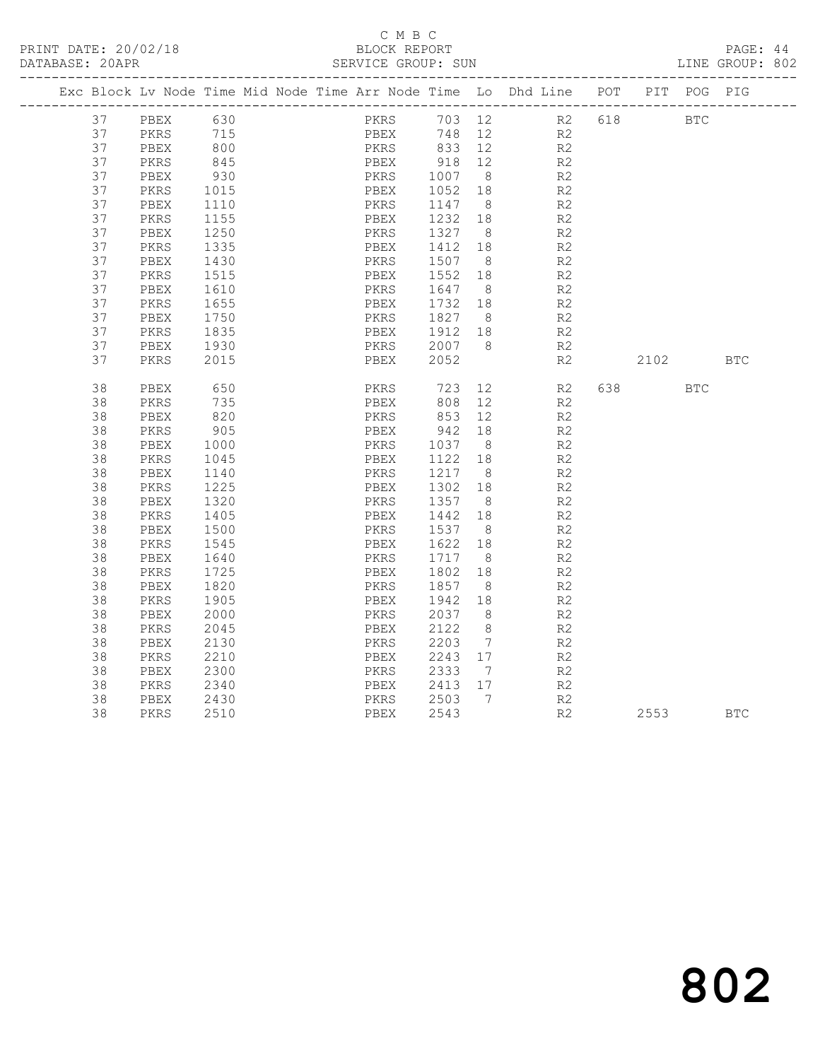C M B C

PRINT DATE: 20/02/18 BLOCK REPORT

DATABASE: 20APR SERVICE GROUP: SUN LINE GROUP: 802

| Exc | Block | Lv | Node | Time | Mid Node | Time | Arr Node | Time | Lo | Dhd Line | POT | PIT | POG | PIG |
|---|---|---|---|---|---|---|---|---|---|---|---|---|---|---|
| | 37 | | PBEX | 630 | | | PKRS | 703 | 12 | R2 | 618 | | BTC | |
| | 37 | | PKRS | 715 | | | PBEX | 748 | 12 | R2 | | | | |
| | 37 | | PBEX | 800 | | | PKRS | 833 | 12 | R2 | | | | |
| | 37 | | PKRS | 845 | | | PBEX | 918 | 12 | R2 | | | | |
| | 37 | | PBEX | 930 | | | PKRS | 1007 | 8 | R2 | | | | |
| | 37 | | PKRS | 1015 | | | PBEX | 1052 | 18 | R2 | | | | |
| | 37 | | PBEX | 1110 | | | PKRS | 1147 | 8 | R2 | | | | |
| | 37 | | PKRS | 1155 | | | PBEX | 1232 | 18 | R2 | | | | |
| | 37 | | PBEX | 1250 | | | PKRS | 1327 | 8 | R2 | | | | |
| | 37 | | PKRS | 1335 | | | PBEX | 1412 | 18 | R2 | | | | |
| | 37 | | PBEX | 1430 | | | PKRS | 1507 | 8 | R2 | | | | |
| | 37 | | PKRS | 1515 | | | PBEX | 1552 | 18 | R2 | | | | |
| | 37 | | PBEX | 1610 | | | PKRS | 1647 | 8 | R2 | | | | |
| | 37 | | PKRS | 1655 | | | PBEX | 1732 | 18 | R2 | | | | |
| | 37 | | PBEX | 1750 | | | PKRS | 1827 | 8 | R2 | | | | |
| | 37 | | PKRS | 1835 | | | PBEX | 1912 | 18 | R2 | | | | |
| | 37 | | PBEX | 1930 | | | PKRS | 2007 | 8 | R2 | | | | |
| | 37 | | PKRS | 2015 | | | PBEX | 2052 | | R2 | | 2102 | | BTC |
| | 38 | | PBEX | 650 | | | PKRS | 723 | 12 | R2 | 638 | | BTC | |
| | 38 | | PKRS | 735 | | | PBEX | 808 | 12 | R2 | | | | |
| | 38 | | PBEX | 820 | | | PKRS | 853 | 12 | R2 | | | | |
| | 38 | | PKRS | 905 | | | PBEX | 942 | 18 | R2 | | | | |
| | 38 | | PBEX | 1000 | | | PKRS | 1037 | 8 | R2 | | | | |
| | 38 | | PKRS | 1045 | | | PBEX | 1122 | 18 | R2 | | | | |
| | 38 | | PBEX | 1140 | | | PKRS | 1217 | 8 | R2 | | | | |
| | 38 | | PKRS | 1225 | | | PBEX | 1302 | 18 | R2 | | | | |
| | 38 | | PBEX | 1320 | | | PKRS | 1357 | 8 | R2 | | | | |
| | 38 | | PKRS | 1405 | | | PBEX | 1442 | 18 | R2 | | | | |
| | 38 | | PBEX | 1500 | | | PKRS | 1537 | 8 | R2 | | | | |
| | 38 | | PKRS | 1545 | | | PBEX | 1622 | 18 | R2 | | | | |
| | 38 | | PBEX | 1640 | | | PKRS | 1717 | 8 | R2 | | | | |
| | 38 | | PKRS | 1725 | | | PBEX | 1802 | 18 | R2 | | | | |
| | 38 | | PBEX | 1820 | | | PKRS | 1857 | 8 | R2 | | | | |
| | 38 | | PKRS | 1905 | | | PBEX | 1942 | 18 | R2 | | | | |
| | 38 | | PBEX | 2000 | | | PKRS | 2037 | 8 | R2 | | | | |
| | 38 | | PKRS | 2045 | | | PBEX | 2122 | 8 | R2 | | | | |
| | 38 | | PBEX | 2130 | | | PKRS | 2203 | 7 | R2 | | | | |
| | 38 | | PKRS | 2210 | | | PBEX | 2243 | 17 | R2 | | | | |
| | 38 | | PBEX | 2300 | | | PKRS | 2333 | 7 | R2 | | | | |
| | 38 | | PKRS | 2340 | | | PBEX | 2413 | 17 | R2 | | | | |
| | 38 | | PBEX | 2430 | | | PKRS | 2503 | 7 | R2 | | | | |
| | 38 | | PKRS | 2510 | | | PBEX | 2543 | | R2 | | 2553 | | BTC |

802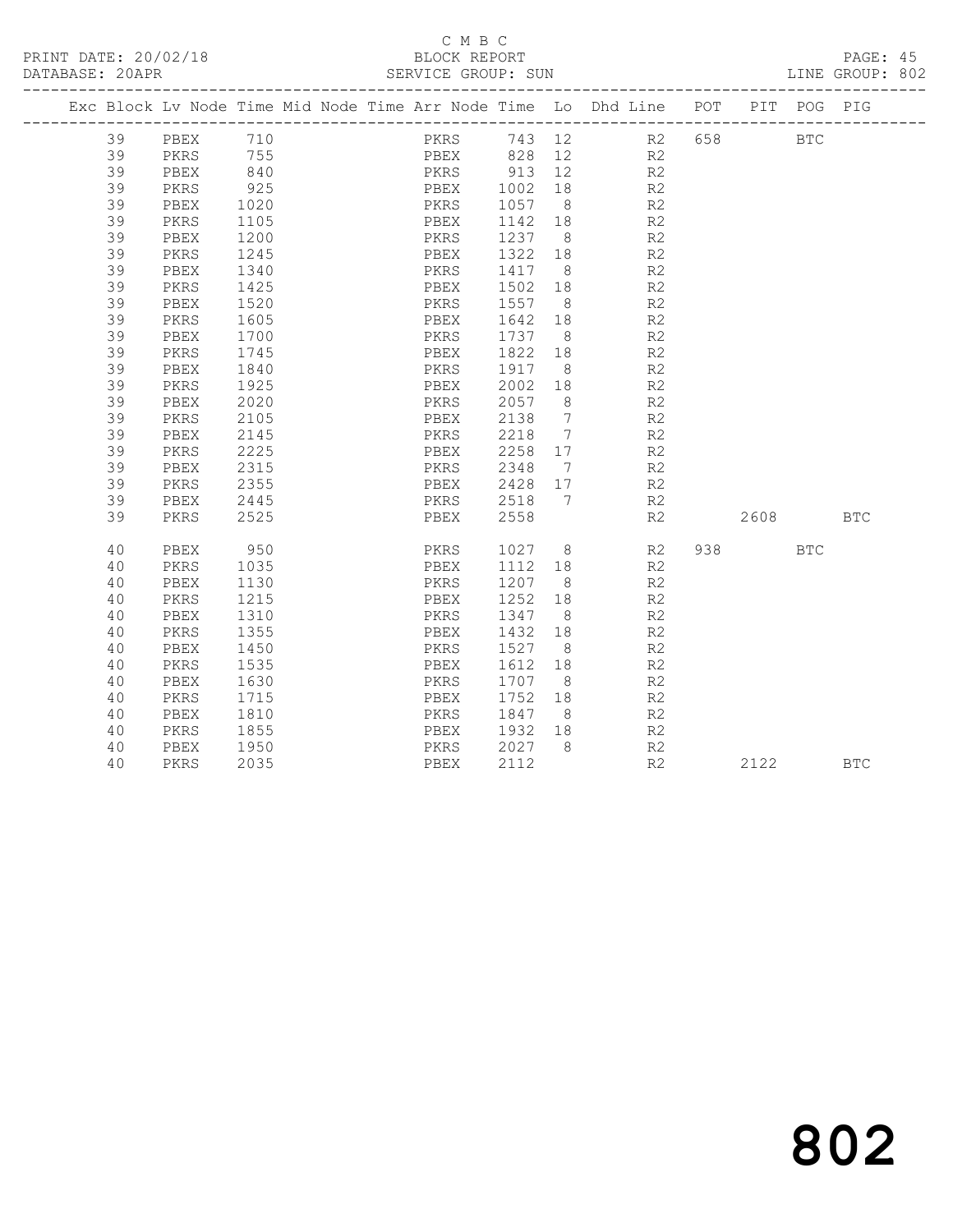C M B C

BLOCK REPORT

SERVICE GROUP: SUN

PRINT DATE: 20/02/18

DATABASE: 20APR

LINE GROUP: 802

| Exc | Block | Lv | Node | Time | Mid Node | Time | Arr Node | Time | Lo | Dhd Line | POT | PIT | POG | PIG |
|---|---|---|---|---|---|---|---|---|---|---|---|---|---|---|
| | 39 | | PBEX | 710 | | | PKRS | 743 | 12 | R2 | 658 | | BTC | |
| | 39 | | PKRS | 755 | | | PBEX | 828 | 12 | R2 | | | | |
| | 39 | | PBEX | 840 | | | PKRS | 913 | 12 | R2 | | | | |
| | 39 | | PKRS | 925 | | | PBEX | 1002 | 18 | R2 | | | | |
| | 39 | | PBEX | 1020 | | | PKRS | 1057 | 8 | R2 | | | | |
| | 39 | | PKRS | 1105 | | | PBEX | 1142 | 18 | R2 | | | | |
| | 39 | | PBEX | 1200 | | | PKRS | 1237 | 8 | R2 | | | | |
| | 39 | | PKRS | 1245 | | | PBEX | 1322 | 18 | R2 | | | | |
| | 39 | | PBEX | 1340 | | | PKRS | 1417 | 8 | R2 | | | | |
| | 39 | | PKRS | 1425 | | | PBEX | 1502 | 18 | R2 | | | | |
| | 39 | | PBEX | 1520 | | | PKRS | 1557 | 8 | R2 | | | | |
| | 39 | | PKRS | 1605 | | | PBEX | 1642 | 18 | R2 | | | | |
| | 39 | | PBEX | 1700 | | | PKRS | 1737 | 8 | R2 | | | | |
| | 39 | | PKRS | 1745 | | | PBEX | 1822 | 18 | R2 | | | | |
| | 39 | | PBEX | 1840 | | | PKRS | 1917 | 8 | R2 | | | | |
| | 39 | | PKRS | 1925 | | | PBEX | 2002 | 18 | R2 | | | | |
| | 39 | | PBEX | 2020 | | | PKRS | 2057 | 8 | R2 | | | | |
| | 39 | | PKRS | 2105 | | | PBEX | 2138 | 7 | R2 | | | | |
| | 39 | | PBEX | 2145 | | | PKRS | 2218 | 7 | R2 | | | | |
| | 39 | | PKRS | 2225 | | | PBEX | 2258 | 17 | R2 | | | | |
| | 39 | | PBEX | 2315 | | | PKRS | 2348 | 7 | R2 | | | | |
| | 39 | | PKRS | 2355 | | | PBEX | 2428 | 17 | R2 | | | | |
| | 39 | | PBEX | 2445 | | | PKRS | 2518 | 7 | R2 | | | | |
| | 39 | | PKRS | 2525 | | | PBEX | 2558 | | R2 | | 2608 | | BTC |
| | 40 | | PBEX | 950 | | | PKRS | 1027 | 8 | R2 | 938 | | BTC | |
| | 40 | | PKRS | 1035 | | | PBEX | 1112 | 18 | R2 | | | | |
| | 40 | | PBEX | 1130 | | | PKRS | 1207 | 8 | R2 | | | | |
| | 40 | | PKRS | 1215 | | | PBEX | 1252 | 18 | R2 | | | | |
| | 40 | | PBEX | 1310 | | | PKRS | 1347 | 8 | R2 | | | | |
| | 40 | | PKRS | 1355 | | | PBEX | 1432 | 18 | R2 | | | | |
| | 40 | | PBEX | 1450 | | | PKRS | 1527 | 8 | R2 | | | | |
| | 40 | | PKRS | 1535 | | | PBEX | 1612 | 18 | R2 | | | | |
| | 40 | | PBEX | 1630 | | | PKRS | 1707 | 8 | R2 | | | | |
| | 40 | | PKRS | 1715 | | | PBEX | 1752 | 18 | R2 | | | | |
| | 40 | | PBEX | 1810 | | | PKRS | 1847 | 8 | R2 | | | | |
| | 40 | | PKRS | 1855 | | | PBEX | 1932 | 18 | R2 | | | | |
| | 40 | | PBEX | 1950 | | | PKRS | 2027 | 8 | R2 | | | | |
| | 40 | | PKRS | 2035 | | | PBEX | 2112 | | R2 | | 2122 | | BTC |

802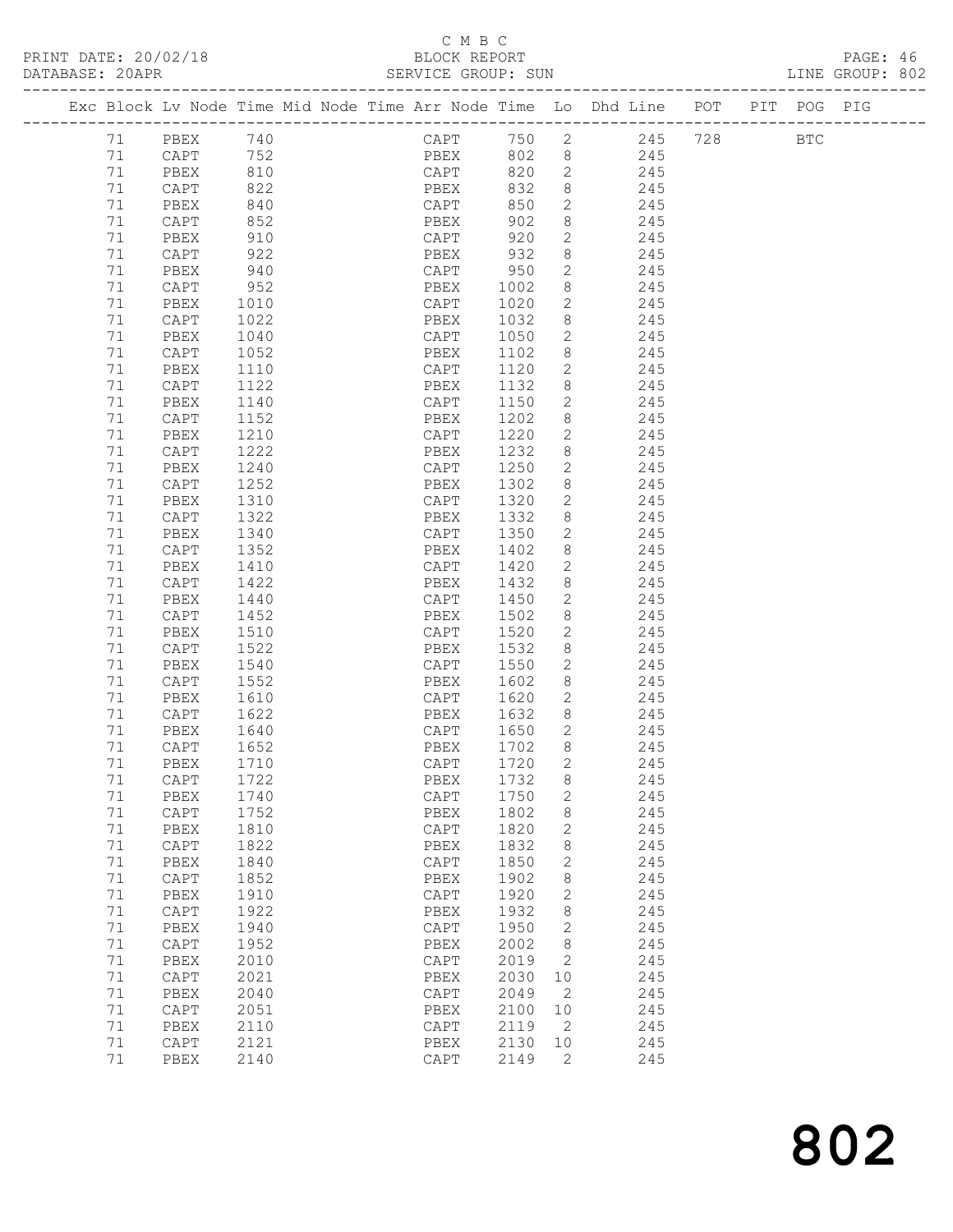C M B C

PRINT DATE: 20/02/18 BLOCK REPORT
DATABASE: 20APR SERVICE GROUP: SUN LINE GROUP: 802

| Exc | Block | Lv | Node | Time | Mid | Node | Time | Arr | Node | Time | Lo | Dhd | Line | POT | PIT | POG | PIG |
|---|---|---|---|---|---|---|---|---|---|---|---|---|---|---|---|---|---|
| | 71 | | PBEX | 740 | | | | | CAPT | 750 | 2 | | 245 | 728 | | BTC | |
| | 71 | | CAPT | 752 | | | | | PBEX | 802 | 8 | | 245 | | | | |
| | 71 | | PBEX | 810 | | | | | CAPT | 820 | 2 | | 245 | | | | |
| | 71 | | CAPT | 822 | | | | | PBEX | 832 | 8 | | 245 | | | | |
| | 71 | | PBEX | 840 | | | | | CAPT | 850 | 2 | | 245 | | | | |
| | 71 | | CAPT | 852 | | | | | PBEX | 902 | 8 | | 245 | | | | |
| | 71 | | PBEX | 910 | | | | | CAPT | 920 | 2 | | 245 | | | | |
| | 71 | | CAPT | 922 | | | | | PBEX | 932 | 8 | | 245 | | | | |
| | 71 | | PBEX | 940 | | | | | CAPT | 950 | 2 | | 245 | | | | |
| | 71 | | CAPT | 952 | | | | | PBEX | 1002 | 8 | | 245 | | | | |
| | 71 | | PBEX | 1010 | | | | | CAPT | 1020 | 2 | | 245 | | | | |
| | 71 | | CAPT | 1022 | | | | | PBEX | 1032 | 8 | | 245 | | | | |
| | 71 | | PBEX | 1040 | | | | | CAPT | 1050 | 2 | | 245 | | | | |
| | 71 | | CAPT | 1052 | | | | | PBEX | 1102 | 8 | | 245 | | | | |
| | 71 | | PBEX | 1110 | | | | | CAPT | 1120 | 2 | | 245 | | | | |
| | 71 | | CAPT | 1122 | | | | | PBEX | 1132 | 8 | | 245 | | | | |
| | 71 | | PBEX | 1140 | | | | | CAPT | 1150 | 2 | | 245 | | | | |
| | 71 | | CAPT | 1152 | | | | | PBEX | 1202 | 8 | | 245 | | | | |
| | 71 | | PBEX | 1210 | | | | | CAPT | 1220 | 2 | | 245 | | | | |
| | 71 | | CAPT | 1222 | | | | | PBEX | 1232 | 8 | | 245 | | | | |
| | 71 | | PBEX | 1240 | | | | | CAPT | 1250 | 2 | | 245 | | | | |
| | 71 | | CAPT | 1252 | | | | | PBEX | 1302 | 8 | | 245 | | | | |
| | 71 | | PBEX | 1310 | | | | | CAPT | 1320 | 2 | | 245 | | | | |
| | 71 | | CAPT | 1322 | | | | | PBEX | 1332 | 8 | | 245 | | | | |
| | 71 | | PBEX | 1340 | | | | | CAPT | 1350 | 2 | | 245 | | | | |
| | 71 | | CAPT | 1352 | | | | | PBEX | 1402 | 8 | | 245 | | | | |
| | 71 | | PBEX | 1410 | | | | | CAPT | 1420 | 2 | | 245 | | | | |
| | 71 | | CAPT | 1422 | | | | | PBEX | 1432 | 8 | | 245 | | | | |
| | 71 | | PBEX | 1440 | | | | | CAPT | 1450 | 2 | | 245 | | | | |
| | 71 | | CAPT | 1452 | | | | | PBEX | 1502 | 8 | | 245 | | | | |
| | 71 | | PBEX | 1510 | | | | | CAPT | 1520 | 2 | | 245 | | | | |
| | 71 | | CAPT | 1522 | | | | | PBEX | 1532 | 8 | | 245 | | | | |
| | 71 | | PBEX | 1540 | | | | | CAPT | 1550 | 2 | | 245 | | | | |
| | 71 | | CAPT | 1552 | | | | | PBEX | 1602 | 8 | | 245 | | | | |
| | 71 | | PBEX | 1610 | | | | | CAPT | 1620 | 2 | | 245 | | | | |
| | 71 | | CAPT | 1622 | | | | | PBEX | 1632 | 8 | | 245 | | | | |
| | 71 | | PBEX | 1640 | | | | | CAPT | 1650 | 2 | | 245 | | | | |
| | 71 | | CAPT | 1652 | | | | | PBEX | 1702 | 8 | | 245 | | | | |
| | 71 | | PBEX | 1710 | | | | | CAPT | 1720 | 2 | | 245 | | | | |
| | 71 | | CAPT | 1722 | | | | | PBEX | 1732 | 8 | | 245 | | | | |
| | 71 | | PBEX | 1740 | | | | | CAPT | 1750 | 2 | | 245 | | | | |
| | 71 | | CAPT | 1752 | | | | | PBEX | 1802 | 8 | | 245 | | | | |
| | 71 | | PBEX | 1810 | | | | | CAPT | 1820 | 2 | | 245 | | | | |
| | 71 | | CAPT | 1822 | | | | | PBEX | 1832 | 8 | | 245 | | | | |
| | 71 | | PBEX | 1840 | | | | | CAPT | 1850 | 2 | | 245 | | | | |
| | 71 | | CAPT | 1852 | | | | | PBEX | 1902 | 8 | | 245 | | | | |
| | 71 | | PBEX | 1910 | | | | | CAPT | 1920 | 2 | | 245 | | | | |
| | 71 | | CAPT | 1922 | | | | | PBEX | 1932 | 8 | | 245 | | | | |
| | 71 | | PBEX | 1940 | | | | | CAPT | 1950 | 2 | | 245 | | | | |
| | 71 | | CAPT | 1952 | | | | | PBEX | 2002 | 8 | | 245 | | | | |
| | 71 | | PBEX | 2010 | | | | | CAPT | 2019 | 2 | | 245 | | | | |
| | 71 | | CAPT | 2021 | | | | | PBEX | 2030 | 10 | | 245 | | | | |
| | 71 | | PBEX | 2040 | | | | | CAPT | 2049 | 2 | | 245 | | | | |
| | 71 | | CAPT | 2051 | | | | | PBEX | 2100 | 10 | | 245 | | | | |
| | 71 | | PBEX | 2110 | | | | | CAPT | 2119 | 2 | | 245 | | | | |
| | 71 | | CAPT | 2121 | | | | | PBEX | 2130 | 10 | | 245 | | | | |
| | 71 | | PBEX | 2140 | | | | | CAPT | 2149 | 2 | | 245 | | | | |

# 802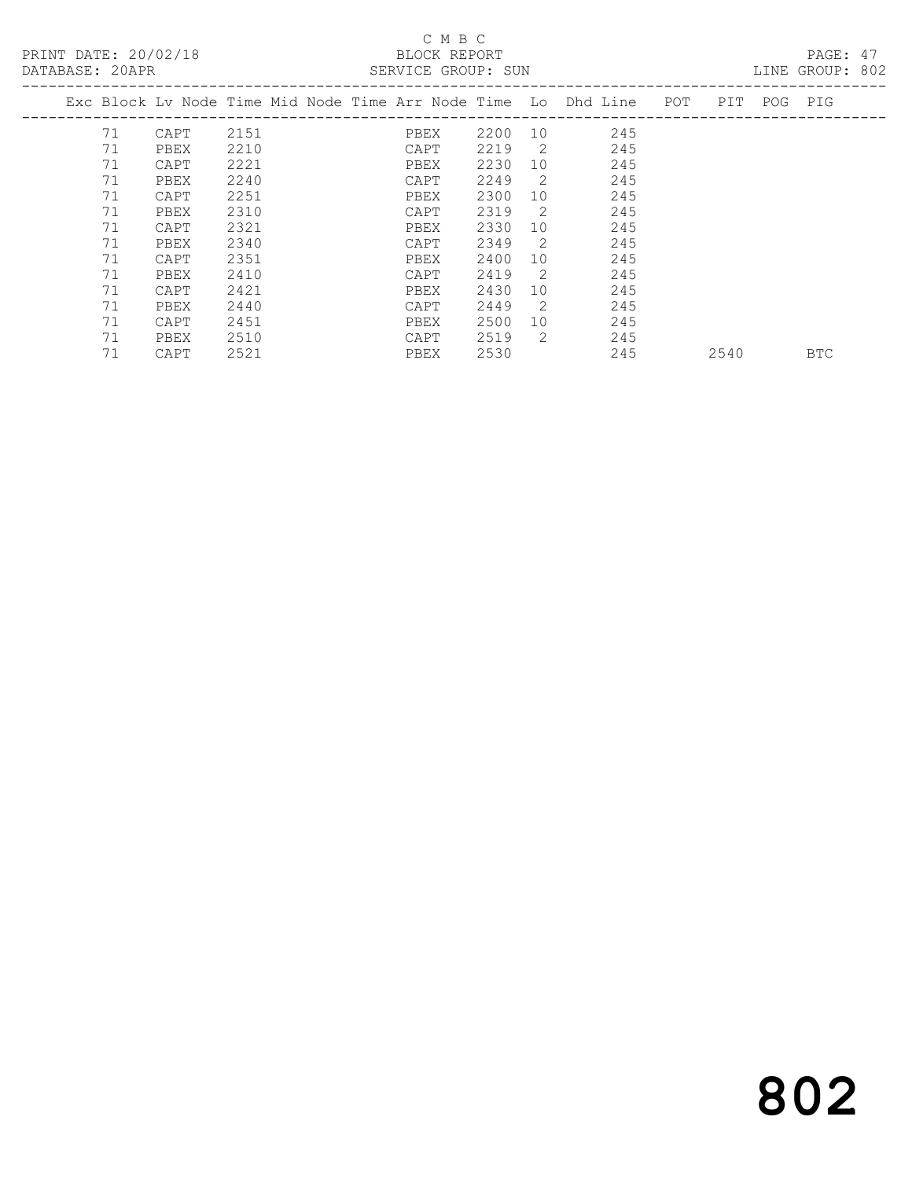C M B C

PRINT DATE: 20/02/18 BLOCK REPORT

DATABASE: 20APR SERVICE GROUP: SUN LINE GROUP: 802

| Exc | Block | Lv | Node | Time | Mid Node | Time | Arr Node | Time | Lo | Dhd Line | POT | PIT | POG | PIG |
|---|---|---|---|---|---|---|---|---|---|---|---|---|---|---|
| | 71 | | CAPT | 2151 | | | PBEX | 2200 | 10 | 245 | | | | |
| | 71 | | PBEX | 2210 | | | CAPT | 2219 | 2 | 245 | | | | |
| | 71 | | CAPT | 2221 | | | PBEX | 2230 | 10 | 245 | | | | |
| | 71 | | PBEX | 2240 | | | CAPT | 2249 | 2 | 245 | | | | |
| | 71 | | CAPT | 2251 | | | PBEX | 2300 | 10 | 245 | | | | |
| | 71 | | PBEX | 2310 | | | CAPT | 2319 | 2 | 245 | | | | |
| | 71 | | CAPT | 2321 | | | PBEX | 2330 | 10 | 245 | | | | |
| | 71 | | PBEX | 2340 | | | CAPT | 2349 | 2 | 245 | | | | |
| | 71 | | CAPT | 2351 | | | PBEX | 2400 | 10 | 245 | | | | |
| | 71 | | PBEX | 2410 | | | CAPT | 2419 | 2 | 245 | | | | |
| | 71 | | CAPT | 2421 | | | PBEX | 2430 | 10 | 245 | | | | |
| | 71 | | PBEX | 2440 | | | CAPT | 2449 | 2 | 245 | | | | |
| | 71 | | CAPT | 2451 | | | PBEX | 2500 | 10 | 245 | | | | |
| | 71 | | PBEX | 2510 | | | CAPT | 2519 | 2 | 245 | | | | |
| | 71 | | CAPT | 2521 | | | PBEX | 2530 | | 245 | | 2540 | | BTC |

802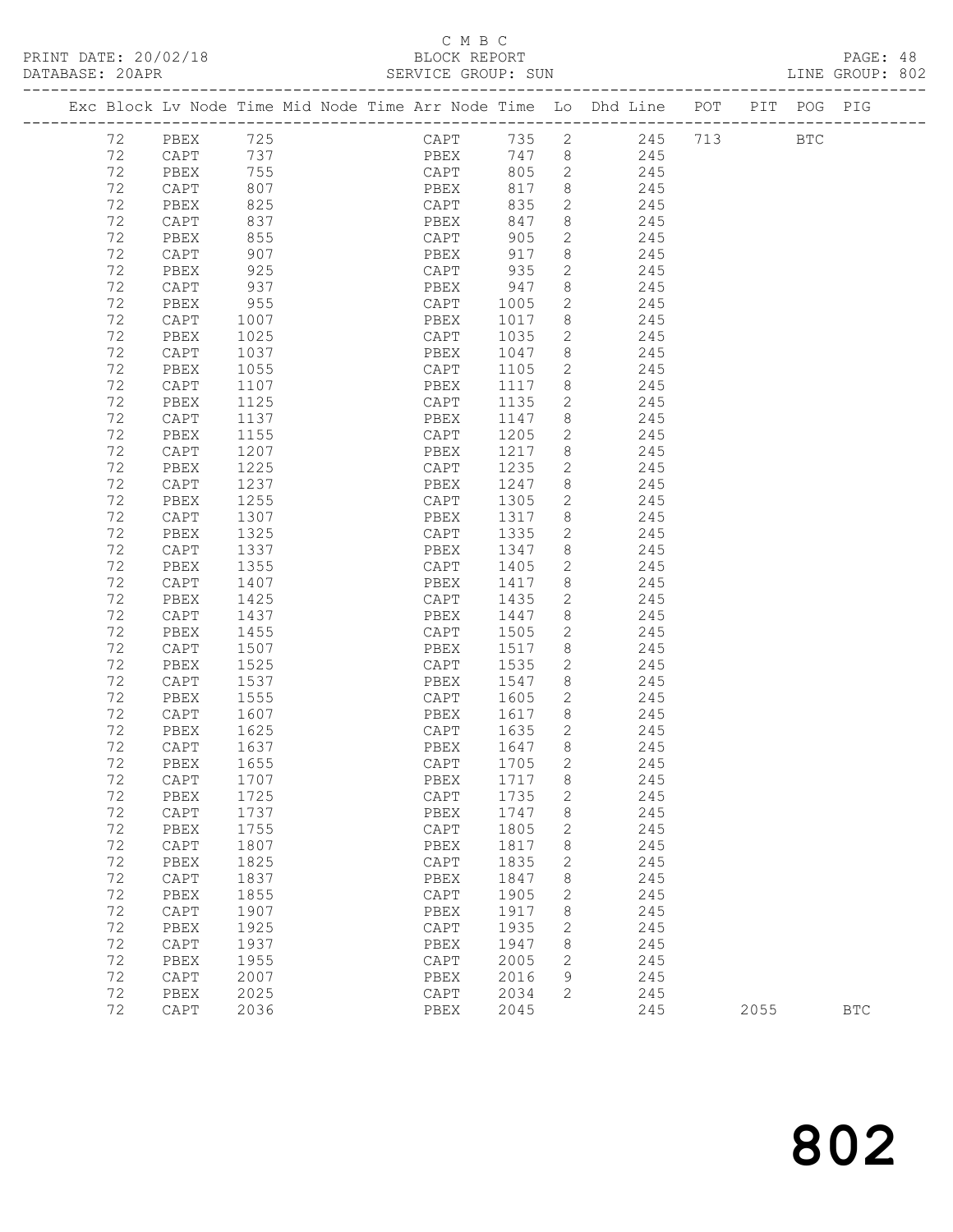C M B C

PRINT DATE: 20/02/18 BLOCK REPORT

DATABASE: 20APR SERVICE GROUP: SUN LINE GROUP: 802

| Exc | Block | Lv | Node | Time | Mid Node | Time | Arr Node | Time | Lo | Dhd Line | POT | PIT | POG | PIG |
|---|---|---|---|---|---|---|---|---|---|---|---|---|---|---|
| | 72 | | PBEX | 725 | | | CAPT | 735 | 2 | 245 | 713 | | BTC | |
| | 72 | | CAPT | 737 | | | PBEX | 747 | 8 | 245 | | | | |
| | 72 | | PBEX | 755 | | | CAPT | 805 | 2 | 245 | | | | |
| | 72 | | CAPT | 807 | | | PBEX | 817 | 8 | 245 | | | | |
| | 72 | | PBEX | 825 | | | CAPT | 835 | 2 | 245 | | | | |
| | 72 | | CAPT | 837 | | | PBEX | 847 | 8 | 245 | | | | |
| | 72 | | PBEX | 855 | | | CAPT | 905 | 2 | 245 | | | | |
| | 72 | | CAPT | 907 | | | PBEX | 917 | 8 | 245 | | | | |
| | 72 | | PBEX | 925 | | | CAPT | 935 | 2 | 245 | | | | |
| | 72 | | CAPT | 937 | | | PBEX | 947 | 8 | 245 | | | | |
| | 72 | | PBEX | 955 | | | CAPT | 1005 | 2 | 245 | | | | |
| | 72 | | CAPT | 1007 | | | PBEX | 1017 | 8 | 245 | | | | |
| | 72 | | PBEX | 1025 | | | CAPT | 1035 | 2 | 245 | | | | |
| | 72 | | CAPT | 1037 | | | PBEX | 1047 | 8 | 245 | | | | |
| | 72 | | PBEX | 1055 | | | CAPT | 1105 | 2 | 245 | | | | |
| | 72 | | CAPT | 1107 | | | PBEX | 1117 | 8 | 245 | | | | |
| | 72 | | PBEX | 1125 | | | CAPT | 1135 | 2 | 245 | | | | |
| | 72 | | CAPT | 1137 | | | PBEX | 1147 | 8 | 245 | | | | |
| | 72 | | PBEX | 1155 | | | CAPT | 1205 | 2 | 245 | | | | |
| | 72 | | CAPT | 1207 | | | PBEX | 1217 | 8 | 245 | | | | |
| | 72 | | PBEX | 1225 | | | CAPT | 1235 | 2 | 245 | | | | |
| | 72 | | CAPT | 1237 | | | PBEX | 1247 | 8 | 245 | | | | |
| | 72 | | PBEX | 1255 | | | CAPT | 1305 | 2 | 245 | | | | |
| | 72 | | CAPT | 1307 | | | PBEX | 1317 | 8 | 245 | | | | |
| | 72 | | PBEX | 1325 | | | CAPT | 1335 | 2 | 245 | | | | |
| | 72 | | CAPT | 1337 | | | PBEX | 1347 | 8 | 245 | | | | |
| | 72 | | PBEX | 1355 | | | CAPT | 1405 | 2 | 245 | | | | |
| | 72 | | CAPT | 1407 | | | PBEX | 1417 | 8 | 245 | | | | |
| | 72 | | PBEX | 1425 | | | CAPT | 1435 | 2 | 245 | | | | |
| | 72 | | CAPT | 1437 | | | PBEX | 1447 | 8 | 245 | | | | |
| | 72 | | PBEX | 1455 | | | CAPT | 1505 | 2 | 245 | | | | |
| | 72 | | CAPT | 1507 | | | PBEX | 1517 | 8 | 245 | | | | |
| | 72 | | PBEX | 1525 | | | CAPT | 1535 | 2 | 245 | | | | |
| | 72 | | CAPT | 1537 | | | PBEX | 1547 | 8 | 245 | | | | |
| | 72 | | PBEX | 1555 | | | CAPT | 1605 | 2 | 245 | | | | |
| | 72 | | CAPT | 1607 | | | PBEX | 1617 | 8 | 245 | | | | |
| | 72 | | PBEX | 1625 | | | CAPT | 1635 | 2 | 245 | | | | |
| | 72 | | CAPT | 1637 | | | PBEX | 1647 | 8 | 245 | | | | |
| | 72 | | PBEX | 1655 | | | CAPT | 1705 | 2 | 245 | | | | |
| | 72 | | CAPT | 1707 | | | PBEX | 1717 | 8 | 245 | | | | |
| | 72 | | PBEX | 1725 | | | CAPT | 1735 | 2 | 245 | | | | |
| | 72 | | CAPT | 1737 | | | PBEX | 1747 | 8 | 245 | | | | |
| | 72 | | PBEX | 1755 | | | CAPT | 1805 | 2 | 245 | | | | |
| | 72 | | CAPT | 1807 | | | PBEX | 1817 | 8 | 245 | | | | |
| | 72 | | PBEX | 1825 | | | CAPT | 1835 | 2 | 245 | | | | |
| | 72 | | CAPT | 1837 | | | PBEX | 1847 | 8 | 245 | | | | |
| | 72 | | PBEX | 1855 | | | CAPT | 1905 | 2 | 245 | | | | |
| | 72 | | CAPT | 1907 | | | PBEX | 1917 | 8 | 245 | | | | |
| | 72 | | PBEX | 1925 | | | CAPT | 1935 | 2 | 245 | | | | |
| | 72 | | CAPT | 1937 | | | PBEX | 1947 | 8 | 245 | | | | |
| | 72 | | PBEX | 1955 | | | CAPT | 2005 | 2 | 245 | | | | |
| | 72 | | CAPT | 2007 | | | PBEX | 2016 | 9 | 245 | | | | |
| | 72 | | PBEX | 2025 | | | CAPT | 2034 | 2 | 245 | | | | |
| | 72 | | CAPT | 2036 | | | PBEX | 2045 | | 245 | | 2055 | | BTC |

802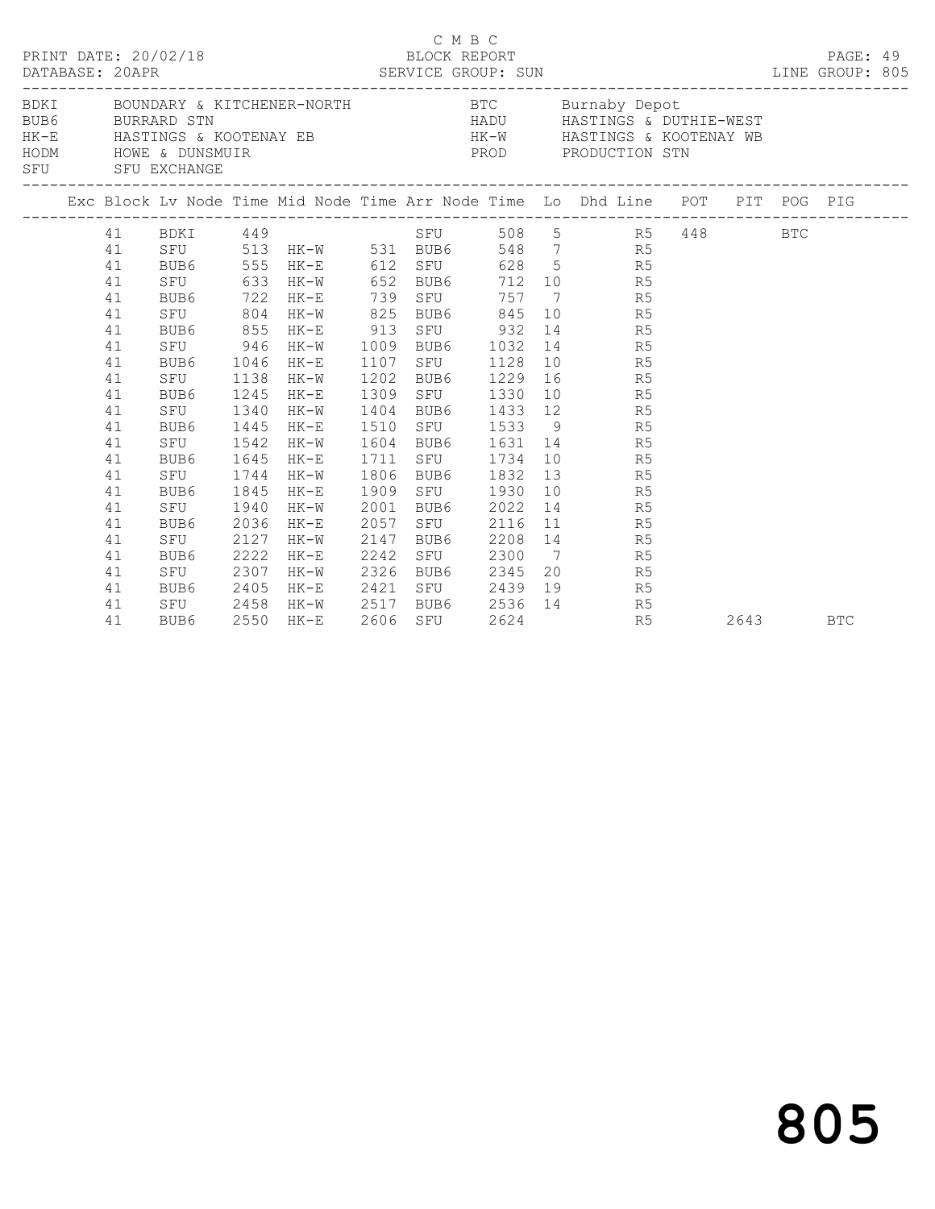C M B C

PRINT DATE: 20/02/18 BLOCK REPORT

DATABASE: 20APR SERVICE GROUP: SUN LINE GROUP: 805

| Code | Description | Code | Description |
|---|---|---|---|
| BDKI | BOUNDARY & KITCHENER-NORTH | BTC | Burnaby Depot |
| BUB6 | BURRARD STN | HADU | HASTINGS & DUTHIE-WEST |
| HK-E | HASTINGS & KOOTENAY EB | HK-W | HASTINGS & KOOTENAY WB |
| HODM | HOWE & DUNSMUIR | PROD | PRODUCTION STN |
| SFU | SFU EXCHANGE | | |

| Exc | Block | Lv Node | Time | Mid Node | Time | Arr Node | Time | Lo | Dhd Line | POT | PIT | POG | PIG |
|---|---|---|---|---|---|---|---|---|---|---|---|---|---|
| | 41 | BDKI | 449 | | | SFU | 508 | 5 | R5 | 448 | | BTC | |
| | 41 | SFU | 513 | HK-W | 531 | BUB6 | 548 | 7 | R5 | | | | |
| | 41 | BUB6 | 555 | HK-E | 612 | SFU | 628 | 5 | R5 | | | | |
| | 41 | SFU | 633 | HK-W | 652 | BUB6 | 712 | 10 | R5 | | | | |
| | 41 | BUB6 | 722 | HK-E | 739 | SFU | 757 | 7 | R5 | | | | |
| | 41 | SFU | 804 | HK-W | 825 | BUB6 | 845 | 10 | R5 | | | | |
| | 41 | BUB6 | 855 | HK-E | 913 | SFU | 932 | 14 | R5 | | | | |
| | 41 | SFU | 946 | HK-W | 1009 | BUB6 | 1032 | 14 | R5 | | | | |
| | 41 | BUB6 | 1046 | HK-E | 1107 | SFU | 1128 | 10 | R5 | | | | |
| | 41 | SFU | 1138 | HK-W | 1202 | BUB6 | 1229 | 16 | R5 | | | | |
| | 41 | BUB6 | 1245 | HK-E | 1309 | SFU | 1330 | 10 | R5 | | | | |
| | 41 | SFU | 1340 | HK-W | 1404 | BUB6 | 1433 | 12 | R5 | | | | |
| | 41 | BUB6 | 1445 | HK-E | 1510 | SFU | 1533 | 9 | R5 | | | | |
| | 41 | SFU | 1542 | HK-W | 1604 | BUB6 | 1631 | 14 | R5 | | | | |
| | 41 | BUB6 | 1645 | HK-E | 1711 | SFU | 1734 | 10 | R5 | | | | |
| | 41 | SFU | 1744 | HK-W | 1806 | BUB6 | 1832 | 13 | R5 | | | | |
| | 41 | BUB6 | 1845 | HK-E | 1909 | SFU | 1930 | 10 | R5 | | | | |
| | 41 | SFU | 1940 | HK-W | 2001 | BUB6 | 2022 | 14 | R5 | | | | |
| | 41 | BUB6 | 2036 | HK-E | 2057 | SFU | 2116 | 11 | R5 | | | | |
| | 41 | SFU | 2127 | HK-W | 2147 | BUB6 | 2208 | 14 | R5 | | | | |
| | 41 | BUB6 | 2222 | HK-E | 2242 | SFU | 2300 | 7 | R5 | | | | |
| | 41 | SFU | 2307 | HK-W | 2326 | BUB6 | 2345 | 20 | R5 | | | | |
| | 41 | BUB6 | 2405 | HK-E | 2421 | SFU | 2439 | 19 | R5 | | | | |
| | 41 | SFU | 2458 | HK-W | 2517 | BUB6 | 2536 | 14 | R5 | | | | |
| | 41 | BUB6 | 2550 | HK-E | 2606 | SFU | 2624 | | R5 | | 2643 | | BTC |

805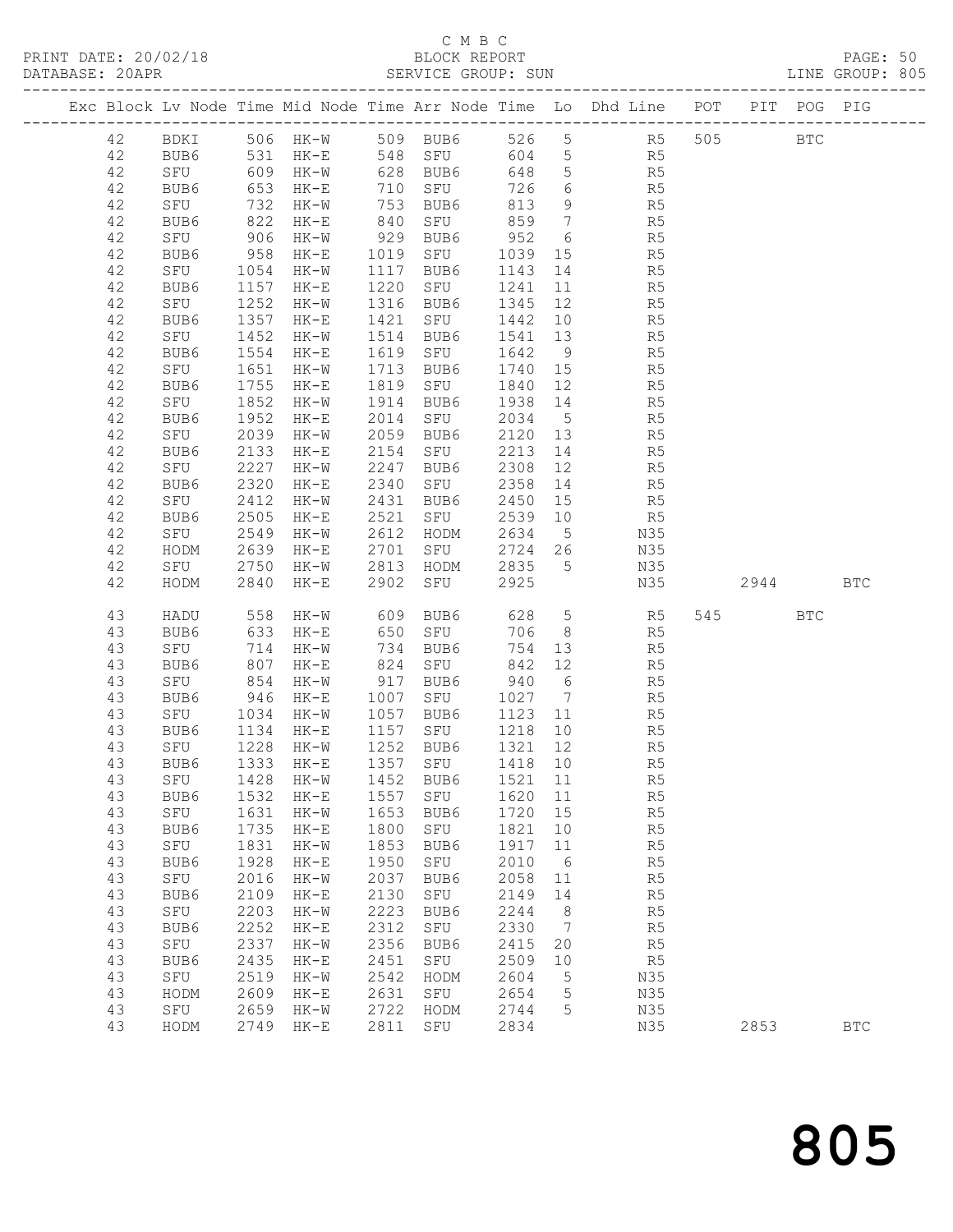C M B C
BLOCK REPORT
SERVICE GROUP: SUN

PRINT DATE: 20/02/18
DATABASE: 20APR
LINE GROUP: 805

| Exc | Block | Lv | Node | Time | Mid Node | Time | Arr Node | Time | Lo | Dhd Line | POT | PIT | POG | PIG |
|---|---|---|---|---|---|---|---|---|---|---|---|---|---|---|
| | 42 | | BDKI | 506 | HK-W | 509 | BUB6 | 526 | 5 | R5 | 505 | | BTC | |
| | 42 | | BUB6 | 531 | HK-E | 548 | SFU | 604 | 5 | R5 | | | | |
| | 42 | | SFU | 609 | HK-W | 628 | BUB6 | 648 | 5 | R5 | | | | |
| | 42 | | BUB6 | 653 | HK-E | 710 | SFU | 726 | 6 | R5 | | | | |
| | 42 | | SFU | 732 | HK-W | 753 | BUB6 | 813 | 9 | R5 | | | | |
| | 42 | | BUB6 | 822 | HK-E | 840 | SFU | 859 | 7 | R5 | | | | |
| | 42 | | SFU | 906 | HK-W | 929 | BUB6 | 952 | 6 | R5 | | | | |
| | 42 | | BUB6 | 958 | HK-E | 1019 | SFU | 1039 | 15 | R5 | | | | |
| | 42 | | SFU | 1054 | HK-W | 1117 | BUB6 | 1143 | 14 | R5 | | | | |
| | 42 | | BUB6 | 1157 | HK-E | 1220 | SFU | 1241 | 11 | R5 | | | | |
| | 42 | | SFU | 1252 | HK-W | 1316 | BUB6 | 1345 | 12 | R5 | | | | |
| | 42 | | BUB6 | 1357 | HK-E | 1421 | SFU | 1442 | 10 | R5 | | | | |
| | 42 | | SFU | 1452 | HK-W | 1514 | BUB6 | 1541 | 13 | R5 | | | | |
| | 42 | | BUB6 | 1554 | HK-E | 1619 | SFU | 1642 | 9 | R5 | | | | |
| | 42 | | SFU | 1651 | HK-W | 1713 | BUB6 | 1740 | 15 | R5 | | | | |
| | 42 | | BUB6 | 1755 | HK-E | 1819 | SFU | 1840 | 12 | R5 | | | | |
| | 42 | | SFU | 1852 | HK-W | 1914 | BUB6 | 1938 | 14 | R5 | | | | |
| | 42 | | BUB6 | 1952 | HK-E | 2014 | SFU | 2034 | 5 | R5 | | | | |
| | 42 | | SFU | 2039 | HK-W | 2059 | BUB6 | 2120 | 13 | R5 | | | | |
| | 42 | | BUB6 | 2133 | HK-E | 2154 | SFU | 2213 | 14 | R5 | | | | |
| | 42 | | SFU | 2227 | HK-W | 2247 | BUB6 | 2308 | 12 | R5 | | | | |
| | 42 | | BUB6 | 2320 | HK-E | 2340 | SFU | 2358 | 14 | R5 | | | | |
| | 42 | | SFU | 2412 | HK-W | 2431 | BUB6 | 2450 | 15 | R5 | | | | |
| | 42 | | BUB6 | 2505 | HK-E | 2521 | SFU | 2539 | 10 | R5 | | | | |
| | 42 | | SFU | 2549 | HK-W | 2612 | HODM | 2634 | 5 | N35 | | | | |
| | 42 | | HODM | 2639 | HK-E | 2701 | SFU | 2724 | 26 | N35 | | | | |
| | 42 | | SFU | 2750 | HK-W | 2813 | HODM | 2835 | 5 | N35 | | | | |
| | 42 | | HODM | 2840 | HK-E | 2902 | SFU | 2925 | | N35 | | 2944 | | BTC |
| | 43 | | HADU | 558 | HK-W | 609 | BUB6 | 628 | 5 | R5 | 545 | | BTC | |
| | 43 | | BUB6 | 633 | HK-E | 650 | SFU | 706 | 8 | R5 | | | | |
| | 43 | | SFU | 714 | HK-W | 734 | BUB6 | 754 | 13 | R5 | | | | |
| | 43 | | BUB6 | 807 | HK-E | 824 | SFU | 842 | 12 | R5 | | | | |
| | 43 | | SFU | 854 | HK-W | 917 | BUB6 | 940 | 6 | R5 | | | | |
| | 43 | | BUB6 | 946 | HK-E | 1007 | SFU | 1027 | 7 | R5 | | | | |
| | 43 | | SFU | 1034 | HK-W | 1057 | BUB6 | 1123 | 11 | R5 | | | | |
| | 43 | | BUB6 | 1134 | HK-E | 1157 | SFU | 1218 | 10 | R5 | | | | |
| | 43 | | SFU | 1228 | HK-W | 1252 | BUB6 | 1321 | 12 | R5 | | | | |
| | 43 | | BUB6 | 1333 | HK-E | 1357 | SFU | 1418 | 10 | R5 | | | | |
| | 43 | | SFU | 1428 | HK-W | 1452 | BUB6 | 1521 | 11 | R5 | | | | |
| | 43 | | BUB6 | 1532 | HK-E | 1557 | SFU | 1620 | 11 | R5 | | | | |
| | 43 | | SFU | 1631 | HK-W | 1653 | BUB6 | 1720 | 15 | R5 | | | | |
| | 43 | | BUB6 | 1735 | HK-E | 1800 | SFU | 1821 | 10 | R5 | | | | |
| | 43 | | SFU | 1831 | HK-W | 1853 | BUB6 | 1917 | 11 | R5 | | | | |
| | 43 | | BUB6 | 1928 | HK-E | 1950 | SFU | 2010 | 6 | R5 | | | | |
| | 43 | | SFU | 2016 | HK-W | 2037 | BUB6 | 2058 | 11 | R5 | | | | |
| | 43 | | BUB6 | 2109 | HK-E | 2130 | SFU | 2149 | 14 | R5 | | | | |
| | 43 | | SFU | 2203 | HK-W | 2223 | BUB6 | 2244 | 8 | R5 | | | | |
| | 43 | | BUB6 | 2252 | HK-E | 2312 | SFU | 2330 | 7 | R5 | | | | |
| | 43 | | SFU | 2337 | HK-W | 2356 | BUB6 | 2415 | 20 | R5 | | | | |
| | 43 | | BUB6 | 2435 | HK-E | 2451 | SFU | 2509 | 10 | R5 | | | | |
| | 43 | | SFU | 2519 | HK-W | 2542 | HODM | 2604 | 5 | N35 | | | | |
| | 43 | | HODM | 2609 | HK-E | 2631 | SFU | 2654 | 5 | N35 | | | | |
| | 43 | | SFU | 2659 | HK-W | 2722 | HODM | 2744 | 5 | N35 | | | | |
| | 43 | | HODM | 2749 | HK-E | 2811 | SFU | 2834 | | N35 | | 2853 | | BTC |

805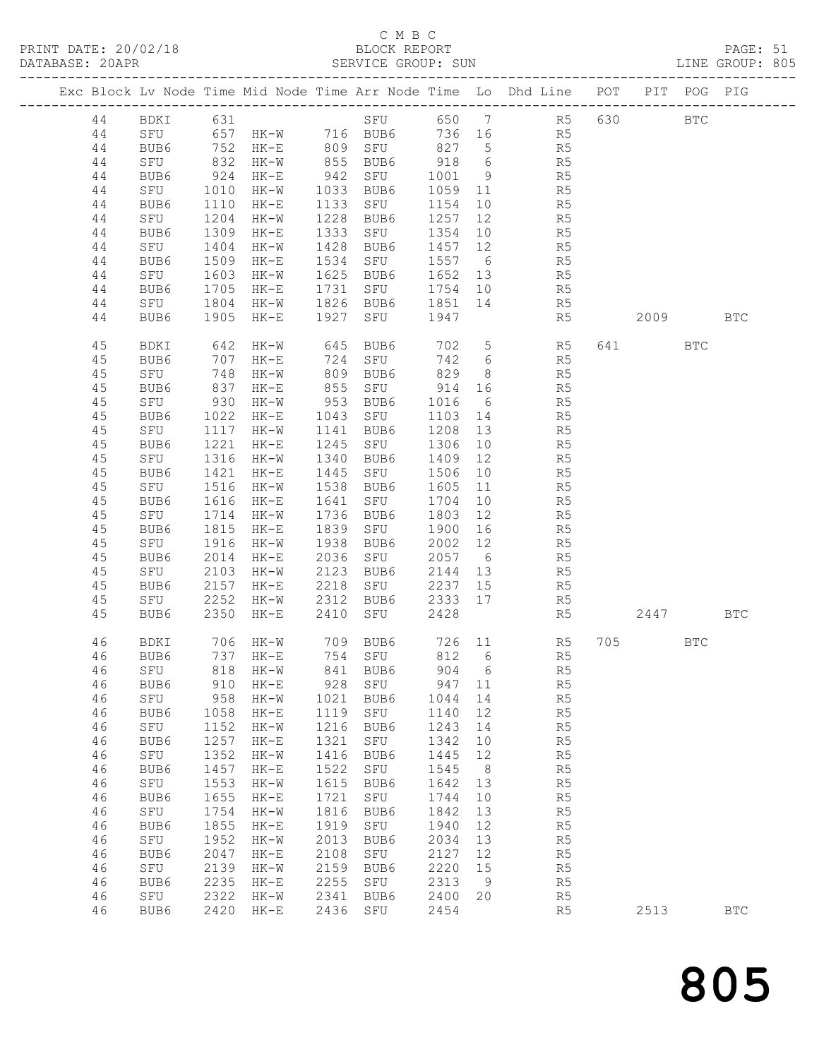C M B C
BLOCK REPORT
SERVICE GROUP: SUN

PRINT DATE: 20/02/18
DATABASE: 20APR
LINE GROUP: 805

| Exc | Block | Lv | Node | Time | Mid Node | Time | Arr Node | Time | Lo | Dhd Line | POT | PIT | POG | PIG |
|---|---|---|---|---|---|---|---|---|---|---|---|---|---|---|
| | 44 | | BDKI | 631 | | | SFU | 650 | 7 | R5 | 630 | | BTC | |
| | 44 | | SFU | 657 | HK-W | 716 | BUB6 | 736 | 16 | R5 | | | | |
| | 44 | | BUB6 | 752 | HK-E | 809 | SFU | 827 | 5 | R5 | | | | |
| | 44 | | SFU | 832 | HK-W | 855 | BUB6 | 918 | 6 | R5 | | | | |
| | 44 | | BUB6 | 924 | HK-E | 942 | SFU | 1001 | 9 | R5 | | | | |
| | 44 | | SFU | 1010 | HK-W | 1033 | BUB6 | 1059 | 11 | R5 | | | | |
| | 44 | | BUB6 | 1110 | HK-E | 1133 | SFU | 1154 | 10 | R5 | | | | |
| | 44 | | SFU | 1204 | HK-W | 1228 | BUB6 | 1257 | 12 | R5 | | | | |
| | 44 | | BUB6 | 1309 | HK-E | 1333 | SFU | 1354 | 10 | R5 | | | | |
| | 44 | | SFU | 1404 | HK-W | 1428 | BUB6 | 1457 | 12 | R5 | | | | |
| | 44 | | BUB6 | 1509 | HK-E | 1534 | SFU | 1557 | 6 | R5 | | | | |
| | 44 | | SFU | 1603 | HK-W | 1625 | BUB6 | 1652 | 13 | R5 | | | | |
| | 44 | | BUB6 | 1705 | HK-E | 1731 | SFU | 1754 | 10 | R5 | | | | |
| | 44 | | SFU | 1804 | HK-W | 1826 | BUB6 | 1851 | 14 | R5 | | | | |
| | 44 | | BUB6 | 1905 | HK-E | 1927 | SFU | 1947 | | R5 | | 2009 | | BTC |
| | 45 | | BDKI | 642 | HK-W | 645 | BUB6 | 702 | 5 | R5 | 641 | | BTC | |
| | 45 | | BUB6 | 707 | HK-E | 724 | SFU | 742 | 6 | R5 | | | | |
| | 45 | | SFU | 748 | HK-W | 809 | BUB6 | 829 | 8 | R5 | | | | |
| | 45 | | BUB6 | 837 | HK-E | 855 | SFU | 914 | 16 | R5 | | | | |
| | 45 | | SFU | 930 | HK-W | 953 | BUB6 | 1016 | 6 | R5 | | | | |
| | 45 | | BUB6 | 1022 | HK-E | 1043 | SFU | 1103 | 14 | R5 | | | | |
| | 45 | | SFU | 1117 | HK-W | 1141 | BUB6 | 1208 | 13 | R5 | | | | |
| | 45 | | BUB6 | 1221 | HK-E | 1245 | SFU | 1306 | 10 | R5 | | | | |
| | 45 | | SFU | 1316 | HK-W | 1340 | BUB6 | 1409 | 12 | R5 | | | | |
| | 45 | | BUB6 | 1421 | HK-E | 1445 | SFU | 1506 | 10 | R5 | | | | |
| | 45 | | SFU | 1516 | HK-W | 1538 | BUB6 | 1605 | 11 | R5 | | | | |
| | 45 | | BUB6 | 1616 | HK-E | 1641 | SFU | 1704 | 10 | R5 | | | | |
| | 45 | | SFU | 1714 | HK-W | 1736 | BUB6 | 1803 | 12 | R5 | | | | |
| | 45 | | BUB6 | 1815 | HK-E | 1839 | SFU | 1900 | 16 | R5 | | | | |
| | 45 | | SFU | 1916 | HK-W | 1938 | BUB6 | 2002 | 12 | R5 | | | | |
| | 45 | | BUB6 | 2014 | HK-E | 2036 | SFU | 2057 | 6 | R5 | | | | |
| | 45 | | SFU | 2103 | HK-W | 2123 | BUB6 | 2144 | 13 | R5 | | | | |
| | 45 | | BUB6 | 2157 | HK-E | 2218 | SFU | 2237 | 15 | R5 | | | | |
| | 45 | | SFU | 2252 | HK-W | 2312 | BUB6 | 2333 | 17 | R5 | | | | |
| | 45 | | BUB6 | 2350 | HK-E | 2410 | SFU | 2428 | | R5 | | 2447 | | BTC |
| | 46 | | BDKI | 706 | HK-W | 709 | BUB6 | 726 | 11 | R5 | 705 | | BTC | |
| | 46 | | BUB6 | 737 | HK-E | 754 | SFU | 812 | 6 | R5 | | | | |
| | 46 | | SFU | 818 | HK-W | 841 | BUB6 | 904 | 6 | R5 | | | | |
| | 46 | | BUB6 | 910 | HK-E | 928 | SFU | 947 | 11 | R5 | | | | |
| | 46 | | SFU | 958 | HK-W | 1021 | BUB6 | 1044 | 14 | R5 | | | | |
| | 46 | | BUB6 | 1058 | HK-E | 1119 | SFU | 1140 | 12 | R5 | | | | |
| | 46 | | SFU | 1152 | HK-W | 1216 | BUB6 | 1243 | 14 | R5 | | | | |
| | 46 | | BUB6 | 1257 | HK-E | 1321 | SFU | 1342 | 10 | R5 | | | | |
| | 46 | | SFU | 1352 | HK-W | 1416 | BUB6 | 1445 | 12 | R5 | | | | |
| | 46 | | BUB6 | 1457 | HK-E | 1522 | SFU | 1545 | 8 | R5 | | | | |
| | 46 | | SFU | 1553 | HK-W | 1615 | BUB6 | 1642 | 13 | R5 | | | | |
| | 46 | | BUB6 | 1655 | HK-E | 1721 | SFU | 1744 | 10 | R5 | | | | |
| | 46 | | SFU | 1754 | HK-W | 1816 | BUB6 | 1842 | 13 | R5 | | | | |
| | 46 | | BUB6 | 1855 | HK-E | 1919 | SFU | 1940 | 12 | R5 | | | | |
| | 46 | | SFU | 1952 | HK-W | 2013 | BUB6 | 2034 | 13 | R5 | | | | |
| | 46 | | BUB6 | 2047 | HK-E | 2108 | SFU | 2127 | 12 | R5 | | | | |
| | 46 | | SFU | 2139 | HK-W | 2159 | BUB6 | 2220 | 15 | R5 | | | | |
| | 46 | | BUB6 | 2235 | HK-E | 2255 | SFU | 2313 | 9 | R5 | | | | |
| | 46 | | SFU | 2322 | HK-W | 2341 | BUB6 | 2400 | 20 | R5 | | | | |
| | 46 | | BUB6 | 2420 | HK-E | 2436 | SFU | 2454 | | R5 | | 2513 | | BTC |

805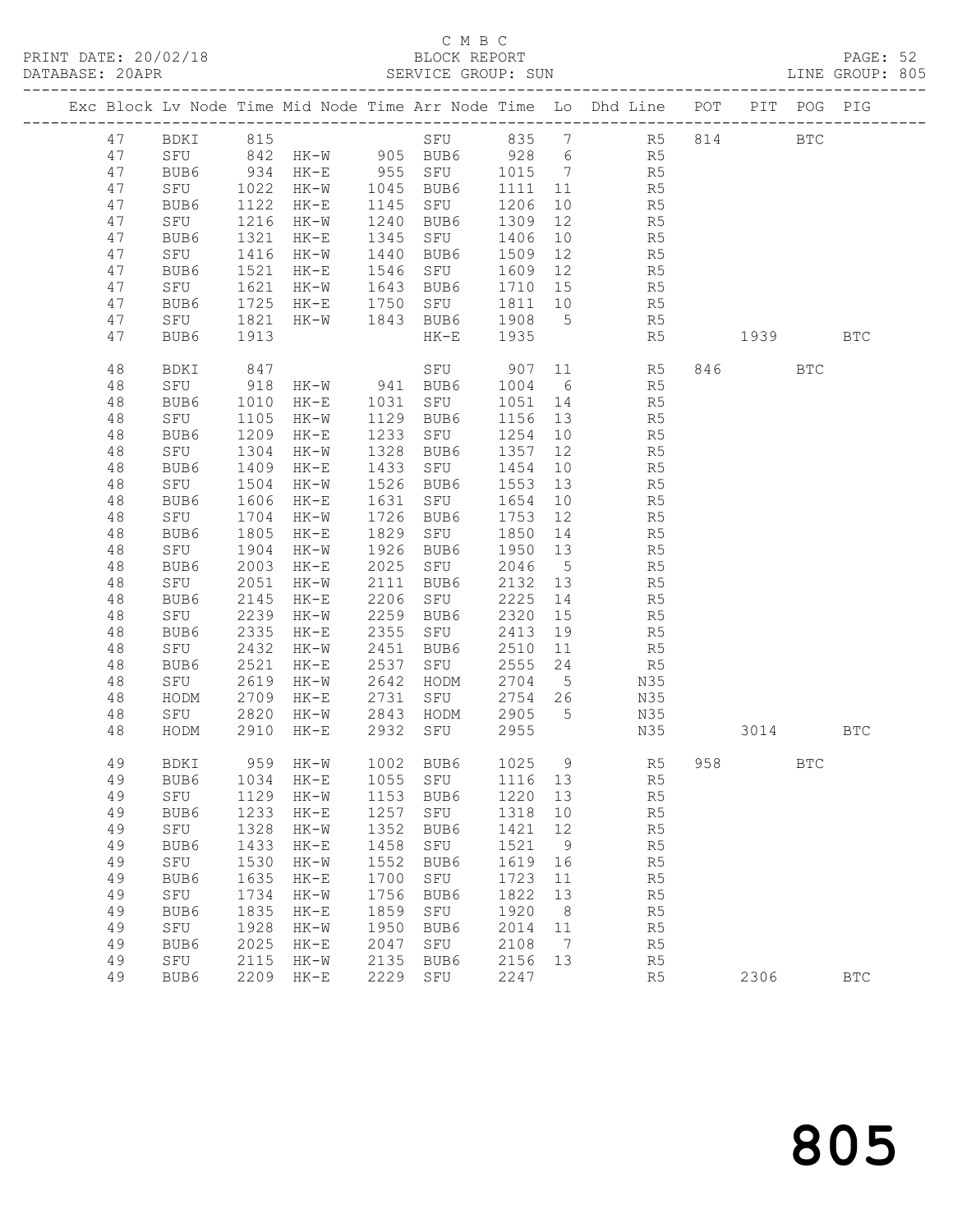C M B C
BLOCK REPORT
SERVICE GROUP: SUN

PRINT DATE: 20/02/18
DATABASE: 20APR
LINE GROUP: 805

| Exc | Block | Lv | Node | Time | Mid Node | Time | Arr Node | Time | Lo | Dhd Line | POT | PIT | POG | PIG |
|---|---|---|---|---|---|---|---|---|---|---|---|---|---|---|
| | 47 | | BDKI | 815 | | | SFU | 835 | 7 | R5 | 814 | | BTC | |
| | 47 | | SFU | 842 | HK-W | 905 | BUB6 | 928 | 6 | R5 | | | | |
| | 47 | | BUB6 | 934 | HK-E | 955 | SFU | 1015 | 7 | R5 | | | | |
| | 47 | | SFU | 1022 | HK-W | 1045 | BUB6 | 1111 | 11 | R5 | | | | |
| | 47 | | BUB6 | 1122 | HK-E | 1145 | SFU | 1206 | 10 | R5 | | | | |
| | 47 | | SFU | 1216 | HK-W | 1240 | BUB6 | 1309 | 12 | R5 | | | | |
| | 47 | | BUB6 | 1321 | HK-E | 1345 | SFU | 1406 | 10 | R5 | | | | |
| | 47 | | SFU | 1416 | HK-W | 1440 | BUB6 | 1509 | 12 | R5 | | | | |
| | 47 | | BUB6 | 1521 | HK-E | 1546 | SFU | 1609 | 12 | R5 | | | | |
| | 47 | | SFU | 1621 | HK-W | 1643 | BUB6 | 1710 | 15 | R5 | | | | |
| | 47 | | BUB6 | 1725 | HK-E | 1750 | SFU | 1811 | 10 | R5 | | | | |
| | 47 | | SFU | 1821 | HK-W | 1843 | BUB6 | 1908 | 5 | R5 | | | | |
| | 47 | | BUB6 | 1913 | | | HK-E | 1935 | | R5 | | 1939 | | BTC |
| | 48 | | BDKI | 847 | | | SFU | 907 | 11 | R5 | 846 | | BTC | |
| | 48 | | SFU | 918 | HK-W | 941 | BUB6 | 1004 | 6 | R5 | | | | |
| | 48 | | BUB6 | 1010 | HK-E | 1031 | SFU | 1051 | 14 | R5 | | | | |
| | 48 | | SFU | 1105 | HK-W | 1129 | BUB6 | 1156 | 13 | R5 | | | | |
| | 48 | | BUB6 | 1209 | HK-E | 1233 | SFU | 1254 | 10 | R5 | | | | |
| | 48 | | SFU | 1304 | HK-W | 1328 | BUB6 | 1357 | 12 | R5 | | | | |
| | 48 | | BUB6 | 1409 | HK-E | 1433 | SFU | 1454 | 10 | R5 | | | | |
| | 48 | | SFU | 1504 | HK-W | 1526 | BUB6 | 1553 | 13 | R5 | | | | |
| | 48 | | BUB6 | 1606 | HK-E | 1631 | SFU | 1654 | 10 | R5 | | | | |
| | 48 | | SFU | 1704 | HK-W | 1726 | BUB6 | 1753 | 12 | R5 | | | | |
| | 48 | | BUB6 | 1805 | HK-E | 1829 | SFU | 1850 | 14 | R5 | | | | |
| | 48 | | SFU | 1904 | HK-W | 1926 | BUB6 | 1950 | 13 | R5 | | | | |
| | 48 | | BUB6 | 2003 | HK-E | 2025 | SFU | 2046 | 5 | R5 | | | | |
| | 48 | | SFU | 2051 | HK-W | 2111 | BUB6 | 2132 | 13 | R5 | | | | |
| | 48 | | BUB6 | 2145 | HK-E | 2206 | SFU | 2225 | 14 | R5 | | | | |
| | 48 | | SFU | 2239 | HK-W | 2259 | BUB6 | 2320 | 15 | R5 | | | | |
| | 48 | | BUB6 | 2335 | HK-E | 2355 | SFU | 2413 | 19 | R5 | | | | |
| | 48 | | SFU | 2432 | HK-W | 2451 | BUB6 | 2510 | 11 | R5 | | | | |
| | 48 | | BUB6 | 2521 | HK-E | 2537 | SFU | 2555 | 24 | R5 | | | | |
| | 48 | | SFU | 2619 | HK-W | 2642 | HODM | 2704 | 5 | N35 | | | | |
| | 48 | | HODM | 2709 | HK-E | 2731 | SFU | 2754 | 26 | N35 | | | | |
| | 48 | | SFU | 2820 | HK-W | 2843 | HODM | 2905 | 5 | N35 | | | | |
| | 48 | | HODM | 2910 | HK-E | 2932 | SFU | 2955 | | N35 | | 3014 | | BTC |
| | 49 | | BDKI | 959 | HK-W | 1002 | BUB6 | 1025 | 9 | R5 | 958 | | BTC | |
| | 49 | | BUB6 | 1034 | HK-E | 1055 | SFU | 1116 | 13 | R5 | | | | |
| | 49 | | SFU | 1129 | HK-W | 1153 | BUB6 | 1220 | 13 | R5 | | | | |
| | 49 | | BUB6 | 1233 | HK-E | 1257 | SFU | 1318 | 10 | R5 | | | | |
| | 49 | | SFU | 1328 | HK-W | 1352 | BUB6 | 1421 | 12 | R5 | | | | |
| | 49 | | BUB6 | 1433 | HK-E | 1458 | SFU | 1521 | 9 | R5 | | | | |
| | 49 | | SFU | 1530 | HK-W | 1552 | BUB6 | 1619 | 16 | R5 | | | | |
| | 49 | | BUB6 | 1635 | HK-E | 1700 | SFU | 1723 | 11 | R5 | | | | |
| | 49 | | SFU | 1734 | HK-W | 1756 | BUB6 | 1822 | 13 | R5 | | | | |
| | 49 | | BUB6 | 1835 | HK-E | 1859 | SFU | 1920 | 8 | R5 | | | | |
| | 49 | | SFU | 1928 | HK-W | 1950 | BUB6 | 2014 | 11 | R5 | | | | |
| | 49 | | BUB6 | 2025 | HK-E | 2047 | SFU | 2108 | 7 | R5 | | | | |
| | 49 | | SFU | 2115 | HK-W | 2135 | BUB6 | 2156 | 13 | R5 | | | | |
| | 49 | | BUB6 | 2209 | HK-E | 2229 | SFU | 2247 | | R5 | | 2306 | | BTC |

805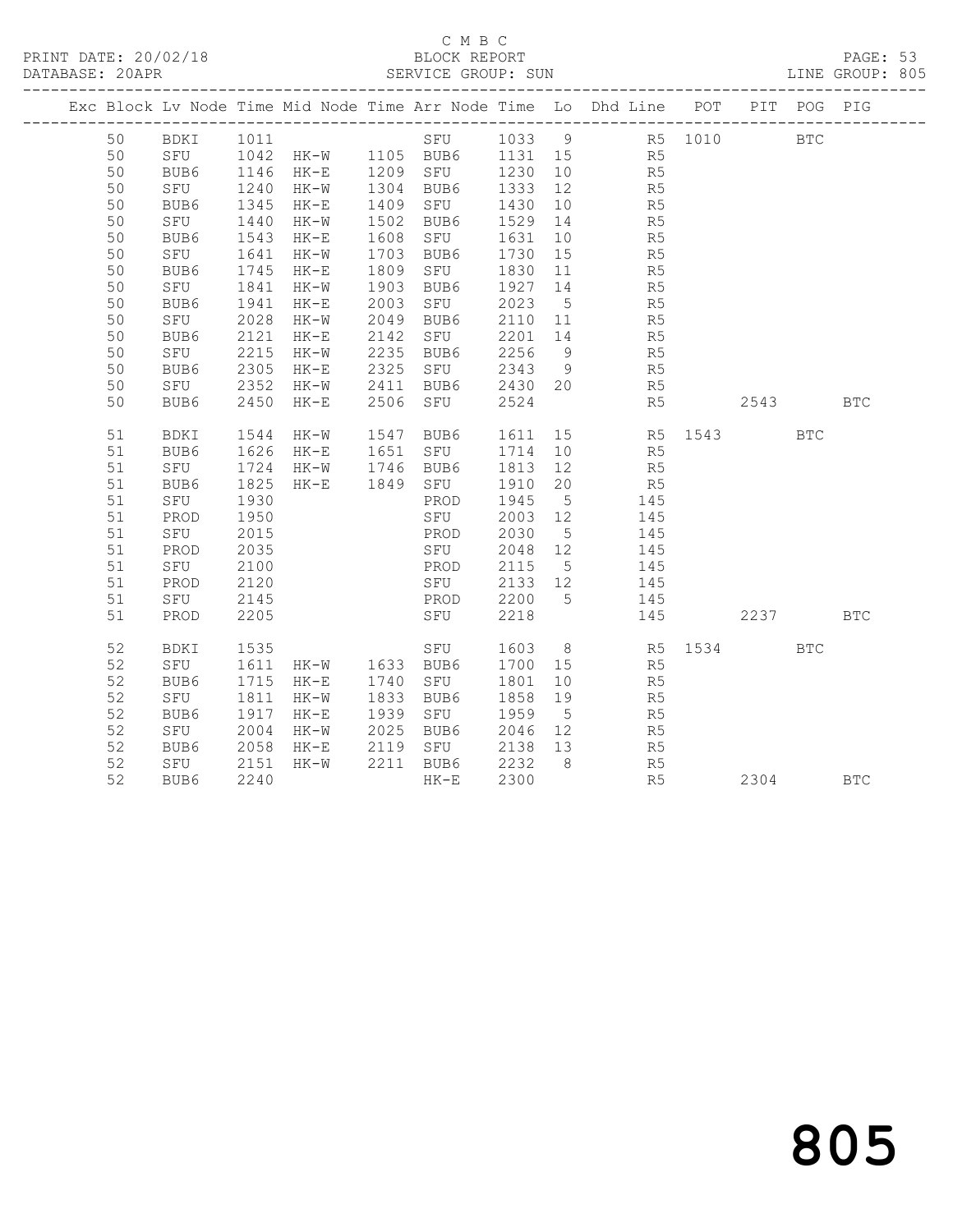C M B C

BLOCK REPORT

SERVICE GROUP: SUN

PRINT DATE: 20/02/18

DATABASE: 20APR

LINE GROUP: 805

| Exc | Block | Lv | Node | Time | Mid Node | Time | Arr Node | Time | Lo | Dhd Line | POT | PIT | POG | PIG |
|---|---|---|---|---|---|---|---|---|---|---|---|---|---|---|
| | 50 | | BDKI | 1011 | | | SFU | 1033 | 9 | R5 | 1010 | | BTC | |
| | 50 | | SFU | 1042 | HK-W | 1105 | BUB6 | 1131 | 15 | R5 | | | | |
| | 50 | | BUB6 | 1146 | HK-E | 1209 | SFU | 1230 | 10 | R5 | | | | |
| | 50 | | SFU | 1240 | HK-W | 1304 | BUB6 | 1333 | 12 | R5 | | | | |
| | 50 | | BUB6 | 1345 | HK-E | 1409 | SFU | 1430 | 10 | R5 | | | | |
| | 50 | | SFU | 1440 | HK-W | 1502 | BUB6 | 1529 | 14 | R5 | | | | |
| | 50 | | BUB6 | 1543 | HK-E | 1608 | SFU | 1631 | 10 | R5 | | | | |
| | 50 | | SFU | 1641 | HK-W | 1703 | BUB6 | 1730 | 15 | R5 | | | | |
| | 50 | | BUB6 | 1745 | HK-E | 1809 | SFU | 1830 | 11 | R5 | | | | |
| | 50 | | SFU | 1841 | HK-W | 1903 | BUB6 | 1927 | 14 | R5 | | | | |
| | 50 | | BUB6 | 1941 | HK-E | 2003 | SFU | 2023 | 5 | R5 | | | | |
| | 50 | | SFU | 2028 | HK-W | 2049 | BUB6 | 2110 | 11 | R5 | | | | |
| | 50 | | BUB6 | 2121 | HK-E | 2142 | SFU | 2201 | 14 | R5 | | | | |
| | 50 | | SFU | 2215 | HK-W | 2235 | BUB6 | 2256 | 9 | R5 | | | | |
| | 50 | | BUB6 | 2305 | HK-E | 2325 | SFU | 2343 | 9 | R5 | | | | |
| | 50 | | SFU | 2352 | HK-W | 2411 | BUB6 | 2430 | 20 | R5 | | | | |
| | 50 | | BUB6 | 2450 | HK-E | 2506 | SFU | 2524 | | R5 | | 2543 | | BTC |
| | 51 | | BDKI | 1544 | HK-W | 1547 | BUB6 | 1611 | 15 | R5 | 1543 | | BTC | |
| | 51 | | BUB6 | 1626 | HK-E | 1651 | SFU | 1714 | 10 | R5 | | | | |
| | 51 | | SFU | 1724 | HK-W | 1746 | BUB6 | 1813 | 12 | R5 | | | | |
| | 51 | | BUB6 | 1825 | HK-E | 1849 | SFU | 1910 | 20 | R5 | | | | |
| | 51 | | SFU | 1930 | | | PROD | 1945 | 5 | 145 | | | | |
| | 51 | | PROD | 1950 | | | SFU | 2003 | 12 | 145 | | | | |
| | 51 | | SFU | 2015 | | | PROD | 2030 | 5 | 145 | | | | |
| | 51 | | PROD | 2035 | | | SFU | 2048 | 12 | 145 | | | | |
| | 51 | | SFU | 2100 | | | PROD | 2115 | 5 | 145 | | | | |
| | 51 | | PROD | 2120 | | | SFU | 2133 | 12 | 145 | | | | |
| | 51 | | SFU | 2145 | | | PROD | 2200 | 5 | 145 | | | | |
| | 51 | | PROD | 2205 | | | SFU | 2218 | | 145 | | 2237 | | BTC |
| | 52 | | BDKI | 1535 | | | SFU | 1603 | 8 | R5 | 1534 | | BTC | |
| | 52 | | SFU | 1611 | HK-W | 1633 | BUB6 | 1700 | 15 | R5 | | | | |
| | 52 | | BUB6 | 1715 | HK-E | 1740 | SFU | 1801 | 10 | R5 | | | | |
| | 52 | | SFU | 1811 | HK-W | 1833 | BUB6 | 1858 | 19 | R5 | | | | |
| | 52 | | BUB6 | 1917 | HK-E | 1939 | SFU | 1959 | 5 | R5 | | | | |
| | 52 | | SFU | 2004 | HK-W | 2025 | BUB6 | 2046 | 12 | R5 | | | | |
| | 52 | | BUB6 | 2058 | HK-E | 2119 | SFU | 2138 | 13 | R5 | | | | |
| | 52 | | SFU | 2151 | HK-W | 2211 | BUB6 | 2232 | 8 | R5 | | | | |
| | 52 | | BUB6 | 2240 | | | HK-E | 2300 | | R5 | | 2304 | | BTC |

805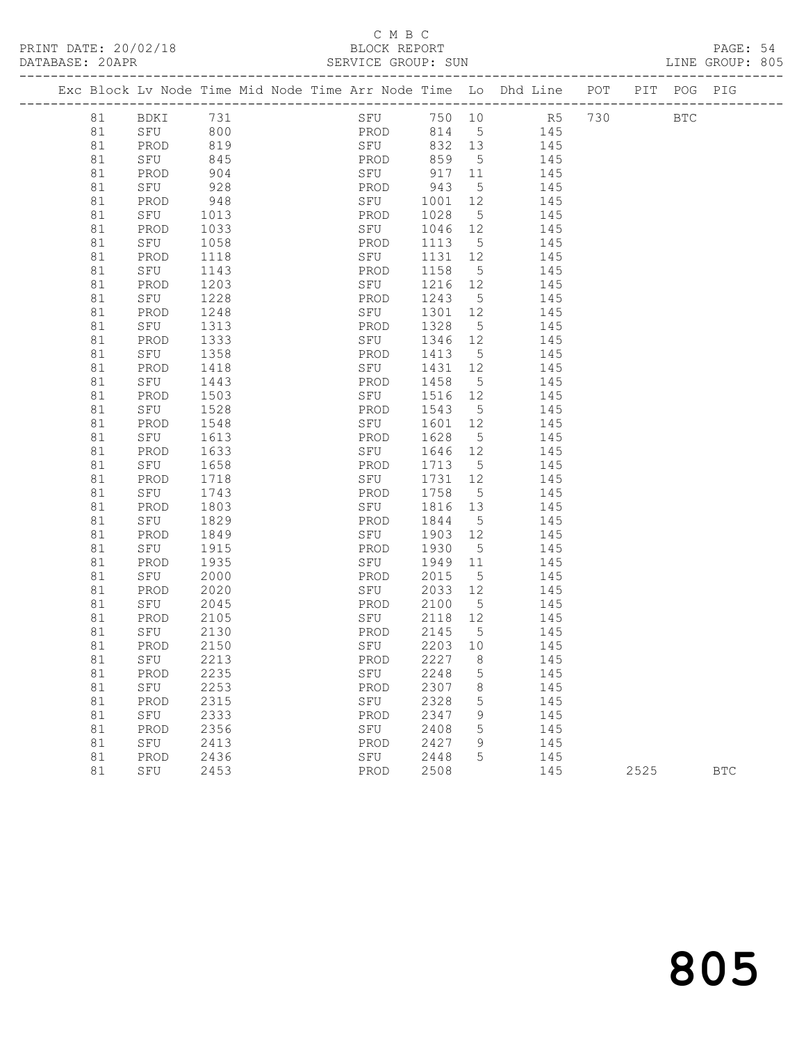C M B C
BLOCK REPORT
SERVICE GROUP: SUN

PRINT DATE: 20/02/18
DATABASE: 20APR
LINE GROUP: 805

| Exc | Block | Lv | Node | Time | Mid Node | Time | Arr Node | Time | Lo | Dhd Line | POT | PIT | POG | PIG |
|---|---|---|---|---|---|---|---|---|---|---|---|---|---|---|
| | 81 | | BDKI | 731 | | | SFU | 750 | 10 | R5 | 730 | | BTC | |
| | 81 | | SFU | 800 | | | PROD | 814 | 5 | 145 | | | | |
| | 81 | | PROD | 819 | | | SFU | 832 | 13 | 145 | | | | |
| | 81 | | SFU | 845 | | | PROD | 859 | 5 | 145 | | | | |
| | 81 | | PROD | 904 | | | SFU | 917 | 11 | 145 | | | | |
| | 81 | | SFU | 928 | | | PROD | 943 | 5 | 145 | | | | |
| | 81 | | PROD | 948 | | | SFU | 1001 | 12 | 145 | | | | |
| | 81 | | SFU | 1013 | | | PROD | 1028 | 5 | 145 | | | | |
| | 81 | | PROD | 1033 | | | SFU | 1046 | 12 | 145 | | | | |
| | 81 | | SFU | 1058 | | | PROD | 1113 | 5 | 145 | | | | |
| | 81 | | PROD | 1118 | | | SFU | 1131 | 12 | 145 | | | | |
| | 81 | | SFU | 1143 | | | PROD | 1158 | 5 | 145 | | | | |
| | 81 | | PROD | 1203 | | | SFU | 1216 | 12 | 145 | | | | |
| | 81 | | SFU | 1228 | | | PROD | 1243 | 5 | 145 | | | | |
| | 81 | | PROD | 1248 | | | SFU | 1301 | 12 | 145 | | | | |
| | 81 | | SFU | 1313 | | | PROD | 1328 | 5 | 145 | | | | |
| | 81 | | PROD | 1333 | | | SFU | 1346 | 12 | 145 | | | | |
| | 81 | | SFU | 1358 | | | PROD | 1413 | 5 | 145 | | | | |
| | 81 | | PROD | 1418 | | | SFU | 1431 | 12 | 145 | | | | |
| | 81 | | SFU | 1443 | | | PROD | 1458 | 5 | 145 | | | | |
| | 81 | | PROD | 1503 | | | SFU | 1516 | 12 | 145 | | | | |
| | 81 | | SFU | 1528 | | | PROD | 1543 | 5 | 145 | | | | |
| | 81 | | PROD | 1548 | | | SFU | 1601 | 12 | 145 | | | | |
| | 81 | | SFU | 1613 | | | PROD | 1628 | 5 | 145 | | | | |
| | 81 | | PROD | 1633 | | | SFU | 1646 | 12 | 145 | | | | |
| | 81 | | SFU | 1658 | | | PROD | 1713 | 5 | 145 | | | | |
| | 81 | | PROD | 1718 | | | SFU | 1731 | 12 | 145 | | | | |
| | 81 | | SFU | 1743 | | | PROD | 1758 | 5 | 145 | | | | |
| | 81 | | PROD | 1803 | | | SFU | 1816 | 13 | 145 | | | | |
| | 81 | | SFU | 1829 | | | PROD | 1844 | 5 | 145 | | | | |
| | 81 | | PROD | 1849 | | | SFU | 1903 | 12 | 145 | | | | |
| | 81 | | SFU | 1915 | | | PROD | 1930 | 5 | 145 | | | | |
| | 81 | | PROD | 1935 | | | SFU | 1949 | 11 | 145 | | | | |
| | 81 | | SFU | 2000 | | | PROD | 2015 | 5 | 145 | | | | |
| | 81 | | PROD | 2020 | | | SFU | 2033 | 12 | 145 | | | | |
| | 81 | | SFU | 2045 | | | PROD | 2100 | 5 | 145 | | | | |
| | 81 | | PROD | 2105 | | | SFU | 2118 | 12 | 145 | | | | |
| | 81 | | SFU | 2130 | | | PROD | 2145 | 5 | 145 | | | | |
| | 81 | | PROD | 2150 | | | SFU | 2203 | 10 | 145 | | | | |
| | 81 | | SFU | 2213 | | | PROD | 2227 | 8 | 145 | | | | |
| | 81 | | PROD | 2235 | | | SFU | 2248 | 5 | 145 | | | | |
| | 81 | | SFU | 2253 | | | PROD | 2307 | 8 | 145 | | | | |
| | 81 | | PROD | 2315 | | | SFU | 2328 | 5 | 145 | | | | |
| | 81 | | SFU | 2333 | | | PROD | 2347 | 9 | 145 | | | | |
| | 81 | | PROD | 2356 | | | SFU | 2408 | 5 | 145 | | | | |
| | 81 | | SFU | 2413 | | | PROD | 2427 | 9 | 145 | | | | |
| | 81 | | PROD | 2436 | | | SFU | 2448 | 5 | 145 | | | | |
| | 81 | | SFU | 2453 | | | PROD | 2508 | | 145 | | 2525 | | BTC |

805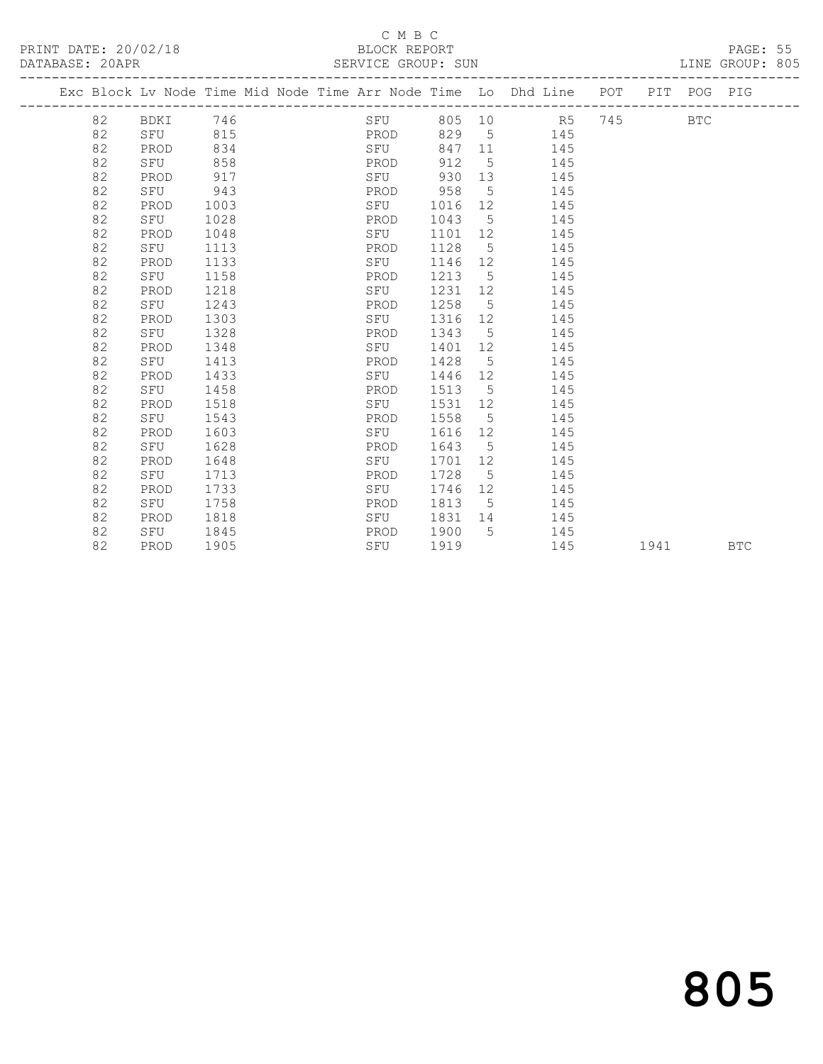C M B C

PRINT DATE: 20/02/18 BLOCK REPORT

DATABASE: 20APR SERVICE GROUP: SUN LINE GROUP: 805

| Exc | Block | Lv | Node | Time | Mid Node | Time | Arr Node | Time | Lo | Dhd Line | POT | PIT | POG | PIG |
|---|---|---|---|---|---|---|---|---|---|---|---|---|---|---|
| | 82 | | BDKI | 746 | | | SFU | 805 | 10 | R5 | 745 | | BTC | |
| | 82 | | SFU | 815 | | | PROD | 829 | 5 | 145 | | | | |
| | 82 | | PROD | 834 | | | SFU | 847 | 11 | 145 | | | | |
| | 82 | | SFU | 858 | | | PROD | 912 | 5 | 145 | | | | |
| | 82 | | PROD | 917 | | | SFU | 930 | 13 | 145 | | | | |
| | 82 | | SFU | 943 | | | PROD | 958 | 5 | 145 | | | | |
| | 82 | | PROD | 1003 | | | SFU | 1016 | 12 | 145 | | | | |
| | 82 | | SFU | 1028 | | | PROD | 1043 | 5 | 145 | | | | |
| | 82 | | PROD | 1048 | | | SFU | 1101 | 12 | 145 | | | | |
| | 82 | | SFU | 1113 | | | PROD | 1128 | 5 | 145 | | | | |
| | 82 | | PROD | 1133 | | | SFU | 1146 | 12 | 145 | | | | |
| | 82 | | SFU | 1158 | | | PROD | 1213 | 5 | 145 | | | | |
| | 82 | | PROD | 1218 | | | SFU | 1231 | 12 | 145 | | | | |
| | 82 | | SFU | 1243 | | | PROD | 1258 | 5 | 145 | | | | |
| | 82 | | PROD | 1303 | | | SFU | 1316 | 12 | 145 | | | | |
| | 82 | | SFU | 1328 | | | PROD | 1343 | 5 | 145 | | | | |
| | 82 | | PROD | 1348 | | | SFU | 1401 | 12 | 145 | | | | |
| | 82 | | SFU | 1413 | | | PROD | 1428 | 5 | 145 | | | | |
| | 82 | | PROD | 1433 | | | SFU | 1446 | 12 | 145 | | | | |
| | 82 | | SFU | 1458 | | | PROD | 1513 | 5 | 145 | | | | |
| | 82 | | PROD | 1518 | | | SFU | 1531 | 12 | 145 | | | | |
| | 82 | | SFU | 1543 | | | PROD | 1558 | 5 | 145 | | | | |
| | 82 | | PROD | 1603 | | | SFU | 1616 | 12 | 145 | | | | |
| | 82 | | SFU | 1628 | | | PROD | 1643 | 5 | 145 | | | | |
| | 82 | | PROD | 1648 | | | SFU | 1701 | 12 | 145 | | | | |
| | 82 | | SFU | 1713 | | | PROD | 1728 | 5 | 145 | | | | |
| | 82 | | PROD | 1733 | | | SFU | 1746 | 12 | 145 | | | | |
| | 82 | | SFU | 1758 | | | PROD | 1813 | 5 | 145 | | | | |
| | 82 | | PROD | 1818 | | | SFU | 1831 | 14 | 145 | | | | |
| | 82 | | SFU | 1845 | | | PROD | 1900 | 5 | 145 | | | | |
| | 82 | | PROD | 1905 | | | SFU | 1919 | | 145 | | 1941 | | BTC |

805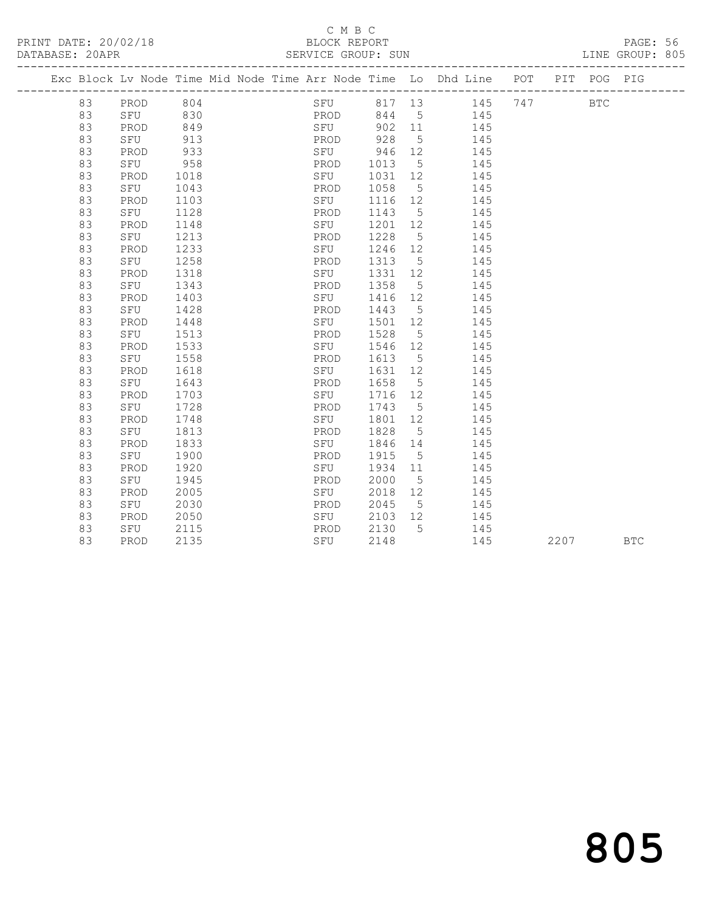C M B C

BLOCK REPORT

SERVICE GROUP: SUN

PRINT DATE: 20/02/18

DATABASE: 20APR

LINE GROUP: 805

| Exc | Block | Lv | Node | Time | Mid Node | Time | Arr Node | Time | Lo | Dhd Line | POT | PIT | POG | PIG |
|---|---|---|---|---|---|---|---|---|---|---|---|---|---|---|
| | 83 | | PROD | 804 | | | SFU | 817 | 13 | 145 | 747 | | BTC | |
| | 83 | | SFU | 830 | | | PROD | 844 | 5 | 145 | | | | |
| | 83 | | PROD | 849 | | | SFU | 902 | 11 | 145 | | | | |
| | 83 | | SFU | 913 | | | PROD | 928 | 5 | 145 | | | | |
| | 83 | | PROD | 933 | | | SFU | 946 | 12 | 145 | | | | |
| | 83 | | SFU | 958 | | | PROD | 1013 | 5 | 145 | | | | |
| | 83 | | PROD | 1018 | | | SFU | 1031 | 12 | 145 | | | | |
| | 83 | | SFU | 1043 | | | PROD | 1058 | 5 | 145 | | | | |
| | 83 | | PROD | 1103 | | | SFU | 1116 | 12 | 145 | | | | |
| | 83 | | SFU | 1128 | | | PROD | 1143 | 5 | 145 | | | | |
| | 83 | | PROD | 1148 | | | SFU | 1201 | 12 | 145 | | | | |
| | 83 | | SFU | 1213 | | | PROD | 1228 | 5 | 145 | | | | |
| | 83 | | PROD | 1233 | | | SFU | 1246 | 12 | 145 | | | | |
| | 83 | | SFU | 1258 | | | PROD | 1313 | 5 | 145 | | | | |
| | 83 | | PROD | 1318 | | | SFU | 1331 | 12 | 145 | | | | |
| | 83 | | SFU | 1343 | | | PROD | 1358 | 5 | 145 | | | | |
| | 83 | | PROD | 1403 | | | SFU | 1416 | 12 | 145 | | | | |
| | 83 | | SFU | 1428 | | | PROD | 1443 | 5 | 145 | | | | |
| | 83 | | PROD | 1448 | | | SFU | 1501 | 12 | 145 | | | | |
| | 83 | | SFU | 1513 | | | PROD | 1528 | 5 | 145 | | | | |
| | 83 | | PROD | 1533 | | | SFU | 1546 | 12 | 145 | | | | |
| | 83 | | SFU | 1558 | | | PROD | 1613 | 5 | 145 | | | | |
| | 83 | | PROD | 1618 | | | SFU | 1631 | 12 | 145 | | | | |
| | 83 | | SFU | 1643 | | | PROD | 1658 | 5 | 145 | | | | |
| | 83 | | PROD | 1703 | | | SFU | 1716 | 12 | 145 | | | | |
| | 83 | | SFU | 1728 | | | PROD | 1743 | 5 | 145 | | | | |
| | 83 | | PROD | 1748 | | | SFU | 1801 | 12 | 145 | | | | |
| | 83 | | SFU | 1813 | | | PROD | 1828 | 5 | 145 | | | | |
| | 83 | | PROD | 1833 | | | SFU | 1846 | 14 | 145 | | | | |
| | 83 | | SFU | 1900 | | | PROD | 1915 | 5 | 145 | | | | |
| | 83 | | PROD | 1920 | | | SFU | 1934 | 11 | 145 | | | | |
| | 83 | | SFU | 1945 | | | PROD | 2000 | 5 | 145 | | | | |
| | 83 | | PROD | 2005 | | | SFU | 2018 | 12 | 145 | | | | |
| | 83 | | SFU | 2030 | | | PROD | 2045 | 5 | 145 | | | | |
| | 83 | | PROD | 2050 | | | SFU | 2103 | 12 | 145 | | | | |
| | 83 | | SFU | 2115 | | | PROD | 2130 | 5 | 145 | | | | |
| | 83 | | PROD | 2135 | | | SFU | 2148 | | 145 | | 2207 | | BTC |

805